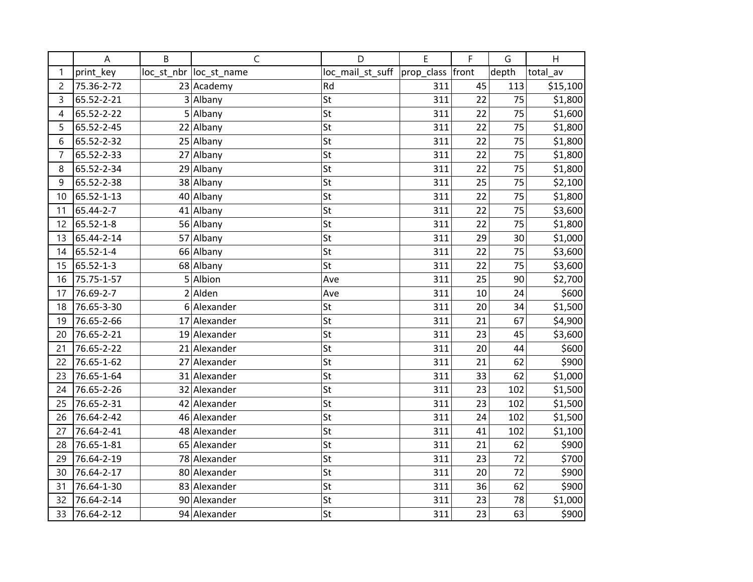| print_key | loc_st_nbr | loc_st_name | loc_mail_st_suff | prop_class | front | depth | total_av |
|---|---|---|---|---|---|---|---|
| 75.36-2-72 | 23 | Academy | Rd | 311 | 45 | 113 | $15,100 |
| 65.52-2-21 | 3 | Albany | St | 311 | 22 | 75 | $1,800 |
| 65.52-2-22 | 5 | Albany | St | 311 | 22 | 75 | $1,600 |
| 65.52-2-45 | 22 | Albany | St | 311 | 22 | 75 | $1,800 |
| 65.52-2-32 | 25 | Albany | St | 311 | 22 | 75 | $1,800 |
| 65.52-2-33 | 27 | Albany | St | 311 | 22 | 75 | $1,800 |
| 65.52-2-34 | 29 | Albany | St | 311 | 22 | 75 | $1,800 |
| 65.52-2-38 | 38 | Albany | St | 311 | 25 | 75 | $2,100 |
| 65.52-1-13 | 40 | Albany | St | 311 | 22 | 75 | $1,800 |
| 65.44-2-7 | 41 | Albany | St | 311 | 22 | 75 | $3,600 |
| 65.52-1-8 | 56 | Albany | St | 311 | 22 | 75 | $1,800 |
| 65.44-2-14 | 57 | Albany | St | 311 | 29 | 30 | $1,000 |
| 65.52-1-4 | 66 | Albany | St | 311 | 22 | 75 | $3,600 |
| 65.52-1-3 | 68 | Albany | St | 311 | 22 | 75 | $3,600 |
| 75.75-1-57 | 5 | Albion | Ave | 311 | 25 | 90 | $2,700 |
| 76.69-2-7 | 2 | Alden | Ave | 311 | 10 | 24 | $600 |
| 76.65-3-30 | 6 | Alexander | St | 311 | 20 | 34 | $1,500 |
| 76.65-2-66 | 17 | Alexander | St | 311 | 21 | 67 | $4,900 |
| 76.65-2-21 | 19 | Alexander | St | 311 | 23 | 45 | $3,600 |
| 76.65-2-22 | 21 | Alexander | St | 311 | 20 | 44 | $600 |
| 76.65-1-62 | 27 | Alexander | St | 311 | 21 | 62 | $900 |
| 76.65-1-64 | 31 | Alexander | St | 311 | 33 | 62 | $1,000 |
| 76.65-2-26 | 32 | Alexander | St | 311 | 23 | 102 | $1,500 |
| 76.65-2-31 | 42 | Alexander | St | 311 | 23 | 102 | $1,500 |
| 76.64-2-42 | 46 | Alexander | St | 311 | 24 | 102 | $1,500 |
| 76.64-2-41 | 48 | Alexander | St | 311 | 41 | 102 | $1,100 |
| 76.65-1-81 | 65 | Alexander | St | 311 | 21 | 62 | $900 |
| 76.64-2-19 | 78 | Alexander | St | 311 | 23 | 72 | $700 |
| 76.64-2-17 | 80 | Alexander | St | 311 | 20 | 72 | $900 |
| 76.64-1-30 | 83 | Alexander | St | 311 | 36 | 62 | $900 |
| 76.64-2-14 | 90 | Alexander | St | 311 | 23 | 78 | $1,000 |
| 76.64-2-12 | 94 | Alexander | St | 311 | 23 | 63 | $900 |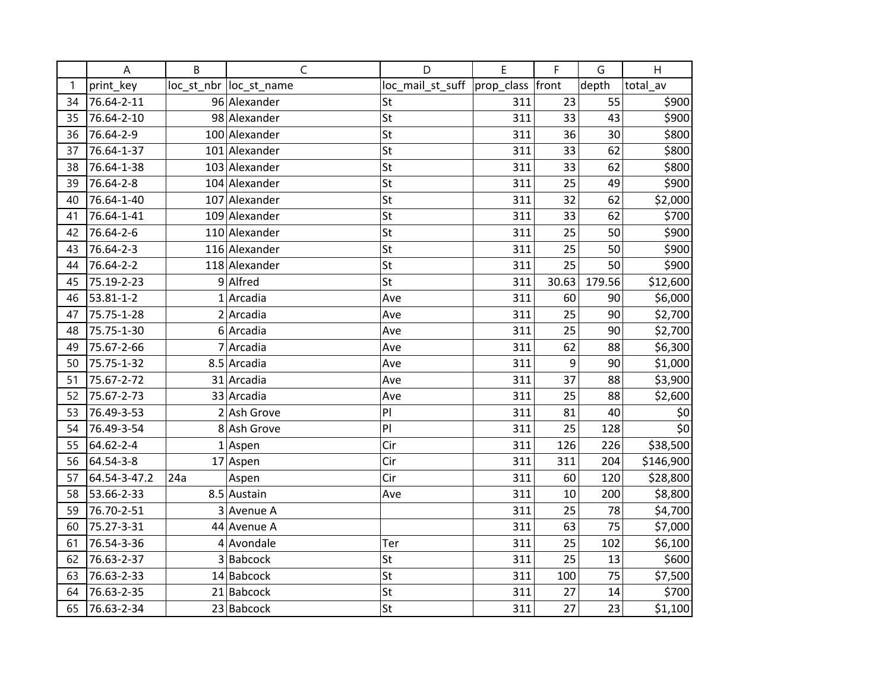| | A | B | C | D | E | F | G | H |
|---|---|---|---|---|---|---|---|---|
| 1 | print_key | loc_st_nbr | loc_st_name | loc_mail_st_suff | prop_class | front | depth | total_av |
| 34 | 76.64-2-11 | 96 | Alexander | St | 311 | 23 | 55 | $900 |
| 35 | 76.64-2-10 | 98 | Alexander | St | 311 | 33 | 43 | $900 |
| 36 | 76.64-2-9 | 100 | Alexander | St | 311 | 36 | 30 | $800 |
| 37 | 76.64-1-37 | 101 | Alexander | St | 311 | 33 | 62 | $800 |
| 38 | 76.64-1-38 | 103 | Alexander | St | 311 | 33 | 62 | $800 |
| 39 | 76.64-2-8 | 104 | Alexander | St | 311 | 25 | 49 | $900 |
| 40 | 76.64-1-40 | 107 | Alexander | St | 311 | 32 | 62 | $2,000 |
| 41 | 76.64-1-41 | 109 | Alexander | St | 311 | 33 | 62 | $700 |
| 42 | 76.64-2-6 | 110 | Alexander | St | 311 | 25 | 50 | $900 |
| 43 | 76.64-2-3 | 116 | Alexander | St | 311 | 25 | 50 | $900 |
| 44 | 76.64-2-2 | 118 | Alexander | St | 311 | 25 | 50 | $900 |
| 45 | 75.19-2-23 | 9 | Alfred | St | 311 | 30.63 | 179.56 | $12,600 |
| 46 | 53.81-1-2 | 1 | Arcadia | Ave | 311 | 60 | 90 | $6,000 |
| 47 | 75.75-1-28 | 2 | Arcadia | Ave | 311 | 25 | 90 | $2,700 |
| 48 | 75.75-1-30 | 6 | Arcadia | Ave | 311 | 25 | 90 | $2,700 |
| 49 | 75.67-2-66 | 7 | Arcadia | Ave | 311 | 62 | 88 | $6,300 |
| 50 | 75.75-1-32 | 8.5 | Arcadia | Ave | 311 | 9 | 90 | $1,000 |
| 51 | 75.67-2-72 | 31 | Arcadia | Ave | 311 | 37 | 88 | $3,900 |
| 52 | 75.67-2-73 | 33 | Arcadia | Ave | 311 | 25 | 88 | $2,600 |
| 53 | 76.49-3-53 | 2 | Ash Grove | Pl | 311 | 81 | 40 | $0 |
| 54 | 76.49-3-54 | 8 | Ash Grove | Pl | 311 | 25 | 128 | $0 |
| 55 | 64.62-2-4 | 1 | Aspen | Cir | 311 | 126 | 226 | $38,500 |
| 56 | 64.54-3-8 | 17 | Aspen | Cir | 311 | 311 | 204 | $146,900 |
| 57 | 64.54-3-47.2 | 24a | Aspen | Cir | 311 | 60 | 120 | $28,800 |
| 58 | 53.66-2-33 | 8.5 | Austain | Ave | 311 | 10 | 200 | $8,800 |
| 59 | 76.70-2-51 | 3 | Avenue A | | 311 | 25 | 78 | $4,700 |
| 60 | 75.27-3-31 | 44 | Avenue A | | 311 | 63 | 75 | $7,000 |
| 61 | 76.54-3-36 | 4 | Avondale | Ter | 311 | 25 | 102 | $6,100 |
| 62 | 76.63-2-37 | 3 | Babcock | St | 311 | 25 | 13 | $600 |
| 63 | 76.63-2-33 | 14 | Babcock | St | 311 | 100 | 75 | $7,500 |
| 64 | 76.63-2-35 | 21 | Babcock | St | 311 | 27 | 14 | $700 |
| 65 | 76.63-2-34 | 23 | Babcock | St | 311 | 27 | 23 | $1,100 |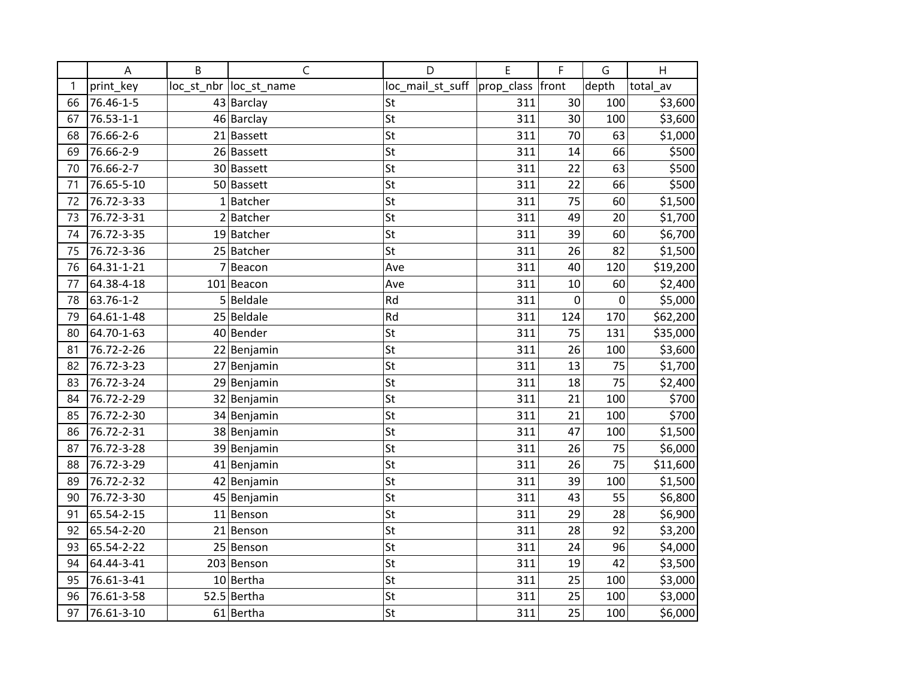| | A | B | C | D | E | F | G | H |
|---|---|---|---|---|---|---|---|---|
| 1 | print_key | loc_st_nbr | loc_st_name | loc_mail_st_suff | prop_class | front | depth | total_av |
| 66 | 76.46-1-5 | 43 | Barclay | St | 311 | 30 | 100 | $3,600 |
| 67 | 76.53-1-1 | 46 | Barclay | St | 311 | 30 | 100 | $3,600 |
| 68 | 76.66-2-6 | 21 | Bassett | St | 311 | 70 | 63 | $1,000 |
| 69 | 76.66-2-9 | 26 | Bassett | St | 311 | 14 | 66 | $500 |
| 70 | 76.66-2-7 | 30 | Bassett | St | 311 | 22 | 63 | $500 |
| 71 | 76.65-5-10 | 50 | Bassett | St | 311 | 22 | 66 | $500 |
| 72 | 76.72-3-33 | 1 | Batcher | St | 311 | 75 | 60 | $1,500 |
| 73 | 76.72-3-31 | 2 | Batcher | St | 311 | 49 | 20 | $1,700 |
| 74 | 76.72-3-35 | 19 | Batcher | St | 311 | 39 | 60 | $6,700 |
| 75 | 76.72-3-36 | 25 | Batcher | St | 311 | 26 | 82 | $1,500 |
| 76 | 64.31-1-21 | 7 | Beacon | Ave | 311 | 40 | 120 | $19,200 |
| 77 | 64.38-4-18 | 101 | Beacon | Ave | 311 | 10 | 60 | $2,400 |
| 78 | 63.76-1-2 | 5 | Beldale | Rd | 311 | 0 | 0 | $5,000 |
| 79 | 64.61-1-48 | 25 | Beldale | Rd | 311 | 124 | 170 | $62,200 |
| 80 | 64.70-1-63 | 40 | Bender | St | 311 | 75 | 131 | $35,000 |
| 81 | 76.72-2-26 | 22 | Benjamin | St | 311 | 26 | 100 | $3,600 |
| 82 | 76.72-3-23 | 27 | Benjamin | St | 311 | 13 | 75 | $1,700 |
| 83 | 76.72-3-24 | 29 | Benjamin | St | 311 | 18 | 75 | $2,400 |
| 84 | 76.72-2-29 | 32 | Benjamin | St | 311 | 21 | 100 | $700 |
| 85 | 76.72-2-30 | 34 | Benjamin | St | 311 | 21 | 100 | $700 |
| 86 | 76.72-2-31 | 38 | Benjamin | St | 311 | 47 | 100 | $1,500 |
| 87 | 76.72-3-28 | 39 | Benjamin | St | 311 | 26 | 75 | $6,000 |
| 88 | 76.72-3-29 | 41 | Benjamin | St | 311 | 26 | 75 | $11,600 |
| 89 | 76.72-2-32 | 42 | Benjamin | St | 311 | 39 | 100 | $1,500 |
| 90 | 76.72-3-30 | 45 | Benjamin | St | 311 | 43 | 55 | $6,800 |
| 91 | 65.54-2-15 | 11 | Benson | St | 311 | 29 | 28 | $6,900 |
| 92 | 65.54-2-20 | 21 | Benson | St | 311 | 28 | 92 | $3,200 |
| 93 | 65.54-2-22 | 25 | Benson | St | 311 | 24 | 96 | $4,000 |
| 94 | 64.44-3-41 | 203 | Benson | St | 311 | 19 | 42 | $3,500 |
| 95 | 76.61-3-41 | 10 | Bertha | St | 311 | 25 | 100 | $3,000 |
| 96 | 76.61-3-58 | 52.5 | Bertha | St | 311 | 25 | 100 | $3,000 |
| 97 | 76.61-3-10 | 61 | Bertha | St | 311 | 25 | 100 | $6,000 |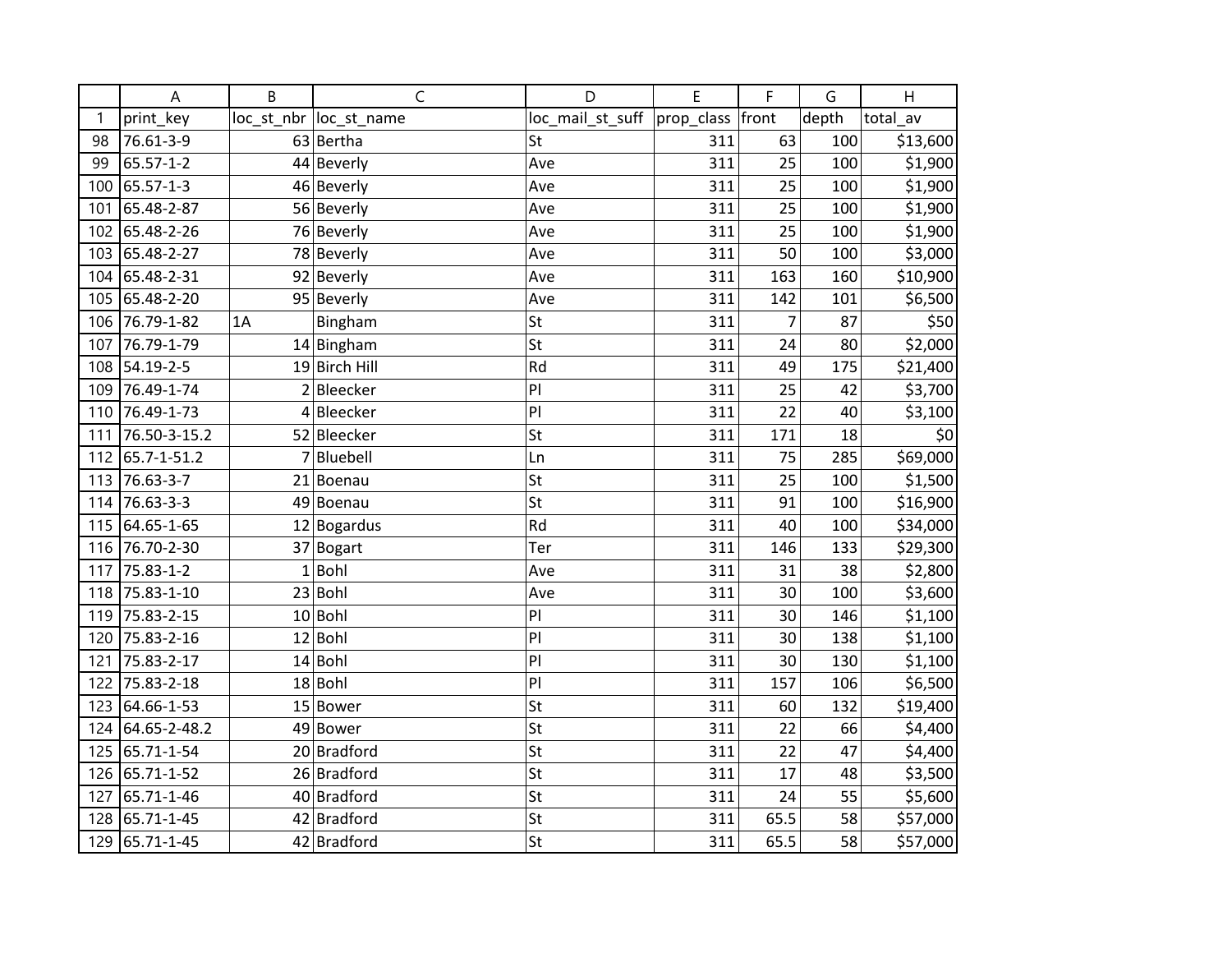| | A | B | C | D | E | F | G | H |
|---|---|---|---|---|---|---|---|---|
| 1 | print_key | loc_st_nbr | loc_st_name | loc_mail_st_suff | prop_class | front | depth | total_av |
| 98 | 76.61-3-9 | 63 | Bertha | St | 311 | 63 | 100 | $13,600 |
| 99 | 65.57-1-2 | 44 | Beverly | Ave | 311 | 25 | 100 | $1,900 |
| 100 | 65.57-1-3 | 46 | Beverly | Ave | 311 | 25 | 100 | $1,900 |
| 101 | 65.48-2-87 | 56 | Beverly | Ave | 311 | 25 | 100 | $1,900 |
| 102 | 65.48-2-26 | 76 | Beverly | Ave | 311 | 25 | 100 | $1,900 |
| 103 | 65.48-2-27 | 78 | Beverly | Ave | 311 | 50 | 100 | $3,000 |
| 104 | 65.48-2-31 | 92 | Beverly | Ave | 311 | 163 | 160 | $10,900 |
| 105 | 65.48-2-20 | 95 | Beverly | Ave | 311 | 142 | 101 | $6,500 |
| 106 | 76.79-1-82 | 1A | Bingham | St | 311 | 7 | 87 | $50 |
| 107 | 76.79-1-79 | 14 | Bingham | St | 311 | 24 | 80 | $2,000 |
| 108 | 54.19-2-5 | 19 | Birch Hill | Rd | 311 | 49 | 175 | $21,400 |
| 109 | 76.49-1-74 | 2 | Bleecker | Pl | 311 | 25 | 42 | $3,700 |
| 110 | 76.49-1-73 | 4 | Bleecker | Pl | 311 | 22 | 40 | $3,100 |
| 111 | 76.50-3-15.2 | 52 | Bleecker | St | 311 | 171 | 18 | $0 |
| 112 | 65.7-1-51.2 | 7 | Bluebell | Ln | 311 | 75 | 285 | $69,000 |
| 113 | 76.63-3-7 | 21 | Boenau | St | 311 | 25 | 100 | $1,500 |
| 114 | 76.63-3-3 | 49 | Boenau | St | 311 | 91 | 100 | $16,900 |
| 115 | 64.65-1-65 | 12 | Bogardus | Rd | 311 | 40 | 100 | $34,000 |
| 116 | 76.70-2-30 | 37 | Bogart | Ter | 311 | 146 | 133 | $29,300 |
| 117 | 75.83-1-2 | 1 | Bohl | Ave | 311 | 31 | 38 | $2,800 |
| 118 | 75.83-1-10 | 23 | Bohl | Ave | 311 | 30 | 100 | $3,600 |
| 119 | 75.83-2-15 | 10 | Bohl | Pl | 311 | 30 | 146 | $1,100 |
| 120 | 75.83-2-16 | 12 | Bohl | Pl | 311 | 30 | 138 | $1,100 |
| 121 | 75.83-2-17 | 14 | Bohl | Pl | 311 | 30 | 130 | $1,100 |
| 122 | 75.83-2-18 | 18 | Bohl | Pl | 311 | 157 | 106 | $6,500 |
| 123 | 64.66-1-53 | 15 | Bower | St | 311 | 60 | 132 | $19,400 |
| 124 | 64.65-2-48.2 | 49 | Bower | St | 311 | 22 | 66 | $4,400 |
| 125 | 65.71-1-54 | 20 | Bradford | St | 311 | 22 | 47 | $4,400 |
| 126 | 65.71-1-52 | 26 | Bradford | St | 311 | 17 | 48 | $3,500 |
| 127 | 65.71-1-46 | 40 | Bradford | St | 311 | 24 | 55 | $5,600 |
| 128 | 65.71-1-45 | 42 | Bradford | St | 311 | 65.5 | 58 | $57,000 |
| 129 | 65.71-1-45 | 42 | Bradford | St | 311 | 65.5 | 58 | $57,000 |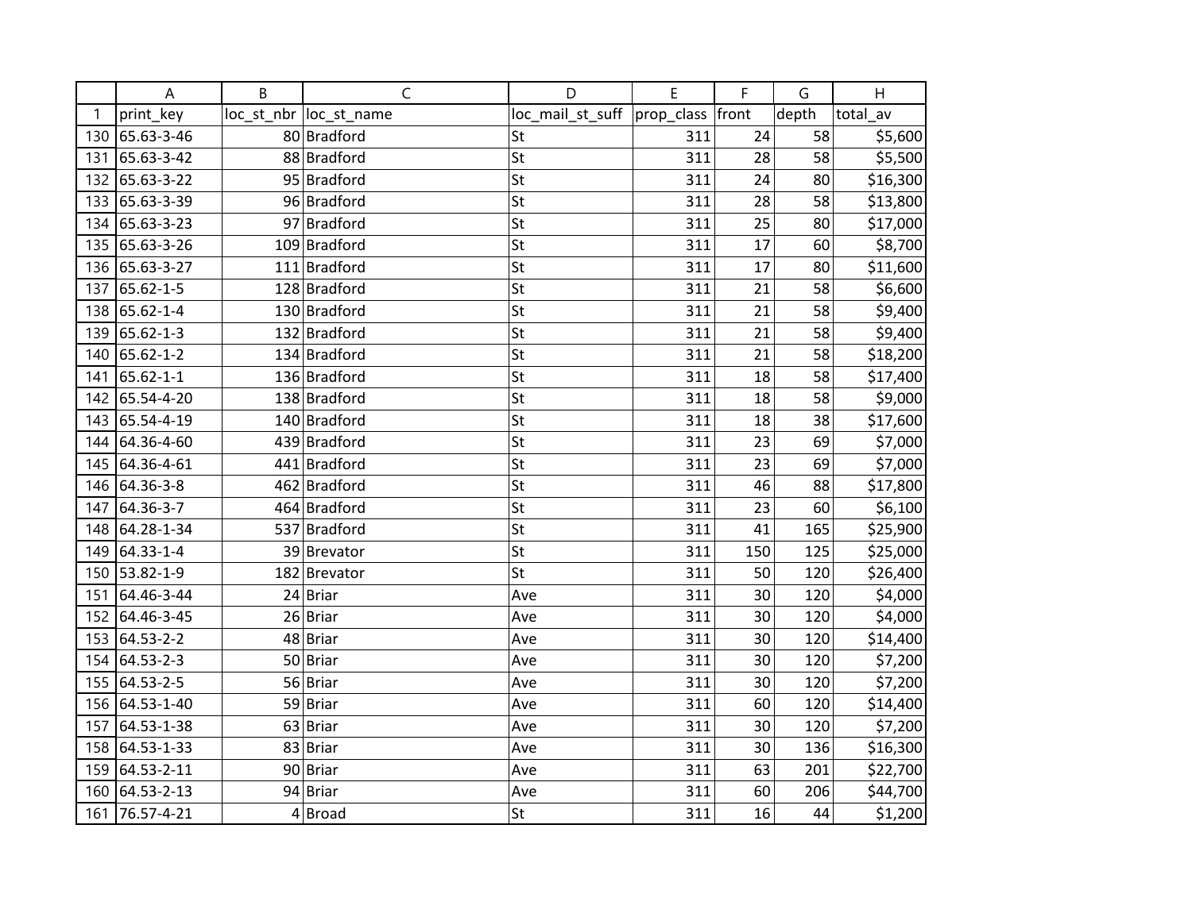| | A | B | C | D | E | F | G | H |
|---|---|---|---|---|---|---|---|---|
| 1 | print_key | loc_st_nbr | loc_st_name | loc_mail_st_suff | prop_class | front | depth | total_av |
| 130 | 65.63-3-46 | 80 | Bradford | St | 311 | 24 | 58 | $5,600 |
| 131 | 65.63-3-42 | 88 | Bradford | St | 311 | 28 | 58 | $5,500 |
| 132 | 65.63-3-22 | 95 | Bradford | St | 311 | 24 | 80 | $16,300 |
| 133 | 65.63-3-39 | 96 | Bradford | St | 311 | 28 | 58 | $13,800 |
| 134 | 65.63-3-23 | 97 | Bradford | St | 311 | 25 | 80 | $17,000 |
| 135 | 65.63-3-26 | 109 | Bradford | St | 311 | 17 | 60 | $8,700 |
| 136 | 65.63-3-27 | 111 | Bradford | St | 311 | 17 | 80 | $11,600 |
| 137 | 65.62-1-5 | 128 | Bradford | St | 311 | 21 | 58 | $6,600 |
| 138 | 65.62-1-4 | 130 | Bradford | St | 311 | 21 | 58 | $9,400 |
| 139 | 65.62-1-3 | 132 | Bradford | St | 311 | 21 | 58 | $9,400 |
| 140 | 65.62-1-2 | 134 | Bradford | St | 311 | 21 | 58 | $18,200 |
| 141 | 65.62-1-1 | 136 | Bradford | St | 311 | 18 | 58 | $17,400 |
| 142 | 65.54-4-20 | 138 | Bradford | St | 311 | 18 | 58 | $9,000 |
| 143 | 65.54-4-19 | 140 | Bradford | St | 311 | 18 | 38 | $17,600 |
| 144 | 64.36-4-60 | 439 | Bradford | St | 311 | 23 | 69 | $7,000 |
| 145 | 64.36-4-61 | 441 | Bradford | St | 311 | 23 | 69 | $7,000 |
| 146 | 64.36-3-8 | 462 | Bradford | St | 311 | 46 | 88 | $17,800 |
| 147 | 64.36-3-7 | 464 | Bradford | St | 311 | 23 | 60 | $6,100 |
| 148 | 64.28-1-34 | 537 | Bradford | St | 311 | 41 | 165 | $25,900 |
| 149 | 64.33-1-4 | 39 | Brevator | St | 311 | 150 | 125 | $25,000 |
| 150 | 53.82-1-9 | 182 | Brevator | St | 311 | 50 | 120 | $26,400 |
| 151 | 64.46-3-44 | 24 | Briar | Ave | 311 | 30 | 120 | $4,000 |
| 152 | 64.46-3-45 | 26 | Briar | Ave | 311 | 30 | 120 | $4,000 |
| 153 | 64.53-2-2 | 48 | Briar | Ave | 311 | 30 | 120 | $14,400 |
| 154 | 64.53-2-3 | 50 | Briar | Ave | 311 | 30 | 120 | $7,200 |
| 155 | 64.53-2-5 | 56 | Briar | Ave | 311 | 30 | 120 | $7,200 |
| 156 | 64.53-1-40 | 59 | Briar | Ave | 311 | 60 | 120 | $14,400 |
| 157 | 64.53-1-38 | 63 | Briar | Ave | 311 | 30 | 120 | $7,200 |
| 158 | 64.53-1-33 | 83 | Briar | Ave | 311 | 30 | 136 | $16,300 |
| 159 | 64.53-2-11 | 90 | Briar | Ave | 311 | 63 | 201 | $22,700 |
| 160 | 64.53-2-13 | 94 | Briar | Ave | 311 | 60 | 206 | $44,700 |
| 161 | 76.57-4-21 | 4 | Broad | St | 311 | 16 | 44 | $1,200 |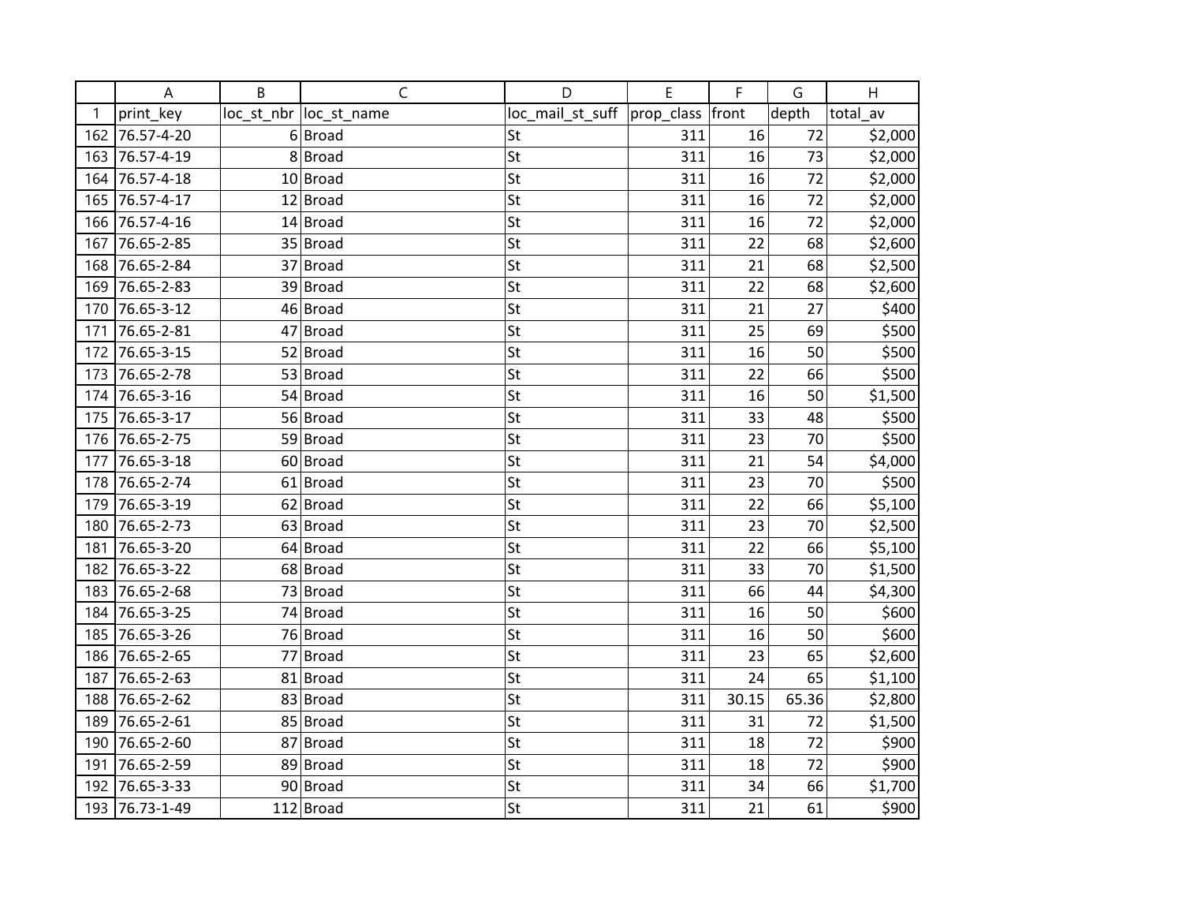| | A | B | C | D | E | F | G | H |
|---|---|---|---|---|---|---|---|---|
| 1 | print_key | loc_st_nbr | loc_st_name | loc_mail_st_suff | prop_class | front | depth | total_av |
| 162 | 76.57-4-20 | 6 | Broad | St | 311 | 16 | 72 | $2,000 |
| 163 | 76.57-4-19 | 8 | Broad | St | 311 | 16 | 73 | $2,000 |
| 164 | 76.57-4-18 | 10 | Broad | St | 311 | 16 | 72 | $2,000 |
| 165 | 76.57-4-17 | 12 | Broad | St | 311 | 16 | 72 | $2,000 |
| 166 | 76.57-4-16 | 14 | Broad | St | 311 | 16 | 72 | $2,000 |
| 167 | 76.65-2-85 | 35 | Broad | St | 311 | 22 | 68 | $2,600 |
| 168 | 76.65-2-84 | 37 | Broad | St | 311 | 21 | 68 | $2,500 |
| 169 | 76.65-2-83 | 39 | Broad | St | 311 | 22 | 68 | $2,600 |
| 170 | 76.65-3-12 | 46 | Broad | St | 311 | 21 | 27 | $400 |
| 171 | 76.65-2-81 | 47 | Broad | St | 311 | 25 | 69 | $500 |
| 172 | 76.65-3-15 | 52 | Broad | St | 311 | 16 | 50 | $500 |
| 173 | 76.65-2-78 | 53 | Broad | St | 311 | 22 | 66 | $500 |
| 174 | 76.65-3-16 | 54 | Broad | St | 311 | 16 | 50 | $1,500 |
| 175 | 76.65-3-17 | 56 | Broad | St | 311 | 33 | 48 | $500 |
| 176 | 76.65-2-75 | 59 | Broad | St | 311 | 23 | 70 | $500 |
| 177 | 76.65-3-18 | 60 | Broad | St | 311 | 21 | 54 | $4,000 |
| 178 | 76.65-2-74 | 61 | Broad | St | 311 | 23 | 70 | $500 |
| 179 | 76.65-3-19 | 62 | Broad | St | 311 | 22 | 66 | $5,100 |
| 180 | 76.65-2-73 | 63 | Broad | St | 311 | 23 | 70 | $2,500 |
| 181 | 76.65-3-20 | 64 | Broad | St | 311 | 22 | 66 | $5,100 |
| 182 | 76.65-3-22 | 68 | Broad | St | 311 | 33 | 70 | $1,500 |
| 183 | 76.65-2-68 | 73 | Broad | St | 311 | 66 | 44 | $4,300 |
| 184 | 76.65-3-25 | 74 | Broad | St | 311 | 16 | 50 | $600 |
| 185 | 76.65-3-26 | 76 | Broad | St | 311 | 16 | 50 | $600 |
| 186 | 76.65-2-65 | 77 | Broad | St | 311 | 23 | 65 | $2,600 |
| 187 | 76.65-2-63 | 81 | Broad | St | 311 | 24 | 65 | $1,100 |
| 188 | 76.65-2-62 | 83 | Broad | St | 311 | 30.15 | 65.36 | $2,800 |
| 189 | 76.65-2-61 | 85 | Broad | St | 311 | 31 | 72 | $1,500 |
| 190 | 76.65-2-60 | 87 | Broad | St | 311 | 18 | 72 | $900 |
| 191 | 76.65-2-59 | 89 | Broad | St | 311 | 18 | 72 | $900 |
| 192 | 76.65-3-33 | 90 | Broad | St | 311 | 34 | 66 | $1,700 |
| 193 | 76.73-1-49 | 112 | Broad | St | 311 | 21 | 61 | $900 |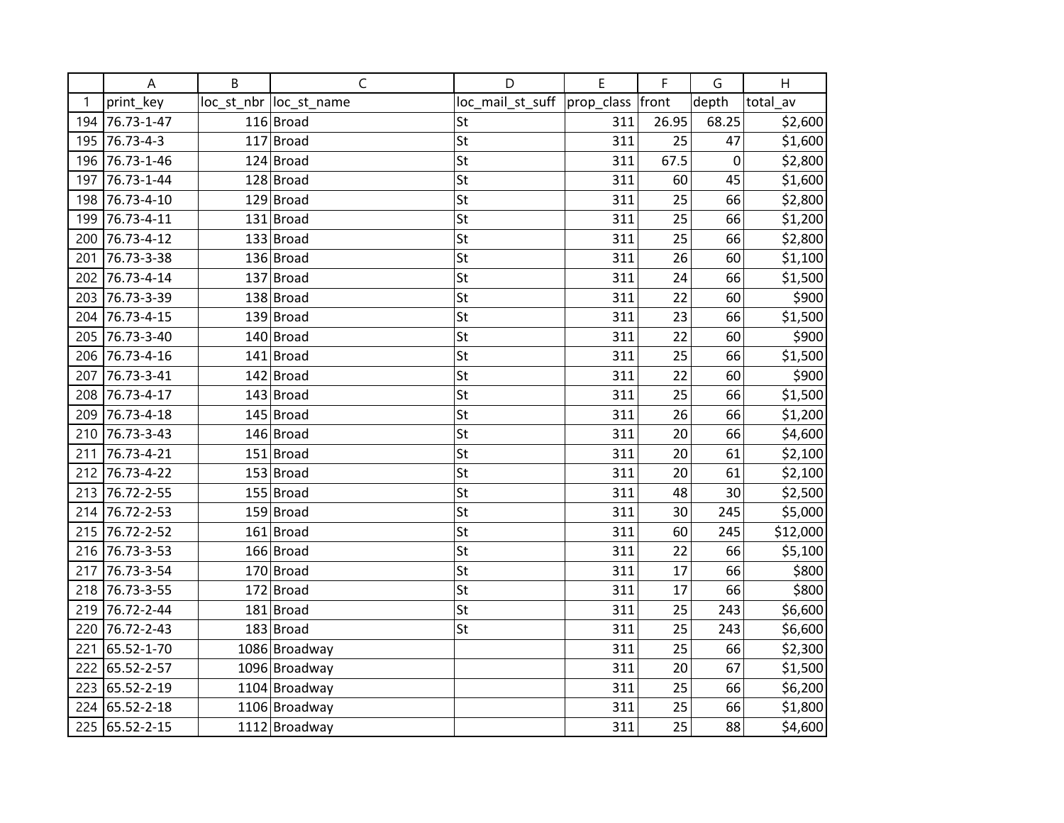| | A | B | C | D | E | F | G | H |
|---|---|---|---|---|---|---|---|---|
| 1 | print_key | loc_st_nbr | loc_st_name | loc_mail_st_suff | prop_class | front | depth | total_av |
| 194 | 76.73-1-47 | 116 | Broad | St | 311 | 26.95 | 68.25 | $2,600 |
| 195 | 76.73-4-3 | 117 | Broad | St | 311 | 25 | 47 | $1,600 |
| 196 | 76.73-1-46 | 124 | Broad | St | 311 | 67.5 | 0 | $2,800 |
| 197 | 76.73-1-44 | 128 | Broad | St | 311 | 60 | 45 | $1,600 |
| 198 | 76.73-4-10 | 129 | Broad | St | 311 | 25 | 66 | $2,800 |
| 199 | 76.73-4-11 | 131 | Broad | St | 311 | 25 | 66 | $1,200 |
| 200 | 76.73-4-12 | 133 | Broad | St | 311 | 25 | 66 | $2,800 |
| 201 | 76.73-3-38 | 136 | Broad | St | 311 | 26 | 60 | $1,100 |
| 202 | 76.73-4-14 | 137 | Broad | St | 311 | 24 | 66 | $1,500 |
| 203 | 76.73-3-39 | 138 | Broad | St | 311 | 22 | 60 | $900 |
| 204 | 76.73-4-15 | 139 | Broad | St | 311 | 23 | 66 | $1,500 |
| 205 | 76.73-3-40 | 140 | Broad | St | 311 | 22 | 60 | $900 |
| 206 | 76.73-4-16 | 141 | Broad | St | 311 | 25 | 66 | $1,500 |
| 207 | 76.73-3-41 | 142 | Broad | St | 311 | 22 | 60 | $900 |
| 208 | 76.73-4-17 | 143 | Broad | St | 311 | 25 | 66 | $1,500 |
| 209 | 76.73-4-18 | 145 | Broad | St | 311 | 26 | 66 | $1,200 |
| 210 | 76.73-3-43 | 146 | Broad | St | 311 | 20 | 66 | $4,600 |
| 211 | 76.73-4-21 | 151 | Broad | St | 311 | 20 | 61 | $2,100 |
| 212 | 76.73-4-22 | 153 | Broad | St | 311 | 20 | 61 | $2,100 |
| 213 | 76.72-2-55 | 155 | Broad | St | 311 | 48 | 30 | $2,500 |
| 214 | 76.72-2-53 | 159 | Broad | St | 311 | 30 | 245 | $5,000 |
| 215 | 76.72-2-52 | 161 | Broad | St | 311 | 60 | 245 | $12,000 |
| 216 | 76.73-3-53 | 166 | Broad | St | 311 | 22 | 66 | $5,100 |
| 217 | 76.73-3-54 | 170 | Broad | St | 311 | 17 | 66 | $800 |
| 218 | 76.73-3-55 | 172 | Broad | St | 311 | 17 | 66 | $800 |
| 219 | 76.72-2-44 | 181 | Broad | St | 311 | 25 | 243 | $6,600 |
| 220 | 76.72-2-43 | 183 | Broad | St | 311 | 25 | 243 | $6,600 |
| 221 | 65.52-1-70 | 1086 | Broadway | | 311 | 25 | 66 | $2,300 |
| 222 | 65.52-2-57 | 1096 | Broadway | | 311 | 20 | 67 | $1,500 |
| 223 | 65.52-2-19 | 1104 | Broadway | | 311 | 25 | 66 | $6,200 |
| 224 | 65.52-2-18 | 1106 | Broadway | | 311 | 25 | 66 | $1,800 |
| 225 | 65.52-2-15 | 1112 | Broadway | | 311 | 25 | 88 | $4,600 |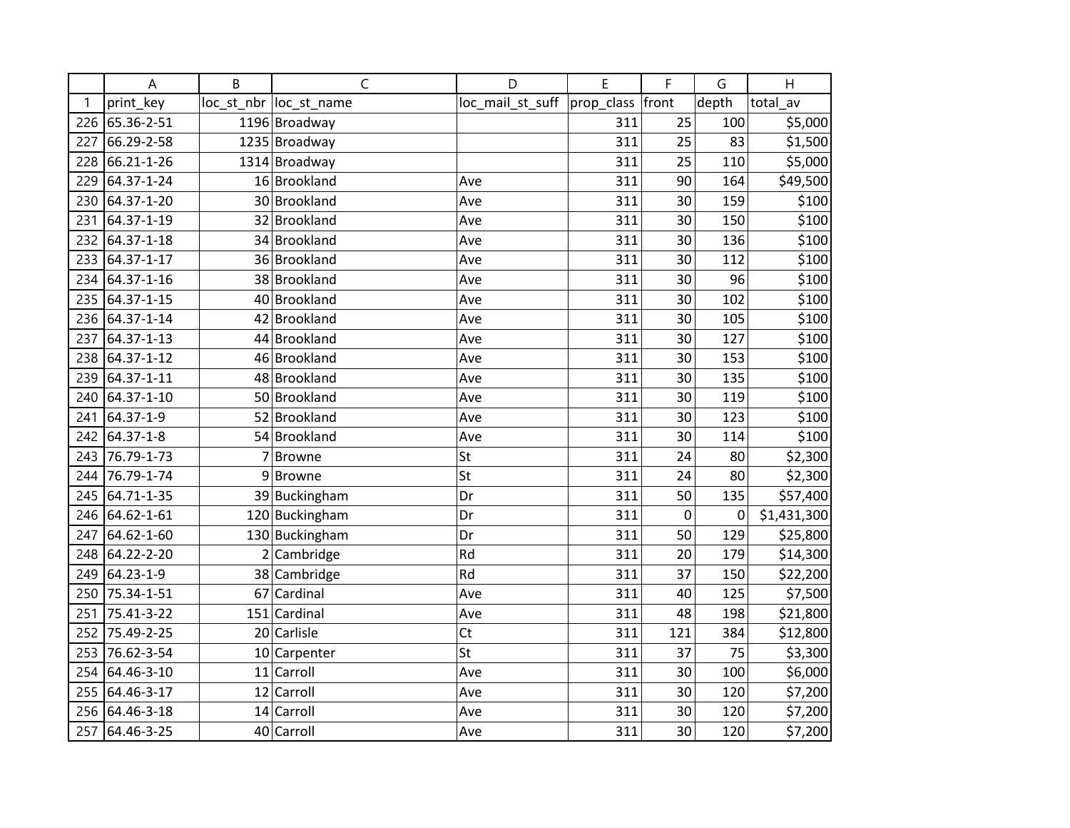| | A | B | C | D | E | F | G | H |
|---|---|---|---|---|---|---|---|---|
| 1 | print_key | loc_st_nbr | loc_st_name | loc_mail_st_suff | prop_class | front | depth | total_av |
| 226 | 65.36-2-51 | 1196 | Broadway | | 311 | 25 | 100 | $5,000 |
| 227 | 66.29-2-58 | 1235 | Broadway | | 311 | 25 | 83 | $1,500 |
| 228 | 66.21-1-26 | 1314 | Broadway | | 311 | 25 | 110 | $5,000 |
| 229 | 64.37-1-24 | 16 | Brookland | Ave | 311 | 90 | 164 | $49,500 |
| 230 | 64.37-1-20 | 30 | Brookland | Ave | 311 | 30 | 159 | $100 |
| 231 | 64.37-1-19 | 32 | Brookland | Ave | 311 | 30 | 150 | $100 |
| 232 | 64.37-1-18 | 34 | Brookland | Ave | 311 | 30 | 136 | $100 |
| 233 | 64.37-1-17 | 36 | Brookland | Ave | 311 | 30 | 112 | $100 |
| 234 | 64.37-1-16 | 38 | Brookland | Ave | 311 | 30 | 96 | $100 |
| 235 | 64.37-1-15 | 40 | Brookland | Ave | 311 | 30 | 102 | $100 |
| 236 | 64.37-1-14 | 42 | Brookland | Ave | 311 | 30 | 105 | $100 |
| 237 | 64.37-1-13 | 44 | Brookland | Ave | 311 | 30 | 127 | $100 |
| 238 | 64.37-1-12 | 46 | Brookland | Ave | 311 | 30 | 153 | $100 |
| 239 | 64.37-1-11 | 48 | Brookland | Ave | 311 | 30 | 135 | $100 |
| 240 | 64.37-1-10 | 50 | Brookland | Ave | 311 | 30 | 119 | $100 |
| 241 | 64.37-1-9 | 52 | Brookland | Ave | 311 | 30 | 123 | $100 |
| 242 | 64.37-1-8 | 54 | Brookland | Ave | 311 | 30 | 114 | $100 |
| 243 | 76.79-1-73 | 7 | Browne | St | 311 | 24 | 80 | $2,300 |
| 244 | 76.79-1-74 | 9 | Browne | St | 311 | 24 | 80 | $2,300 |
| 245 | 64.71-1-35 | 39 | Buckingham | Dr | 311 | 50 | 135 | $57,400 |
| 246 | 64.62-1-61 | 120 | Buckingham | Dr | 311 | 0 | 0 | $1,431,300 |
| 247 | 64.62-1-60 | 130 | Buckingham | Dr | 311 | 50 | 129 | $25,800 |
| 248 | 64.22-2-20 | 2 | Cambridge | Rd | 311 | 20 | 179 | $14,300 |
| 249 | 64.23-1-9 | 38 | Cambridge | Rd | 311 | 37 | 150 | $22,200 |
| 250 | 75.34-1-51 | 67 | Cardinal | Ave | 311 | 40 | 125 | $7,500 |
| 251 | 75.41-3-22 | 151 | Cardinal | Ave | 311 | 48 | 198 | $21,800 |
| 252 | 75.49-2-25 | 20 | Carlisle | Ct | 311 | 121 | 384 | $12,800 |
| 253 | 76.62-3-54 | 10 | Carpenter | St | 311 | 37 | 75 | $3,300 |
| 254 | 64.46-3-10 | 11 | Carroll | Ave | 311 | 30 | 100 | $6,000 |
| 255 | 64.46-3-17 | 12 | Carroll | Ave | 311 | 30 | 120 | $7,200 |
| 256 | 64.46-3-18 | 14 | Carroll | Ave | 311 | 30 | 120 | $7,200 |
| 257 | 64.46-3-25 | 40 | Carroll | Ave | 311 | 30 | 120 | $7,200 |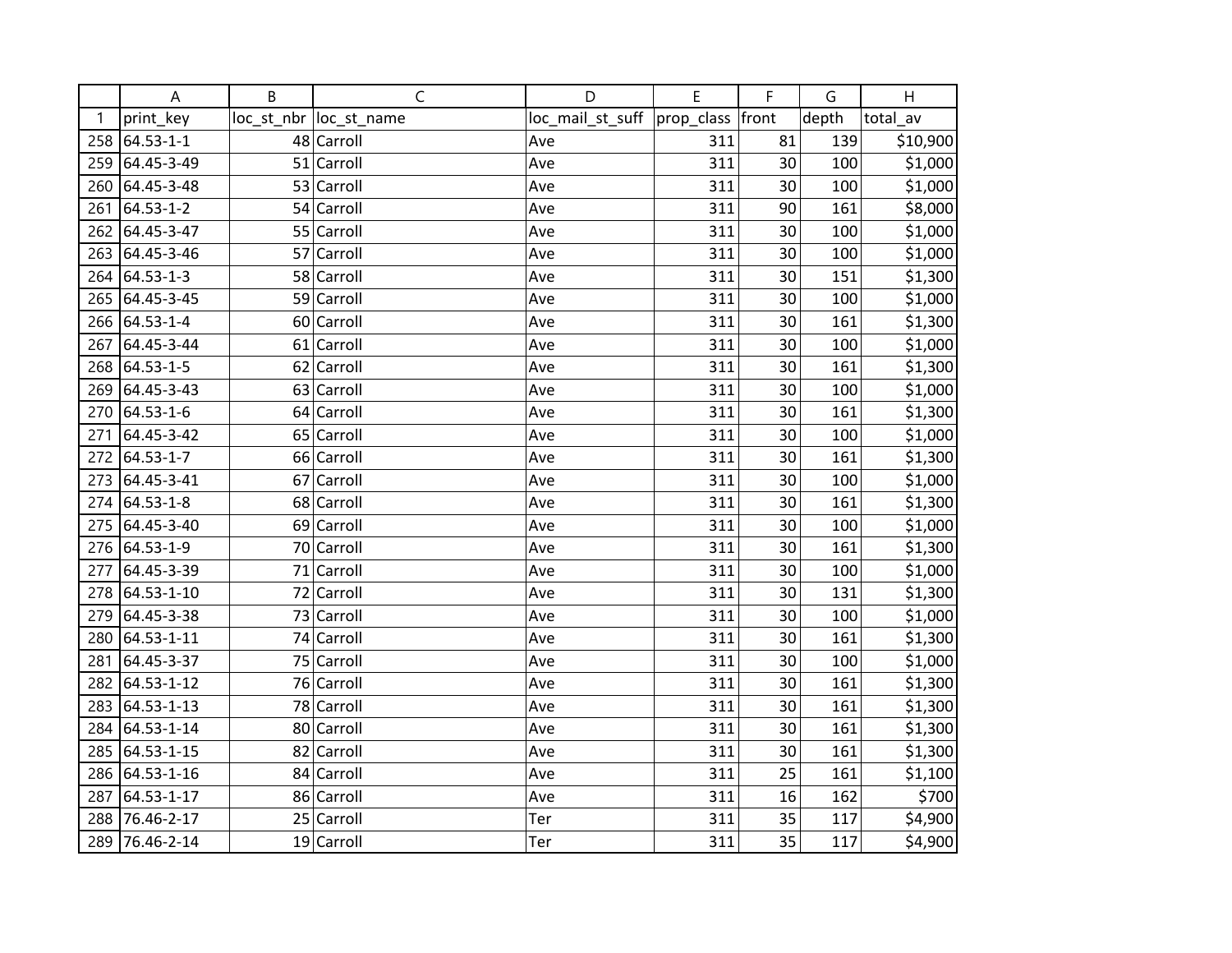| | A | B | C | D | E | F | G | H |
|---|---|---|---|---|---|---|---|---|
| 1 | print_key | loc_st_nbr | loc_st_name | loc_mail_st_suff | prop_class | front | depth | total_av |
| 258 | 64.53-1-1 | 48 | Carroll | Ave | 311 | 81 | 139 | $10,900 |
| 259 | 64.45-3-49 | 51 | Carroll | Ave | 311 | 30 | 100 | $1,000 |
| 260 | 64.45-3-48 | 53 | Carroll | Ave | 311 | 30 | 100 | $1,000 |
| 261 | 64.53-1-2 | 54 | Carroll | Ave | 311 | 90 | 161 | $8,000 |
| 262 | 64.45-3-47 | 55 | Carroll | Ave | 311 | 30 | 100 | $1,000 |
| 263 | 64.45-3-46 | 57 | Carroll | Ave | 311 | 30 | 100 | $1,000 |
| 264 | 64.53-1-3 | 58 | Carroll | Ave | 311 | 30 | 151 | $1,300 |
| 265 | 64.45-3-45 | 59 | Carroll | Ave | 311 | 30 | 100 | $1,000 |
| 266 | 64.53-1-4 | 60 | Carroll | Ave | 311 | 30 | 161 | $1,300 |
| 267 | 64.45-3-44 | 61 | Carroll | Ave | 311 | 30 | 100 | $1,000 |
| 268 | 64.53-1-5 | 62 | Carroll | Ave | 311 | 30 | 161 | $1,300 |
| 269 | 64.45-3-43 | 63 | Carroll | Ave | 311 | 30 | 100 | $1,000 |
| 270 | 64.53-1-6 | 64 | Carroll | Ave | 311 | 30 | 161 | $1,300 |
| 271 | 64.45-3-42 | 65 | Carroll | Ave | 311 | 30 | 100 | $1,000 |
| 272 | 64.53-1-7 | 66 | Carroll | Ave | 311 | 30 | 161 | $1,300 |
| 273 | 64.45-3-41 | 67 | Carroll | Ave | 311 | 30 | 100 | $1,000 |
| 274 | 64.53-1-8 | 68 | Carroll | Ave | 311 | 30 | 161 | $1,300 |
| 275 | 64.45-3-40 | 69 | Carroll | Ave | 311 | 30 | 100 | $1,000 |
| 276 | 64.53-1-9 | 70 | Carroll | Ave | 311 | 30 | 161 | $1,300 |
| 277 | 64.45-3-39 | 71 | Carroll | Ave | 311 | 30 | 100 | $1,000 |
| 278 | 64.53-1-10 | 72 | Carroll | Ave | 311 | 30 | 131 | $1,300 |
| 279 | 64.45-3-38 | 73 | Carroll | Ave | 311 | 30 | 100 | $1,000 |
| 280 | 64.53-1-11 | 74 | Carroll | Ave | 311 | 30 | 161 | $1,300 |
| 281 | 64.45-3-37 | 75 | Carroll | Ave | 311 | 30 | 100 | $1,000 |
| 282 | 64.53-1-12 | 76 | Carroll | Ave | 311 | 30 | 161 | $1,300 |
| 283 | 64.53-1-13 | 78 | Carroll | Ave | 311 | 30 | 161 | $1,300 |
| 284 | 64.53-1-14 | 80 | Carroll | Ave | 311 | 30 | 161 | $1,300 |
| 285 | 64.53-1-15 | 82 | Carroll | Ave | 311 | 30 | 161 | $1,300 |
| 286 | 64.53-1-16 | 84 | Carroll | Ave | 311 | 25 | 161 | $1,100 |
| 287 | 64.53-1-17 | 86 | Carroll | Ave | 311 | 16 | 162 | $700 |
| 288 | 76.46-2-17 | 25 | Carroll | Ter | 311 | 35 | 117 | $4,900 |
| 289 | 76.46-2-14 | 19 | Carroll | Ter | 311 | 35 | 117 | $4,900 |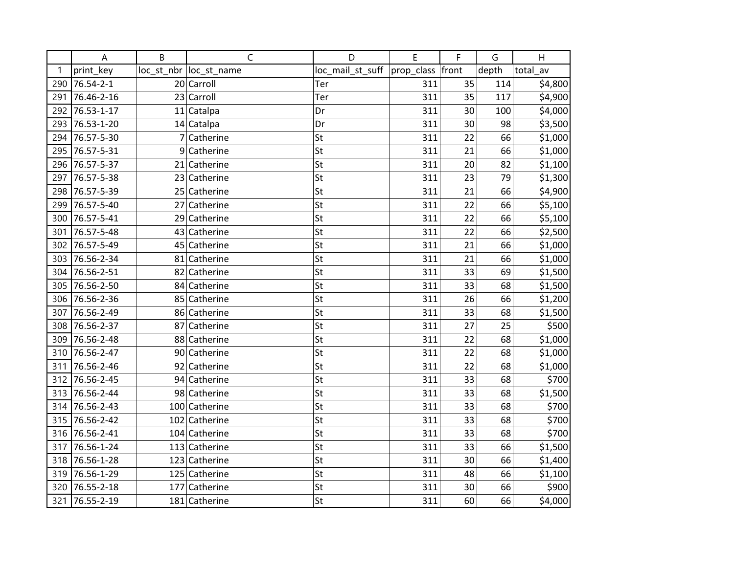| | A | B | C | D | E | F | G | H |
|---|---|---|---|---|---|---|---|---|
| 1 | print_key | loc_st_nbr | loc_st_name | loc_mail_st_suff | prop_class | front | depth | total_av |
| 290 | 76.54-2-1 | 20 | Carroll | Ter | 311 | 35 | 114 | $4,800 |
| 291 | 76.46-2-16 | 23 | Carroll | Ter | 311 | 35 | 117 | $4,900 |
| 292 | 76.53-1-17 | 11 | Catalpa | Dr | 311 | 30 | 100 | $4,000 |
| 293 | 76.53-1-20 | 14 | Catalpa | Dr | 311 | 30 | 98 | $3,500 |
| 294 | 76.57-5-30 | 7 | Catherine | St | 311 | 22 | 66 | $1,000 |
| 295 | 76.57-5-31 | 9 | Catherine | St | 311 | 21 | 66 | $1,000 |
| 296 | 76.57-5-37 | 21 | Catherine | St | 311 | 20 | 82 | $1,100 |
| 297 | 76.57-5-38 | 23 | Catherine | St | 311 | 23 | 79 | $1,300 |
| 298 | 76.57-5-39 | 25 | Catherine | St | 311 | 21 | 66 | $4,900 |
| 299 | 76.57-5-40 | 27 | Catherine | St | 311 | 22 | 66 | $5,100 |
| 300 | 76.57-5-41 | 29 | Catherine | St | 311 | 22 | 66 | $5,100 |
| 301 | 76.57-5-48 | 43 | Catherine | St | 311 | 22 | 66 | $2,500 |
| 302 | 76.57-5-49 | 45 | Catherine | St | 311 | 21 | 66 | $1,000 |
| 303 | 76.56-2-34 | 81 | Catherine | St | 311 | 21 | 66 | $1,000 |
| 304 | 76.56-2-51 | 82 | Catherine | St | 311 | 33 | 69 | $1,500 |
| 305 | 76.56-2-50 | 84 | Catherine | St | 311 | 33 | 68 | $1,500 |
| 306 | 76.56-2-36 | 85 | Catherine | St | 311 | 26 | 66 | $1,200 |
| 307 | 76.56-2-49 | 86 | Catherine | St | 311 | 33 | 68 | $1,500 |
| 308 | 76.56-2-37 | 87 | Catherine | St | 311 | 27 | 25 | $500 |
| 309 | 76.56-2-48 | 88 | Catherine | St | 311 | 22 | 68 | $1,000 |
| 310 | 76.56-2-47 | 90 | Catherine | St | 311 | 22 | 68 | $1,000 |
| 311 | 76.56-2-46 | 92 | Catherine | St | 311 | 22 | 68 | $1,000 |
| 312 | 76.56-2-45 | 94 | Catherine | St | 311 | 33 | 68 | $700 |
| 313 | 76.56-2-44 | 98 | Catherine | St | 311 | 33 | 68 | $1,500 |
| 314 | 76.56-2-43 | 100 | Catherine | St | 311 | 33 | 68 | $700 |
| 315 | 76.56-2-42 | 102 | Catherine | St | 311 | 33 | 68 | $700 |
| 316 | 76.56-2-41 | 104 | Catherine | St | 311 | 33 | 68 | $700 |
| 317 | 76.56-1-24 | 113 | Catherine | St | 311 | 33 | 66 | $1,500 |
| 318 | 76.56-1-28 | 123 | Catherine | St | 311 | 30 | 66 | $1,400 |
| 319 | 76.56-1-29 | 125 | Catherine | St | 311 | 48 | 66 | $1,100 |
| 320 | 76.55-2-18 | 177 | Catherine | St | 311 | 30 | 66 | $900 |
| 321 | 76.55-2-19 | 181 | Catherine | St | 311 | 60 | 66 | $4,000 |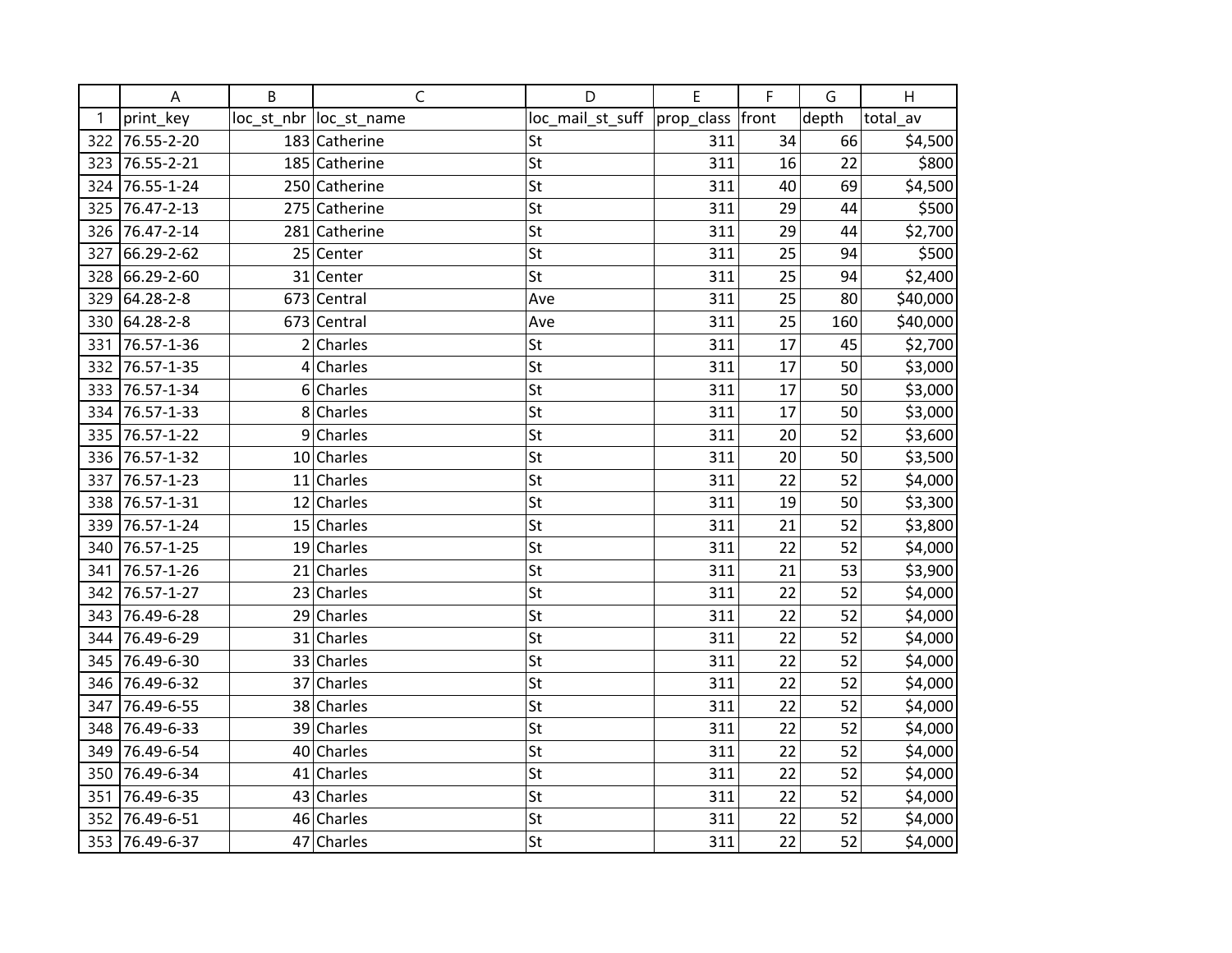| | A | B | C | D | E | F | G | H |
|---|---|---|---|---|---|---|---|---|
| 1 | print_key | loc_st_nbr | loc_st_name | loc_mail_st_suff | prop_class | front | depth | total_av |
| 322 | 76.55-2-20 | 183 | Catherine | St | 311 | 34 | 66 | $4,500 |
| 323 | 76.55-2-21 | 185 | Catherine | St | 311 | 16 | 22 | $800 |
| 324 | 76.55-1-24 | 250 | Catherine | St | 311 | 40 | 69 | $4,500 |
| 325 | 76.47-2-13 | 275 | Catherine | St | 311 | 29 | 44 | $500 |
| 326 | 76.47-2-14 | 281 | Catherine | St | 311 | 29 | 44 | $2,700 |
| 327 | 66.29-2-62 | 25 | Center | St | 311 | 25 | 94 | $500 |
| 328 | 66.29-2-60 | 31 | Center | St | 311 | 25 | 94 | $2,400 |
| 329 | 64.28-2-8 | 673 | Central | Ave | 311 | 25 | 80 | $40,000 |
| 330 | 64.28-2-8 | 673 | Central | Ave | 311 | 25 | 160 | $40,000 |
| 331 | 76.57-1-36 | 2 | Charles | St | 311 | 17 | 45 | $2,700 |
| 332 | 76.57-1-35 | 4 | Charles | St | 311 | 17 | 50 | $3,000 |
| 333 | 76.57-1-34 | 6 | Charles | St | 311 | 17 | 50 | $3,000 |
| 334 | 76.57-1-33 | 8 | Charles | St | 311 | 17 | 50 | $3,000 |
| 335 | 76.57-1-22 | 9 | Charles | St | 311 | 20 | 52 | $3,600 |
| 336 | 76.57-1-32 | 10 | Charles | St | 311 | 20 | 50 | $3,500 |
| 337 | 76.57-1-23 | 11 | Charles | St | 311 | 22 | 52 | $4,000 |
| 338 | 76.57-1-31 | 12 | Charles | St | 311 | 19 | 50 | $3,300 |
| 339 | 76.57-1-24 | 15 | Charles | St | 311 | 21 | 52 | $3,800 |
| 340 | 76.57-1-25 | 19 | Charles | St | 311 | 22 | 52 | $4,000 |
| 341 | 76.57-1-26 | 21 | Charles | St | 311 | 21 | 53 | $3,900 |
| 342 | 76.57-1-27 | 23 | Charles | St | 311 | 22 | 52 | $4,000 |
| 343 | 76.49-6-28 | 29 | Charles | St | 311 | 22 | 52 | $4,000 |
| 344 | 76.49-6-29 | 31 | Charles | St | 311 | 22 | 52 | $4,000 |
| 345 | 76.49-6-30 | 33 | Charles | St | 311 | 22 | 52 | $4,000 |
| 346 | 76.49-6-32 | 37 | Charles | St | 311 | 22 | 52 | $4,000 |
| 347 | 76.49-6-55 | 38 | Charles | St | 311 | 22 | 52 | $4,000 |
| 348 | 76.49-6-33 | 39 | Charles | St | 311 | 22 | 52 | $4,000 |
| 349 | 76.49-6-54 | 40 | Charles | St | 311 | 22 | 52 | $4,000 |
| 350 | 76.49-6-34 | 41 | Charles | St | 311 | 22 | 52 | $4,000 |
| 351 | 76.49-6-35 | 43 | Charles | St | 311 | 22 | 52 | $4,000 |
| 352 | 76.49-6-51 | 46 | Charles | St | 311 | 22 | 52 | $4,000 |
| 353 | 76.49-6-37 | 47 | Charles | St | 311 | 22 | 52 | $4,000 |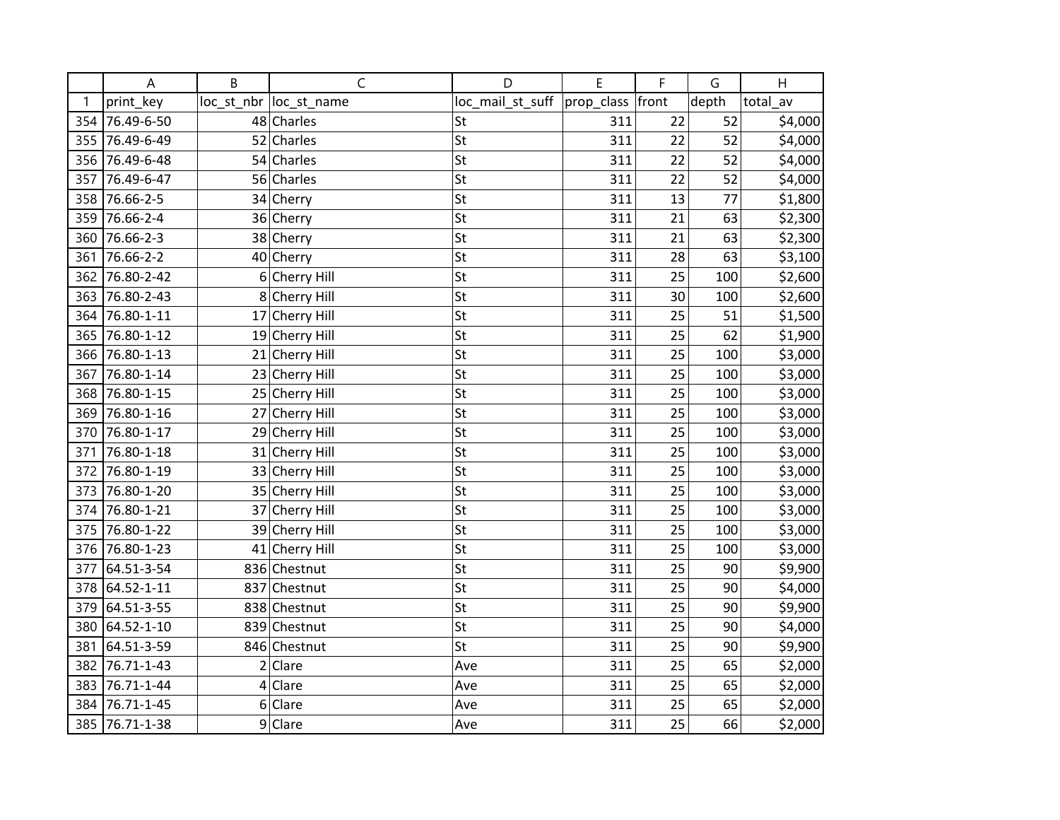| | A | B | C | D | E | F | G | H |
|---|---|---|---|---|---|---|---|---|
| 1 | print_key | loc_st_nbr | loc_st_name | loc_mail_st_suff | prop_class | front | depth | total_av |
| 354 | 76.49-6-50 | 48 | Charles | St | 311 | 22 | 52 | $4,000 |
| 355 | 76.49-6-49 | 52 | Charles | St | 311 | 22 | 52 | $4,000 |
| 356 | 76.49-6-48 | 54 | Charles | St | 311 | 22 | 52 | $4,000 |
| 357 | 76.49-6-47 | 56 | Charles | St | 311 | 22 | 52 | $4,000 |
| 358 | 76.66-2-5 | 34 | Cherry | St | 311 | 13 | 77 | $1,800 |
| 359 | 76.66-2-4 | 36 | Cherry | St | 311 | 21 | 63 | $2,300 |
| 360 | 76.66-2-3 | 38 | Cherry | St | 311 | 21 | 63 | $2,300 |
| 361 | 76.66-2-2 | 40 | Cherry | St | 311 | 28 | 63 | $3,100 |
| 362 | 76.80-2-42 | 6 | Cherry Hill | St | 311 | 25 | 100 | $2,600 |
| 363 | 76.80-2-43 | 8 | Cherry Hill | St | 311 | 30 | 100 | $2,600 |
| 364 | 76.80-1-11 | 17 | Cherry Hill | St | 311 | 25 | 51 | $1,500 |
| 365 | 76.80-1-12 | 19 | Cherry Hill | St | 311 | 25 | 62 | $1,900 |
| 366 | 76.80-1-13 | 21 | Cherry Hill | St | 311 | 25 | 100 | $3,000 |
| 367 | 76.80-1-14 | 23 | Cherry Hill | St | 311 | 25 | 100 | $3,000 |
| 368 | 76.80-1-15 | 25 | Cherry Hill | St | 311 | 25 | 100 | $3,000 |
| 369 | 76.80-1-16 | 27 | Cherry Hill | St | 311 | 25 | 100 | $3,000 |
| 370 | 76.80-1-17 | 29 | Cherry Hill | St | 311 | 25 | 100 | $3,000 |
| 371 | 76.80-1-18 | 31 | Cherry Hill | St | 311 | 25 | 100 | $3,000 |
| 372 | 76.80-1-19 | 33 | Cherry Hill | St | 311 | 25 | 100 | $3,000 |
| 373 | 76.80-1-20 | 35 | Cherry Hill | St | 311 | 25 | 100 | $3,000 |
| 374 | 76.80-1-21 | 37 | Cherry Hill | St | 311 | 25 | 100 | $3,000 |
| 375 | 76.80-1-22 | 39 | Cherry Hill | St | 311 | 25 | 100 | $3,000 |
| 376 | 76.80-1-23 | 41 | Cherry Hill | St | 311 | 25 | 100 | $3,000 |
| 377 | 64.51-3-54 | 836 | Chestnut | St | 311 | 25 | 90 | $9,900 |
| 378 | 64.52-1-11 | 837 | Chestnut | St | 311 | 25 | 90 | $4,000 |
| 379 | 64.51-3-55 | 838 | Chestnut | St | 311 | 25 | 90 | $9,900 |
| 380 | 64.52-1-10 | 839 | Chestnut | St | 311 | 25 | 90 | $4,000 |
| 381 | 64.51-3-59 | 846 | Chestnut | St | 311 | 25 | 90 | $9,900 |
| 382 | 76.71-1-43 | 2 | Clare | Ave | 311 | 25 | 65 | $2,000 |
| 383 | 76.71-1-44 | 4 | Clare | Ave | 311 | 25 | 65 | $2,000 |
| 384 | 76.71-1-45 | 6 | Clare | Ave | 311 | 25 | 65 | $2,000 |
| 385 | 76.71-1-38 | 9 | Clare | Ave | 311 | 25 | 66 | $2,000 |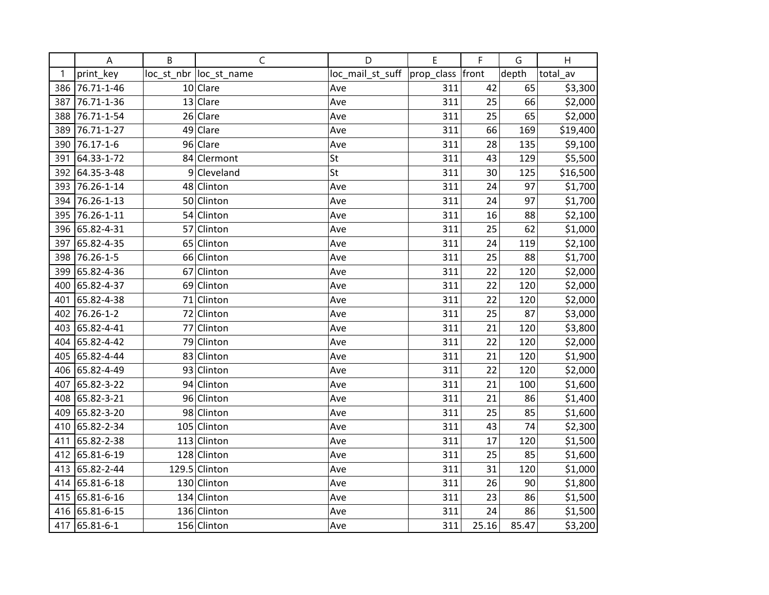| | A | B | C | D | E | F | G | H |
|---|---|---|---|---|---|---|---|---|
| 1 | print_key | loc_st_nbr | loc_st_name | loc_mail_st_suff | prop_class | front | depth | total_av |
| 386 | 76.71-1-46 | 10 | Clare | Ave | 311 | 42 | 65 | $3,300 |
| 387 | 76.71-1-36 | 13 | Clare | Ave | 311 | 25 | 66 | $2,000 |
| 388 | 76.71-1-54 | 26 | Clare | Ave | 311 | 25 | 65 | $2,000 |
| 389 | 76.71-1-27 | 49 | Clare | Ave | 311 | 66 | 169 | $19,400 |
| 390 | 76.17-1-6 | 96 | Clare | Ave | 311 | 28 | 135 | $9,100 |
| 391 | 64.33-1-72 | 84 | Clermont | St | 311 | 43 | 129 | $5,500 |
| 392 | 64.35-3-48 | 9 | Cleveland | St | 311 | 30 | 125 | $16,500 |
| 393 | 76.26-1-14 | 48 | Clinton | Ave | 311 | 24 | 97 | $1,700 |
| 394 | 76.26-1-13 | 50 | Clinton | Ave | 311 | 24 | 97 | $1,700 |
| 395 | 76.26-1-11 | 54 | Clinton | Ave | 311 | 16 | 88 | $2,100 |
| 396 | 65.82-4-31 | 57 | Clinton | Ave | 311 | 25 | 62 | $1,000 |
| 397 | 65.82-4-35 | 65 | Clinton | Ave | 311 | 24 | 119 | $2,100 |
| 398 | 76.26-1-5 | 66 | Clinton | Ave | 311 | 25 | 88 | $1,700 |
| 399 | 65.82-4-36 | 67 | Clinton | Ave | 311 | 22 | 120 | $2,000 |
| 400 | 65.82-4-37 | 69 | Clinton | Ave | 311 | 22 | 120 | $2,000 |
| 401 | 65.82-4-38 | 71 | Clinton | Ave | 311 | 22 | 120 | $2,000 |
| 402 | 76.26-1-2 | 72 | Clinton | Ave | 311 | 25 | 87 | $3,000 |
| 403 | 65.82-4-41 | 77 | Clinton | Ave | 311 | 21 | 120 | $3,800 |
| 404 | 65.82-4-42 | 79 | Clinton | Ave | 311 | 22 | 120 | $2,000 |
| 405 | 65.82-4-44 | 83 | Clinton | Ave | 311 | 21 | 120 | $1,900 |
| 406 | 65.82-4-49 | 93 | Clinton | Ave | 311 | 22 | 120 | $2,000 |
| 407 | 65.82-3-22 | 94 | Clinton | Ave | 311 | 21 | 100 | $1,600 |
| 408 | 65.82-3-21 | 96 | Clinton | Ave | 311 | 21 | 86 | $1,400 |
| 409 | 65.82-3-20 | 98 | Clinton | Ave | 311 | 25 | 85 | $1,600 |
| 410 | 65.82-2-34 | 105 | Clinton | Ave | 311 | 43 | 74 | $2,300 |
| 411 | 65.82-2-38 | 113 | Clinton | Ave | 311 | 17 | 120 | $1,500 |
| 412 | 65.81-6-19 | 128 | Clinton | Ave | 311 | 25 | 85 | $1,600 |
| 413 | 65.82-2-44 | 129.5 | Clinton | Ave | 311 | 31 | 120 | $1,000 |
| 414 | 65.81-6-18 | 130 | Clinton | Ave | 311 | 26 | 90 | $1,800 |
| 415 | 65.81-6-16 | 134 | Clinton | Ave | 311 | 23 | 86 | $1,500 |
| 416 | 65.81-6-15 | 136 | Clinton | Ave | 311 | 24 | 86 | $1,500 |
| 417 | 65.81-6-1 | 156 | Clinton | Ave | 311 | 25.16 | 85.47 | $3,200 |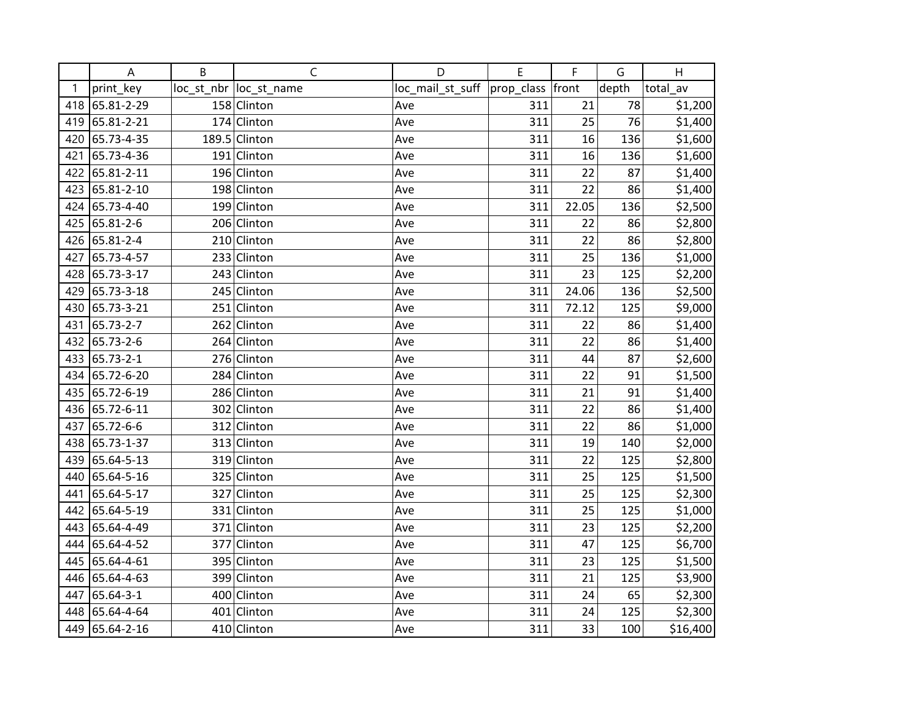| | A | B | C | D | E | F | G | H |
|---|---|---|---|---|---|---|---|---|
| 1 | print_key | loc_st_nbr | loc_st_name | loc_mail_st_suff | prop_class | front | depth | total_av |
| 418 | 65.81-2-29 | 158 | Clinton | Ave | 311 | 21 | 78 | $1,200 |
| 419 | 65.81-2-21 | 174 | Clinton | Ave | 311 | 25 | 76 | $1,400 |
| 420 | 65.73-4-35 | 189.5 | Clinton | Ave | 311 | 16 | 136 | $1,600 |
| 421 | 65.73-4-36 | 191 | Clinton | Ave | 311 | 16 | 136 | $1,600 |
| 422 | 65.81-2-11 | 196 | Clinton | Ave | 311 | 22 | 87 | $1,400 |
| 423 | 65.81-2-10 | 198 | Clinton | Ave | 311 | 22 | 86 | $1,400 |
| 424 | 65.73-4-40 | 199 | Clinton | Ave | 311 | 22.05 | 136 | $2,500 |
| 425 | 65.81-2-6 | 206 | Clinton | Ave | 311 | 22 | 86 | $2,800 |
| 426 | 65.81-2-4 | 210 | Clinton | Ave | 311 | 22 | 86 | $2,800 |
| 427 | 65.73-4-57 | 233 | Clinton | Ave | 311 | 25 | 136 | $1,000 |
| 428 | 65.73-3-17 | 243 | Clinton | Ave | 311 | 23 | 125 | $2,200 |
| 429 | 65.73-3-18 | 245 | Clinton | Ave | 311 | 24.06 | 136 | $2,500 |
| 430 | 65.73-3-21 | 251 | Clinton | Ave | 311 | 72.12 | 125 | $9,000 |
| 431 | 65.73-2-7 | 262 | Clinton | Ave | 311 | 22 | 86 | $1,400 |
| 432 | 65.73-2-6 | 264 | Clinton | Ave | 311 | 22 | 86 | $1,400 |
| 433 | 65.73-2-1 | 276 | Clinton | Ave | 311 | 44 | 87 | $2,600 |
| 434 | 65.72-6-20 | 284 | Clinton | Ave | 311 | 22 | 91 | $1,500 |
| 435 | 65.72-6-19 | 286 | Clinton | Ave | 311 | 21 | 91 | $1,400 |
| 436 | 65.72-6-11 | 302 | Clinton | Ave | 311 | 22 | 86 | $1,400 |
| 437 | 65.72-6-6 | 312 | Clinton | Ave | 311 | 22 | 86 | $1,000 |
| 438 | 65.73-1-37 | 313 | Clinton | Ave | 311 | 19 | 140 | $2,000 |
| 439 | 65.64-5-13 | 319 | Clinton | Ave | 311 | 22 | 125 | $2,800 |
| 440 | 65.64-5-16 | 325 | Clinton | Ave | 311 | 25 | 125 | $1,500 |
| 441 | 65.64-5-17 | 327 | Clinton | Ave | 311 | 25 | 125 | $2,300 |
| 442 | 65.64-5-19 | 331 | Clinton | Ave | 311 | 25 | 125 | $1,000 |
| 443 | 65.64-4-49 | 371 | Clinton | Ave | 311 | 23 | 125 | $2,200 |
| 444 | 65.64-4-52 | 377 | Clinton | Ave | 311 | 47 | 125 | $6,700 |
| 445 | 65.64-4-61 | 395 | Clinton | Ave | 311 | 23 | 125 | $1,500 |
| 446 | 65.64-4-63 | 399 | Clinton | Ave | 311 | 21 | 125 | $3,900 |
| 447 | 65.64-3-1 | 400 | Clinton | Ave | 311 | 24 | 65 | $2,300 |
| 448 | 65.64-4-64 | 401 | Clinton | Ave | 311 | 24 | 125 | $2,300 |
| 449 | 65.64-2-16 | 410 | Clinton | Ave | 311 | 33 | 100 | $16,400 |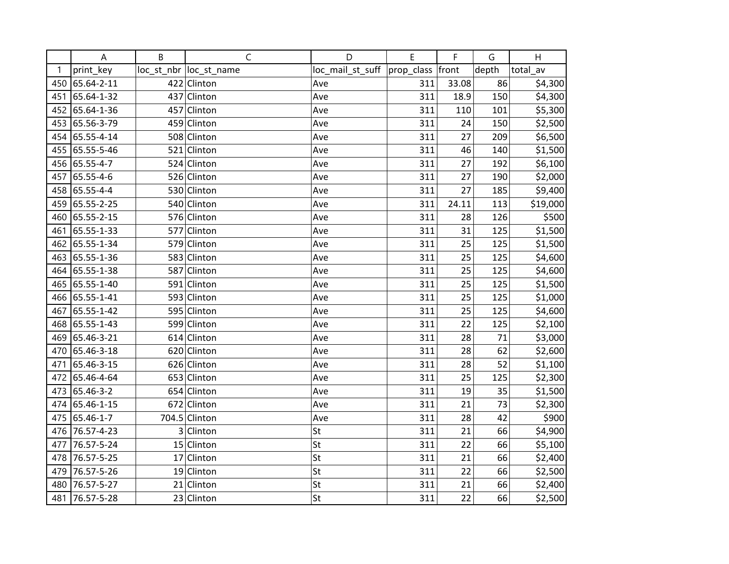| | A | B | C | D | E | F | G | H |
|---|---|---|---|---|---|---|---|---|
| 1 | print_key | loc_st_nbr | loc_st_name | loc_mail_st_suff | prop_class | front | depth | total_av |
| 450 | 65.64-2-11 | 422 | Clinton | Ave | 311 | 33.08 | 86 | $4,300 |
| 451 | 65.64-1-32 | 437 | Clinton | Ave | 311 | 18.9 | 150 | $4,300 |
| 452 | 65.64-1-36 | 457 | Clinton | Ave | 311 | 110 | 101 | $5,300 |
| 453 | 65.56-3-79 | 459 | Clinton | Ave | 311 | 24 | 150 | $2,500 |
| 454 | 65.55-4-14 | 508 | Clinton | Ave | 311 | 27 | 209 | $6,500 |
| 455 | 65.55-5-46 | 521 | Clinton | Ave | 311 | 46 | 140 | $1,500 |
| 456 | 65.55-4-7 | 524 | Clinton | Ave | 311 | 27 | 192 | $6,100 |
| 457 | 65.55-4-6 | 526 | Clinton | Ave | 311 | 27 | 190 | $2,000 |
| 458 | 65.55-4-4 | 530 | Clinton | Ave | 311 | 27 | 185 | $9,400 |
| 459 | 65.55-2-25 | 540 | Clinton | Ave | 311 | 24.11 | 113 | $19,000 |
| 460 | 65.55-2-15 | 576 | Clinton | Ave | 311 | 28 | 126 | $500 |
| 461 | 65.55-1-33 | 577 | Clinton | Ave | 311 | 31 | 125 | $1,500 |
| 462 | 65.55-1-34 | 579 | Clinton | Ave | 311 | 25 | 125 | $1,500 |
| 463 | 65.55-1-36 | 583 | Clinton | Ave | 311 | 25 | 125 | $4,600 |
| 464 | 65.55-1-38 | 587 | Clinton | Ave | 311 | 25 | 125 | $4,600 |
| 465 | 65.55-1-40 | 591 | Clinton | Ave | 311 | 25 | 125 | $1,500 |
| 466 | 65.55-1-41 | 593 | Clinton | Ave | 311 | 25 | 125 | $1,000 |
| 467 | 65.55-1-42 | 595 | Clinton | Ave | 311 | 25 | 125 | $4,600 |
| 468 | 65.55-1-43 | 599 | Clinton | Ave | 311 | 22 | 125 | $2,100 |
| 469 | 65.46-3-21 | 614 | Clinton | Ave | 311 | 28 | 71 | $3,000 |
| 470 | 65.46-3-18 | 620 | Clinton | Ave | 311 | 28 | 62 | $2,600 |
| 471 | 65.46-3-15 | 626 | Clinton | Ave | 311 | 28 | 52 | $1,100 |
| 472 | 65.46-4-64 | 653 | Clinton | Ave | 311 | 25 | 125 | $2,300 |
| 473 | 65.46-3-2 | 654 | Clinton | Ave | 311 | 19 | 35 | $1,500 |
| 474 | 65.46-1-15 | 672 | Clinton | Ave | 311 | 21 | 73 | $2,300 |
| 475 | 65.46-1-7 | 704.5 | Clinton | Ave | 311 | 28 | 42 | $900 |
| 476 | 76.57-4-23 | 3 | Clinton | St | 311 | 21 | 66 | $4,900 |
| 477 | 76.57-5-24 | 15 | Clinton | St | 311 | 22 | 66 | $5,100 |
| 478 | 76.57-5-25 | 17 | Clinton | St | 311 | 21 | 66 | $2,400 |
| 479 | 76.57-5-26 | 19 | Clinton | St | 311 | 22 | 66 | $2,500 |
| 480 | 76.57-5-27 | 21 | Clinton | St | 311 | 21 | 66 | $2,400 |
| 481 | 76.57-5-28 | 23 | Clinton | St | 311 | 22 | 66 | $2,500 |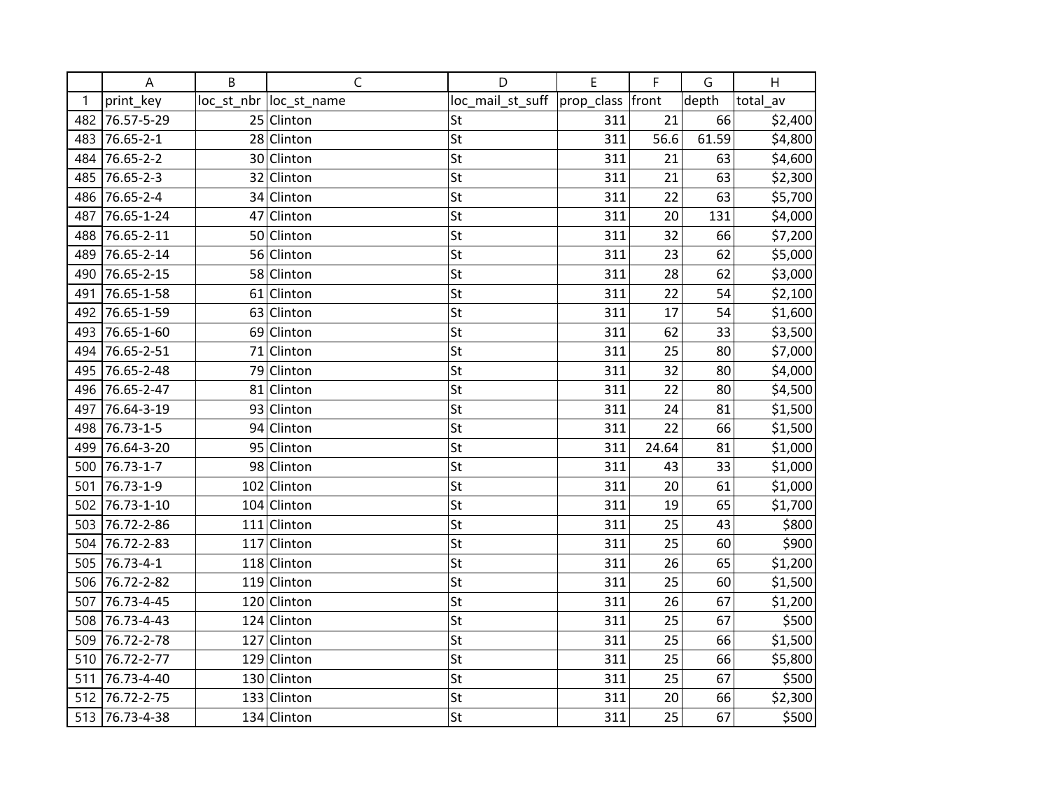| | A | B | C | D | E | F | G | H |
|---|---|---|---|---|---|---|---|---|
| 1 | print_key | loc_st_nbr | loc_st_name | loc_mail_st_suff | prop_class | front | depth | total_av |
| 482 | 76.57-5-29 | 25 | Clinton | St | 311 | 21 | 66 | $2,400 |
| 483 | 76.65-2-1 | 28 | Clinton | St | 311 | 56.6 | 61.59 | $4,800 |
| 484 | 76.65-2-2 | 30 | Clinton | St | 311 | 21 | 63 | $4,600 |
| 485 | 76.65-2-3 | 32 | Clinton | St | 311 | 21 | 63 | $2,300 |
| 486 | 76.65-2-4 | 34 | Clinton | St | 311 | 22 | 63 | $5,700 |
| 487 | 76.65-1-24 | 47 | Clinton | St | 311 | 20 | 131 | $4,000 |
| 488 | 76.65-2-11 | 50 | Clinton | St | 311 | 32 | 66 | $7,200 |
| 489 | 76.65-2-14 | 56 | Clinton | St | 311 | 23 | 62 | $5,000 |
| 490 | 76.65-2-15 | 58 | Clinton | St | 311 | 28 | 62 | $3,000 |
| 491 | 76.65-1-58 | 61 | Clinton | St | 311 | 22 | 54 | $2,100 |
| 492 | 76.65-1-59 | 63 | Clinton | St | 311 | 17 | 54 | $1,600 |
| 493 | 76.65-1-60 | 69 | Clinton | St | 311 | 62 | 33 | $3,500 |
| 494 | 76.65-2-51 | 71 | Clinton | St | 311 | 25 | 80 | $7,000 |
| 495 | 76.65-2-48 | 79 | Clinton | St | 311 | 32 | 80 | $4,000 |
| 496 | 76.65-2-47 | 81 | Clinton | St | 311 | 22 | 80 | $4,500 |
| 497 | 76.64-3-19 | 93 | Clinton | St | 311 | 24 | 81 | $1,500 |
| 498 | 76.73-1-5 | 94 | Clinton | St | 311 | 22 | 66 | $1,500 |
| 499 | 76.64-3-20 | 95 | Clinton | St | 311 | 24.64 | 81 | $1,000 |
| 500 | 76.73-1-7 | 98 | Clinton | St | 311 | 43 | 33 | $1,000 |
| 501 | 76.73-1-9 | 102 | Clinton | St | 311 | 20 | 61 | $1,000 |
| 502 | 76.73-1-10 | 104 | Clinton | St | 311 | 19 | 65 | $1,700 |
| 503 | 76.72-2-86 | 111 | Clinton | St | 311 | 25 | 43 | $800 |
| 504 | 76.72-2-83 | 117 | Clinton | St | 311 | 25 | 60 | $900 |
| 505 | 76.73-4-1 | 118 | Clinton | St | 311 | 26 | 65 | $1,200 |
| 506 | 76.72-2-82 | 119 | Clinton | St | 311 | 25 | 60 | $1,500 |
| 507 | 76.73-4-45 | 120 | Clinton | St | 311 | 26 | 67 | $1,200 |
| 508 | 76.73-4-43 | 124 | Clinton | St | 311 | 25 | 67 | $500 |
| 509 | 76.72-2-78 | 127 | Clinton | St | 311 | 25 | 66 | $1,500 |
| 510 | 76.72-2-77 | 129 | Clinton | St | 311 | 25 | 66 | $5,800 |
| 511 | 76.73-4-40 | 130 | Clinton | St | 311 | 25 | 67 | $500 |
| 512 | 76.72-2-75 | 133 | Clinton | St | 311 | 20 | 66 | $2,300 |
| 513 | 76.73-4-38 | 134 | Clinton | St | 311 | 25 | 67 | $500 |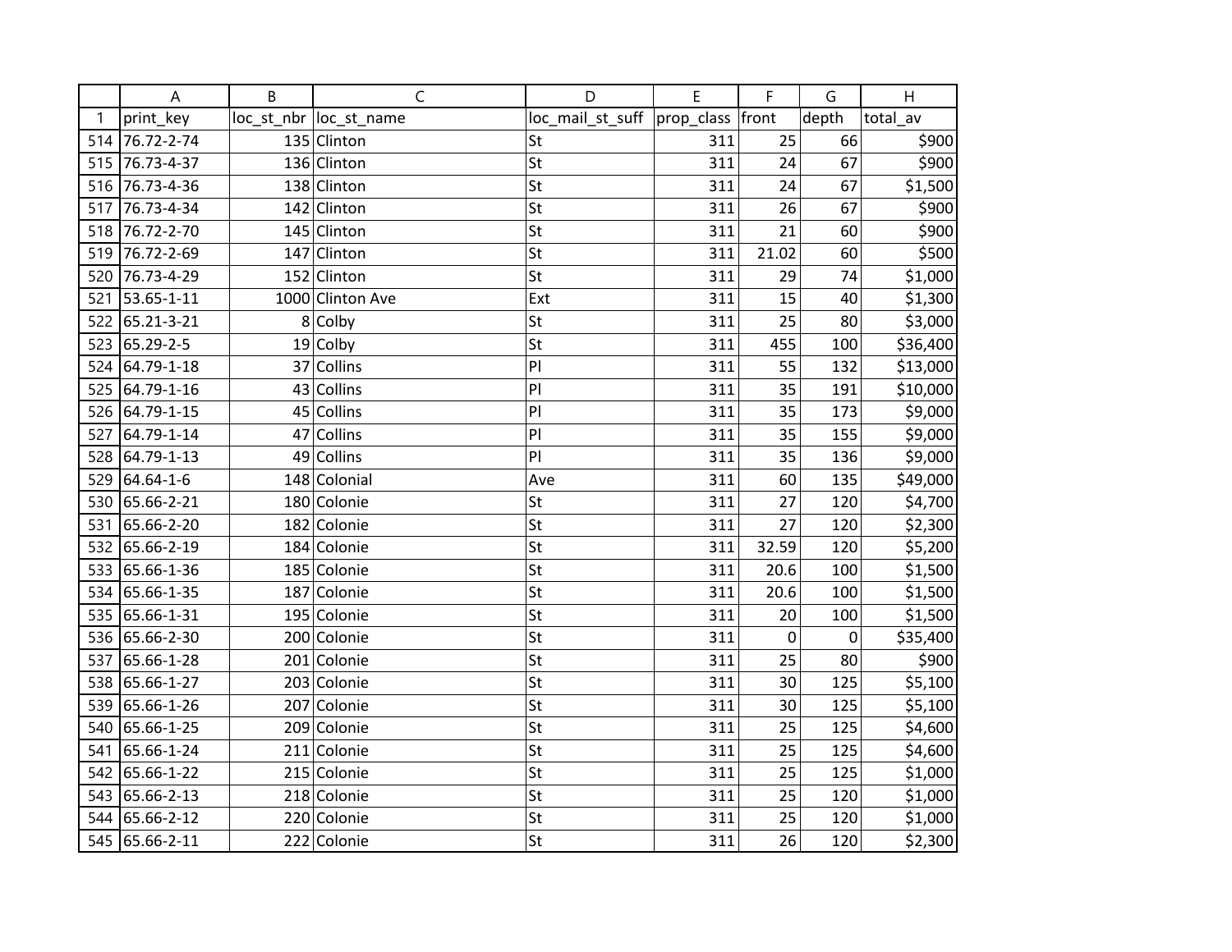| | A | B | C | D | E | F | G | H |
|---|---|---|---|---|---|---|---|---|
| 1 | print_key | loc_st_nbr | loc_st_name | loc_mail_st_suff | prop_class | front | depth | total_av |
| 514 | 76.72-2-74 | 135 | Clinton | St | 311 | 25 | 66 | $900 |
| 515 | 76.73-4-37 | 136 | Clinton | St | 311 | 24 | 67 | $900 |
| 516 | 76.73-4-36 | 138 | Clinton | St | 311 | 24 | 67 | $1,500 |
| 517 | 76.73-4-34 | 142 | Clinton | St | 311 | 26 | 67 | $900 |
| 518 | 76.72-2-70 | 145 | Clinton | St | 311 | 21 | 60 | $900 |
| 519 | 76.72-2-69 | 147 | Clinton | St | 311 | 21.02 | 60 | $500 |
| 520 | 76.73-4-29 | 152 | Clinton | St | 311 | 29 | 74 | $1,000 |
| 521 | 53.65-1-11 | 1000 | Clinton Ave | Ext | 311 | 15 | 40 | $1,300 |
| 522 | 65.21-3-21 | 8 | Colby | St | 311 | 25 | 80 | $3,000 |
| 523 | 65.29-2-5 | 19 | Colby | St | 311 | 455 | 100 | $36,400 |
| 524 | 64.79-1-18 | 37 | Collins | Pl | 311 | 55 | 132 | $13,000 |
| 525 | 64.79-1-16 | 43 | Collins | Pl | 311 | 35 | 191 | $10,000 |
| 526 | 64.79-1-15 | 45 | Collins | Pl | 311 | 35 | 173 | $9,000 |
| 527 | 64.79-1-14 | 47 | Collins | Pl | 311 | 35 | 155 | $9,000 |
| 528 | 64.79-1-13 | 49 | Collins | Pl | 311 | 35 | 136 | $9,000 |
| 529 | 64.64-1-6 | 148 | Colonial | Ave | 311 | 60 | 135 | $49,000 |
| 530 | 65.66-2-21 | 180 | Colonie | St | 311 | 27 | 120 | $4,700 |
| 531 | 65.66-2-20 | 182 | Colonie | St | 311 | 27 | 120 | $2,300 |
| 532 | 65.66-2-19 | 184 | Colonie | St | 311 | 32.59 | 120 | $5,200 |
| 533 | 65.66-1-36 | 185 | Colonie | St | 311 | 20.6 | 100 | $1,500 |
| 534 | 65.66-1-35 | 187 | Colonie | St | 311 | 20.6 | 100 | $1,500 |
| 535 | 65.66-1-31 | 195 | Colonie | St | 311 | 20 | 100 | $1,500 |
| 536 | 65.66-2-30 | 200 | Colonie | St | 311 | 0 | 0 | $35,400 |
| 537 | 65.66-1-28 | 201 | Colonie | St | 311 | 25 | 80 | $900 |
| 538 | 65.66-1-27 | 203 | Colonie | St | 311 | 30 | 125 | $5,100 |
| 539 | 65.66-1-26 | 207 | Colonie | St | 311 | 30 | 125 | $5,100 |
| 540 | 65.66-1-25 | 209 | Colonie | St | 311 | 25 | 125 | $4,600 |
| 541 | 65.66-1-24 | 211 | Colonie | St | 311 | 25 | 125 | $4,600 |
| 542 | 65.66-1-22 | 215 | Colonie | St | 311 | 25 | 125 | $1,000 |
| 543 | 65.66-2-13 | 218 | Colonie | St | 311 | 25 | 120 | $1,000 |
| 544 | 65.66-2-12 | 220 | Colonie | St | 311 | 25 | 120 | $1,000 |
| 545 | 65.66-2-11 | 222 | Colonie | St | 311 | 26 | 120 | $2,300 |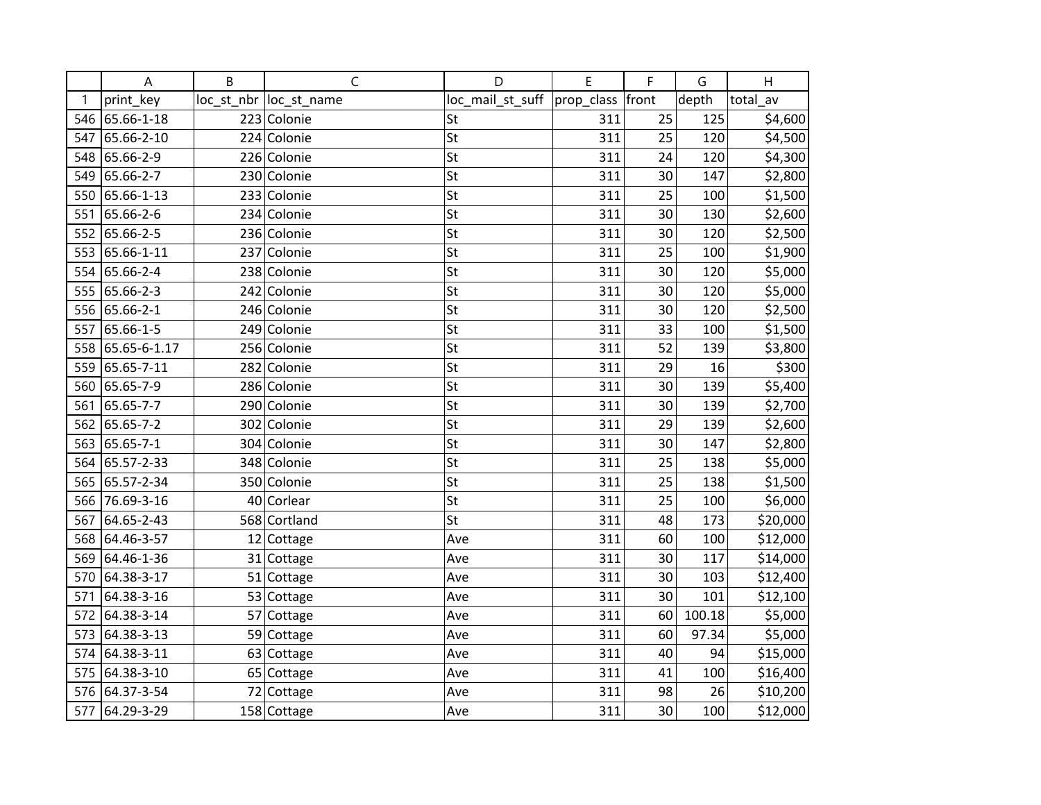| | A | B | C | D | E | F | G | H |
|---|---|---|---|---|---|---|---|---|
| 1 | print_key | loc_st_nbr | loc_st_name | loc_mail_st_suff | prop_class | front | depth | total_av |
| 546 | 65.66-1-18 | 223 | Colonie | St | 311 | 25 | 125 | $4,600 |
| 547 | 65.66-2-10 | 224 | Colonie | St | 311 | 25 | 120 | $4,500 |
| 548 | 65.66-2-9 | 226 | Colonie | St | 311 | 24 | 120 | $4,300 |
| 549 | 65.66-2-7 | 230 | Colonie | St | 311 | 30 | 147 | $2,800 |
| 550 | 65.66-1-13 | 233 | Colonie | St | 311 | 25 | 100 | $1,500 |
| 551 | 65.66-2-6 | 234 | Colonie | St | 311 | 30 | 130 | $2,600 |
| 552 | 65.66-2-5 | 236 | Colonie | St | 311 | 30 | 120 | $2,500 |
| 553 | 65.66-1-11 | 237 | Colonie | St | 311 | 25 | 100 | $1,900 |
| 554 | 65.66-2-4 | 238 | Colonie | St | 311 | 30 | 120 | $5,000 |
| 555 | 65.66-2-3 | 242 | Colonie | St | 311 | 30 | 120 | $5,000 |
| 556 | 65.66-2-1 | 246 | Colonie | St | 311 | 30 | 120 | $2,500 |
| 557 | 65.66-1-5 | 249 | Colonie | St | 311 | 33 | 100 | $1,500 |
| 558 | 65.65-6-1.17 | 256 | Colonie | St | 311 | 52 | 139 | $3,800 |
| 559 | 65.65-7-11 | 282 | Colonie | St | 311 | 29 | 16 | $300 |
| 560 | 65.65-7-9 | 286 | Colonie | St | 311 | 30 | 139 | $5,400 |
| 561 | 65.65-7-7 | 290 | Colonie | St | 311 | 30 | 139 | $2,700 |
| 562 | 65.65-7-2 | 302 | Colonie | St | 311 | 29 | 139 | $2,600 |
| 563 | 65.65-7-1 | 304 | Colonie | St | 311 | 30 | 147 | $2,800 |
| 564 | 65.57-2-33 | 348 | Colonie | St | 311 | 25 | 138 | $5,000 |
| 565 | 65.57-2-34 | 350 | Colonie | St | 311 | 25 | 138 | $1,500 |
| 566 | 76.69-3-16 | 40 | Corlear | St | 311 | 25 | 100 | $6,000 |
| 567 | 64.65-2-43 | 568 | Cortland | St | 311 | 48 | 173 | $20,000 |
| 568 | 64.46-3-57 | 12 | Cottage | Ave | 311 | 60 | 100 | $12,000 |
| 569 | 64.46-1-36 | 31 | Cottage | Ave | 311 | 30 | 117 | $14,000 |
| 570 | 64.38-3-17 | 51 | Cottage | Ave | 311 | 30 | 103 | $12,400 |
| 571 | 64.38-3-16 | 53 | Cottage | Ave | 311 | 30 | 101 | $12,100 |
| 572 | 64.38-3-14 | 57 | Cottage | Ave | 311 | 60 | 100.18 | $5,000 |
| 573 | 64.38-3-13 | 59 | Cottage | Ave | 311 | 60 | 97.34 | $5,000 |
| 574 | 64.38-3-11 | 63 | Cottage | Ave | 311 | 40 | 94 | $15,000 |
| 575 | 64.38-3-10 | 65 | Cottage | Ave | 311 | 41 | 100 | $16,400 |
| 576 | 64.37-3-54 | 72 | Cottage | Ave | 311 | 98 | 26 | $10,200 |
| 577 | 64.29-3-29 | 158 | Cottage | Ave | 311 | 30 | 100 | $12,000 |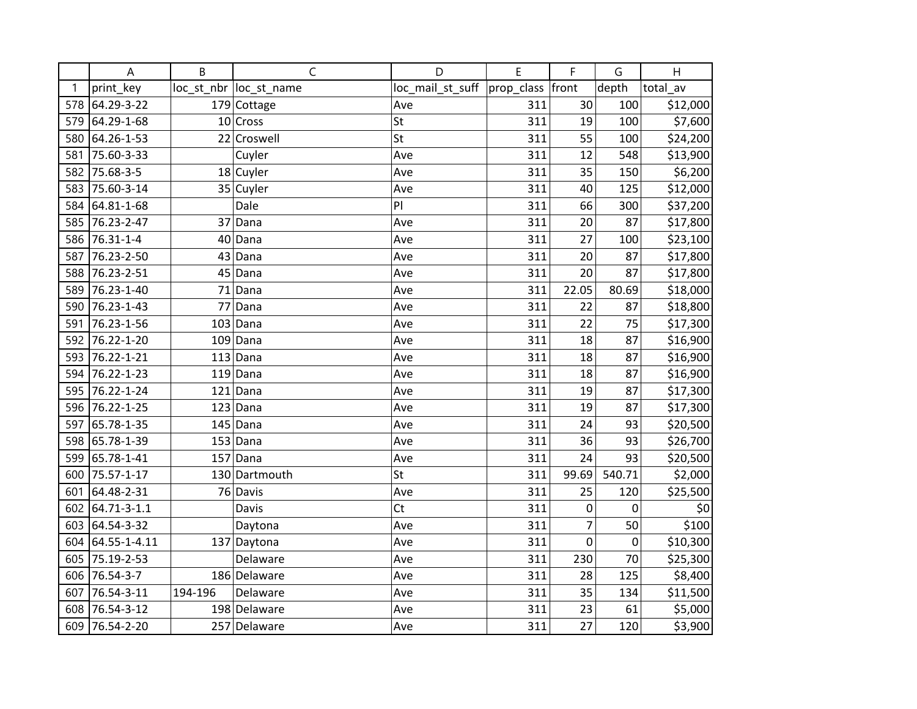| | A | B | C | D | E | F | G | H |
|---|---|---|---|---|---|---|---|---|
| 1 | print_key | loc_st_nbr | loc_st_name | loc_mail_st_suff | prop_class | front | depth | total_av |
| 578 | 64.29-3-22 | 179 | Cottage | Ave | 311 | 30 | 100 | $12,000 |
| 579 | 64.29-1-68 | 10 | Cross | St | 311 | 19 | 100 | $7,600 |
| 580 | 64.26-1-53 | 22 | Croswell | St | 311 | 55 | 100 | $24,200 |
| 581 | 75.60-3-33 | | Cuyler | Ave | 311 | 12 | 548 | $13,900 |
| 582 | 75.68-3-5 | 18 | Cuyler | Ave | 311 | 35 | 150 | $6,200 |
| 583 | 75.60-3-14 | 35 | Cuyler | Ave | 311 | 40 | 125 | $12,000 |
| 584 | 64.81-1-68 | | Dale | Pl | 311 | 66 | 300 | $37,200 |
| 585 | 76.23-2-47 | 37 | Dana | Ave | 311 | 20 | 87 | $17,800 |
| 586 | 76.31-1-4 | 40 | Dana | Ave | 311 | 27 | 100 | $23,100 |
| 587 | 76.23-2-50 | 43 | Dana | Ave | 311 | 20 | 87 | $17,800 |
| 588 | 76.23-2-51 | 45 | Dana | Ave | 311 | 20 | 87 | $17,800 |
| 589 | 76.23-1-40 | 71 | Dana | Ave | 311 | 22.05 | 80.69 | $18,000 |
| 590 | 76.23-1-43 | 77 | Dana | Ave | 311 | 22 | 87 | $18,800 |
| 591 | 76.23-1-56 | 103 | Dana | Ave | 311 | 22 | 75 | $17,300 |
| 592 | 76.22-1-20 | 109 | Dana | Ave | 311 | 18 | 87 | $16,900 |
| 593 | 76.22-1-21 | 113 | Dana | Ave | 311 | 18 | 87 | $16,900 |
| 594 | 76.22-1-23 | 119 | Dana | Ave | 311 | 18 | 87 | $16,900 |
| 595 | 76.22-1-24 | 121 | Dana | Ave | 311 | 19 | 87 | $17,300 |
| 596 | 76.22-1-25 | 123 | Dana | Ave | 311 | 19 | 87 | $17,300 |
| 597 | 65.78-1-35 | 145 | Dana | Ave | 311 | 24 | 93 | $20,500 |
| 598 | 65.78-1-39 | 153 | Dana | Ave | 311 | 36 | 93 | $26,700 |
| 599 | 65.78-1-41 | 157 | Dana | Ave | 311 | 24 | 93 | $20,500 |
| 600 | 75.57-1-17 | 130 | Dartmouth | St | 311 | 99.69 | 540.71 | $2,000 |
| 601 | 64.48-2-31 | 76 | Davis | Ave | 311 | 25 | 120 | $25,500 |
| 602 | 64.71-3-1.1 | | Davis | Ct | 311 | 0 | 0 | $0 |
| 603 | 64.54-3-32 | | Daytona | Ave | 311 | 7 | 50 | $100 |
| 604 | 64.55-1-4.11 | 137 | Daytona | Ave | 311 | 0 | 0 | $10,300 |
| 605 | 75.19-2-53 | | Delaware | Ave | 311 | 230 | 70 | $25,300 |
| 606 | 76.54-3-7 | 186 | Delaware | Ave | 311 | 28 | 125 | $8,400 |
| 607 | 76.54-3-11 | 194-196 | Delaware | Ave | 311 | 35 | 134 | $11,500 |
| 608 | 76.54-3-12 | 198 | Delaware | Ave | 311 | 23 | 61 | $5,000 |
| 609 | 76.54-2-20 | 257 | Delaware | Ave | 311 | 27 | 120 | $3,900 |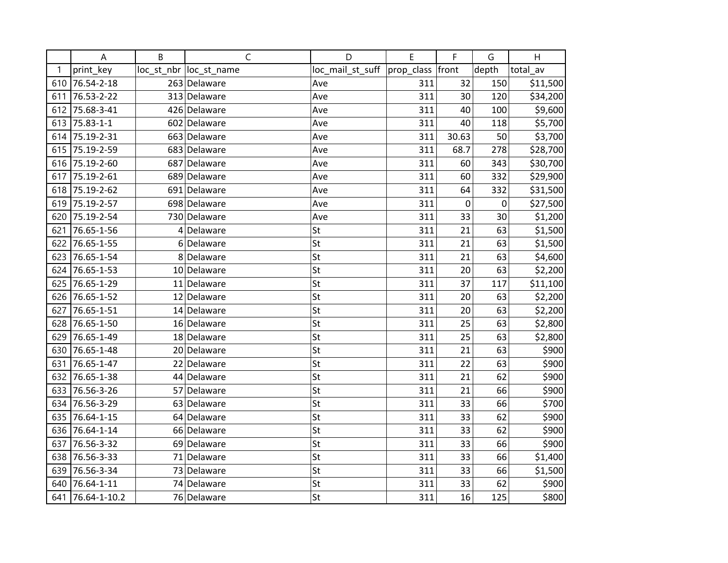| | A | B | C | D | E | F | G | H |
|---|---|---|---|---|---|---|---|---|
| 1 | print_key | loc_st_nbr | loc_st_name | loc_mail_st_suff | prop_class | front | depth | total_av |
| 610 | 76.54-2-18 | 263 | Delaware | Ave | 311 | 32 | 150 | $11,500 |
| 611 | 76.53-2-22 | 313 | Delaware | Ave | 311 | 30 | 120 | $34,200 |
| 612 | 75.68-3-41 | 426 | Delaware | Ave | 311 | 40 | 100 | $9,600 |
| 613 | 75.83-1-1 | 602 | Delaware | Ave | 311 | 40 | 118 | $5,700 |
| 614 | 75.19-2-31 | 663 | Delaware | Ave | 311 | 30.63 | 50 | $3,700 |
| 615 | 75.19-2-59 | 683 | Delaware | Ave | 311 | 68.7 | 278 | $28,700 |
| 616 | 75.19-2-60 | 687 | Delaware | Ave | 311 | 60 | 343 | $30,700 |
| 617 | 75.19-2-61 | 689 | Delaware | Ave | 311 | 60 | 332 | $29,900 |
| 618 | 75.19-2-62 | 691 | Delaware | Ave | 311 | 64 | 332 | $31,500 |
| 619 | 75.19-2-57 | 698 | Delaware | Ave | 311 | 0 | 0 | $27,500 |
| 620 | 75.19-2-54 | 730 | Delaware | Ave | 311 | 33 | 30 | $1,200 |
| 621 | 76.65-1-56 | 4 | Delaware | St | 311 | 21 | 63 | $1,500 |
| 622 | 76.65-1-55 | 6 | Delaware | St | 311 | 21 | 63 | $1,500 |
| 623 | 76.65-1-54 | 8 | Delaware | St | 311 | 21 | 63 | $4,600 |
| 624 | 76.65-1-53 | 10 | Delaware | St | 311 | 20 | 63 | $2,200 |
| 625 | 76.65-1-29 | 11 | Delaware | St | 311 | 37 | 117 | $11,100 |
| 626 | 76.65-1-52 | 12 | Delaware | St | 311 | 20 | 63 | $2,200 |
| 627 | 76.65-1-51 | 14 | Delaware | St | 311 | 20 | 63 | $2,200 |
| 628 | 76.65-1-50 | 16 | Delaware | St | 311 | 25 | 63 | $2,800 |
| 629 | 76.65-1-49 | 18 | Delaware | St | 311 | 25 | 63 | $2,800 |
| 630 | 76.65-1-48 | 20 | Delaware | St | 311 | 21 | 63 | $900 |
| 631 | 76.65-1-47 | 22 | Delaware | St | 311 | 22 | 63 | $900 |
| 632 | 76.65-1-38 | 44 | Delaware | St | 311 | 21 | 62 | $900 |
| 633 | 76.56-3-26 | 57 | Delaware | St | 311 | 21 | 66 | $900 |
| 634 | 76.56-3-29 | 63 | Delaware | St | 311 | 33 | 66 | $700 |
| 635 | 76.64-1-15 | 64 | Delaware | St | 311 | 33 | 62 | $900 |
| 636 | 76.64-1-14 | 66 | Delaware | St | 311 | 33 | 62 | $900 |
| 637 | 76.56-3-32 | 69 | Delaware | St | 311 | 33 | 66 | $900 |
| 638 | 76.56-3-33 | 71 | Delaware | St | 311 | 33 | 66 | $1,400 |
| 639 | 76.56-3-34 | 73 | Delaware | St | 311 | 33 | 66 | $1,500 |
| 640 | 76.64-1-11 | 74 | Delaware | St | 311 | 33 | 62 | $900 |
| 641 | 76.64-1-10.2 | 76 | Delaware | St | 311 | 16 | 125 | $800 |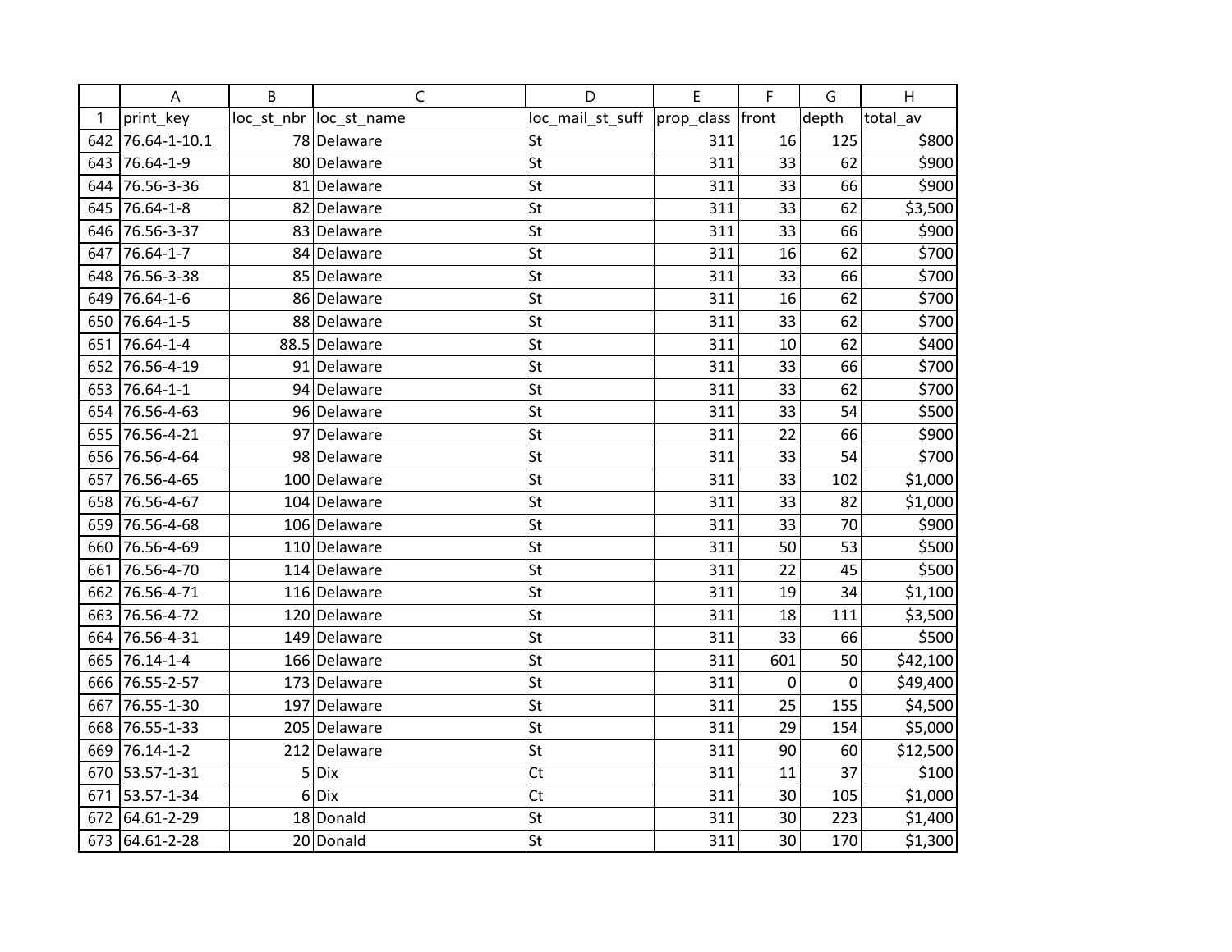| | A | B | C | D | E | F | G | H |
|---|---|---|---|---|---|---|---|---|
| 1 | print_key | loc_st_nbr | loc_st_name | loc_mail_st_suff | prop_class | front | depth | total_av |
| 642 | 76.64-1-10.1 | 78 | Delaware | St | 311 | 16 | 125 | $800 |
| 643 | 76.64-1-9 | 80 | Delaware | St | 311 | 33 | 62 | $900 |
| 644 | 76.56-3-36 | 81 | Delaware | St | 311 | 33 | 66 | $900 |
| 645 | 76.64-1-8 | 82 | Delaware | St | 311 | 33 | 62 | $3,500 |
| 646 | 76.56-3-37 | 83 | Delaware | St | 311 | 33 | 66 | $900 |
| 647 | 76.64-1-7 | 84 | Delaware | St | 311 | 16 | 62 | $700 |
| 648 | 76.56-3-38 | 85 | Delaware | St | 311 | 33 | 66 | $700 |
| 649 | 76.64-1-6 | 86 | Delaware | St | 311 | 16 | 62 | $700 |
| 650 | 76.64-1-5 | 88 | Delaware | St | 311 | 33 | 62 | $700 |
| 651 | 76.64-1-4 | 88.5 | Delaware | St | 311 | 10 | 62 | $400 |
| 652 | 76.56-4-19 | 91 | Delaware | St | 311 | 33 | 66 | $700 |
| 653 | 76.64-1-1 | 94 | Delaware | St | 311 | 33 | 62 | $700 |
| 654 | 76.56-4-63 | 96 | Delaware | St | 311 | 33 | 54 | $500 |
| 655 | 76.56-4-21 | 97 | Delaware | St | 311 | 22 | 66 | $900 |
| 656 | 76.56-4-64 | 98 | Delaware | St | 311 | 33 | 54 | $700 |
| 657 | 76.56-4-65 | 100 | Delaware | St | 311 | 33 | 102 | $1,000 |
| 658 | 76.56-4-67 | 104 | Delaware | St | 311 | 33 | 82 | $1,000 |
| 659 | 76.56-4-68 | 106 | Delaware | St | 311 | 33 | 70 | $900 |
| 660 | 76.56-4-69 | 110 | Delaware | St | 311 | 50 | 53 | $500 |
| 661 | 76.56-4-70 | 114 | Delaware | St | 311 | 22 | 45 | $500 |
| 662 | 76.56-4-71 | 116 | Delaware | St | 311 | 19 | 34 | $1,100 |
| 663 | 76.56-4-72 | 120 | Delaware | St | 311 | 18 | 111 | $3,500 |
| 664 | 76.56-4-31 | 149 | Delaware | St | 311 | 33 | 66 | $500 |
| 665 | 76.14-1-4 | 166 | Delaware | St | 311 | 601 | 50 | $42,100 |
| 666 | 76.55-2-57 | 173 | Delaware | St | 311 | 0 | 0 | $49,400 |
| 667 | 76.55-1-30 | 197 | Delaware | St | 311 | 25 | 155 | $4,500 |
| 668 | 76.55-1-33 | 205 | Delaware | St | 311 | 29 | 154 | $5,000 |
| 669 | 76.14-1-2 | 212 | Delaware | St | 311 | 90 | 60 | $12,500 |
| 670 | 53.57-1-31 | 5 | Dix | Ct | 311 | 11 | 37 | $100 |
| 671 | 53.57-1-34 | 6 | Dix | Ct | 311 | 30 | 105 | $1,000 |
| 672 | 64.61-2-29 | 18 | Donald | St | 311 | 30 | 223 | $1,400 |
| 673 | 64.61-2-28 | 20 | Donald | St | 311 | 30 | 170 | $1,300 |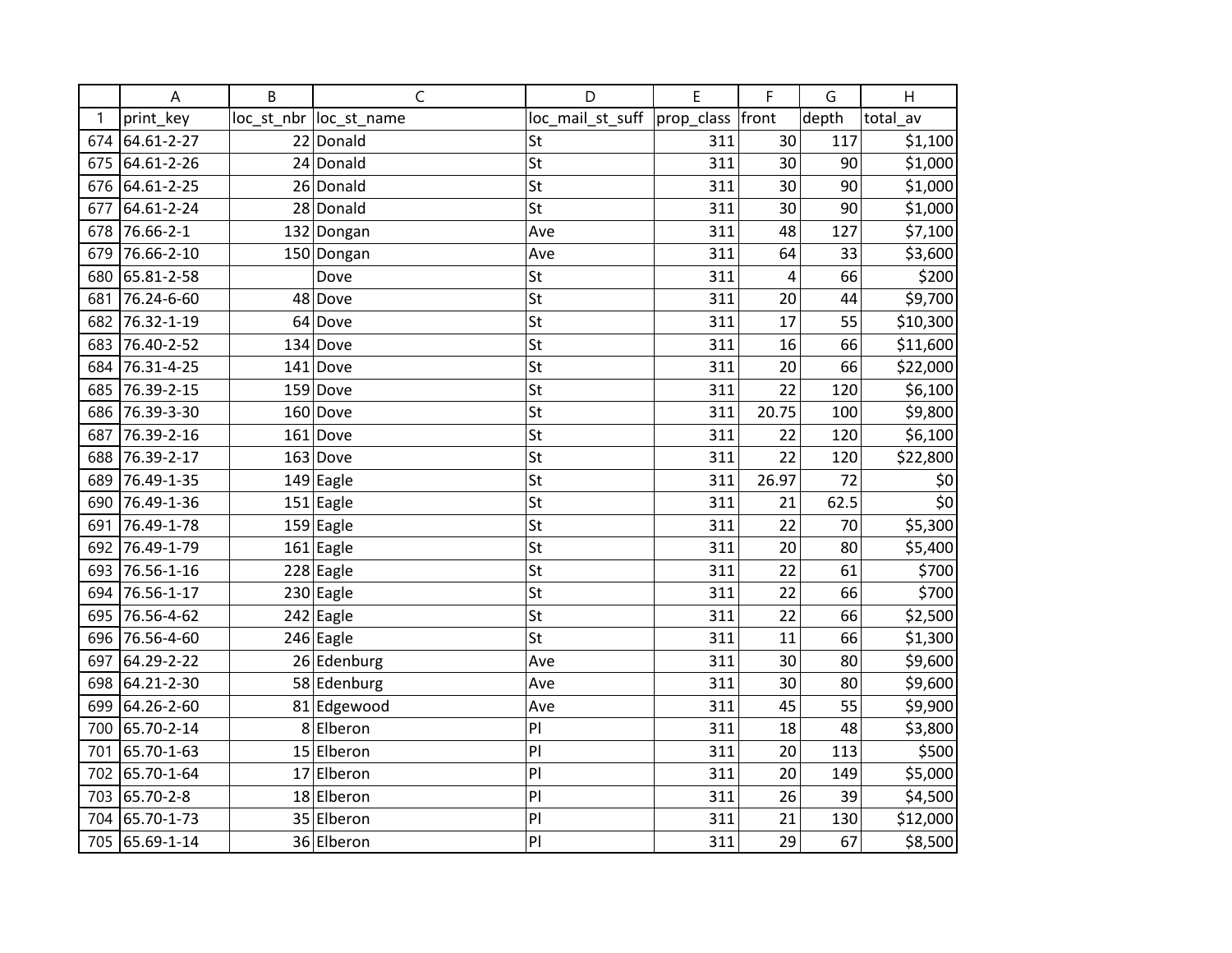| | A | B | C | D | E | F | G | H |
|---|---|---|---|---|---|---|---|---|
| 1 | print_key | loc_st_nbr | loc_st_name | loc_mail_st_suff | prop_class | front | depth | total_av |
| 674 | 64.61-2-27 | 22 | Donald | St | 311 | 30 | 117 | $1,100 |
| 675 | 64.61-2-26 | 24 | Donald | St | 311 | 30 | 90 | $1,000 |
| 676 | 64.61-2-25 | 26 | Donald | St | 311 | 30 | 90 | $1,000 |
| 677 | 64.61-2-24 | 28 | Donald | St | 311 | 30 | 90 | $1,000 |
| 678 | 76.66-2-1 | 132 | Dongan | Ave | 311 | 48 | 127 | $7,100 |
| 679 | 76.66-2-10 | 150 | Dongan | Ave | 311 | 64 | 33 | $3,600 |
| 680 | 65.81-2-58 | | Dove | St | 311 | 4 | 66 | $200 |
| 681 | 76.24-6-60 | 48 | Dove | St | 311 | 20 | 44 | $9,700 |
| 682 | 76.32-1-19 | 64 | Dove | St | 311 | 17 | 55 | $10,300 |
| 683 | 76.40-2-52 | 134 | Dove | St | 311 | 16 | 66 | $11,600 |
| 684 | 76.31-4-25 | 141 | Dove | St | 311 | 20 | 66 | $22,000 |
| 685 | 76.39-2-15 | 159 | Dove | St | 311 | 22 | 120 | $6,100 |
| 686 | 76.39-3-30 | 160 | Dove | St | 311 | 20.75 | 100 | $9,800 |
| 687 | 76.39-2-16 | 161 | Dove | St | 311 | 22 | 120 | $6,100 |
| 688 | 76.39-2-17 | 163 | Dove | St | 311 | 22 | 120 | $22,800 |
| 689 | 76.49-1-35 | 149 | Eagle | St | 311 | 26.97 | 72 | $0 |
| 690 | 76.49-1-36 | 151 | Eagle | St | 311 | 21 | 62.5 | $0 |
| 691 | 76.49-1-78 | 159 | Eagle | St | 311 | 22 | 70 | $5,300 |
| 692 | 76.49-1-79 | 161 | Eagle | St | 311 | 20 | 80 | $5,400 |
| 693 | 76.56-1-16 | 228 | Eagle | St | 311 | 22 | 61 | $700 |
| 694 | 76.56-1-17 | 230 | Eagle | St | 311 | 22 | 66 | $700 |
| 695 | 76.56-4-62 | 242 | Eagle | St | 311 | 22 | 66 | $2,500 |
| 696 | 76.56-4-60 | 246 | Eagle | St | 311 | 11 | 66 | $1,300 |
| 697 | 64.29-2-22 | 26 | Edenburg | Ave | 311 | 30 | 80 | $9,600 |
| 698 | 64.21-2-30 | 58 | Edenburg | Ave | 311 | 30 | 80 | $9,600 |
| 699 | 64.26-2-60 | 81 | Edgewood | Ave | 311 | 45 | 55 | $9,900 |
| 700 | 65.70-2-14 | 8 | Elberon | Pl | 311 | 18 | 48 | $3,800 |
| 701 | 65.70-1-63 | 15 | Elberon | Pl | 311 | 20 | 113 | $500 |
| 702 | 65.70-1-64 | 17 | Elberon | Pl | 311 | 20 | 149 | $5,000 |
| 703 | 65.70-2-8 | 18 | Elberon | Pl | 311 | 26 | 39 | $4,500 |
| 704 | 65.70-1-73 | 35 | Elberon | Pl | 311 | 21 | 130 | $12,000 |
| 705 | 65.69-1-14 | 36 | Elberon | Pl | 311 | 29 | 67 | $8,500 |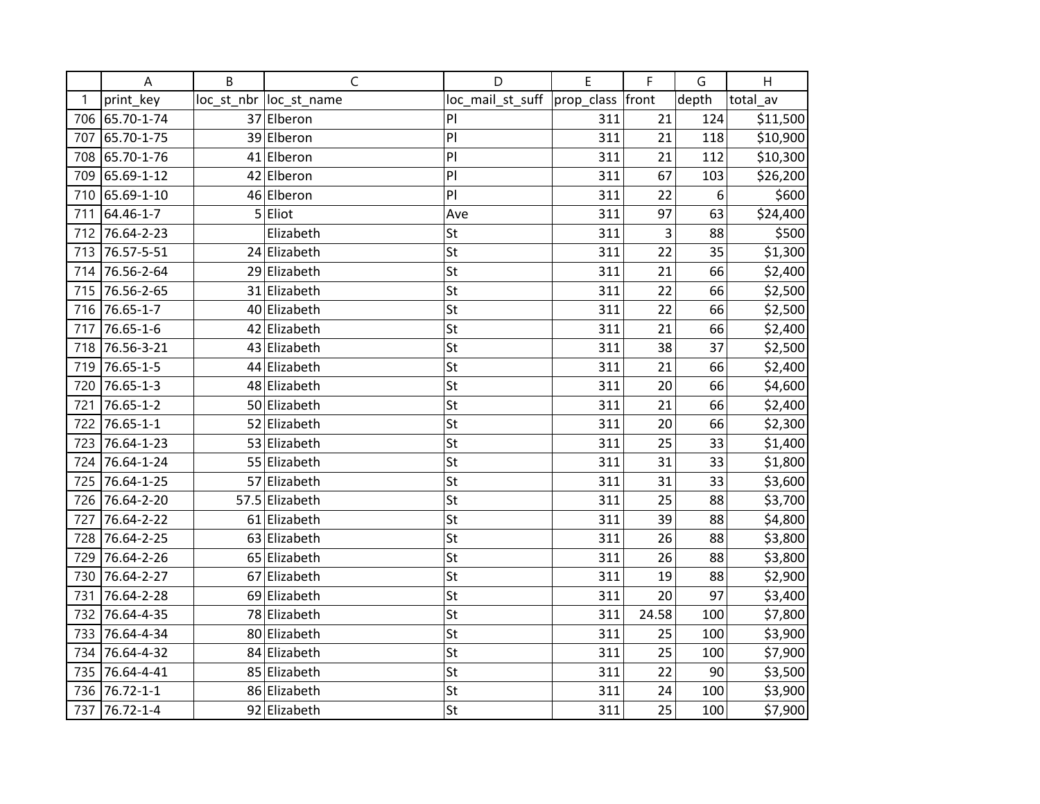| | A | B | C | D | E | F | G | H |
|---|---|---|---|---|---|---|---|---|
| 1 | print_key | loc_st_nbr | loc_st_name | loc_mail_st_suff | prop_class | front | depth | total_av |
| 706 | 65.70-1-74 | 37 | Elberon | Pl | 311 | 21 | 124 | $11,500 |
| 707 | 65.70-1-75 | 39 | Elberon | Pl | 311 | 21 | 118 | $10,900 |
| 708 | 65.70-1-76 | 41 | Elberon | Pl | 311 | 21 | 112 | $10,300 |
| 709 | 65.69-1-12 | 42 | Elberon | Pl | 311 | 67 | 103 | $26,200 |
| 710 | 65.69-1-10 | 46 | Elberon | Pl | 311 | 22 | 6 | $600 |
| 711 | 64.46-1-7 | 5 | Eliot | Ave | 311 | 97 | 63 | $24,400 |
| 712 | 76.64-2-23 | | Elizabeth | St | 311 | 3 | 88 | $500 |
| 713 | 76.57-5-51 | 24 | Elizabeth | St | 311 | 22 | 35 | $1,300 |
| 714 | 76.56-2-64 | 29 | Elizabeth | St | 311 | 21 | 66 | $2,400 |
| 715 | 76.56-2-65 | 31 | Elizabeth | St | 311 | 22 | 66 | $2,500 |
| 716 | 76.65-1-7 | 40 | Elizabeth | St | 311 | 22 | 66 | $2,500 |
| 717 | 76.65-1-6 | 42 | Elizabeth | St | 311 | 21 | 66 | $2,400 |
| 718 | 76.56-3-21 | 43 | Elizabeth | St | 311 | 38 | 37 | $2,500 |
| 719 | 76.65-1-5 | 44 | Elizabeth | St | 311 | 21 | 66 | $2,400 |
| 720 | 76.65-1-3 | 48 | Elizabeth | St | 311 | 20 | 66 | $4,600 |
| 721 | 76.65-1-2 | 50 | Elizabeth | St | 311 | 21 | 66 | $2,400 |
| 722 | 76.65-1-1 | 52 | Elizabeth | St | 311 | 20 | 66 | $2,300 |
| 723 | 76.64-1-23 | 53 | Elizabeth | St | 311 | 25 | 33 | $1,400 |
| 724 | 76.64-1-24 | 55 | Elizabeth | St | 311 | 31 | 33 | $1,800 |
| 725 | 76.64-1-25 | 57 | Elizabeth | St | 311 | 31 | 33 | $3,600 |
| 726 | 76.64-2-20 | 57.5 | Elizabeth | St | 311 | 25 | 88 | $3,700 |
| 727 | 76.64-2-22 | 61 | Elizabeth | St | 311 | 39 | 88 | $4,800 |
| 728 | 76.64-2-25 | 63 | Elizabeth | St | 311 | 26 | 88 | $3,800 |
| 729 | 76.64-2-26 | 65 | Elizabeth | St | 311 | 26 | 88 | $3,800 |
| 730 | 76.64-2-27 | 67 | Elizabeth | St | 311 | 19 | 88 | $2,900 |
| 731 | 76.64-2-28 | 69 | Elizabeth | St | 311 | 20 | 97 | $3,400 |
| 732 | 76.64-4-35 | 78 | Elizabeth | St | 311 | 24.58 | 100 | $7,800 |
| 733 | 76.64-4-34 | 80 | Elizabeth | St | 311 | 25 | 100 | $3,900 |
| 734 | 76.64-4-32 | 84 | Elizabeth | St | 311 | 25 | 100 | $7,900 |
| 735 | 76.64-4-41 | 85 | Elizabeth | St | 311 | 22 | 90 | $3,500 |
| 736 | 76.72-1-1 | 86 | Elizabeth | St | 311 | 24 | 100 | $3,900 |
| 737 | 76.72-1-4 | 92 | Elizabeth | St | 311 | 25 | 100 | $7,900 |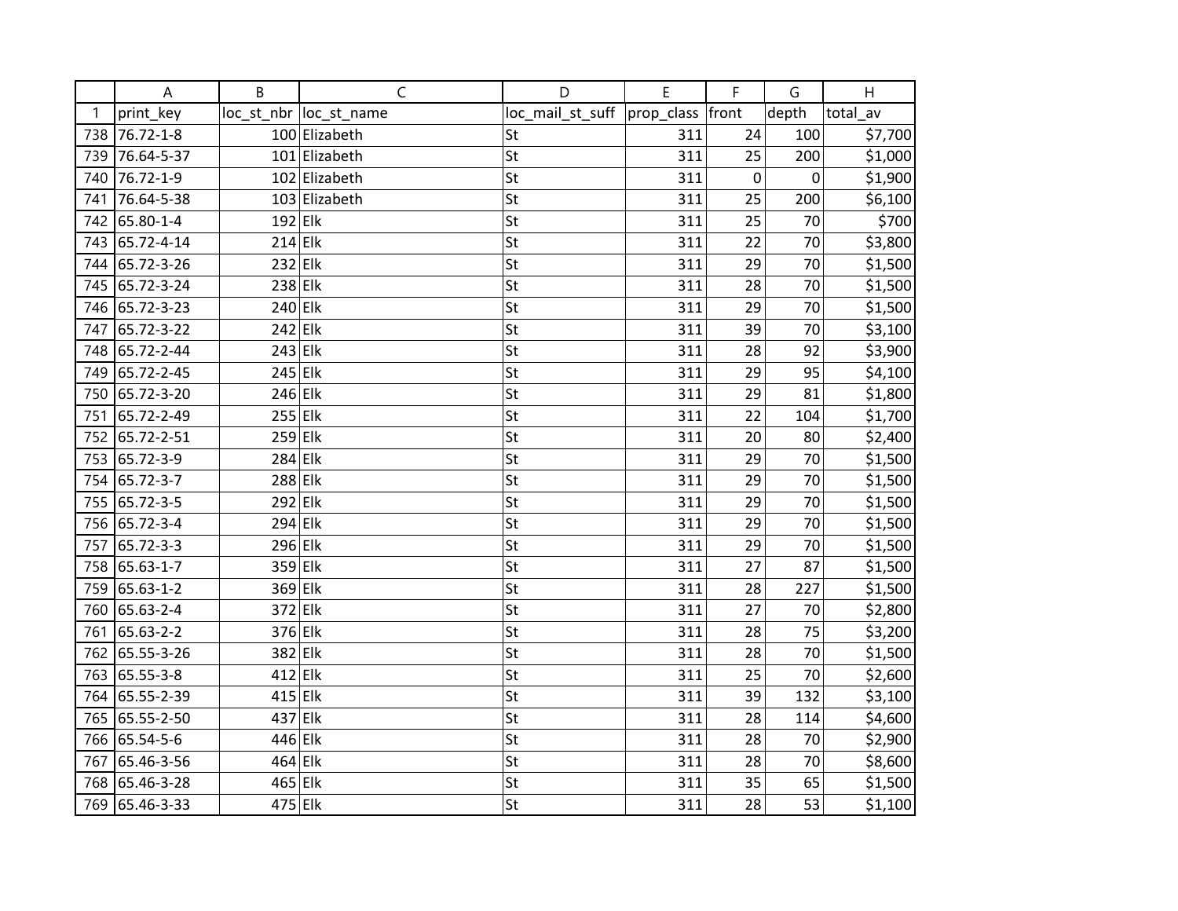| | A | B | C | D | E | F | G | H |
|---|---|---|---|---|---|---|---|---|
| 1 | print_key | loc_st_nbr | loc_st_name | loc_mail_st_suff | prop_class | front | depth | total_av |
| 738 | 76.72-1-8 | 100 | Elizabeth | St | 311 | 24 | 100 | $7,700 |
| 739 | 76.64-5-37 | 101 | Elizabeth | St | 311 | 25 | 200 | $1,000 |
| 740 | 76.72-1-9 | 102 | Elizabeth | St | 311 | 0 | 0 | $1,900 |
| 741 | 76.64-5-38 | 103 | Elizabeth | St | 311 | 25 | 200 | $6,100 |
| 742 | 65.80-1-4 | 192 | Elk | St | 311 | 25 | 70 | $700 |
| 743 | 65.72-4-14 | 214 | Elk | St | 311 | 22 | 70 | $3,800 |
| 744 | 65.72-3-26 | 232 | Elk | St | 311 | 29 | 70 | $1,500 |
| 745 | 65.72-3-24 | 238 | Elk | St | 311 | 28 | 70 | $1,500 |
| 746 | 65.72-3-23 | 240 | Elk | St | 311 | 29 | 70 | $1,500 |
| 747 | 65.72-3-22 | 242 | Elk | St | 311 | 39 | 70 | $3,100 |
| 748 | 65.72-2-44 | 243 | Elk | St | 311 | 28 | 92 | $3,900 |
| 749 | 65.72-2-45 | 245 | Elk | St | 311 | 29 | 95 | $4,100 |
| 750 | 65.72-3-20 | 246 | Elk | St | 311 | 29 | 81 | $1,800 |
| 751 | 65.72-2-49 | 255 | Elk | St | 311 | 22 | 104 | $1,700 |
| 752 | 65.72-2-51 | 259 | Elk | St | 311 | 20 | 80 | $2,400 |
| 753 | 65.72-3-9 | 284 | Elk | St | 311 | 29 | 70 | $1,500 |
| 754 | 65.72-3-7 | 288 | Elk | St | 311 | 29 | 70 | $1,500 |
| 755 | 65.72-3-5 | 292 | Elk | St | 311 | 29 | 70 | $1,500 |
| 756 | 65.72-3-4 | 294 | Elk | St | 311 | 29 | 70 | $1,500 |
| 757 | 65.72-3-3 | 296 | Elk | St | 311 | 29 | 70 | $1,500 |
| 758 | 65.63-1-7 | 359 | Elk | St | 311 | 27 | 87 | $1,500 |
| 759 | 65.63-1-2 | 369 | Elk | St | 311 | 28 | 227 | $1,500 |
| 760 | 65.63-2-4 | 372 | Elk | St | 311 | 27 | 70 | $2,800 |
| 761 | 65.63-2-2 | 376 | Elk | St | 311 | 28 | 75 | $3,200 |
| 762 | 65.55-3-26 | 382 | Elk | St | 311 | 28 | 70 | $1,500 |
| 763 | 65.55-3-8 | 412 | Elk | St | 311 | 25 | 70 | $2,600 |
| 764 | 65.55-2-39 | 415 | Elk | St | 311 | 39 | 132 | $3,100 |
| 765 | 65.55-2-50 | 437 | Elk | St | 311 | 28 | 114 | $4,600 |
| 766 | 65.54-5-6 | 446 | Elk | St | 311 | 28 | 70 | $2,900 |
| 767 | 65.46-3-56 | 464 | Elk | St | 311 | 28 | 70 | $8,600 |
| 768 | 65.46-3-28 | 465 | Elk | St | 311 | 35 | 65 | $1,500 |
| 769 | 65.46-3-33 | 475 | Elk | St | 311 | 28 | 53 | $1,100 |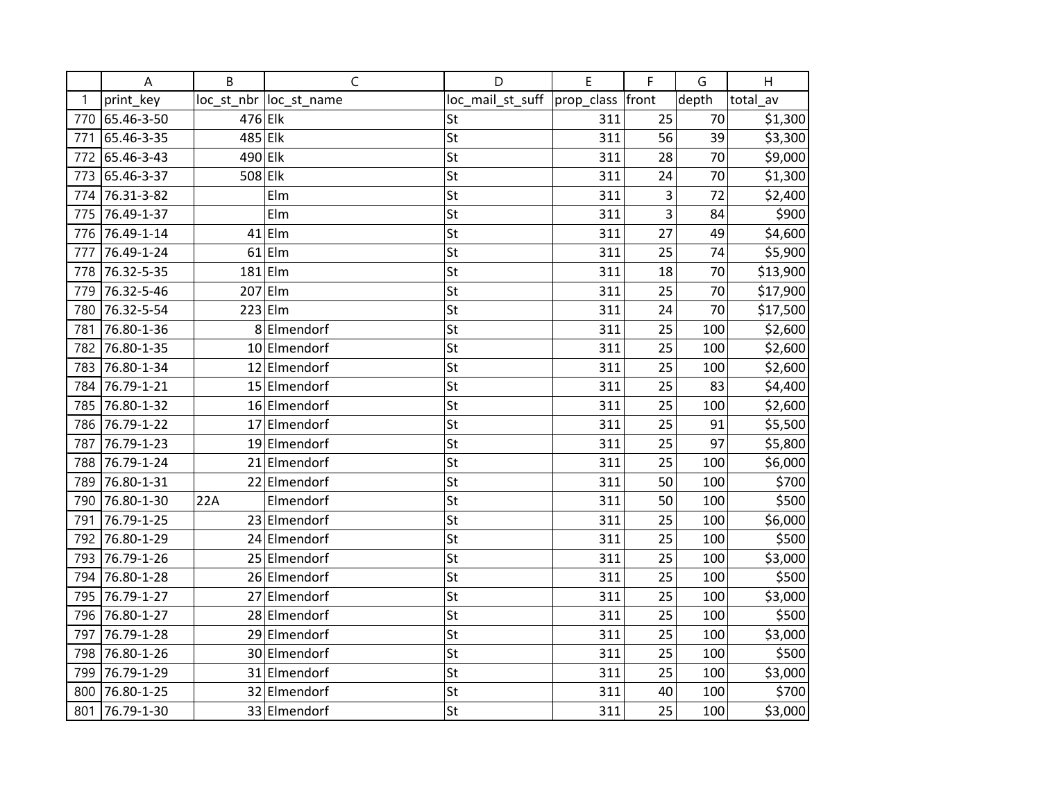| | A | B | C | D | E | F | G | H |
|---|---|---|---|---|---|---|---|---|
| 1 | print_key | loc_st_nbr | loc_st_name | loc_mail_st_suff | prop_class | front | depth | total_av |
| 770 | 65.46-3-50 | 476 | Elk | St | 311 | 25 | 70 | $1,300 |
| 771 | 65.46-3-35 | 485 | Elk | St | 311 | 56 | 39 | $3,300 |
| 772 | 65.46-3-43 | 490 | Elk | St | 311 | 28 | 70 | $9,000 |
| 773 | 65.46-3-37 | 508 | Elk | St | 311 | 24 | 70 | $1,300 |
| 774 | 76.31-3-82 | | Elm | St | 311 | 3 | 72 | $2,400 |
| 775 | 76.49-1-37 | | Elm | St | 311 | 3 | 84 | $900 |
| 776 | 76.49-1-14 | 41 | Elm | St | 311 | 27 | 49 | $4,600 |
| 777 | 76.49-1-24 | 61 | Elm | St | 311 | 25 | 74 | $5,900 |
| 778 | 76.32-5-35 | 181 | Elm | St | 311 | 18 | 70 | $13,900 |
| 779 | 76.32-5-46 | 207 | Elm | St | 311 | 25 | 70 | $17,900 |
| 780 | 76.32-5-54 | 223 | Elm | St | 311 | 24 | 70 | $17,500 |
| 781 | 76.80-1-36 | 8 | Elmendorf | St | 311 | 25 | 100 | $2,600 |
| 782 | 76.80-1-35 | 10 | Elmendorf | St | 311 | 25 | 100 | $2,600 |
| 783 | 76.80-1-34 | 12 | Elmendorf | St | 311 | 25 | 100 | $2,600 |
| 784 | 76.79-1-21 | 15 | Elmendorf | St | 311 | 25 | 83 | $4,400 |
| 785 | 76.80-1-32 | 16 | Elmendorf | St | 311 | 25 | 100 | $2,600 |
| 786 | 76.79-1-22 | 17 | Elmendorf | St | 311 | 25 | 91 | $5,500 |
| 787 | 76.79-1-23 | 19 | Elmendorf | St | 311 | 25 | 97 | $5,800 |
| 788 | 76.79-1-24 | 21 | Elmendorf | St | 311 | 25 | 100 | $6,000 |
| 789 | 76.80-1-31 | 22 | Elmendorf | St | 311 | 50 | 100 | $700 |
| 790 | 76.80-1-30 | 22A | Elmendorf | St | 311 | 50 | 100 | $500 |
| 791 | 76.79-1-25 | 23 | Elmendorf | St | 311 | 25 | 100 | $6,000 |
| 792 | 76.80-1-29 | 24 | Elmendorf | St | 311 | 25 | 100 | $500 |
| 793 | 76.79-1-26 | 25 | Elmendorf | St | 311 | 25 | 100 | $3,000 |
| 794 | 76.80-1-28 | 26 | Elmendorf | St | 311 | 25 | 100 | $500 |
| 795 | 76.79-1-27 | 27 | Elmendorf | St | 311 | 25 | 100 | $3,000 |
| 796 | 76.80-1-27 | 28 | Elmendorf | St | 311 | 25 | 100 | $500 |
| 797 | 76.79-1-28 | 29 | Elmendorf | St | 311 | 25 | 100 | $3,000 |
| 798 | 76.80-1-26 | 30 | Elmendorf | St | 311 | 25 | 100 | $500 |
| 799 | 76.79-1-29 | 31 | Elmendorf | St | 311 | 25 | 100 | $3,000 |
| 800 | 76.80-1-25 | 32 | Elmendorf | St | 311 | 40 | 100 | $700 |
| 801 | 76.79-1-30 | 33 | Elmendorf | St | 311 | 25 | 100 | $3,000 |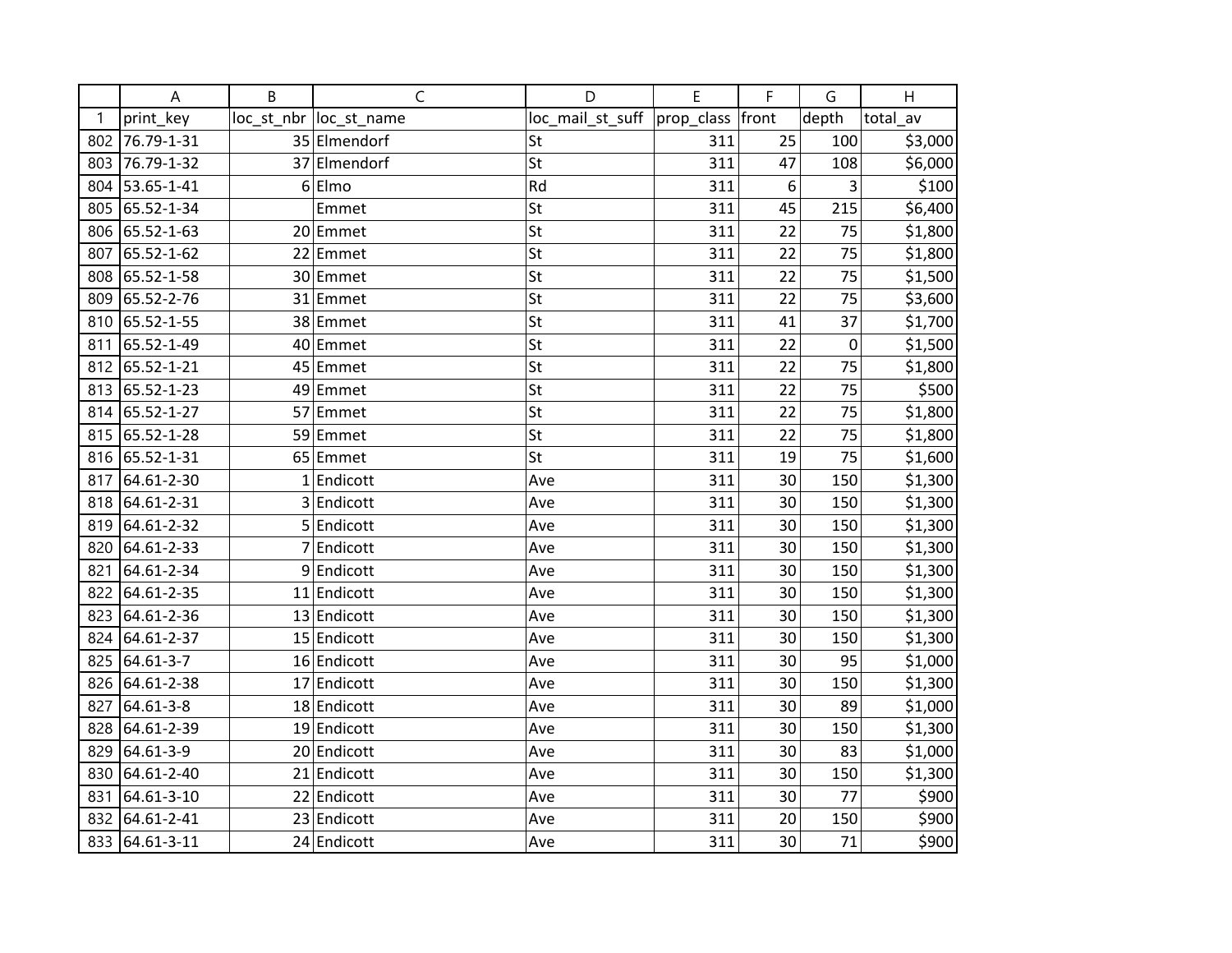| | A | B | C | D | E | F | G | H |
|---|---|---|---|---|---|---|---|---|
| 1 | print_key | loc_st_nbr | loc_st_name | loc_mail_st_suff | prop_class | front | depth | total_av |
| 802 | 76.79-1-31 | 35 | Elmendorf | St | 311 | 25 | 100 | $3,000 |
| 803 | 76.79-1-32 | 37 | Elmendorf | St | 311 | 47 | 108 | $6,000 |
| 804 | 53.65-1-41 | 6 | Elmo | Rd | 311 | 6 | 3 | $100 |
| 805 | 65.52-1-34 | | Emmet | St | 311 | 45 | 215 | $6,400 |
| 806 | 65.52-1-63 | 20 | Emmet | St | 311 | 22 | 75 | $1,800 |
| 807 | 65.52-1-62 | 22 | Emmet | St | 311 | 22 | 75 | $1,800 |
| 808 | 65.52-1-58 | 30 | Emmet | St | 311 | 22 | 75 | $1,500 |
| 809 | 65.52-2-76 | 31 | Emmet | St | 311 | 22 | 75 | $3,600 |
| 810 | 65.52-1-55 | 38 | Emmet | St | 311 | 41 | 37 | $1,700 |
| 811 | 65.52-1-49 | 40 | Emmet | St | 311 | 22 | 0 | $1,500 |
| 812 | 65.52-1-21 | 45 | Emmet | St | 311 | 22 | 75 | $1,800 |
| 813 | 65.52-1-23 | 49 | Emmet | St | 311 | 22 | 75 | $500 |
| 814 | 65.52-1-27 | 57 | Emmet | St | 311 | 22 | 75 | $1,800 |
| 815 | 65.52-1-28 | 59 | Emmet | St | 311 | 22 | 75 | $1,800 |
| 816 | 65.52-1-31 | 65 | Emmet | St | 311 | 19 | 75 | $1,600 |
| 817 | 64.61-2-30 | 1 | Endicott | Ave | 311 | 30 | 150 | $1,300 |
| 818 | 64.61-2-31 | 3 | Endicott | Ave | 311 | 30 | 150 | $1,300 |
| 819 | 64.61-2-32 | 5 | Endicott | Ave | 311 | 30 | 150 | $1,300 |
| 820 | 64.61-2-33 | 7 | Endicott | Ave | 311 | 30 | 150 | $1,300 |
| 821 | 64.61-2-34 | 9 | Endicott | Ave | 311 | 30 | 150 | $1,300 |
| 822 | 64.61-2-35 | 11 | Endicott | Ave | 311 | 30 | 150 | $1,300 |
| 823 | 64.61-2-36 | 13 | Endicott | Ave | 311 | 30 | 150 | $1,300 |
| 824 | 64.61-2-37 | 15 | Endicott | Ave | 311 | 30 | 150 | $1,300 |
| 825 | 64.61-3-7 | 16 | Endicott | Ave | 311 | 30 | 95 | $1,000 |
| 826 | 64.61-2-38 | 17 | Endicott | Ave | 311 | 30 | 150 | $1,300 |
| 827 | 64.61-3-8 | 18 | Endicott | Ave | 311 | 30 | 89 | $1,000 |
| 828 | 64.61-2-39 | 19 | Endicott | Ave | 311 | 30 | 150 | $1,300 |
| 829 | 64.61-3-9 | 20 | Endicott | Ave | 311 | 30 | 83 | $1,000 |
| 830 | 64.61-2-40 | 21 | Endicott | Ave | 311 | 30 | 150 | $1,300 |
| 831 | 64.61-3-10 | 22 | Endicott | Ave | 311 | 30 | 77 | $900 |
| 832 | 64.61-2-41 | 23 | Endicott | Ave | 311 | 20 | 150 | $900 |
| 833 | 64.61-3-11 | 24 | Endicott | Ave | 311 | 30 | 71 | $900 |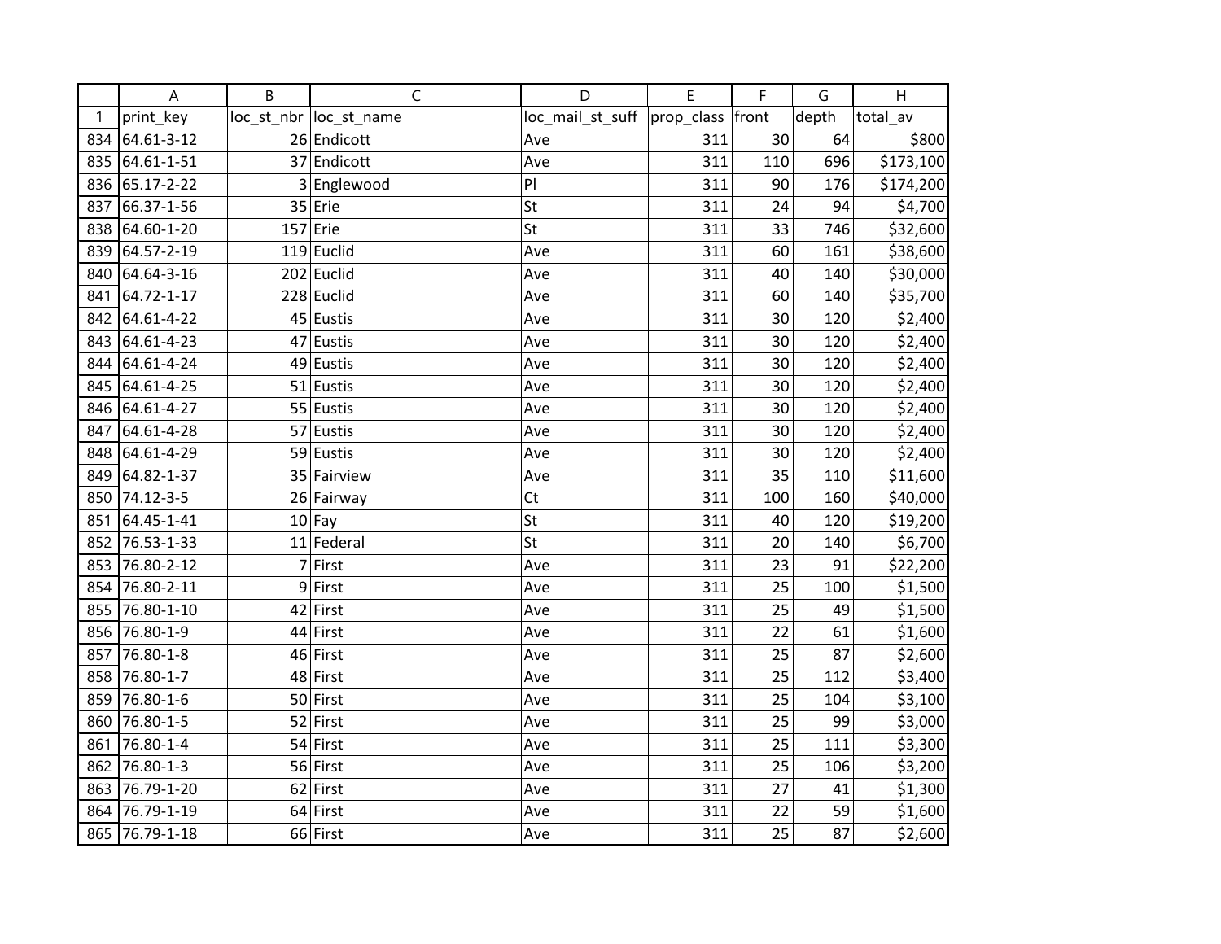| | A | B | C | D | E | F | G | H |
|---|---|---|---|---|---|---|---|---|
| 1 | print_key | loc_st_nbr | loc_st_name | loc_mail_st_suff | prop_class | front | depth | total_av |
| 834 | 64.61-3-12 | 26 | Endicott | Ave | 311 | 30 | 64 | $800 |
| 835 | 64.61-1-51 | 37 | Endicott | Ave | 311 | 110 | 696 | $173,100 |
| 836 | 65.17-2-22 | 3 | Englewood | Pl | 311 | 90 | 176 | $174,200 |
| 837 | 66.37-1-56 | 35 | Erie | St | 311 | 24 | 94 | $4,700 |
| 838 | 64.60-1-20 | 157 | Erie | St | 311 | 33 | 746 | $32,600 |
| 839 | 64.57-2-19 | 119 | Euclid | Ave | 311 | 60 | 161 | $38,600 |
| 840 | 64.64-3-16 | 202 | Euclid | Ave | 311 | 40 | 140 | $30,000 |
| 841 | 64.72-1-17 | 228 | Euclid | Ave | 311 | 60 | 140 | $35,700 |
| 842 | 64.61-4-22 | 45 | Eustis | Ave | 311 | 30 | 120 | $2,400 |
| 843 | 64.61-4-23 | 47 | Eustis | Ave | 311 | 30 | 120 | $2,400 |
| 844 | 64.61-4-24 | 49 | Eustis | Ave | 311 | 30 | 120 | $2,400 |
| 845 | 64.61-4-25 | 51 | Eustis | Ave | 311 | 30 | 120 | $2,400 |
| 846 | 64.61-4-27 | 55 | Eustis | Ave | 311 | 30 | 120 | $2,400 |
| 847 | 64.61-4-28 | 57 | Eustis | Ave | 311 | 30 | 120 | $2,400 |
| 848 | 64.61-4-29 | 59 | Eustis | Ave | 311 | 30 | 120 | $2,400 |
| 849 | 64.82-1-37 | 35 | Fairview | Ave | 311 | 35 | 110 | $11,600 |
| 850 | 74.12-3-5 | 26 | Fairway | Ct | 311 | 100 | 160 | $40,000 |
| 851 | 64.45-1-41 | 10 | Fay | St | 311 | 40 | 120 | $19,200 |
| 852 | 76.53-1-33 | 11 | Federal | St | 311 | 20 | 140 | $6,700 |
| 853 | 76.80-2-12 | 7 | First | Ave | 311 | 23 | 91 | $22,200 |
| 854 | 76.80-2-11 | 9 | First | Ave | 311 | 25 | 100 | $1,500 |
| 855 | 76.80-1-10 | 42 | First | Ave | 311 | 25 | 49 | $1,500 |
| 856 | 76.80-1-9 | 44 | First | Ave | 311 | 22 | 61 | $1,600 |
| 857 | 76.80-1-8 | 46 | First | Ave | 311 | 25 | 87 | $2,600 |
| 858 | 76.80-1-7 | 48 | First | Ave | 311 | 25 | 112 | $3,400 |
| 859 | 76.80-1-6 | 50 | First | Ave | 311 | 25 | 104 | $3,100 |
| 860 | 76.80-1-5 | 52 | First | Ave | 311 | 25 | 99 | $3,000 |
| 861 | 76.80-1-4 | 54 | First | Ave | 311 | 25 | 111 | $3,300 |
| 862 | 76.80-1-3 | 56 | First | Ave | 311 | 25 | 106 | $3,200 |
| 863 | 76.79-1-20 | 62 | First | Ave | 311 | 27 | 41 | $1,300 |
| 864 | 76.79-1-19 | 64 | First | Ave | 311 | 22 | 59 | $1,600 |
| 865 | 76.79-1-18 | 66 | First | Ave | 311 | 25 | 87 | $2,600 |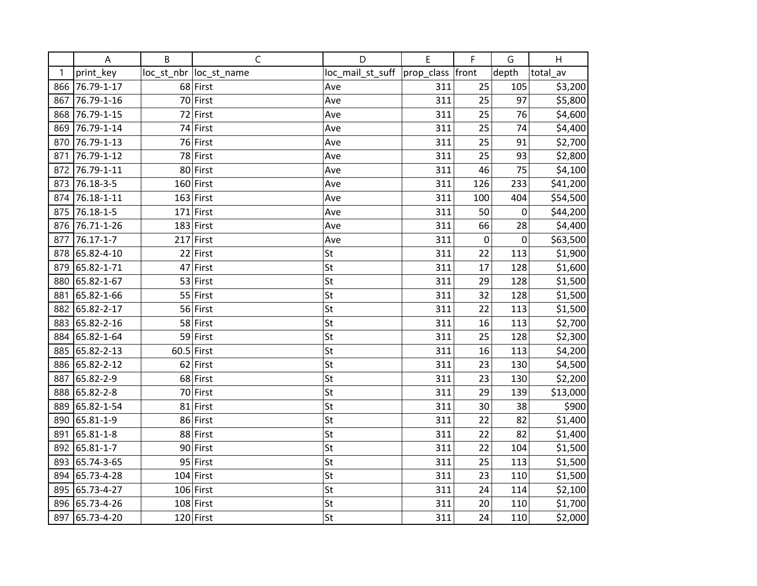| | A | B | C | D | E | F | G | H |
|---|---|---|---|---|---|---|---|---|
| 1 | print_key | loc_st_nbr | loc_st_name | loc_mail_st_suff | prop_class | front | depth | total_av |
| 866 | 76.79-1-17 | 68 | First | Ave | 311 | 25 | 105 | $3,200 |
| 867 | 76.79-1-16 | 70 | First | Ave | 311 | 25 | 97 | $5,800 |
| 868 | 76.79-1-15 | 72 | First | Ave | 311 | 25 | 76 | $4,600 |
| 869 | 76.79-1-14 | 74 | First | Ave | 311 | 25 | 74 | $4,400 |
| 870 | 76.79-1-13 | 76 | First | Ave | 311 | 25 | 91 | $2,700 |
| 871 | 76.79-1-12 | 78 | First | Ave | 311 | 25 | 93 | $2,800 |
| 872 | 76.79-1-11 | 80 | First | Ave | 311 | 46 | 75 | $4,100 |
| 873 | 76.18-3-5 | 160 | First | Ave | 311 | 126 | 233 | $41,200 |
| 874 | 76.18-1-11 | 163 | First | Ave | 311 | 100 | 404 | $54,500 |
| 875 | 76.18-1-5 | 171 | First | Ave | 311 | 50 | 0 | $44,200 |
| 876 | 76.71-1-26 | 183 | First | Ave | 311 | 66 | 28 | $4,400 |
| 877 | 76.17-1-7 | 217 | First | Ave | 311 | 0 | 0 | $63,500 |
| 878 | 65.82-4-10 | 22 | First | St | 311 | 22 | 113 | $1,900 |
| 879 | 65.82-1-71 | 47 | First | St | 311 | 17 | 128 | $1,600 |
| 880 | 65.82-1-67 | 53 | First | St | 311 | 29 | 128 | $1,500 |
| 881 | 65.82-1-66 | 55 | First | St | 311 | 32 | 128 | $1,500 |
| 882 | 65.82-2-17 | 56 | First | St | 311 | 22 | 113 | $1,500 |
| 883 | 65.82-2-16 | 58 | First | St | 311 | 16 | 113 | $2,700 |
| 884 | 65.82-1-64 | 59 | First | St | 311 | 25 | 128 | $2,300 |
| 885 | 65.82-2-13 | 60.5 | First | St | 311 | 16 | 113 | $4,200 |
| 886 | 65.82-2-12 | 62 | First | St | 311 | 23 | 130 | $4,500 |
| 887 | 65.82-2-9 | 68 | First | St | 311 | 23 | 130 | $2,200 |
| 888 | 65.82-2-8 | 70 | First | St | 311 | 29 | 139 | $13,000 |
| 889 | 65.82-1-54 | 81 | First | St | 311 | 30 | 38 | $900 |
| 890 | 65.81-1-9 | 86 | First | St | 311 | 22 | 82 | $1,400 |
| 891 | 65.81-1-8 | 88 | First | St | 311 | 22 | 82 | $1,400 |
| 892 | 65.81-1-7 | 90 | First | St | 311 | 22 | 104 | $1,500 |
| 893 | 65.74-3-65 | 95 | First | St | 311 | 25 | 113 | $1,500 |
| 894 | 65.73-4-28 | 104 | First | St | 311 | 23 | 110 | $1,500 |
| 895 | 65.73-4-27 | 106 | First | St | 311 | 24 | 114 | $2,100 |
| 896 | 65.73-4-26 | 108 | First | St | 311 | 20 | 110 | $1,700 |
| 897 | 65.73-4-20 | 120 | First | St | 311 | 24 | 110 | $2,000 |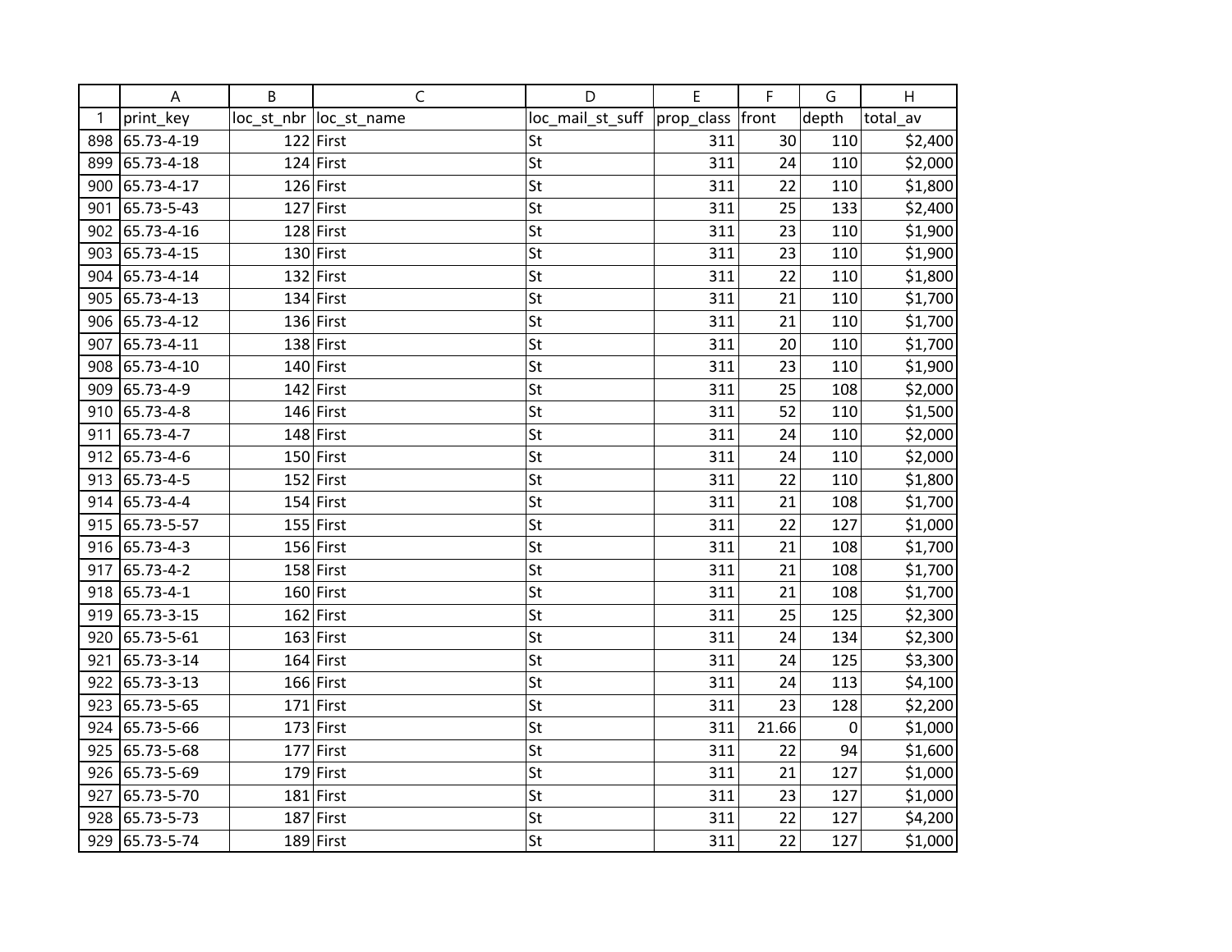| | A | B | C | D | E | F | G | H |
|---|---|---|---|---|---|---|---|---|
| 1 | print_key | loc_st_nbr | loc_st_name | loc_mail_st_suff | prop_class | front | depth | total_av |
| 898 | 65.73-4-19 | 122 | First | St | 311 | 30 | 110 | $2,400 |
| 899 | 65.73-4-18 | 124 | First | St | 311 | 24 | 110 | $2,000 |
| 900 | 65.73-4-17 | 126 | First | St | 311 | 22 | 110 | $1,800 |
| 901 | 65.73-5-43 | 127 | First | St | 311 | 25 | 133 | $2,400 |
| 902 | 65.73-4-16 | 128 | First | St | 311 | 23 | 110 | $1,900 |
| 903 | 65.73-4-15 | 130 | First | St | 311 | 23 | 110 | $1,900 |
| 904 | 65.73-4-14 | 132 | First | St | 311 | 22 | 110 | $1,800 |
| 905 | 65.73-4-13 | 134 | First | St | 311 | 21 | 110 | $1,700 |
| 906 | 65.73-4-12 | 136 | First | St | 311 | 21 | 110 | $1,700 |
| 907 | 65.73-4-11 | 138 | First | St | 311 | 20 | 110 | $1,700 |
| 908 | 65.73-4-10 | 140 | First | St | 311 | 23 | 110 | $1,900 |
| 909 | 65.73-4-9 | 142 | First | St | 311 | 25 | 108 | $2,000 |
| 910 | 65.73-4-8 | 146 | First | St | 311 | 52 | 110 | $1,500 |
| 911 | 65.73-4-7 | 148 | First | St | 311 | 24 | 110 | $2,000 |
| 912 | 65.73-4-6 | 150 | First | St | 311 | 24 | 110 | $2,000 |
| 913 | 65.73-4-5 | 152 | First | St | 311 | 22 | 110 | $1,800 |
| 914 | 65.73-4-4 | 154 | First | St | 311 | 21 | 108 | $1,700 |
| 915 | 65.73-5-57 | 155 | First | St | 311 | 22 | 127 | $1,000 |
| 916 | 65.73-4-3 | 156 | First | St | 311 | 21 | 108 | $1,700 |
| 917 | 65.73-4-2 | 158 | First | St | 311 | 21 | 108 | $1,700 |
| 918 | 65.73-4-1 | 160 | First | St | 311 | 21 | 108 | $1,700 |
| 919 | 65.73-3-15 | 162 | First | St | 311 | 25 | 125 | $2,300 |
| 920 | 65.73-5-61 | 163 | First | St | 311 | 24 | 134 | $2,300 |
| 921 | 65.73-3-14 | 164 | First | St | 311 | 24 | 125 | $3,300 |
| 922 | 65.73-3-13 | 166 | First | St | 311 | 24 | 113 | $4,100 |
| 923 | 65.73-5-65 | 171 | First | St | 311 | 23 | 128 | $2,200 |
| 924 | 65.73-5-66 | 173 | First | St | 311 | 21.66 | 0 | $1,000 |
| 925 | 65.73-5-68 | 177 | First | St | 311 | 22 | 94 | $1,600 |
| 926 | 65.73-5-69 | 179 | First | St | 311 | 21 | 127 | $1,000 |
| 927 | 65.73-5-70 | 181 | First | St | 311 | 23 | 127 | $1,000 |
| 928 | 65.73-5-73 | 187 | First | St | 311 | 22 | 127 | $4,200 |
| 929 | 65.73-5-74 | 189 | First | St | 311 | 22 | 127 | $1,000 |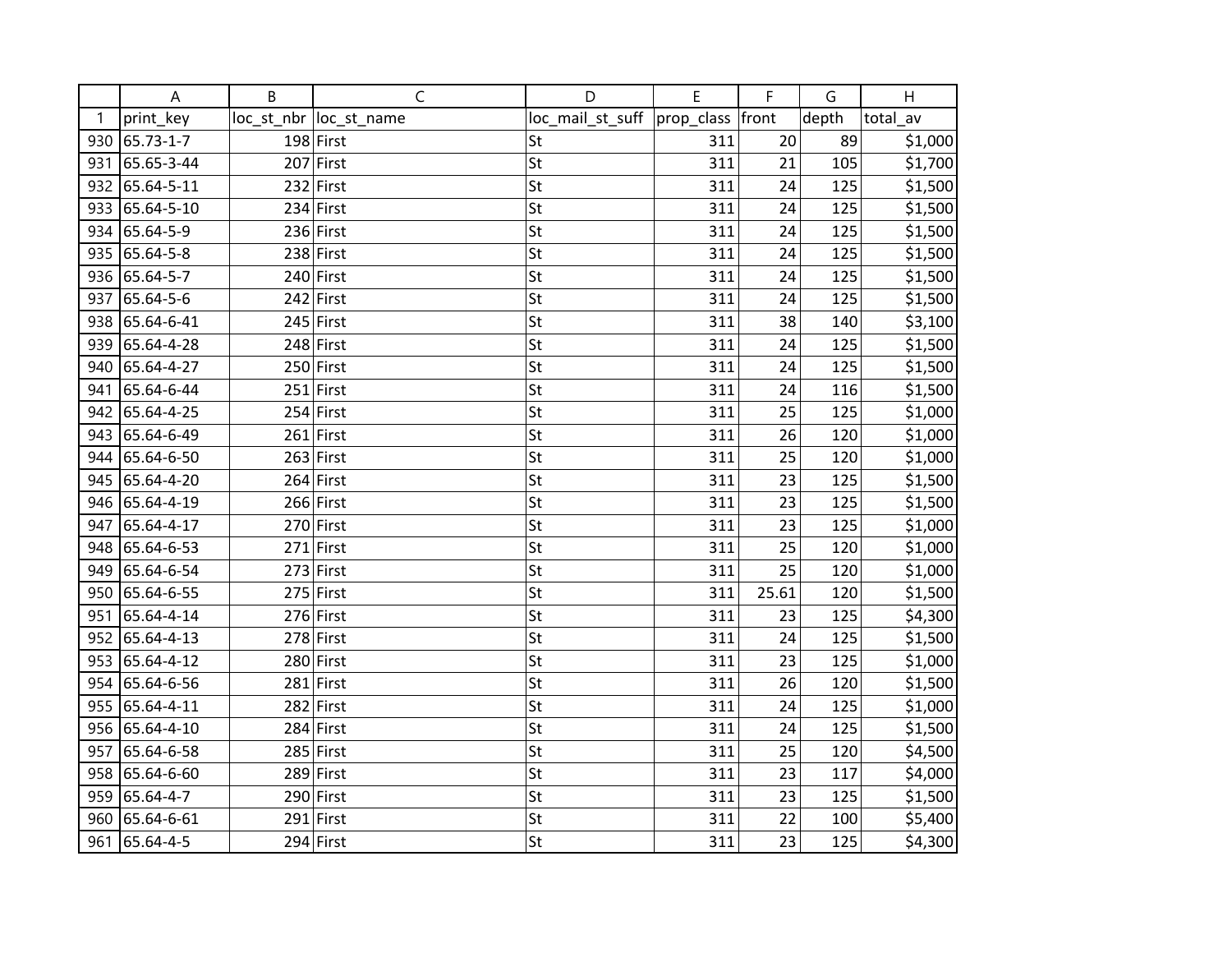|  | A | B | C | D | E | F | G | H |
|---|---|---|---|---|---|---|---|---|
| 1 | print_key | loc_st_nbr | loc_st_name | loc_mail_st_suff | prop_class | front | depth | total_av |
| 930 | 65.73-1-7 | 198 | First | St | 311 | 20 | 89 | $1,000 |
| 931 | 65.65-3-44 | 207 | First | St | 311 | 21 | 105 | $1,700 |
| 932 | 65.64-5-11 | 232 | First | St | 311 | 24 | 125 | $1,500 |
| 933 | 65.64-5-10 | 234 | First | St | 311 | 24 | 125 | $1,500 |
| 934 | 65.64-5-9 | 236 | First | St | 311 | 24 | 125 | $1,500 |
| 935 | 65.64-5-8 | 238 | First | St | 311 | 24 | 125 | $1,500 |
| 936 | 65.64-5-7 | 240 | First | St | 311 | 24 | 125 | $1,500 |
| 937 | 65.64-5-6 | 242 | First | St | 311 | 24 | 125 | $1,500 |
| 938 | 65.64-6-41 | 245 | First | St | 311 | 38 | 140 | $3,100 |
| 939 | 65.64-4-28 | 248 | First | St | 311 | 24 | 125 | $1,500 |
| 940 | 65.64-4-27 | 250 | First | St | 311 | 24 | 125 | $1,500 |
| 941 | 65.64-6-44 | 251 | First | St | 311 | 24 | 116 | $1,500 |
| 942 | 65.64-4-25 | 254 | First | St | 311 | 25 | 125 | $1,000 |
| 943 | 65.64-6-49 | 261 | First | St | 311 | 26 | 120 | $1,000 |
| 944 | 65.64-6-50 | 263 | First | St | 311 | 25 | 120 | $1,000 |
| 945 | 65.64-4-20 | 264 | First | St | 311 | 23 | 125 | $1,500 |
| 946 | 65.64-4-19 | 266 | First | St | 311 | 23 | 125 | $1,500 |
| 947 | 65.64-4-17 | 270 | First | St | 311 | 23 | 125 | $1,000 |
| 948 | 65.64-6-53 | 271 | First | St | 311 | 25 | 120 | $1,000 |
| 949 | 65.64-6-54 | 273 | First | St | 311 | 25 | 120 | $1,000 |
| 950 | 65.64-6-55 | 275 | First | St | 311 | 25.61 | 120 | $1,500 |
| 951 | 65.64-4-14 | 276 | First | St | 311 | 23 | 125 | $4,300 |
| 952 | 65.64-4-13 | 278 | First | St | 311 | 24 | 125 | $1,500 |
| 953 | 65.64-4-12 | 280 | First | St | 311 | 23 | 125 | $1,000 |
| 954 | 65.64-6-56 | 281 | First | St | 311 | 26 | 120 | $1,500 |
| 955 | 65.64-4-11 | 282 | First | St | 311 | 24 | 125 | $1,000 |
| 956 | 65.64-4-10 | 284 | First | St | 311 | 24 | 125 | $1,500 |
| 957 | 65.64-6-58 | 285 | First | St | 311 | 25 | 120 | $4,500 |
| 958 | 65.64-6-60 | 289 | First | St | 311 | 23 | 117 | $4,000 |
| 959 | 65.64-4-7 | 290 | First | St | 311 | 23 | 125 | $1,500 |
| 960 | 65.64-6-61 | 291 | First | St | 311 | 22 | 100 | $5,400 |
| 961 | 65.64-4-5 | 294 | First | St | 311 | 23 | 125 | $4,300 |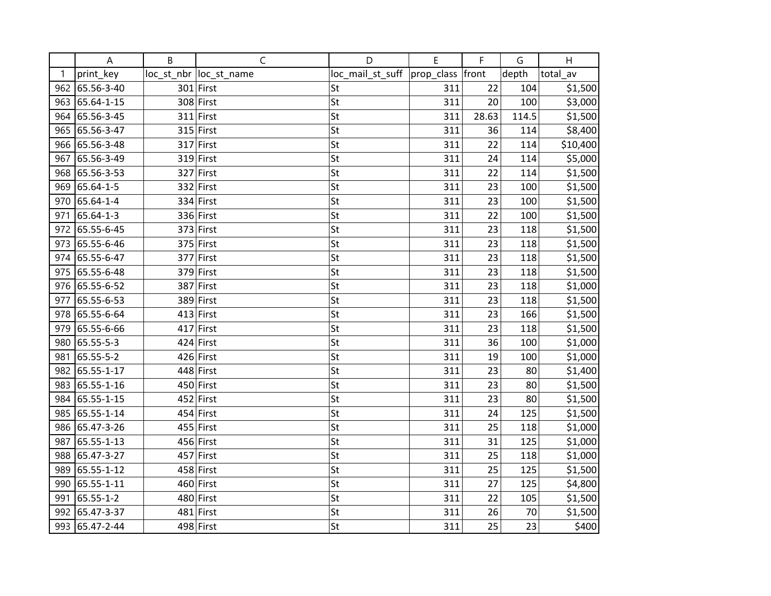| | A | B | C | D | E | F | G | H |
|---|---|---|---|---|---|---|---|---|
| 1 | print_key | loc_st_nbr | loc_st_name | loc_mail_st_suff | prop_class | front | depth | total_av |
| 962 | 65.56-3-40 | 301 | First | St | 311 | 22 | 104 | $1,500 |
| 963 | 65.64-1-15 | 308 | First | St | 311 | 20 | 100 | $3,000 |
| 964 | 65.56-3-45 | 311 | First | St | 311 | 28.63 | 114.5 | $1,500 |
| 965 | 65.56-3-47 | 315 | First | St | 311 | 36 | 114 | $8,400 |
| 966 | 65.56-3-48 | 317 | First | St | 311 | 22 | 114 | $10,400 |
| 967 | 65.56-3-49 | 319 | First | St | 311 | 24 | 114 | $5,000 |
| 968 | 65.56-3-53 | 327 | First | St | 311 | 22 | 114 | $1,500 |
| 969 | 65.64-1-5 | 332 | First | St | 311 | 23 | 100 | $1,500 |
| 970 | 65.64-1-4 | 334 | First | St | 311 | 23 | 100 | $1,500 |
| 971 | 65.64-1-3 | 336 | First | St | 311 | 22 | 100 | $1,500 |
| 972 | 65.55-6-45 | 373 | First | St | 311 | 23 | 118 | $1,500 |
| 973 | 65.55-6-46 | 375 | First | St | 311 | 23 | 118 | $1,500 |
| 974 | 65.55-6-47 | 377 | First | St | 311 | 23 | 118 | $1,500 |
| 975 | 65.55-6-48 | 379 | First | St | 311 | 23 | 118 | $1,500 |
| 976 | 65.55-6-52 | 387 | First | St | 311 | 23 | 118 | $1,000 |
| 977 | 65.55-6-53 | 389 | First | St | 311 | 23 | 118 | $1,500 |
| 978 | 65.55-6-64 | 413 | First | St | 311 | 23 | 166 | $1,500 |
| 979 | 65.55-6-66 | 417 | First | St | 311 | 23 | 118 | $1,500 |
| 980 | 65.55-5-3 | 424 | First | St | 311 | 36 | 100 | $1,000 |
| 981 | 65.55-5-2 | 426 | First | St | 311 | 19 | 100 | $1,000 |
| 982 | 65.55-1-17 | 448 | First | St | 311 | 23 | 80 | $1,400 |
| 983 | 65.55-1-16 | 450 | First | St | 311 | 23 | 80 | $1,500 |
| 984 | 65.55-1-15 | 452 | First | St | 311 | 23 | 80 | $1,500 |
| 985 | 65.55-1-14 | 454 | First | St | 311 | 24 | 125 | $1,500 |
| 986 | 65.47-3-26 | 455 | First | St | 311 | 25 | 118 | $1,000 |
| 987 | 65.55-1-13 | 456 | First | St | 311 | 31 | 125 | $1,000 |
| 988 | 65.47-3-27 | 457 | First | St | 311 | 25 | 118 | $1,000 |
| 989 | 65.55-1-12 | 458 | First | St | 311 | 25 | 125 | $1,500 |
| 990 | 65.55-1-11 | 460 | First | St | 311 | 27 | 125 | $4,800 |
| 991 | 65.55-1-2 | 480 | First | St | 311 | 22 | 105 | $1,500 |
| 992 | 65.47-3-37 | 481 | First | St | 311 | 26 | 70 | $1,500 |
| 993 | 65.47-2-44 | 498 | First | St | 311 | 25 | 23 | $400 |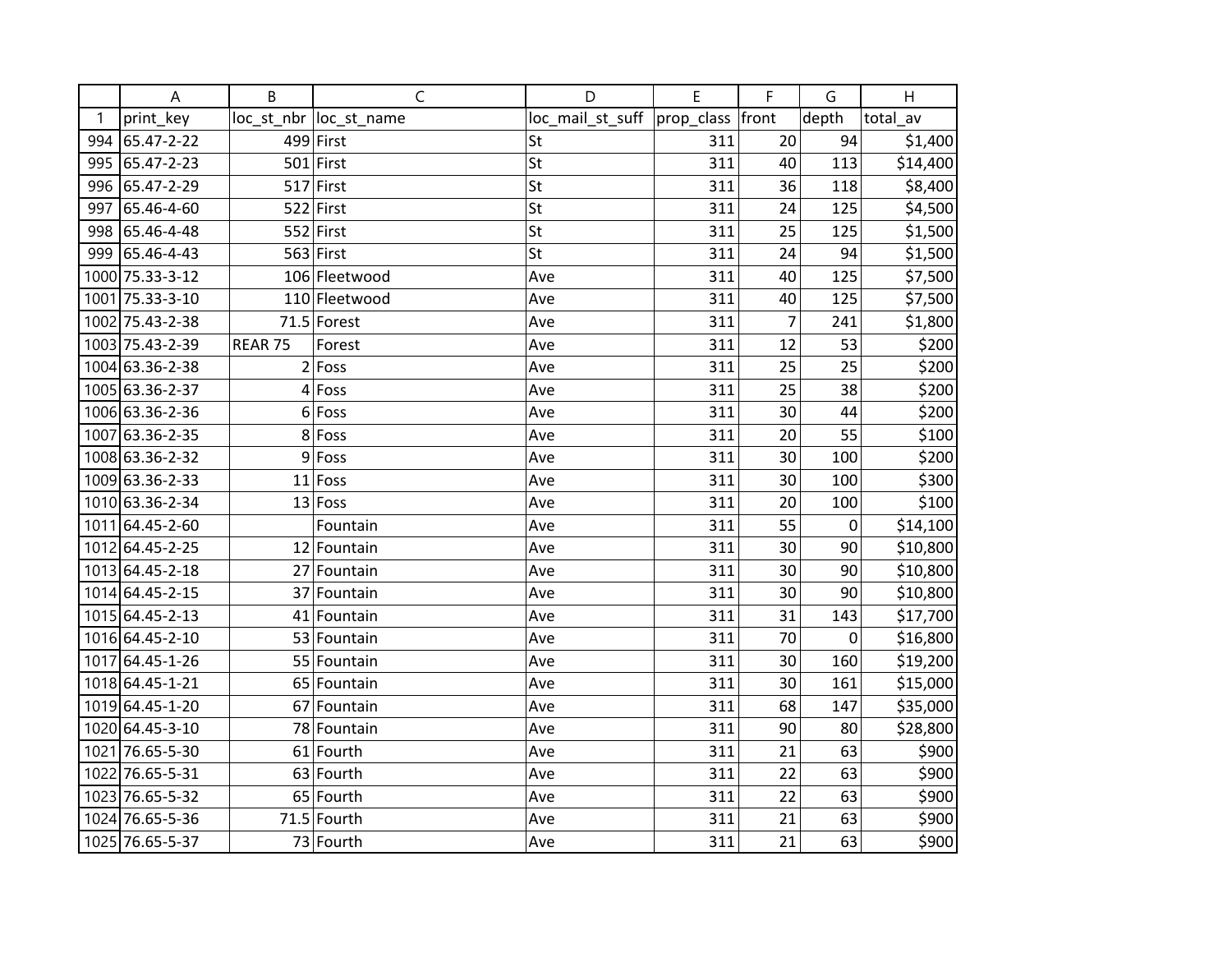| | A | B | C | D | E | F | G | H |
|---|---|---|---|---|---|---|---|---|
| 1 | print_key | loc_st_nbr | loc_st_name | loc_mail_st_suff | prop_class | front | depth | total_av |
| 994 | 65.47-2-22 | 499 | First | St | 311 | 20 | 94 | $1,400 |
| 995 | 65.47-2-23 | 501 | First | St | 311 | 40 | 113 | $14,400 |
| 996 | 65.47-2-29 | 517 | First | St | 311 | 36 | 118 | $8,400 |
| 997 | 65.46-4-60 | 522 | First | St | 311 | 24 | 125 | $4,500 |
| 998 | 65.46-4-48 | 552 | First | St | 311 | 25 | 125 | $1,500 |
| 999 | 65.46-4-43 | 563 | First | St | 311 | 24 | 94 | $1,500 |
| 1000 | 75.33-3-12 | 106 | Fleetwood | Ave | 311 | 40 | 125 | $7,500 |
| 1001 | 75.33-3-10 | 110 | Fleetwood | Ave | 311 | 40 | 125 | $7,500 |
| 1002 | 75.43-2-38 | 71.5 | Forest | Ave | 311 | 7 | 241 | $1,800 |
| 1003 | 75.43-2-39 | REAR 75 | Forest | Ave | 311 | 12 | 53 | $200 |
| 1004 | 63.36-2-38 | 2 | Foss | Ave | 311 | 25 | 25 | $200 |
| 1005 | 63.36-2-37 | 4 | Foss | Ave | 311 | 25 | 38 | $200 |
| 1006 | 63.36-2-36 | 6 | Foss | Ave | 311 | 30 | 44 | $200 |
| 1007 | 63.36-2-35 | 8 | Foss | Ave | 311 | 20 | 55 | $100 |
| 1008 | 63.36-2-32 | 9 | Foss | Ave | 311 | 30 | 100 | $200 |
| 1009 | 63.36-2-33 | 11 | Foss | Ave | 311 | 30 | 100 | $300 |
| 1010 | 63.36-2-34 | 13 | Foss | Ave | 311 | 20 | 100 | $100 |
| 1011 | 64.45-2-60 | | Fountain | Ave | 311 | 55 | 0 | $14,100 |
| 1012 | 64.45-2-25 | 12 | Fountain | Ave | 311 | 30 | 90 | $10,800 |
| 1013 | 64.45-2-18 | 27 | Fountain | Ave | 311 | 30 | 90 | $10,800 |
| 1014 | 64.45-2-15 | 37 | Fountain | Ave | 311 | 30 | 90 | $10,800 |
| 1015 | 64.45-2-13 | 41 | Fountain | Ave | 311 | 31 | 143 | $17,700 |
| 1016 | 64.45-2-10 | 53 | Fountain | Ave | 311 | 70 | 0 | $16,800 |
| 1017 | 64.45-1-26 | 55 | Fountain | Ave | 311 | 30 | 160 | $19,200 |
| 1018 | 64.45-1-21 | 65 | Fountain | Ave | 311 | 30 | 161 | $15,000 |
| 1019 | 64.45-1-20 | 67 | Fountain | Ave | 311 | 68 | 147 | $35,000 |
| 1020 | 64.45-3-10 | 78 | Fountain | Ave | 311 | 90 | 80 | $28,800 |
| 1021 | 76.65-5-30 | 61 | Fourth | Ave | 311 | 21 | 63 | $900 |
| 1022 | 76.65-5-31 | 63 | Fourth | Ave | 311 | 22 | 63 | $900 |
| 1023 | 76.65-5-32 | 65 | Fourth | Ave | 311 | 22 | 63 | $900 |
| 1024 | 76.65-5-36 | 71.5 | Fourth | Ave | 311 | 21 | 63 | $900 |
| 1025 | 76.65-5-37 | 73 | Fourth | Ave | 311 | 21 | 63 | $900 |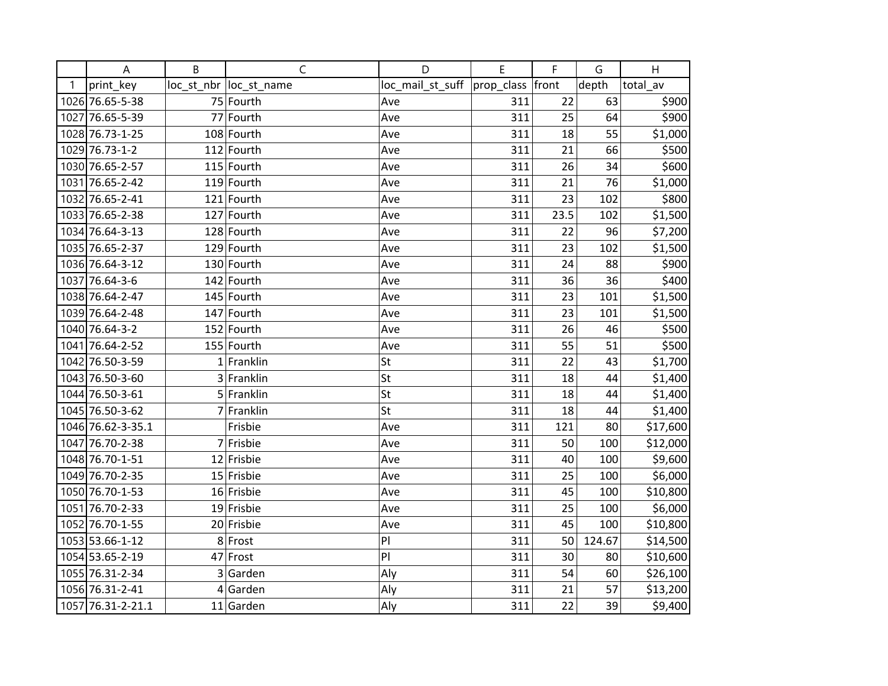| | A | B | C | D | E | F | G | H |
|---|---|---|---|---|---|---|---|---|
| 1 | print_key | loc_st_nbr | loc_st_name | loc_mail_st_suff | prop_class | front | depth | total_av |
| 1026 | 76.65-5-38 | 75 | Fourth | Ave | 311 | 22 | 63 | $900 |
| 1027 | 76.65-5-39 | 77 | Fourth | Ave | 311 | 25 | 64 | $900 |
| 1028 | 76.73-1-25 | 108 | Fourth | Ave | 311 | 18 | 55 | $1,000 |
| 1029 | 76.73-1-2 | 112 | Fourth | Ave | 311 | 21 | 66 | $500 |
| 1030 | 76.65-2-57 | 115 | Fourth | Ave | 311 | 26 | 34 | $600 |
| 1031 | 76.65-2-42 | 119 | Fourth | Ave | 311 | 21 | 76 | $1,000 |
| 1032 | 76.65-2-41 | 121 | Fourth | Ave | 311 | 23 | 102 | $800 |
| 1033 | 76.65-2-38 | 127 | Fourth | Ave | 311 | 23.5 | 102 | $1,500 |
| 1034 | 76.64-3-13 | 128 | Fourth | Ave | 311 | 22 | 96 | $7,200 |
| 1035 | 76.65-2-37 | 129 | Fourth | Ave | 311 | 23 | 102 | $1,500 |
| 1036 | 76.64-3-12 | 130 | Fourth | Ave | 311 | 24 | 88 | $900 |
| 1037 | 76.64-3-6 | 142 | Fourth | Ave | 311 | 36 | 36 | $400 |
| 1038 | 76.64-2-47 | 145 | Fourth | Ave | 311 | 23 | 101 | $1,500 |
| 1039 | 76.64-2-48 | 147 | Fourth | Ave | 311 | 23 | 101 | $1,500 |
| 1040 | 76.64-3-2 | 152 | Fourth | Ave | 311 | 26 | 46 | $500 |
| 1041 | 76.64-2-52 | 155 | Fourth | Ave | 311 | 55 | 51 | $500 |
| 1042 | 76.50-3-59 | 1 | Franklin | St | 311 | 22 | 43 | $1,700 |
| 1043 | 76.50-3-60 | 3 | Franklin | St | 311 | 18 | 44 | $1,400 |
| 1044 | 76.50-3-61 | 5 | Franklin | St | 311 | 18 | 44 | $1,400 |
| 1045 | 76.50-3-62 | 7 | Franklin | St | 311 | 18 | 44 | $1,400 |
| 1046 | 76.62-3-35.1 | | Frisbie | Ave | 311 | 121 | 80 | $17,600 |
| 1047 | 76.70-2-38 | 7 | Frisbie | Ave | 311 | 50 | 100 | $12,000 |
| 1048 | 76.70-1-51 | 12 | Frisbie | Ave | 311 | 40 | 100 | $9,600 |
| 1049 | 76.70-2-35 | 15 | Frisbie | Ave | 311 | 25 | 100 | $6,000 |
| 1050 | 76.70-1-53 | 16 | Frisbie | Ave | 311 | 45 | 100 | $10,800 |
| 1051 | 76.70-2-33 | 19 | Frisbie | Ave | 311 | 25 | 100 | $6,000 |
| 1052 | 76.70-1-55 | 20 | Frisbie | Ave | 311 | 45 | 100 | $10,800 |
| 1053 | 53.66-1-12 | 8 | Frost | Pl | 311 | 50 | 124.67 | $14,500 |
| 1054 | 53.65-2-19 | 47 | Frost | Pl | 311 | 30 | 80 | $10,600 |
| 1055 | 76.31-2-34 | 3 | Garden | Aly | 311 | 54 | 60 | $26,100 |
| 1056 | 76.31-2-41 | 4 | Garden | Aly | 311 | 21 | 57 | $13,200 |
| 1057 | 76.31-2-21.1 | 11 | Garden | Aly | 311 | 22 | 39 | $9,400 |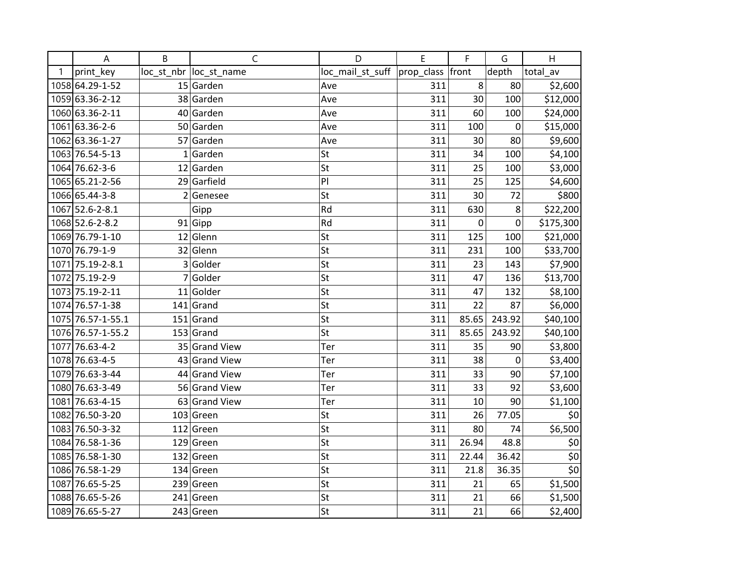| | A | B | C | D | E | F | G | H |
|---|---|---|---|---|---|---|---|---|
| 1 | print_key | loc_st_nbr | loc_st_name | loc_mail_st_suff | prop_class | front | depth | total_av |
| 1058 | 64.29-1-52 | 15 | Garden | Ave | 311 | 8 | 80 | $2,600 |
| 1059 | 63.36-2-12 | 38 | Garden | Ave | 311 | 30 | 100 | $12,000 |
| 1060 | 63.36-2-11 | 40 | Garden | Ave | 311 | 60 | 100 | $24,000 |
| 1061 | 63.36-2-6 | 50 | Garden | Ave | 311 | 100 | 0 | $15,000 |
| 1062 | 63.36-1-27 | 57 | Garden | Ave | 311 | 30 | 80 | $9,600 |
| 1063 | 76.54-5-13 | 1 | Garden | St | 311 | 34 | 100 | $4,100 |
| 1064 | 76.62-3-6 | 12 | Garden | St | 311 | 25 | 100 | $3,000 |
| 1065 | 65.21-2-56 | 29 | Garfield | Pl | 311 | 25 | 125 | $4,600 |
| 1066 | 65.44-3-8 | 2 | Genesee | St | 311 | 30 | 72 | $800 |
| 1067 | 52.6-2-8.1 | | Gipp | Rd | 311 | 630 | 8 | $22,200 |
| 1068 | 52.6-2-8.2 | 91 | Gipp | Rd | 311 | 0 | 0 | $175,300 |
| 1069 | 76.79-1-10 | 12 | Glenn | St | 311 | 125 | 100 | $21,000 |
| 1070 | 76.79-1-9 | 32 | Glenn | St | 311 | 231 | 100 | $33,700 |
| 1071 | 75.19-2-8.1 | 3 | Golder | St | 311 | 23 | 143 | $7,900 |
| 1072 | 75.19-2-9 | 7 | Golder | St | 311 | 47 | 136 | $13,700 |
| 1073 | 75.19-2-11 | 11 | Golder | St | 311 | 47 | 132 | $8,100 |
| 1074 | 76.57-1-38 | 141 | Grand | St | 311 | 22 | 87 | $6,000 |
| 1075 | 76.57-1-55.1 | 151 | Grand | St | 311 | 85.65 | 243.92 | $40,100 |
| 1076 | 76.57-1-55.2 | 153 | Grand | St | 311 | 85.65 | 243.92 | $40,100 |
| 1077 | 76.63-4-2 | 35 | Grand View | Ter | 311 | 35 | 90 | $3,800 |
| 1078 | 76.63-4-5 | 43 | Grand View | Ter | 311 | 38 | 0 | $3,400 |
| 1079 | 76.63-3-44 | 44 | Grand View | Ter | 311 | 33 | 90 | $7,100 |
| 1080 | 76.63-3-49 | 56 | Grand View | Ter | 311 | 33 | 92 | $3,600 |
| 1081 | 76.63-4-15 | 63 | Grand View | Ter | 311 | 10 | 90 | $1,100 |
| 1082 | 76.50-3-20 | 103 | Green | St | 311 | 26 | 77.05 | $0 |
| 1083 | 76.50-3-32 | 112 | Green | St | 311 | 80 | 74 | $6,500 |
| 1084 | 76.58-1-36 | 129 | Green | St | 311 | 26.94 | 48.8 | $0 |
| 1085 | 76.58-1-30 | 132 | Green | St | 311 | 22.44 | 36.42 | $0 |
| 1086 | 76.58-1-29 | 134 | Green | St | 311 | 21.8 | 36.35 | $0 |
| 1087 | 76.65-5-25 | 239 | Green | St | 311 | 21 | 65 | $1,500 |
| 1088 | 76.65-5-26 | 241 | Green | St | 311 | 21 | 66 | $1,500 |
| 1089 | 76.65-5-27 | 243 | Green | St | 311 | 21 | 66 | $2,400 |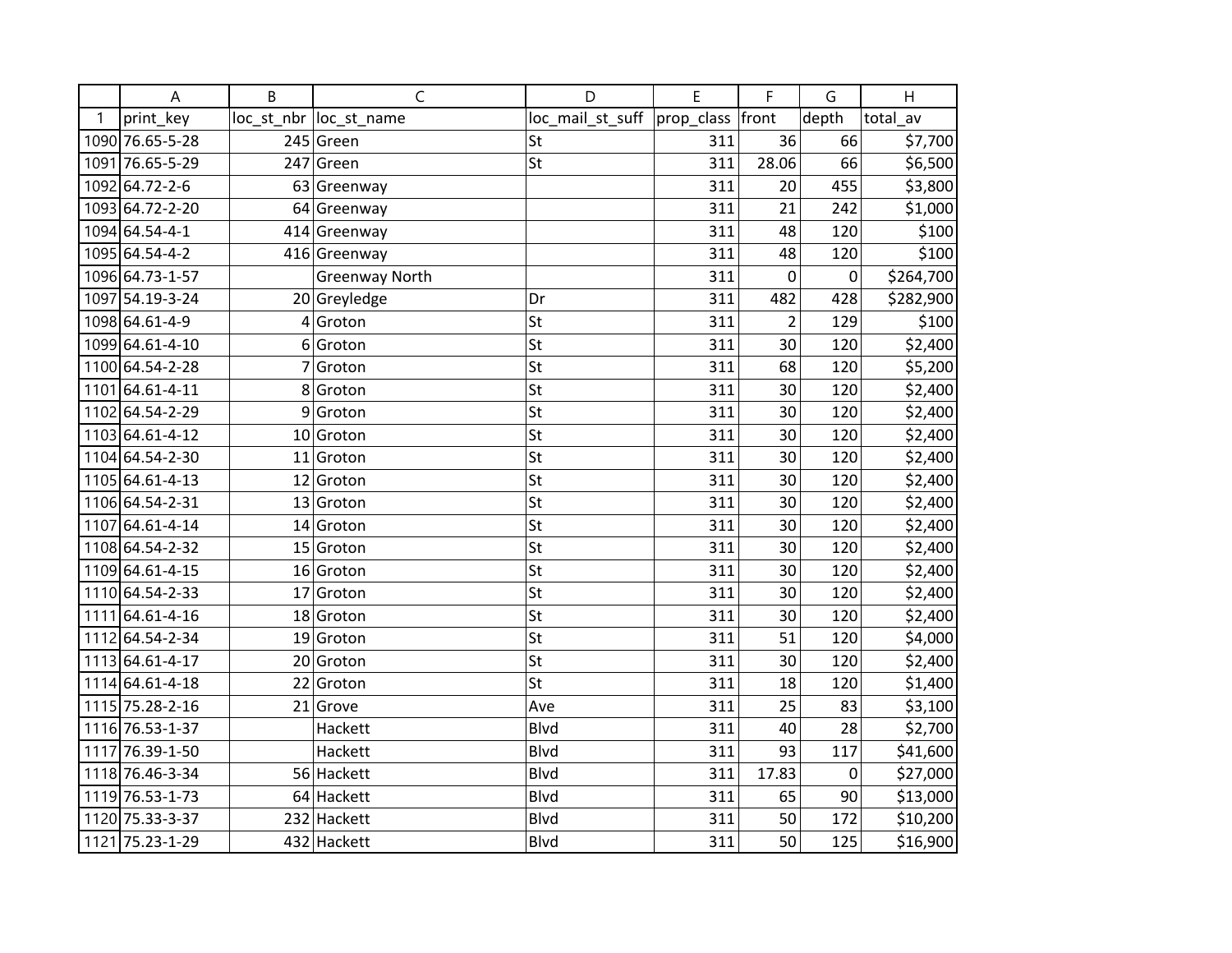| | A | B | C | D | E | F | G | H |
|---|---|---|---|---|---|---|---|---|
| 1 | print_key | loc_st_nbr | loc_st_name | loc_mail_st_suff | prop_class | front | depth | total_av |
| 1090 | 76.65-5-28 | 245 | Green | St | 311 | 36 | 66 | $7,700 |
| 1091 | 76.65-5-29 | 247 | Green | St | 311 | 28.06 | 66 | $6,500 |
| 1092 | 64.72-2-6 | 63 | Greenway | | 311 | 20 | 455 | $3,800 |
| 1093 | 64.72-2-20 | 64 | Greenway | | 311 | 21 | 242 | $1,000 |
| 1094 | 64.54-4-1 | 414 | Greenway | | 311 | 48 | 120 | $100 |
| 1095 | 64.54-4-2 | 416 | Greenway | | 311 | 48 | 120 | $100 |
| 1096 | 64.73-1-57 | | Greenway North | | 311 | 0 | 0 | $264,700 |
| 1097 | 54.19-3-24 | 20 | Greyledge | Dr | 311 | 482 | 428 | $282,900 |
| 1098 | 64.61-4-9 | 4 | Groton | St | 311 | 2 | 129 | $100 |
| 1099 | 64.61-4-10 | 6 | Groton | St | 311 | 30 | 120 | $2,400 |
| 1100 | 64.54-2-28 | 7 | Groton | St | 311 | 68 | 120 | $5,200 |
| 1101 | 64.61-4-11 | 8 | Groton | St | 311 | 30 | 120 | $2,400 |
| 1102 | 64.54-2-29 | 9 | Groton | St | 311 | 30 | 120 | $2,400 |
| 1103 | 64.61-4-12 | 10 | Groton | St | 311 | 30 | 120 | $2,400 |
| 1104 | 64.54-2-30 | 11 | Groton | St | 311 | 30 | 120 | $2,400 |
| 1105 | 64.61-4-13 | 12 | Groton | St | 311 | 30 | 120 | $2,400 |
| 1106 | 64.54-2-31 | 13 | Groton | St | 311 | 30 | 120 | $2,400 |
| 1107 | 64.61-4-14 | 14 | Groton | St | 311 | 30 | 120 | $2,400 |
| 1108 | 64.54-2-32 | 15 | Groton | St | 311 | 30 | 120 | $2,400 |
| 1109 | 64.61-4-15 | 16 | Groton | St | 311 | 30 | 120 | $2,400 |
| 1110 | 64.54-2-33 | 17 | Groton | St | 311 | 30 | 120 | $2,400 |
| 1111 | 64.61-4-16 | 18 | Groton | St | 311 | 30 | 120 | $2,400 |
| 1112 | 64.54-2-34 | 19 | Groton | St | 311 | 51 | 120 | $4,000 |
| 1113 | 64.61-4-17 | 20 | Groton | St | 311 | 30 | 120 | $2,400 |
| 1114 | 64.61-4-18 | 22 | Groton | St | 311 | 18 | 120 | $1,400 |
| 1115 | 75.28-2-16 | 21 | Grove | Ave | 311 | 25 | 83 | $3,100 |
| 1116 | 76.53-1-37 | | Hackett | Blvd | 311 | 40 | 28 | $2,700 |
| 1117 | 76.39-1-50 | | Hackett | Blvd | 311 | 93 | 117 | $41,600 |
| 1118 | 76.46-3-34 | 56 | Hackett | Blvd | 311 | 17.83 | 0 | $27,000 |
| 1119 | 76.53-1-73 | 64 | Hackett | Blvd | 311 | 65 | 90 | $13,000 |
| 1120 | 75.33-3-37 | 232 | Hackett | Blvd | 311 | 50 | 172 | $10,200 |
| 1121 | 75.23-1-29 | 432 | Hackett | Blvd | 311 | 50 | 125 | $16,900 |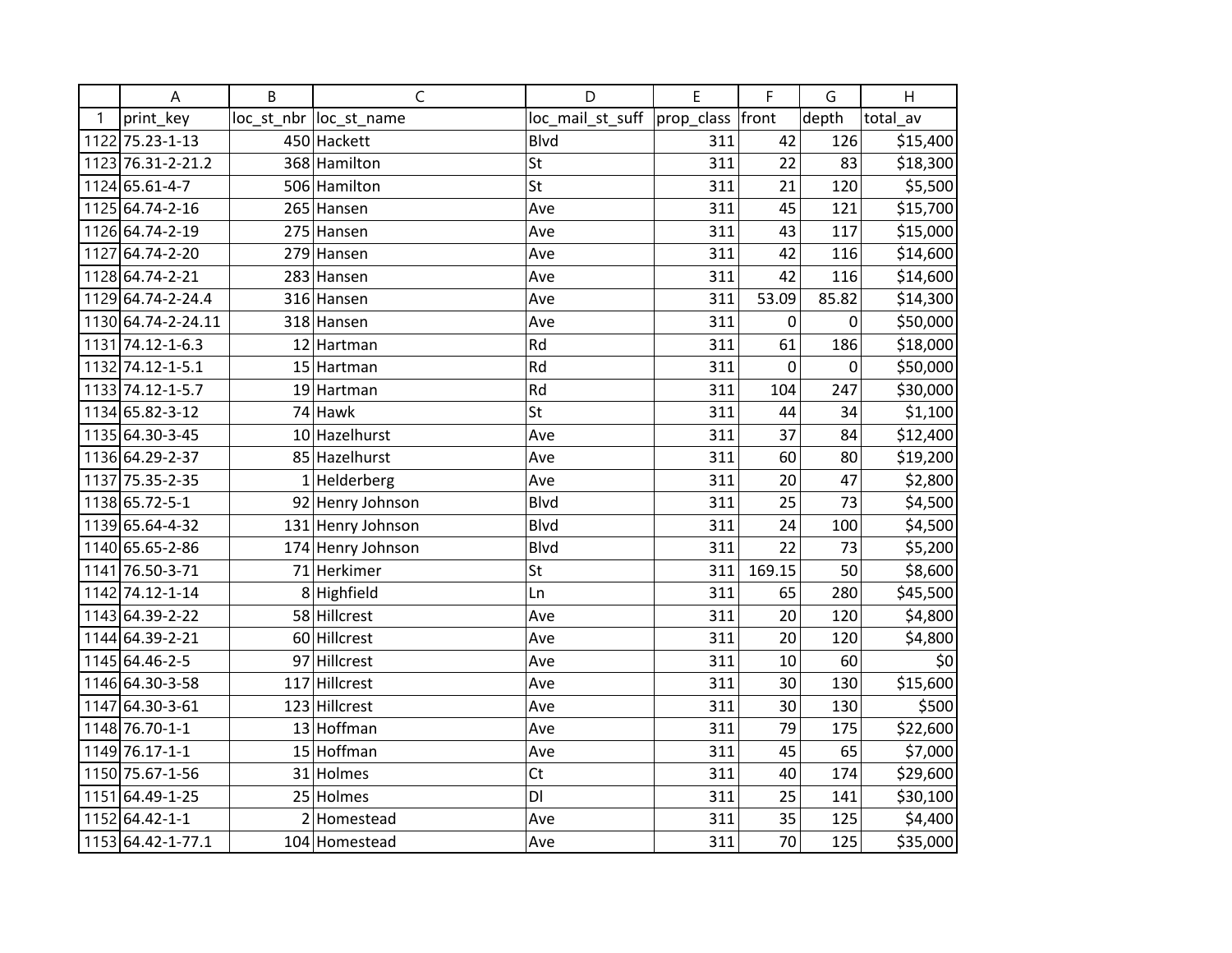| | A | B | C | D | E | F | G | H |
|---|---|---|---|---|---|---|---|---|
| 1 | print_key | loc_st_nbr | loc_st_name | loc_mail_st_suff | prop_class | front | depth | total_av |
| 1122 | 75.23-1-13 | 450 | Hackett | Blvd | 311 | 42 | 126 | $15,400 |
| 1123 | 76.31-2-21.2 | 368 | Hamilton | St | 311 | 22 | 83 | $18,300 |
| 1124 | 65.61-4-7 | 506 | Hamilton | St | 311 | 21 | 120 | $5,500 |
| 1125 | 64.74-2-16 | 265 | Hansen | Ave | 311 | 45 | 121 | $15,700 |
| 1126 | 64.74-2-19 | 275 | Hansen | Ave | 311 | 43 | 117 | $15,000 |
| 1127 | 64.74-2-20 | 279 | Hansen | Ave | 311 | 42 | 116 | $14,600 |
| 1128 | 64.74-2-21 | 283 | Hansen | Ave | 311 | 42 | 116 | $14,600 |
| 1129 | 64.74-2-24.4 | 316 | Hansen | Ave | 311 | 53.09 | 85.82 | $14,300 |
| 1130 | 64.74-2-24.11 | 318 | Hansen | Ave | 311 | 0 | 0 | $50,000 |
| 1131 | 74.12-1-6.3 | 12 | Hartman | Rd | 311 | 61 | 186 | $18,000 |
| 1132 | 74.12-1-5.1 | 15 | Hartman | Rd | 311 | 0 | 0 | $50,000 |
| 1133 | 74.12-1-5.7 | 19 | Hartman | Rd | 311 | 104 | 247 | $30,000 |
| 1134 | 65.82-3-12 | 74 | Hawk | St | 311 | 44 | 34 | $1,100 |
| 1135 | 64.30-3-45 | 10 | Hazelhurst | Ave | 311 | 37 | 84 | $12,400 |
| 1136 | 64.29-2-37 | 85 | Hazelhurst | Ave | 311 | 60 | 80 | $19,200 |
| 1137 | 75.35-2-35 | 1 | Helderberg | Ave | 311 | 20 | 47 | $2,800 |
| 1138 | 65.72-5-1 | 92 | Henry Johnson | Blvd | 311 | 25 | 73 | $4,500 |
| 1139 | 65.64-4-32 | 131 | Henry Johnson | Blvd | 311 | 24 | 100 | $4,500 |
| 1140 | 65.65-2-86 | 174 | Henry Johnson | Blvd | 311 | 22 | 73 | $5,200 |
| 1141 | 76.50-3-71 | 71 | Herkimer | St | 311 | 169.15 | 50 | $8,600 |
| 1142 | 74.12-1-14 | 8 | Highfield | Ln | 311 | 65 | 280 | $45,500 |
| 1143 | 64.39-2-22 | 58 | Hillcrest | Ave | 311 | 20 | 120 | $4,800 |
| 1144 | 64.39-2-21 | 60 | Hillcrest | Ave | 311 | 20 | 120 | $4,800 |
| 1145 | 64.46-2-5 | 97 | Hillcrest | Ave | 311 | 10 | 60 | $0 |
| 1146 | 64.30-3-58 | 117 | Hillcrest | Ave | 311 | 30 | 130 | $15,600 |
| 1147 | 64.30-3-61 | 123 | Hillcrest | Ave | 311 | 30 | 130 | $500 |
| 1148 | 76.70-1-1 | 13 | Hoffman | Ave | 311 | 79 | 175 | $22,600 |
| 1149 | 76.17-1-1 | 15 | Hoffman | Ave | 311 | 45 | 65 | $7,000 |
| 1150 | 75.67-1-56 | 31 | Holmes | Ct | 311 | 40 | 174 | $29,600 |
| 1151 | 64.49-1-25 | 25 | Holmes | Dl | 311 | 25 | 141 | $30,100 |
| 1152 | 64.42-1-1 | 2 | Homestead | Ave | 311 | 35 | 125 | $4,400 |
| 1153 | 64.42-1-77.1 | 104 | Homestead | Ave | 311 | 70 | 125 | $35,000 |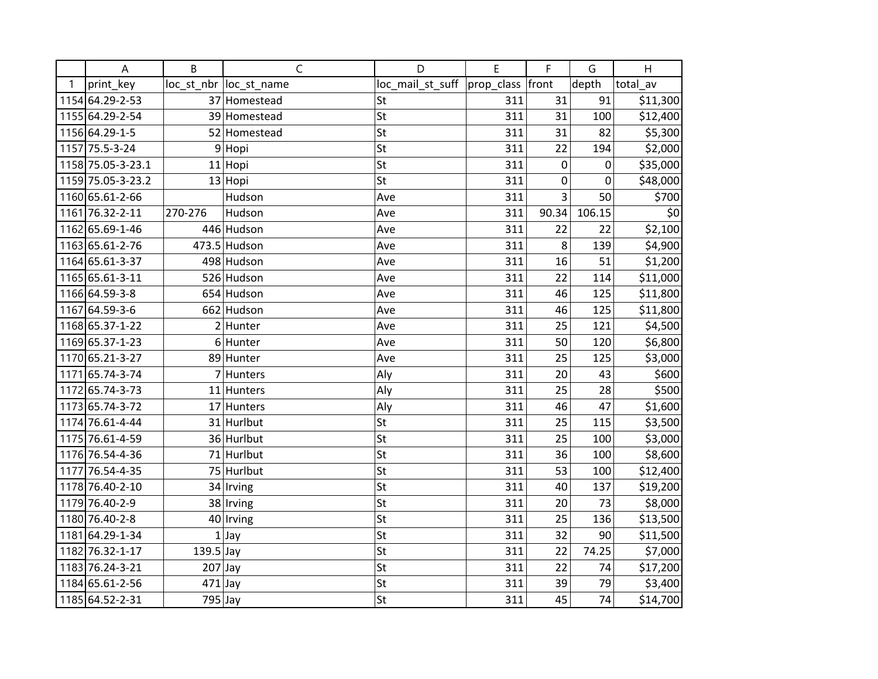| | A | B | C | D | E | F | G | H |
|---|---|---|---|---|---|---|---|---|
| 1 | print_key | loc_st_nbr | loc_st_name | loc_mail_st_suff | prop_class | front | depth | total_av |
| 1154 | 64.29-2-53 | 37 | Homestead | St | 311 | 31 | 91 | $11,300 |
| 1155 | 64.29-2-54 | 39 | Homestead | St | 311 | 31 | 100 | $12,400 |
| 1156 | 64.29-1-5 | 52 | Homestead | St | 311 | 31 | 82 | $5,300 |
| 1157 | 75.5-3-24 | 9 | Hopi | St | 311 | 22 | 194 | $2,000 |
| 1158 | 75.05-3-23.1 | 11 | Hopi | St | 311 | 0 | 0 | $35,000 |
| 1159 | 75.05-3-23.2 | 13 | Hopi | St | 311 | 0 | 0 | $48,000 |
| 1160 | 65.61-2-66 | | Hudson | Ave | 311 | 3 | 50 | $700 |
| 1161 | 76.32-2-11 | 270-276 | Hudson | Ave | 311 | 90.34 | 106.15 | $0 |
| 1162 | 65.69-1-46 | 446 | Hudson | Ave | 311 | 22 | 22 | $2,100 |
| 1163 | 65.61-2-76 | 473.5 | Hudson | Ave | 311 | 8 | 139 | $4,900 |
| 1164 | 65.61-3-37 | 498 | Hudson | Ave | 311 | 16 | 51 | $1,200 |
| 1165 | 65.61-3-11 | 526 | Hudson | Ave | 311 | 22 | 114 | $11,000 |
| 1166 | 64.59-3-8 | 654 | Hudson | Ave | 311 | 46 | 125 | $11,800 |
| 1167 | 64.59-3-6 | 662 | Hudson | Ave | 311 | 46 | 125 | $11,800 |
| 1168 | 65.37-1-22 | 2 | Hunter | Ave | 311 | 25 | 121 | $4,500 |
| 1169 | 65.37-1-23 | 6 | Hunter | Ave | 311 | 50 | 120 | $6,800 |
| 1170 | 65.21-3-27 | 89 | Hunter | Ave | 311 | 25 | 125 | $3,000 |
| 1171 | 65.74-3-74 | 7 | Hunters | Aly | 311 | 20 | 43 | $600 |
| 1172 | 65.74-3-73 | 11 | Hunters | Aly | 311 | 25 | 28 | $500 |
| 1173 | 65.74-3-72 | 17 | Hunters | Aly | 311 | 46 | 47 | $1,600 |
| 1174 | 76.61-4-44 | 31 | Hurlbut | St | 311 | 25 | 115 | $3,500 |
| 1175 | 76.61-4-59 | 36 | Hurlbut | St | 311 | 25 | 100 | $3,000 |
| 1176 | 76.54-4-36 | 71 | Hurlbut | St | 311 | 36 | 100 | $8,600 |
| 1177 | 76.54-4-35 | 75 | Hurlbut | St | 311 | 53 | 100 | $12,400 |
| 1178 | 76.40-2-10 | 34 | Irving | St | 311 | 40 | 137 | $19,200 |
| 1179 | 76.40-2-9 | 38 | Irving | St | 311 | 20 | 73 | $8,000 |
| 1180 | 76.40-2-8 | 40 | Irving | St | 311 | 25 | 136 | $13,500 |
| 1181 | 64.29-1-34 | 1 | Jay | St | 311 | 32 | 90 | $11,500 |
| 1182 | 76.32-1-17 | 139.5 | Jay | St | 311 | 22 | 74.25 | $7,000 |
| 1183 | 76.24-3-21 | 207 | Jay | St | 311 | 22 | 74 | $17,200 |
| 1184 | 65.61-2-56 | 471 | Jay | St | 311 | 39 | 79 | $3,400 |
| 1185 | 64.52-2-31 | 795 | Jay | St | 311 | 45 | 74 | $14,700 |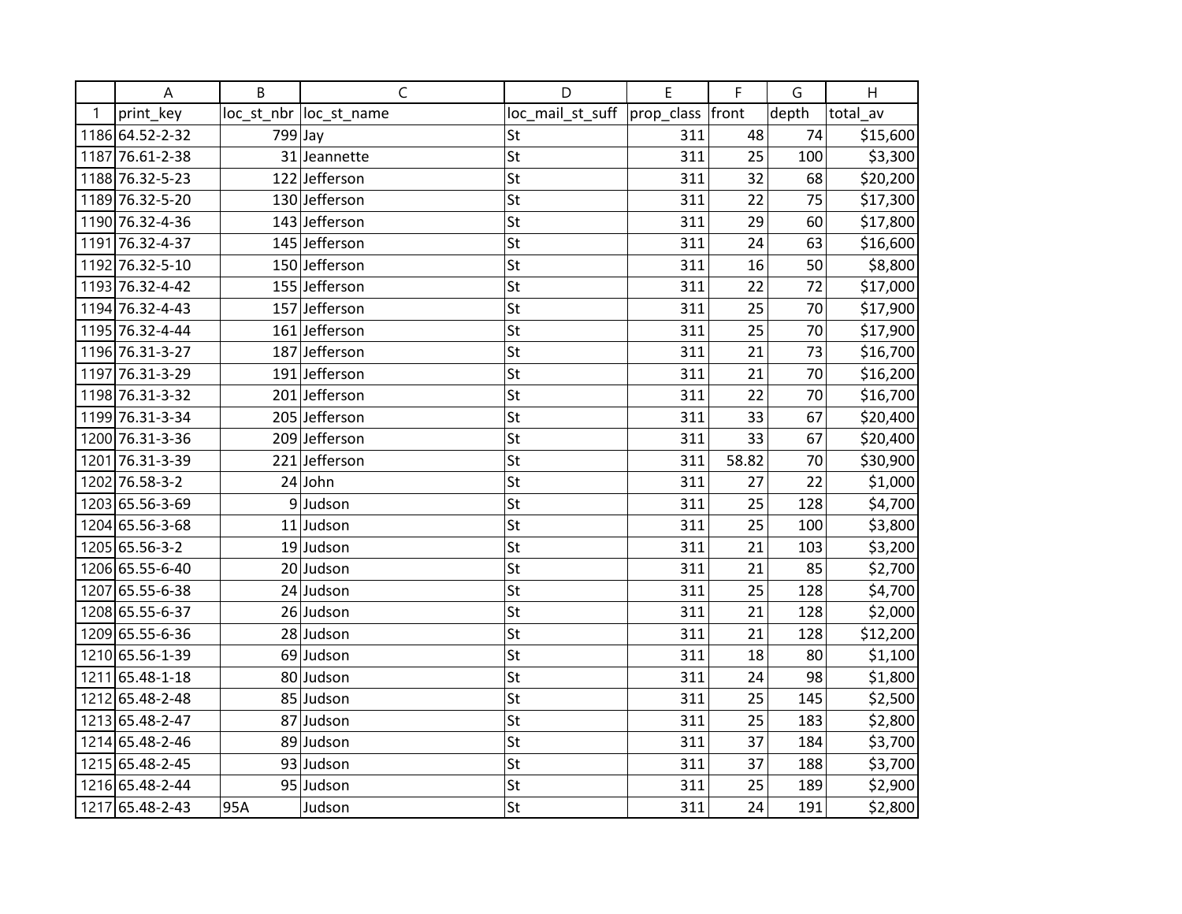| | A | B | C | D | E | F | G | H |
|---|---|---|---|---|---|---|---|---|
| 1 | print_key | loc_st_nbr | loc_st_name | loc_mail_st_suff | prop_class | front | depth | total_av |
| 1186 | 64.52-2-32 | 799 | Jay | St | 311 | 48 | 74 | $15,600 |
| 1187 | 76.61-2-38 | 31 | Jeannette | St | 311 | 25 | 100 | $3,300 |
| 1188 | 76.32-5-23 | 122 | Jefferson | St | 311 | 32 | 68 | $20,200 |
| 1189 | 76.32-5-20 | 130 | Jefferson | St | 311 | 22 | 75 | $17,300 |
| 1190 | 76.32-4-36 | 143 | Jefferson | St | 311 | 29 | 60 | $17,800 |
| 1191 | 76.32-4-37 | 145 | Jefferson | St | 311 | 24 | 63 | $16,600 |
| 1192 | 76.32-5-10 | 150 | Jefferson | St | 311 | 16 | 50 | $8,800 |
| 1193 | 76.32-4-42 | 155 | Jefferson | St | 311 | 22 | 72 | $17,000 |
| 1194 | 76.32-4-43 | 157 | Jefferson | St | 311 | 25 | 70 | $17,900 |
| 1195 | 76.32-4-44 | 161 | Jefferson | St | 311 | 25 | 70 | $17,900 |
| 1196 | 76.31-3-27 | 187 | Jefferson | St | 311 | 21 | 73 | $16,700 |
| 1197 | 76.31-3-29 | 191 | Jefferson | St | 311 | 21 | 70 | $16,200 |
| 1198 | 76.31-3-32 | 201 | Jefferson | St | 311 | 22 | 70 | $16,700 |
| 1199 | 76.31-3-34 | 205 | Jefferson | St | 311 | 33 | 67 | $20,400 |
| 1200 | 76.31-3-36 | 209 | Jefferson | St | 311 | 33 | 67 | $20,400 |
| 1201 | 76.31-3-39 | 221 | Jefferson | St | 311 | 58.82 | 70 | $30,900 |
| 1202 | 76.58-3-2 | 24 | John | St | 311 | 27 | 22 | $1,000 |
| 1203 | 65.56-3-69 | 9 | Judson | St | 311 | 25 | 128 | $4,700 |
| 1204 | 65.56-3-68 | 11 | Judson | St | 311 | 25 | 100 | $3,800 |
| 1205 | 65.56-3-2 | 19 | Judson | St | 311 | 21 | 103 | $3,200 |
| 1206 | 65.55-6-40 | 20 | Judson | St | 311 | 21 | 85 | $2,700 |
| 1207 | 65.55-6-38 | 24 | Judson | St | 311 | 25 | 128 | $4,700 |
| 1208 | 65.55-6-37 | 26 | Judson | St | 311 | 21 | 128 | $2,000 |
| 1209 | 65.55-6-36 | 28 | Judson | St | 311 | 21 | 128 | $12,200 |
| 1210 | 65.56-1-39 | 69 | Judson | St | 311 | 18 | 80 | $1,100 |
| 1211 | 65.48-1-18 | 80 | Judson | St | 311 | 24 | 98 | $1,800 |
| 1212 | 65.48-2-48 | 85 | Judson | St | 311 | 25 | 145 | $2,500 |
| 1213 | 65.48-2-47 | 87 | Judson | St | 311 | 25 | 183 | $2,800 |
| 1214 | 65.48-2-46 | 89 | Judson | St | 311 | 37 | 184 | $3,700 |
| 1215 | 65.48-2-45 | 93 | Judson | St | 311 | 37 | 188 | $3,700 |
| 1216 | 65.48-2-44 | 95 | Judson | St | 311 | 25 | 189 | $2,900 |
| 1217 | 65.48-2-43 | 95A | Judson | St | 311 | 24 | 191 | $2,800 |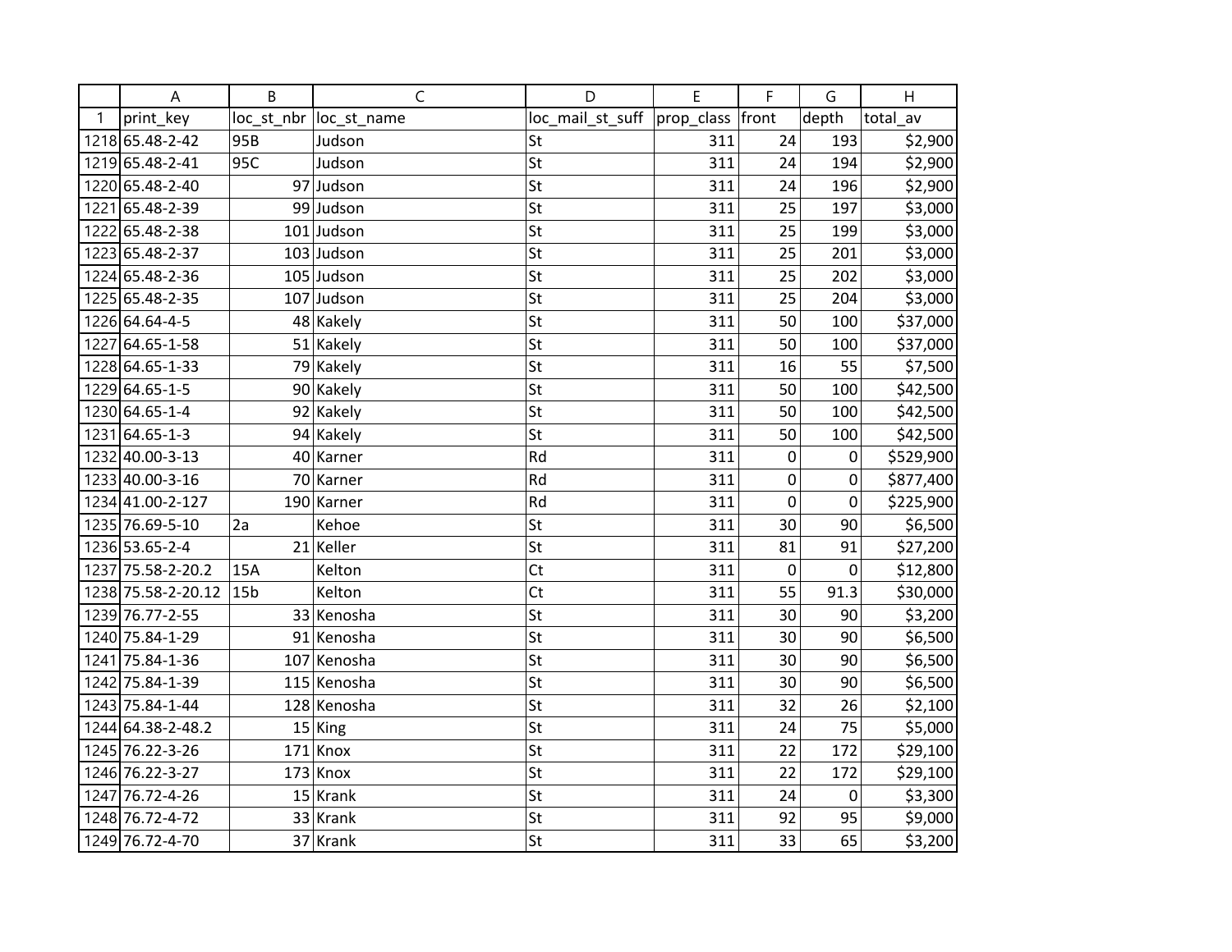| | A | B | C | D | E | F | G | H |
|---|---|---|---|---|---|---|---|---|
| 1 | print_key | loc_st_nbr | loc_st_name | loc_mail_st_suff | prop_class | front | depth | total_av |
| 1218 | 65.48-2-42 | 95B | Judson | St | 311 | 24 | 193 | $2,900 |
| 1219 | 65.48-2-41 | 95C | Judson | St | 311 | 24 | 194 | $2,900 |
| 1220 | 65.48-2-40 | 97 | Judson | St | 311 | 24 | 196 | $2,900 |
| 1221 | 65.48-2-39 | 99 | Judson | St | 311 | 25 | 197 | $3,000 |
| 1222 | 65.48-2-38 | 101 | Judson | St | 311 | 25 | 199 | $3,000 |
| 1223 | 65.48-2-37 | 103 | Judson | St | 311 | 25 | 201 | $3,000 |
| 1224 | 65.48-2-36 | 105 | Judson | St | 311 | 25 | 202 | $3,000 |
| 1225 | 65.48-2-35 | 107 | Judson | St | 311 | 25 | 204 | $3,000 |
| 1226 | 64.64-4-5 | 48 | Kakely | St | 311 | 50 | 100 | $37,000 |
| 1227 | 64.65-1-58 | 51 | Kakely | St | 311 | 50 | 100 | $37,000 |
| 1228 | 64.65-1-33 | 79 | Kakely | St | 311 | 16 | 55 | $7,500 |
| 1229 | 64.65-1-5 | 90 | Kakely | St | 311 | 50 | 100 | $42,500 |
| 1230 | 64.65-1-4 | 92 | Kakely | St | 311 | 50 | 100 | $42,500 |
| 1231 | 64.65-1-3 | 94 | Kakely | St | 311 | 50 | 100 | $42,500 |
| 1232 | 40.00-3-13 | 40 | Karner | Rd | 311 | 0 | 0 | $529,900 |
| 1233 | 40.00-3-16 | 70 | Karner | Rd | 311 | 0 | 0 | $877,400 |
| 1234 | 41.00-2-127 | 190 | Karner | Rd | 311 | 0 | 0 | $225,900 |
| 1235 | 76.69-5-10 | 2a | Kehoe | St | 311 | 30 | 90 | $6,500 |
| 1236 | 53.65-2-4 | 21 | Keller | St | 311 | 81 | 91 | $27,200 |
| 1237 | 75.58-2-20.2 | 15A | Kelton | Ct | 311 | 0 | 0 | $12,800 |
| 1238 | 75.58-2-20.12 | 15b | Kelton | Ct | 311 | 55 | 91.3 | $30,000 |
| 1239 | 76.77-2-55 | 33 | Kenosha | St | 311 | 30 | 90 | $3,200 |
| 1240 | 75.84-1-29 | 91 | Kenosha | St | 311 | 30 | 90 | $6,500 |
| 1241 | 75.84-1-36 | 107 | Kenosha | St | 311 | 30 | 90 | $6,500 |
| 1242 | 75.84-1-39 | 115 | Kenosha | St | 311 | 30 | 90 | $6,500 |
| 1243 | 75.84-1-44 | 128 | Kenosha | St | 311 | 32 | 26 | $2,100 |
| 1244 | 64.38-2-48.2 | 15 | King | St | 311 | 24 | 75 | $5,000 |
| 1245 | 76.22-3-26 | 171 | Knox | St | 311 | 22 | 172 | $29,100 |
| 1246 | 76.22-3-27 | 173 | Knox | St | 311 | 22 | 172 | $29,100 |
| 1247 | 76.72-4-26 | 15 | Krank | St | 311 | 24 | 0 | $3,300 |
| 1248 | 76.72-4-72 | 33 | Krank | St | 311 | 92 | 95 | $9,000 |
| 1249 | 76.72-4-70 | 37 | Krank | St | 311 | 33 | 65 | $3,200 |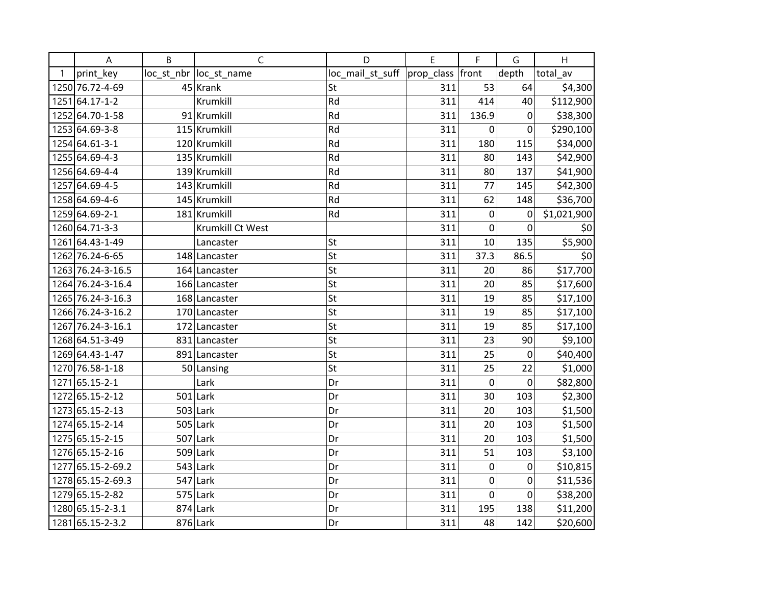| | A | B | C | D | E | F | G | H |
|---|---|---|---|---|---|---|---|---|
| 1 | print_key | loc_st_nbr | loc_st_name | loc_mail_st_suff | prop_class | front | depth | total_av |
| 1250 | 76.72-4-69 | 45 | Krank | St | 311 | 53 | 64 | $4,300 |
| 1251 | 64.17-1-2 | | Krumkill | Rd | 311 | 414 | 40 | $112,900 |
| 1252 | 64.70-1-58 | 91 | Krumkill | Rd | 311 | 136.9 | 0 | $38,300 |
| 1253 | 64.69-3-8 | 115 | Krumkill | Rd | 311 | 0 | 0 | $290,100 |
| 1254 | 64.61-3-1 | 120 | Krumkill | Rd | 311 | 180 | 115 | $34,000 |
| 1255 | 64.69-4-3 | 135 | Krumkill | Rd | 311 | 80 | 143 | $42,900 |
| 1256 | 64.69-4-4 | 139 | Krumkill | Rd | 311 | 80 | 137 | $41,900 |
| 1257 | 64.69-4-5 | 143 | Krumkill | Rd | 311 | 77 | 145 | $42,300 |
| 1258 | 64.69-4-6 | 145 | Krumkill | Rd | 311 | 62 | 148 | $36,700 |
| 1259 | 64.69-2-1 | 181 | Krumkill | Rd | 311 | 0 | 0 | $1,021,900 |
| 1260 | 64.71-3-3 | | Krumkill Ct West | | 311 | 0 | 0 | $0 |
| 1261 | 64.43-1-49 | | Lancaster | St | 311 | 10 | 135 | $5,900 |
| 1262 | 76.24-6-65 | 148 | Lancaster | St | 311 | 37.3 | 86.5 | $0 |
| 1263 | 76.24-3-16.5 | 164 | Lancaster | St | 311 | 20 | 86 | $17,700 |
| 1264 | 76.24-3-16.4 | 166 | Lancaster | St | 311 | 20 | 85 | $17,600 |
| 1265 | 76.24-3-16.3 | 168 | Lancaster | St | 311 | 19 | 85 | $17,100 |
| 1266 | 76.24-3-16.2 | 170 | Lancaster | St | 311 | 19 | 85 | $17,100 |
| 1267 | 76.24-3-16.1 | 172 | Lancaster | St | 311 | 19 | 85 | $17,100 |
| 1268 | 64.51-3-49 | 831 | Lancaster | St | 311 | 23 | 90 | $9,100 |
| 1269 | 64.43-1-47 | 891 | Lancaster | St | 311 | 25 | 0 | $40,400 |
| 1270 | 76.58-1-18 | 50 | Lansing | St | 311 | 25 | 22 | $1,000 |
| 1271 | 65.15-2-1 | | Lark | Dr | 311 | 0 | 0 | $82,800 |
| 1272 | 65.15-2-12 | 501 | Lark | Dr | 311 | 30 | 103 | $2,300 |
| 1273 | 65.15-2-13 | 503 | Lark | Dr | 311 | 20 | 103 | $1,500 |
| 1274 | 65.15-2-14 | 505 | Lark | Dr | 311 | 20 | 103 | $1,500 |
| 1275 | 65.15-2-15 | 507 | Lark | Dr | 311 | 20 | 103 | $1,500 |
| 1276 | 65.15-2-16 | 509 | Lark | Dr | 311 | 51 | 103 | $3,100 |
| 1277 | 65.15-2-69.2 | 543 | Lark | Dr | 311 | 0 | 0 | $10,815 |
| 1278 | 65.15-2-69.3 | 547 | Lark | Dr | 311 | 0 | 0 | $11,536 |
| 1279 | 65.15-2-82 | 575 | Lark | Dr | 311 | 0 | 0 | $38,200 |
| 1280 | 65.15-2-3.1 | 874 | Lark | Dr | 311 | 195 | 138 | $11,200 |
| 1281 | 65.15-2-3.2 | 876 | Lark | Dr | 311 | 48 | 142 | $20,600 |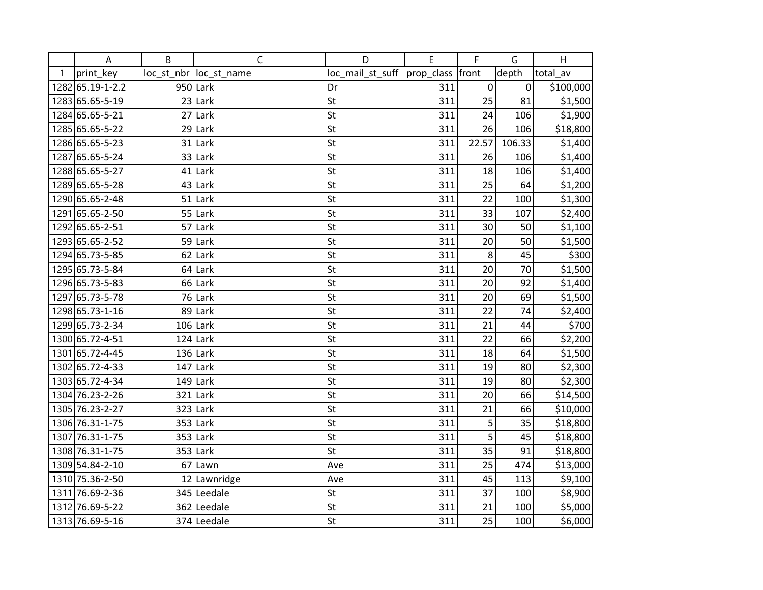| | A | B | C | D | E | F | G | H |
|---|---|---|---|---|---|---|---|---|
| 1 | print_key | loc_st_nbr | loc_st_name | loc_mail_st_suff | prop_class | front | depth | total_av |
| 1282 | 65.19-1-2.2 | 950 | Lark | Dr | 311 | 0 | 0 | $100,000 |
| 1283 | 65.65-5-19 | 23 | Lark | St | 311 | 25 | 81 | $1,500 |
| 1284 | 65.65-5-21 | 27 | Lark | St | 311 | 24 | 106 | $1,900 |
| 1285 | 65.65-5-22 | 29 | Lark | St | 311 | 26 | 106 | $18,800 |
| 1286 | 65.65-5-23 | 31 | Lark | St | 311 | 22.57 | 106.33 | $1,400 |
| 1287 | 65.65-5-24 | 33 | Lark | St | 311 | 26 | 106 | $1,400 |
| 1288 | 65.65-5-27 | 41 | Lark | St | 311 | 18 | 106 | $1,400 |
| 1289 | 65.65-5-28 | 43 | Lark | St | 311 | 25 | 64 | $1,200 |
| 1290 | 65.65-2-48 | 51 | Lark | St | 311 | 22 | 100 | $1,300 |
| 1291 | 65.65-2-50 | 55 | Lark | St | 311 | 33 | 107 | $2,400 |
| 1292 | 65.65-2-51 | 57 | Lark | St | 311 | 30 | 50 | $1,100 |
| 1293 | 65.65-2-52 | 59 | Lark | St | 311 | 20 | 50 | $1,500 |
| 1294 | 65.73-5-85 | 62 | Lark | St | 311 | 8 | 45 | $300 |
| 1295 | 65.73-5-84 | 64 | Lark | St | 311 | 20 | 70 | $1,500 |
| 1296 | 65.73-5-83 | 66 | Lark | St | 311 | 20 | 92 | $1,400 |
| 1297 | 65.73-5-78 | 76 | Lark | St | 311 | 20 | 69 | $1,500 |
| 1298 | 65.73-1-16 | 89 | Lark | St | 311 | 22 | 74 | $2,400 |
| 1299 | 65.73-2-34 | 106 | Lark | St | 311 | 21 | 44 | $700 |
| 1300 | 65.72-4-51 | 124 | Lark | St | 311 | 22 | 66 | $2,200 |
| 1301 | 65.72-4-45 | 136 | Lark | St | 311 | 18 | 64 | $1,500 |
| 1302 | 65.72-4-33 | 147 | Lark | St | 311 | 19 | 80 | $2,300 |
| 1303 | 65.72-4-34 | 149 | Lark | St | 311 | 19 | 80 | $2,300 |
| 1304 | 76.23-2-26 | 321 | Lark | St | 311 | 20 | 66 | $14,500 |
| 1305 | 76.23-2-27 | 323 | Lark | St | 311 | 21 | 66 | $10,000 |
| 1306 | 76.31-1-75 | 353 | Lark | St | 311 | 5 | 35 | $18,800 |
| 1307 | 76.31-1-75 | 353 | Lark | St | 311 | 5 | 45 | $18,800 |
| 1308 | 76.31-1-75 | 353 | Lark | St | 311 | 35 | 91 | $18,800 |
| 1309 | 54.84-2-10 | 67 | Lawn | Ave | 311 | 25 | 474 | $13,000 |
| 1310 | 75.36-2-50 | 12 | Lawnridge | Ave | 311 | 45 | 113 | $9,100 |
| 1311 | 76.69-2-36 | 345 | Leedale | St | 311 | 37 | 100 | $8,900 |
| 1312 | 76.69-5-22 | 362 | Leedale | St | 311 | 21 | 100 | $5,000 |
| 1313 | 76.69-5-16 | 374 | Leedale | St | 311 | 25 | 100 | $6,000 |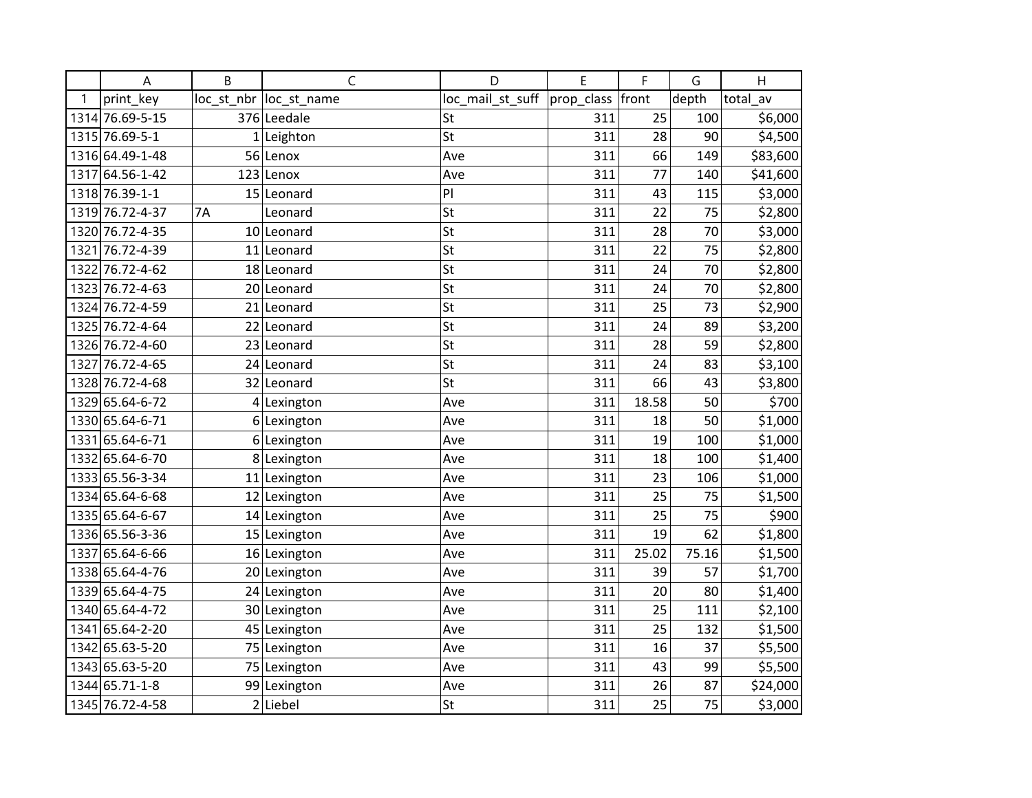| | A | B | C | D | E | F | G | H |
|---|---|---|---|---|---|---|---|---|
| 1 | print_key | loc_st_nbr | loc_st_name | loc_mail_st_suff | prop_class | front | depth | total_av |
| 1314 | 76.69-5-15 | 376 | Leedale | St | 311 | 25 | 100 | $6,000 |
| 1315 | 76.69-5-1 | 1 | Leighton | St | 311 | 28 | 90 | $4,500 |
| 1316 | 64.49-1-48 | 56 | Lenox | Ave | 311 | 66 | 149 | $83,600 |
| 1317 | 64.56-1-42 | 123 | Lenox | Ave | 311 | 77 | 140 | $41,600 |
| 1318 | 76.39-1-1 | 15 | Leonard | Pl | 311 | 43 | 115 | $3,000 |
| 1319 | 76.72-4-37 | 7A | Leonard | St | 311 | 22 | 75 | $2,800 |
| 1320 | 76.72-4-35 | 10 | Leonard | St | 311 | 28 | 70 | $3,000 |
| 1321 | 76.72-4-39 | 11 | Leonard | St | 311 | 22 | 75 | $2,800 |
| 1322 | 76.72-4-62 | 18 | Leonard | St | 311 | 24 | 70 | $2,800 |
| 1323 | 76.72-4-63 | 20 | Leonard | St | 311 | 24 | 70 | $2,800 |
| 1324 | 76.72-4-59 | 21 | Leonard | St | 311 | 25 | 73 | $2,900 |
| 1325 | 76.72-4-64 | 22 | Leonard | St | 311 | 24 | 89 | $3,200 |
| 1326 | 76.72-4-60 | 23 | Leonard | St | 311 | 28 | 59 | $2,800 |
| 1327 | 76.72-4-65 | 24 | Leonard | St | 311 | 24 | 83 | $3,100 |
| 1328 | 76.72-4-68 | 32 | Leonard | St | 311 | 66 | 43 | $3,800 |
| 1329 | 65.64-6-72 | 4 | Lexington | Ave | 311 | 18.58 | 50 | $700 |
| 1330 | 65.64-6-71 | 6 | Lexington | Ave | 311 | 18 | 50 | $1,000 |
| 1331 | 65.64-6-71 | 6 | Lexington | Ave | 311 | 19 | 100 | $1,000 |
| 1332 | 65.64-6-70 | 8 | Lexington | Ave | 311 | 18 | 100 | $1,400 |
| 1333 | 65.56-3-34 | 11 | Lexington | Ave | 311 | 23 | 106 | $1,000 |
| 1334 | 65.64-6-68 | 12 | Lexington | Ave | 311 | 25 | 75 | $1,500 |
| 1335 | 65.64-6-67 | 14 | Lexington | Ave | 311 | 25 | 75 | $900 |
| 1336 | 65.56-3-36 | 15 | Lexington | Ave | 311 | 19 | 62 | $1,800 |
| 1337 | 65.64-6-66 | 16 | Lexington | Ave | 311 | 25.02 | 75.16 | $1,500 |
| 1338 | 65.64-4-76 | 20 | Lexington | Ave | 311 | 39 | 57 | $1,700 |
| 1339 | 65.64-4-75 | 24 | Lexington | Ave | 311 | 20 | 80 | $1,400 |
| 1340 | 65.64-4-72 | 30 | Lexington | Ave | 311 | 25 | 111 | $2,100 |
| 1341 | 65.64-2-20 | 45 | Lexington | Ave | 311 | 25 | 132 | $1,500 |
| 1342 | 65.63-5-20 | 75 | Lexington | Ave | 311 | 16 | 37 | $5,500 |
| 1343 | 65.63-5-20 | 75 | Lexington | Ave | 311 | 43 | 99 | $5,500 |
| 1344 | 65.71-1-8 | 99 | Lexington | Ave | 311 | 26 | 87 | $24,000 |
| 1345 | 76.72-4-58 | 2 | Liebel | St | 311 | 25 | 75 | $3,000 |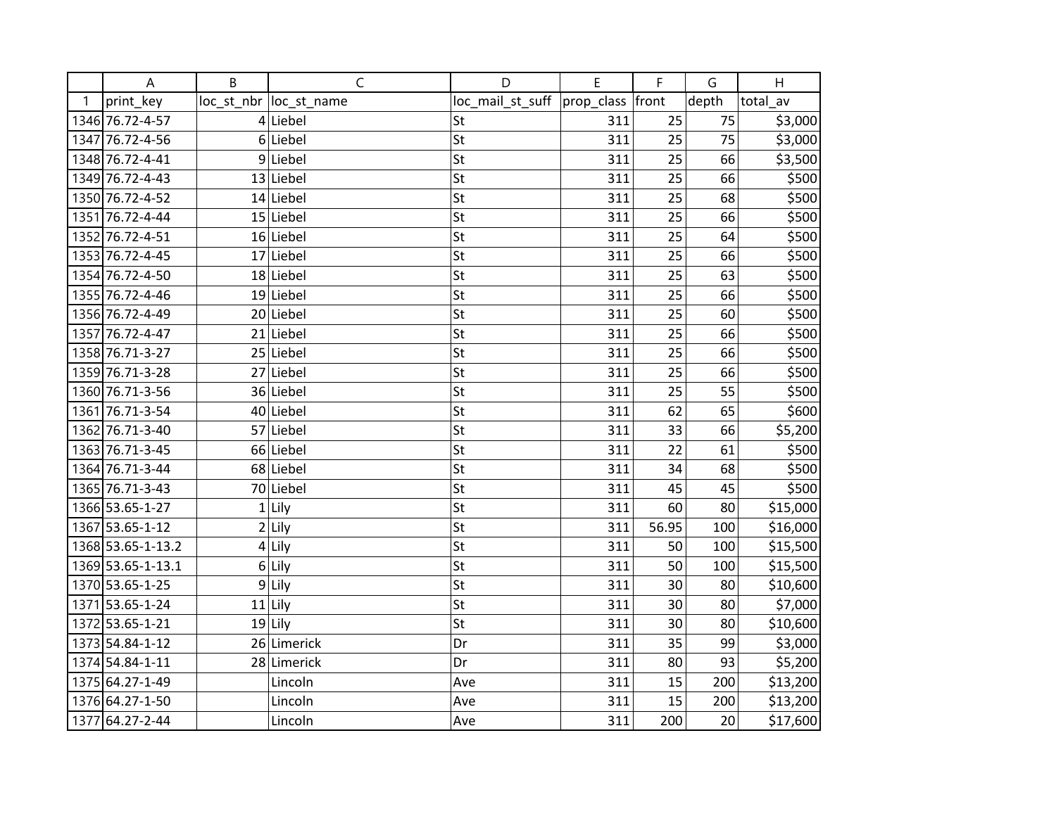| | A | B | C | D | E | F | G | H |
|---|---|---|---|---|---|---|---|---|
| 1 | print_key | loc_st_nbr | loc_st_name | loc_mail_st_suff | prop_class | front | depth | total_av |
| 1346 | 76.72-4-57 | 4 | Liebel | St | 311 | 25 | 75 | $3,000 |
| 1347 | 76.72-4-56 | 6 | Liebel | St | 311 | 25 | 75 | $3,000 |
| 1348 | 76.72-4-41 | 9 | Liebel | St | 311 | 25 | 66 | $3,500 |
| 1349 | 76.72-4-43 | 13 | Liebel | St | 311 | 25 | 66 | $500 |
| 1350 | 76.72-4-52 | 14 | Liebel | St | 311 | 25 | 68 | $500 |
| 1351 | 76.72-4-44 | 15 | Liebel | St | 311 | 25 | 66 | $500 |
| 1352 | 76.72-4-51 | 16 | Liebel | St | 311 | 25 | 64 | $500 |
| 1353 | 76.72-4-45 | 17 | Liebel | St | 311 | 25 | 66 | $500 |
| 1354 | 76.72-4-50 | 18 | Liebel | St | 311 | 25 | 63 | $500 |
| 1355 | 76.72-4-46 | 19 | Liebel | St | 311 | 25 | 66 | $500 |
| 1356 | 76.72-4-49 | 20 | Liebel | St | 311 | 25 | 60 | $500 |
| 1357 | 76.72-4-47 | 21 | Liebel | St | 311 | 25 | 66 | $500 |
| 1358 | 76.71-3-27 | 25 | Liebel | St | 311 | 25 | 66 | $500 |
| 1359 | 76.71-3-28 | 27 | Liebel | St | 311 | 25 | 66 | $500 |
| 1360 | 76.71-3-56 | 36 | Liebel | St | 311 | 25 | 55 | $500 |
| 1361 | 76.71-3-54 | 40 | Liebel | St | 311 | 62 | 65 | $600 |
| 1362 | 76.71-3-40 | 57 | Liebel | St | 311 | 33 | 66 | $5,200 |
| 1363 | 76.71-3-45 | 66 | Liebel | St | 311 | 22 | 61 | $500 |
| 1364 | 76.71-3-44 | 68 | Liebel | St | 311 | 34 | 68 | $500 |
| 1365 | 76.71-3-43 | 70 | Liebel | St | 311 | 45 | 45 | $500 |
| 1366 | 53.65-1-27 | 1 | Lily | St | 311 | 60 | 80 | $15,000 |
| 1367 | 53.65-1-12 | 2 | Lily | St | 311 | 56.95 | 100 | $16,000 |
| 1368 | 53.65-1-13.2 | 4 | Lily | St | 311 | 50 | 100 | $15,500 |
| 1369 | 53.65-1-13.1 | 6 | Lily | St | 311 | 50 | 100 | $15,500 |
| 1370 | 53.65-1-25 | 9 | Lily | St | 311 | 30 | 80 | $10,600 |
| 1371 | 53.65-1-24 | 11 | Lily | St | 311 | 30 | 80 | $7,000 |
| 1372 | 53.65-1-21 | 19 | Lily | St | 311 | 30 | 80 | $10,600 |
| 1373 | 54.84-1-12 | 26 | Limerick | Dr | 311 | 35 | 99 | $3,000 |
| 1374 | 54.84-1-11 | 28 | Limerick | Dr | 311 | 80 | 93 | $5,200 |
| 1375 | 64.27-1-49 | | Lincoln | Ave | 311 | 15 | 200 | $13,200 |
| 1376 | 64.27-1-50 | | Lincoln | Ave | 311 | 15 | 200 | $13,200 |
| 1377 | 64.27-2-44 | | Lincoln | Ave | 311 | 200 | 20 | $17,600 |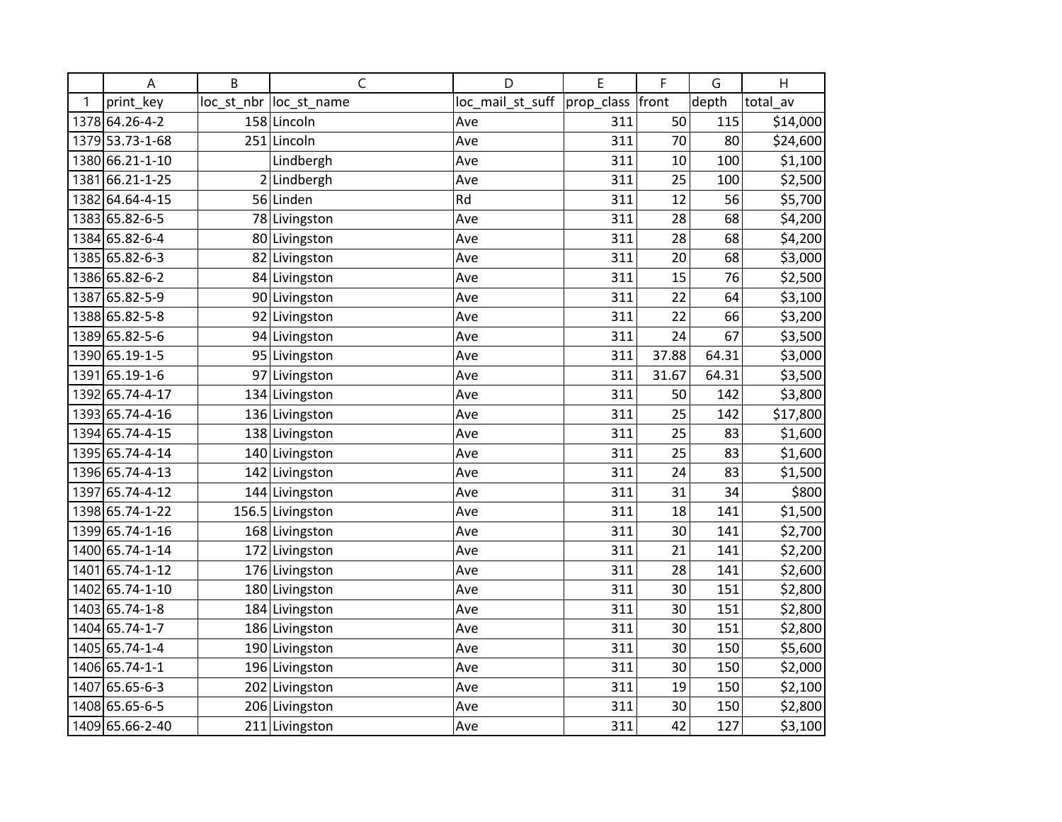| | A | B | C | D | E | F | G | H |
|---|---|---|---|---|---|---|---|---|
| 1 | print_key | loc_st_nbr | loc_st_name | loc_mail_st_suff | prop_class | front | depth | total_av |
| 1378 | 64.26-4-2 | 158 | Lincoln | Ave | 311 | 50 | 115 | $14,000 |
| 1379 | 53.73-1-68 | 251 | Lincoln | Ave | 311 | 70 | 80 | $24,600 |
| 1380 | 66.21-1-10 | | Lindbergh | Ave | 311 | 10 | 100 | $1,100 |
| 1381 | 66.21-1-25 | 2 | Lindbergh | Ave | 311 | 25 | 100 | $2,500 |
| 1382 | 64.64-4-15 | 56 | Linden | Rd | 311 | 12 | 56 | $5,700 |
| 1383 | 65.82-6-5 | 78 | Livingston | Ave | 311 | 28 | 68 | $4,200 |
| 1384 | 65.82-6-4 | 80 | Livingston | Ave | 311 | 28 | 68 | $4,200 |
| 1385 | 65.82-6-3 | 82 | Livingston | Ave | 311 | 20 | 68 | $3,000 |
| 1386 | 65.82-6-2 | 84 | Livingston | Ave | 311 | 15 | 76 | $2,500 |
| 1387 | 65.82-5-9 | 90 | Livingston | Ave | 311 | 22 | 64 | $3,100 |
| 1388 | 65.82-5-8 | 92 | Livingston | Ave | 311 | 22 | 66 | $3,200 |
| 1389 | 65.82-5-6 | 94 | Livingston | Ave | 311 | 24 | 67 | $3,500 |
| 1390 | 65.19-1-5 | 95 | Livingston | Ave | 311 | 37.88 | 64.31 | $3,000 |
| 1391 | 65.19-1-6 | 97 | Livingston | Ave | 311 | 31.67 | 64.31 | $3,500 |
| 1392 | 65.74-4-17 | 134 | Livingston | Ave | 311 | 50 | 142 | $3,800 |
| 1393 | 65.74-4-16 | 136 | Livingston | Ave | 311 | 25 | 142 | $17,800 |
| 1394 | 65.74-4-15 | 138 | Livingston | Ave | 311 | 25 | 83 | $1,600 |
| 1395 | 65.74-4-14 | 140 | Livingston | Ave | 311 | 25 | 83 | $1,600 |
| 1396 | 65.74-4-13 | 142 | Livingston | Ave | 311 | 24 | 83 | $1,500 |
| 1397 | 65.74-4-12 | 144 | Livingston | Ave | 311 | 31 | 34 | $800 |
| 1398 | 65.74-1-22 | 156.5 | Livingston | Ave | 311 | 18 | 141 | $1,500 |
| 1399 | 65.74-1-16 | 168 | Livingston | Ave | 311 | 30 | 141 | $2,700 |
| 1400 | 65.74-1-14 | 172 | Livingston | Ave | 311 | 21 | 141 | $2,200 |
| 1401 | 65.74-1-12 | 176 | Livingston | Ave | 311 | 28 | 141 | $2,600 |
| 1402 | 65.74-1-10 | 180 | Livingston | Ave | 311 | 30 | 151 | $2,800 |
| 1403 | 65.74-1-8 | 184 | Livingston | Ave | 311 | 30 | 151 | $2,800 |
| 1404 | 65.74-1-7 | 186 | Livingston | Ave | 311 | 30 | 151 | $2,800 |
| 1405 | 65.74-1-4 | 190 | Livingston | Ave | 311 | 30 | 150 | $5,600 |
| 1406 | 65.74-1-1 | 196 | Livingston | Ave | 311 | 30 | 150 | $2,000 |
| 1407 | 65.65-6-3 | 202 | Livingston | Ave | 311 | 19 | 150 | $2,100 |
| 1408 | 65.65-6-5 | 206 | Livingston | Ave | 311 | 30 | 150 | $2,800 |
| 1409 | 65.66-2-40 | 211 | Livingston | Ave | 311 | 42 | 127 | $3,100 |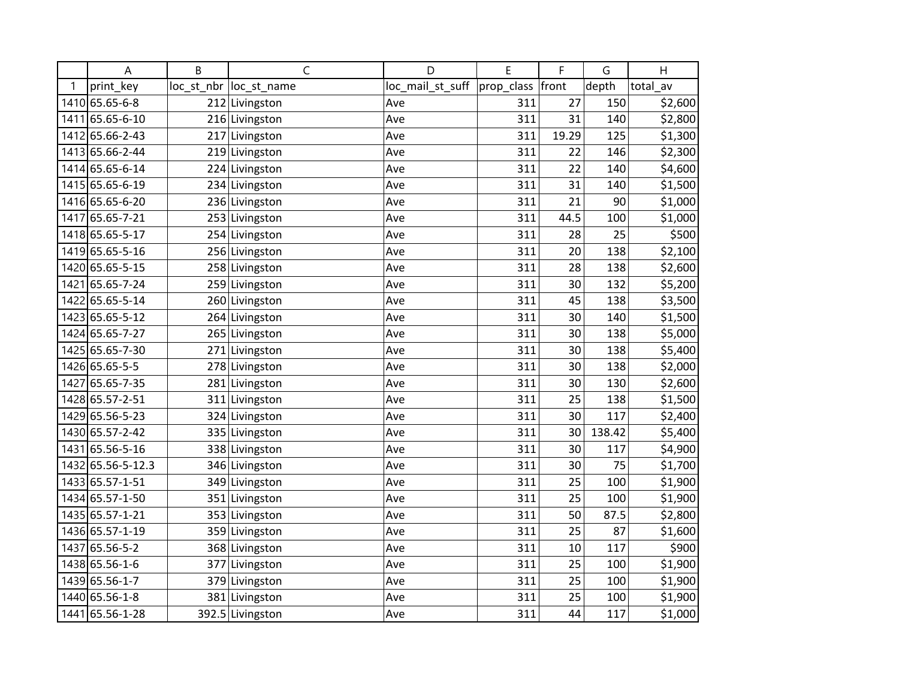| | A | B | C | D | E | F | G | H |
|---|---|---|---|---|---|---|---|---|
| 1 | print_key | loc_st_nbr | loc_st_name | loc_mail_st_suff | prop_class | front | depth | total_av |
| 1410 | 65.65-6-8 | 212 | Livingston | Ave | 311 | 27 | 150 | $2,600 |
| 1411 | 65.65-6-10 | 216 | Livingston | Ave | 311 | 31 | 140 | $2,800 |
| 1412 | 65.66-2-43 | 217 | Livingston | Ave | 311 | 19.29 | 125 | $1,300 |
| 1413 | 65.66-2-44 | 219 | Livingston | Ave | 311 | 22 | 146 | $2,300 |
| 1414 | 65.65-6-14 | 224 | Livingston | Ave | 311 | 22 | 140 | $4,600 |
| 1415 | 65.65-6-19 | 234 | Livingston | Ave | 311 | 31 | 140 | $1,500 |
| 1416 | 65.65-6-20 | 236 | Livingston | Ave | 311 | 21 | 90 | $1,000 |
| 1417 | 65.65-7-21 | 253 | Livingston | Ave | 311 | 44.5 | 100 | $1,000 |
| 1418 | 65.65-5-17 | 254 | Livingston | Ave | 311 | 28 | 25 | $500 |
| 1419 | 65.65-5-16 | 256 | Livingston | Ave | 311 | 20 | 138 | $2,100 |
| 1420 | 65.65-5-15 | 258 | Livingston | Ave | 311 | 28 | 138 | $2,600 |
| 1421 | 65.65-7-24 | 259 | Livingston | Ave | 311 | 30 | 132 | $5,200 |
| 1422 | 65.65-5-14 | 260 | Livingston | Ave | 311 | 45 | 138 | $3,500 |
| 1423 | 65.65-5-12 | 264 | Livingston | Ave | 311 | 30 | 140 | $1,500 |
| 1424 | 65.65-7-27 | 265 | Livingston | Ave | 311 | 30 | 138 | $5,000 |
| 1425 | 65.65-7-30 | 271 | Livingston | Ave | 311 | 30 | 138 | $5,400 |
| 1426 | 65.65-5-5 | 278 | Livingston | Ave | 311 | 30 | 138 | $2,000 |
| 1427 | 65.65-7-35 | 281 | Livingston | Ave | 311 | 30 | 130 | $2,600 |
| 1428 | 65.57-2-51 | 311 | Livingston | Ave | 311 | 25 | 138 | $1,500 |
| 1429 | 65.56-5-23 | 324 | Livingston | Ave | 311 | 30 | 117 | $2,400 |
| 1430 | 65.57-2-42 | 335 | Livingston | Ave | 311 | 30 | 138.42 | $5,400 |
| 1431 | 65.56-5-16 | 338 | Livingston | Ave | 311 | 30 | 117 | $4,900 |
| 1432 | 65.56-5-12.3 | 346 | Livingston | Ave | 311 | 30 | 75 | $1,700 |
| 1433 | 65.57-1-51 | 349 | Livingston | Ave | 311 | 25 | 100 | $1,900 |
| 1434 | 65.57-1-50 | 351 | Livingston | Ave | 311 | 25 | 100 | $1,900 |
| 1435 | 65.57-1-21 | 353 | Livingston | Ave | 311 | 50 | 87.5 | $2,800 |
| 1436 | 65.57-1-19 | 359 | Livingston | Ave | 311 | 25 | 87 | $1,600 |
| 1437 | 65.56-5-2 | 368 | Livingston | Ave | 311 | 10 | 117 | $900 |
| 1438 | 65.56-1-6 | 377 | Livingston | Ave | 311 | 25 | 100 | $1,900 |
| 1439 | 65.56-1-7 | 379 | Livingston | Ave | 311 | 25 | 100 | $1,900 |
| 1440 | 65.56-1-8 | 381 | Livingston | Ave | 311 | 25 | 100 | $1,900 |
| 1441 | 65.56-1-28 | 392.5 | Livingston | Ave | 311 | 44 | 117 | $1,000 |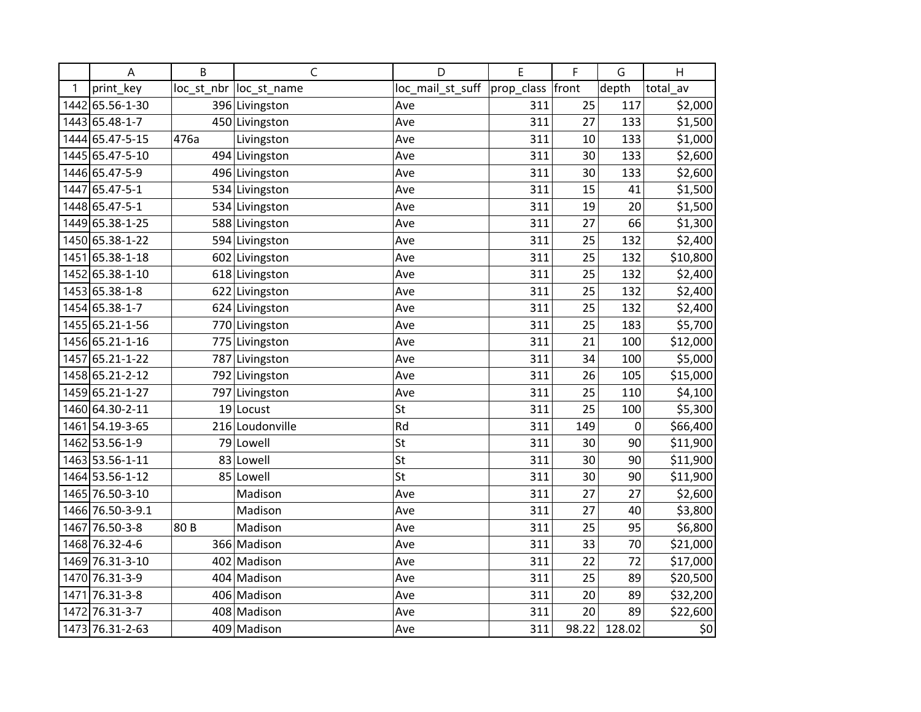| | A | B | C | D | E | F | G | H |
|---|---|---|---|---|---|---|---|---|
| 1 | print_key | loc_st_nbr | loc_st_name | loc_mail_st_suff | prop_class | front | depth | total_av |
| 1442 | 65.56-1-30 | 396 | Livingston | Ave | 311 | 25 | 117 | $2,000 |
| 1443 | 65.48-1-7 | 450 | Livingston | Ave | 311 | 27 | 133 | $1,500 |
| 1444 | 65.47-5-15 | 476a | Livingston | Ave | 311 | 10 | 133 | $1,000 |
| 1445 | 65.47-5-10 | 494 | Livingston | Ave | 311 | 30 | 133 | $2,600 |
| 1446 | 65.47-5-9 | 496 | Livingston | Ave | 311 | 30 | 133 | $2,600 |
| 1447 | 65.47-5-1 | 534 | Livingston | Ave | 311 | 15 | 41 | $1,500 |
| 1448 | 65.47-5-1 | 534 | Livingston | Ave | 311 | 19 | 20 | $1,500 |
| 1449 | 65.38-1-25 | 588 | Livingston | Ave | 311 | 27 | 66 | $1,300 |
| 1450 | 65.38-1-22 | 594 | Livingston | Ave | 311 | 25 | 132 | $2,400 |
| 1451 | 65.38-1-18 | 602 | Livingston | Ave | 311 | 25 | 132 | $10,800 |
| 1452 | 65.38-1-10 | 618 | Livingston | Ave | 311 | 25 | 132 | $2,400 |
| 1453 | 65.38-1-8 | 622 | Livingston | Ave | 311 | 25 | 132 | $2,400 |
| 1454 | 65.38-1-7 | 624 | Livingston | Ave | 311 | 25 | 132 | $2,400 |
| 1455 | 65.21-1-56 | 770 | Livingston | Ave | 311 | 25 | 183 | $5,700 |
| 1456 | 65.21-1-16 | 775 | Livingston | Ave | 311 | 21 | 100 | $12,000 |
| 1457 | 65.21-1-22 | 787 | Livingston | Ave | 311 | 34 | 100 | $5,000 |
| 1458 | 65.21-2-12 | 792 | Livingston | Ave | 311 | 26 | 105 | $15,000 |
| 1459 | 65.21-1-27 | 797 | Livingston | Ave | 311 | 25 | 110 | $4,100 |
| 1460 | 64.30-2-11 | 19 | Locust | St | 311 | 25 | 100 | $5,300 |
| 1461 | 54.19-3-65 | 216 | Loudonville | Rd | 311 | 149 | 0 | $66,400 |
| 1462 | 53.56-1-9 | 79 | Lowell | St | 311 | 30 | 90 | $11,900 |
| 1463 | 53.56-1-11 | 83 | Lowell | St | 311 | 30 | 90 | $11,900 |
| 1464 | 53.56-1-12 | 85 | Lowell | St | 311 | 30 | 90 | $11,900 |
| 1465 | 76.50-3-10 | | Madison | Ave | 311 | 27 | 27 | $2,600 |
| 1466 | 76.50-3-9.1 | | Madison | Ave | 311 | 27 | 40 | $3,800 |
| 1467 | 76.50-3-8 | 80 B | Madison | Ave | 311 | 25 | 95 | $6,800 |
| 1468 | 76.32-4-6 | 366 | Madison | Ave | 311 | 33 | 70 | $21,000 |
| 1469 | 76.31-3-10 | 402 | Madison | Ave | 311 | 22 | 72 | $17,000 |
| 1470 | 76.31-3-9 | 404 | Madison | Ave | 311 | 25 | 89 | $20,500 |
| 1471 | 76.31-3-8 | 406 | Madison | Ave | 311 | 20 | 89 | $32,200 |
| 1472 | 76.31-3-7 | 408 | Madison | Ave | 311 | 20 | 89 | $22,600 |
| 1473 | 76.31-2-63 | 409 | Madison | Ave | 311 | 98.22 | 128.02 | $0 |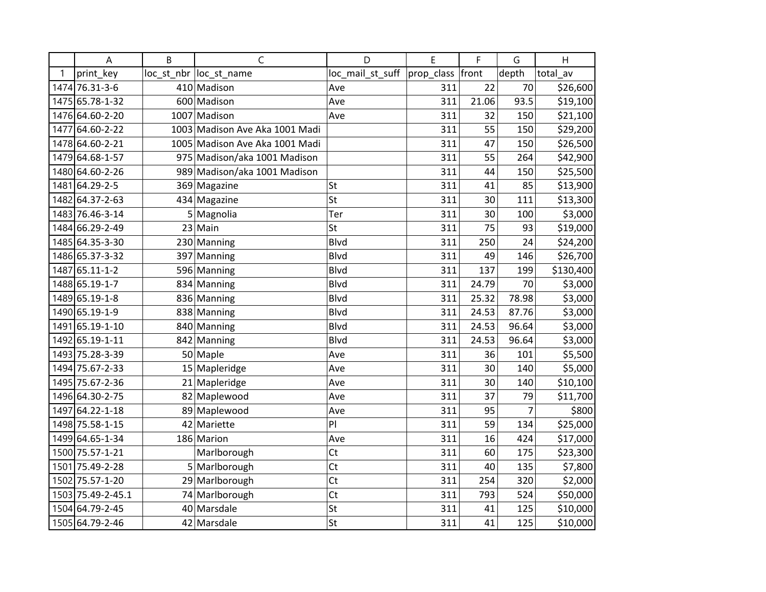| | A | B | C | D | E | F | G | H |
|---|---|---|---|---|---|---|---|---|
| 1 | print_key | loc_st_nbr | loc_st_name | loc_mail_st_suff | prop_class | front | depth | total_av |
| 1474 | 76.31-3-6 | 410 | Madison | Ave | 311 | 22 | 70 | $26,600 |
| 1475 | 65.78-1-32 | 600 | Madison | Ave | 311 | 21.06 | 93.5 | $19,100 |
| 1476 | 64.60-2-20 | 1007 | Madison | Ave | 311 | 32 | 150 | $21,100 |
| 1477 | 64.60-2-22 | 1003 | Madison Ave Aka 1001 Madi | | 311 | 55 | 150 | $29,200 |
| 1478 | 64.60-2-21 | 1005 | Madison Ave Aka 1001 Madi | | 311 | 47 | 150 | $26,500 |
| 1479 | 64.68-1-57 | 975 | Madison/aka 1001 Madison | | 311 | 55 | 264 | $42,900 |
| 1480 | 64.60-2-26 | 989 | Madison/aka 1001 Madison | | 311 | 44 | 150 | $25,500 |
| 1481 | 64.29-2-5 | 369 | Magazine | St | 311 | 41 | 85 | $13,900 |
| 1482 | 64.37-2-63 | 434 | Magazine | St | 311 | 30 | 111 | $13,300 |
| 1483 | 76.46-3-14 | 5 | Magnolia | Ter | 311 | 30 | 100 | $3,000 |
| 1484 | 66.29-2-49 | 23 | Main | St | 311 | 75 | 93 | $19,000 |
| 1485 | 64.35-3-30 | 230 | Manning | Blvd | 311 | 250 | 24 | $24,200 |
| 1486 | 65.37-3-32 | 397 | Manning | Blvd | 311 | 49 | 146 | $26,700 |
| 1487 | 65.11-1-2 | 596 | Manning | Blvd | 311 | 137 | 199 | $130,400 |
| 1488 | 65.19-1-7 | 834 | Manning | Blvd | 311 | 24.79 | 70 | $3,000 |
| 1489 | 65.19-1-8 | 836 | Manning | Blvd | 311 | 25.32 | 78.98 | $3,000 |
| 1490 | 65.19-1-9 | 838 | Manning | Blvd | 311 | 24.53 | 87.76 | $3,000 |
| 1491 | 65.19-1-10 | 840 | Manning | Blvd | 311 | 24.53 | 96.64 | $3,000 |
| 1492 | 65.19-1-11 | 842 | Manning | Blvd | 311 | 24.53 | 96.64 | $3,000 |
| 1493 | 75.28-3-39 | 50 | Maple | Ave | 311 | 36 | 101 | $5,500 |
| 1494 | 75.67-2-33 | 15 | Mapleridge | Ave | 311 | 30 | 140 | $5,000 |
| 1495 | 75.67-2-36 | 21 | Mapleridge | Ave | 311 | 30 | 140 | $10,100 |
| 1496 | 64.30-2-75 | 82 | Maplewood | Ave | 311 | 37 | 79 | $11,700 |
| 1497 | 64.22-1-18 | 89 | Maplewood | Ave | 311 | 95 | 7 | $800 |
| 1498 | 75.58-1-15 | 42 | Mariette | Pl | 311 | 59 | 134 | $25,000 |
| 1499 | 64.65-1-34 | 186 | Marion | Ave | 311 | 16 | 424 | $17,000 |
| 1500 | 75.57-1-21 | | Marlborough | Ct | 311 | 60 | 175 | $23,300 |
| 1501 | 75.49-2-28 | 5 | Marlborough | Ct | 311 | 40 | 135 | $7,800 |
| 1502 | 75.57-1-20 | 29 | Marlborough | Ct | 311 | 254 | 320 | $2,000 |
| 1503 | 75.49-2-45.1 | 74 | Marlborough | Ct | 311 | 793 | 524 | $50,000 |
| 1504 | 64.79-2-45 | 40 | Marsdale | St | 311 | 41 | 125 | $10,000 |
| 1505 | 64.79-2-46 | 42 | Marsdale | St | 311 | 41 | 125 | $10,000 |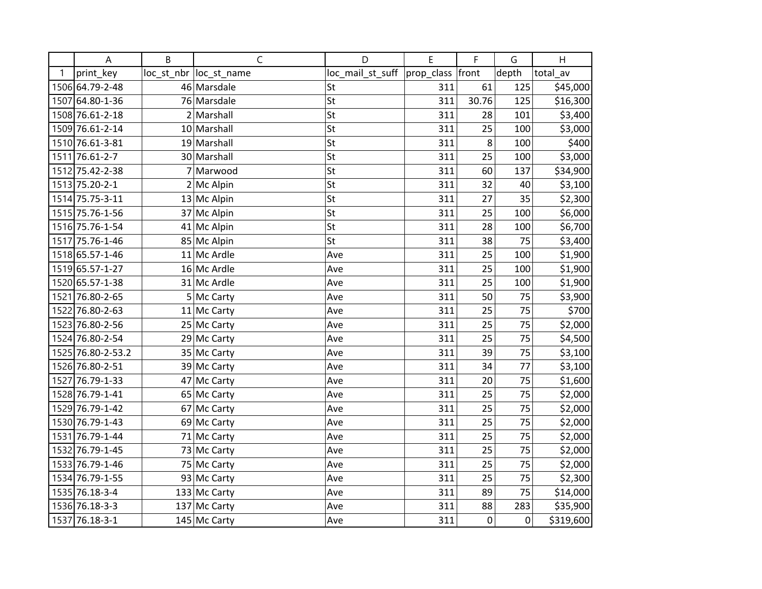| | A | B | C | D | E | F | G | H |
|---|---|---|---|---|---|---|---|---|
| 1 | print_key | loc_st_nbr | loc_st_name | loc_mail_st_suff | prop_class | front | depth | total_av |
| 1506 | 64.79-2-48 | 46 | Marsdale | St | 311 | 61 | 125 | $45,000 |
| 1507 | 64.80-1-36 | 76 | Marsdale | St | 311 | 30.76 | 125 | $16,300 |
| 1508 | 76.61-2-18 | 2 | Marshall | St | 311 | 28 | 101 | $3,400 |
| 1509 | 76.61-2-14 | 10 | Marshall | St | 311 | 25 | 100 | $3,000 |
| 1510 | 76.61-3-81 | 19 | Marshall | St | 311 | 8 | 100 | $400 |
| 1511 | 76.61-2-7 | 30 | Marshall | St | 311 | 25 | 100 | $3,000 |
| 1512 | 75.42-2-38 | 7 | Marwood | St | 311 | 60 | 137 | $34,900 |
| 1513 | 75.20-2-1 | 2 | Mc Alpin | St | 311 | 32 | 40 | $3,100 |
| 1514 | 75.75-3-11 | 13 | Mc Alpin | St | 311 | 27 | 35 | $2,300 |
| 1515 | 75.76-1-56 | 37 | Mc Alpin | St | 311 | 25 | 100 | $6,000 |
| 1516 | 75.76-1-54 | 41 | Mc Alpin | St | 311 | 28 | 100 | $6,700 |
| 1517 | 75.76-1-46 | 85 | Mc Alpin | St | 311 | 38 | 75 | $3,400 |
| 1518 | 65.57-1-46 | 11 | Mc Ardle | Ave | 311 | 25 | 100 | $1,900 |
| 1519 | 65.57-1-27 | 16 | Mc Ardle | Ave | 311 | 25 | 100 | $1,900 |
| 1520 | 65.57-1-38 | 31 | Mc Ardle | Ave | 311 | 25 | 100 | $1,900 |
| 1521 | 76.80-2-65 | 5 | Mc Carty | Ave | 311 | 50 | 75 | $3,900 |
| 1522 | 76.80-2-63 | 11 | Mc Carty | Ave | 311 | 25 | 75 | $700 |
| 1523 | 76.80-2-56 | 25 | Mc Carty | Ave | 311 | 25 | 75 | $2,000 |
| 1524 | 76.80-2-54 | 29 | Mc Carty | Ave | 311 | 25 | 75 | $4,500 |
| 1525 | 76.80-2-53.2 | 35 | Mc Carty | Ave | 311 | 39 | 75 | $3,100 |
| 1526 | 76.80-2-51 | 39 | Mc Carty | Ave | 311 | 34 | 77 | $3,100 |
| 1527 | 76.79-1-33 | 47 | Mc Carty | Ave | 311 | 20 | 75 | $1,600 |
| 1528 | 76.79-1-41 | 65 | Mc Carty | Ave | 311 | 25 | 75 | $2,000 |
| 1529 | 76.79-1-42 | 67 | Mc Carty | Ave | 311 | 25 | 75 | $2,000 |
| 1530 | 76.79-1-43 | 69 | Mc Carty | Ave | 311 | 25 | 75 | $2,000 |
| 1531 | 76.79-1-44 | 71 | Mc Carty | Ave | 311 | 25 | 75 | $2,000 |
| 1532 | 76.79-1-45 | 73 | Mc Carty | Ave | 311 | 25 | 75 | $2,000 |
| 1533 | 76.79-1-46 | 75 | Mc Carty | Ave | 311 | 25 | 75 | $2,000 |
| 1534 | 76.79-1-55 | 93 | Mc Carty | Ave | 311 | 25 | 75 | $2,300 |
| 1535 | 76.18-3-4 | 133 | Mc Carty | Ave | 311 | 89 | 75 | $14,000 |
| 1536 | 76.18-3-3 | 137 | Mc Carty | Ave | 311 | 88 | 283 | $35,900 |
| 1537 | 76.18-3-1 | 145 | Mc Carty | Ave | 311 | 0 | 0 | $319,600 |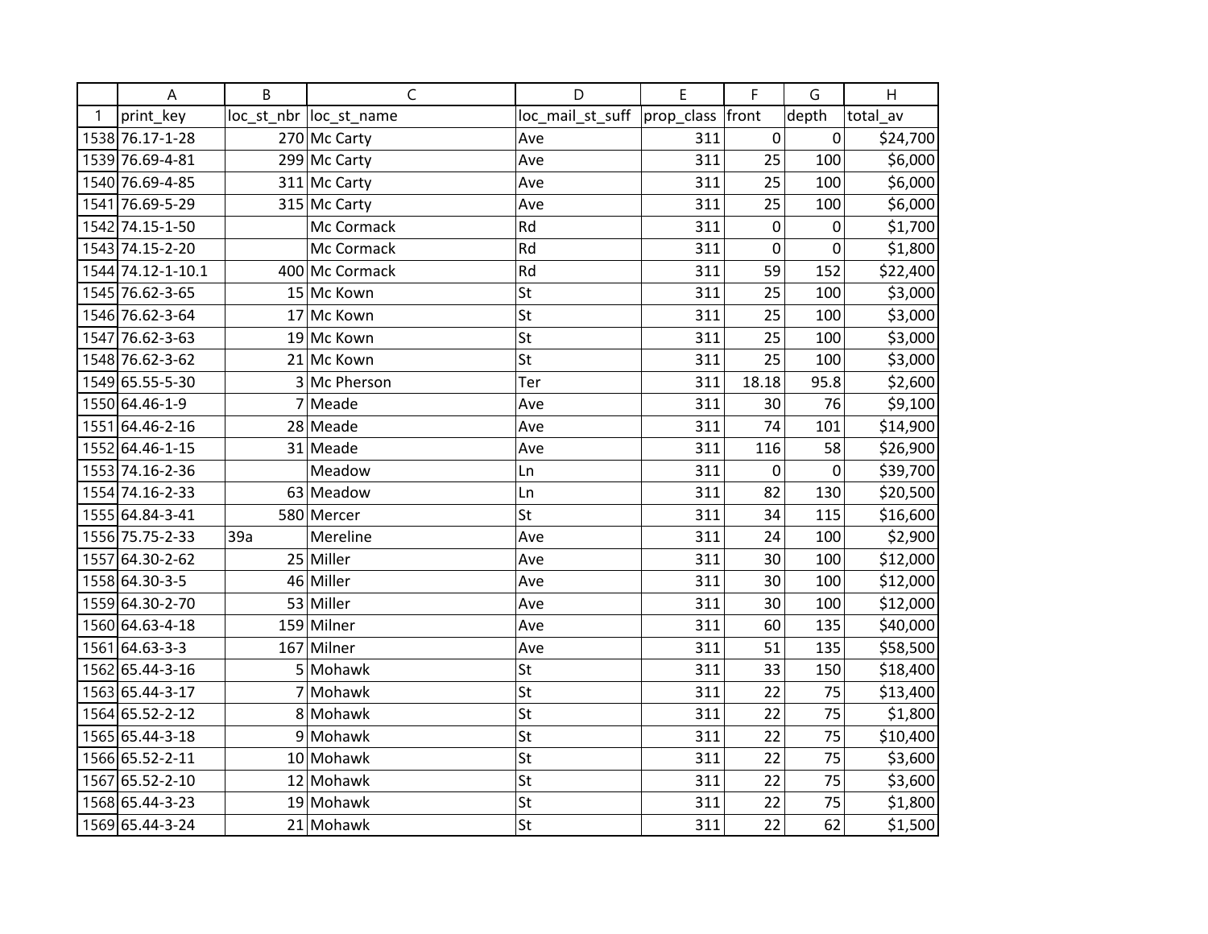| | A | B | C | D | E | F | G | H |
|---|---|---|---|---|---|---|---|---|
| 1 | print_key | loc_st_nbr | loc_st_name | loc_mail_st_suff | prop_class | front | depth | total_av |
| 1538 | 76.17-1-28 | 270 | Mc Carty | Ave | 311 | 0 | 0 | $24,700 |
| 1539 | 76.69-4-81 | 299 | Mc Carty | Ave | 311 | 25 | 100 | $6,000 |
| 1540 | 76.69-4-85 | 311 | Mc Carty | Ave | 311 | 25 | 100 | $6,000 |
| 1541 | 76.69-5-29 | 315 | Mc Carty | Ave | 311 | 25 | 100 | $6,000 |
| 1542 | 74.15-1-50 | | Mc Cormack | Rd | 311 | 0 | 0 | $1,700 |
| 1543 | 74.15-2-20 | | Mc Cormack | Rd | 311 | 0 | 0 | $1,800 |
| 1544 | 74.12-1-10.1 | 400 | Mc Cormack | Rd | 311 | 59 | 152 | $22,400 |
| 1545 | 76.62-3-65 | 15 | Mc Kown | St | 311 | 25 | 100 | $3,000 |
| 1546 | 76.62-3-64 | 17 | Mc Kown | St | 311 | 25 | 100 | $3,000 |
| 1547 | 76.62-3-63 | 19 | Mc Kown | St | 311 | 25 | 100 | $3,000 |
| 1548 | 76.62-3-62 | 21 | Mc Kown | St | 311 | 25 | 100 | $3,000 |
| 1549 | 65.55-5-30 | 3 | Mc Pherson | Ter | 311 | 18.18 | 95.8 | $2,600 |
| 1550 | 64.46-1-9 | 7 | Meade | Ave | 311 | 30 | 76 | $9,100 |
| 1551 | 64.46-2-16 | 28 | Meade | Ave | 311 | 74 | 101 | $14,900 |
| 1552 | 64.46-1-15 | 31 | Meade | Ave | 311 | 116 | 58 | $26,900 |
| 1553 | 74.16-2-36 | | Meadow | Ln | 311 | 0 | 0 | $39,700 |
| 1554 | 74.16-2-33 | 63 | Meadow | Ln | 311 | 82 | 130 | $20,500 |
| 1555 | 64.84-3-41 | 580 | Mercer | St | 311 | 34 | 115 | $16,600 |
| 1556 | 75.75-2-33 | 39a | Mereline | Ave | 311 | 24 | 100 | $2,900 |
| 1557 | 64.30-2-62 | 25 | Miller | Ave | 311 | 30 | 100 | $12,000 |
| 1558 | 64.30-3-5 | 46 | Miller | Ave | 311 | 30 | 100 | $12,000 |
| 1559 | 64.30-2-70 | 53 | Miller | Ave | 311 | 30 | 100 | $12,000 |
| 1560 | 64.63-4-18 | 159 | Milner | Ave | 311 | 60 | 135 | $40,000 |
| 1561 | 64.63-3-3 | 167 | Milner | Ave | 311 | 51 | 135 | $58,500 |
| 1562 | 65.44-3-16 | 5 | Mohawk | St | 311 | 33 | 150 | $18,400 |
| 1563 | 65.44-3-17 | 7 | Mohawk | St | 311 | 22 | 75 | $13,400 |
| 1564 | 65.52-2-12 | 8 | Mohawk | St | 311 | 22 | 75 | $1,800 |
| 1565 | 65.44-3-18 | 9 | Mohawk | St | 311 | 22 | 75 | $10,400 |
| 1566 | 65.52-2-11 | 10 | Mohawk | St | 311 | 22 | 75 | $3,600 |
| 1567 | 65.52-2-10 | 12 | Mohawk | St | 311 | 22 | 75 | $3,600 |
| 1568 | 65.44-3-23 | 19 | Mohawk | St | 311 | 22 | 75 | $1,800 |
| 1569 | 65.44-3-24 | 21 | Mohawk | St | 311 | 22 | 62 | $1,500 |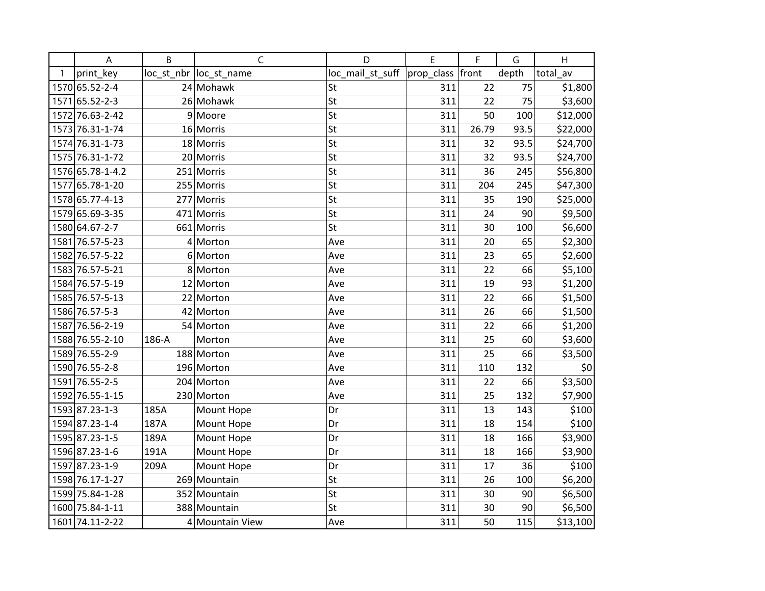| | A | B | C | D | E | F | G | H |
|---|---|---|---|---|---|---|---|---|
| 1 | print_key | loc_st_nbr | loc_st_name | loc_mail_st_suff | prop_class | front | depth | total_av |
| 1570 | 65.52-2-4 | 24 | Mohawk | St | 311 | 22 | 75 | $1,800 |
| 1571 | 65.52-2-3 | 26 | Mohawk | St | 311 | 22 | 75 | $3,600 |
| 1572 | 76.63-2-42 | 9 | Moore | St | 311 | 50 | 100 | $12,000 |
| 1573 | 76.31-1-74 | 16 | Morris | St | 311 | 26.79 | 93.5 | $22,000 |
| 1574 | 76.31-1-73 | 18 | Morris | St | 311 | 32 | 93.5 | $24,700 |
| 1575 | 76.31-1-72 | 20 | Morris | St | 311 | 32 | 93.5 | $24,700 |
| 1576 | 65.78-1-4.2 | 251 | Morris | St | 311 | 36 | 245 | $56,800 |
| 1577 | 65.78-1-20 | 255 | Morris | St | 311 | 204 | 245 | $47,300 |
| 1578 | 65.77-4-13 | 277 | Morris | St | 311 | 35 | 190 | $25,000 |
| 1579 | 65.69-3-35 | 471 | Morris | St | 311 | 24 | 90 | $9,500 |
| 1580 | 64.67-2-7 | 661 | Morris | St | 311 | 30 | 100 | $6,600 |
| 1581 | 76.57-5-23 | 4 | Morton | Ave | 311 | 20 | 65 | $2,300 |
| 1582 | 76.57-5-22 | 6 | Morton | Ave | 311 | 23 | 65 | $2,600 |
| 1583 | 76.57-5-21 | 8 | Morton | Ave | 311 | 22 | 66 | $5,100 |
| 1584 | 76.57-5-19 | 12 | Morton | Ave | 311 | 19 | 93 | $1,200 |
| 1585 | 76.57-5-13 | 22 | Morton | Ave | 311 | 22 | 66 | $1,500 |
| 1586 | 76.57-5-3 | 42 | Morton | Ave | 311 | 26 | 66 | $1,500 |
| 1587 | 76.56-2-19 | 54 | Morton | Ave | 311 | 22 | 66 | $1,200 |
| 1588 | 76.55-2-10 | 186-A | Morton | Ave | 311 | 25 | 60 | $3,600 |
| 1589 | 76.55-2-9 | 188 | Morton | Ave | 311 | 25 | 66 | $3,500 |
| 1590 | 76.55-2-8 | 196 | Morton | Ave | 311 | 110 | 132 | $0 |
| 1591 | 76.55-2-5 | 204 | Morton | Ave | 311 | 22 | 66 | $3,500 |
| 1592 | 76.55-1-15 | 230 | Morton | Ave | 311 | 25 | 132 | $7,900 |
| 1593 | 87.23-1-3 | 185A | Mount Hope | Dr | 311 | 13 | 143 | $100 |
| 1594 | 87.23-1-4 | 187A | Mount Hope | Dr | 311 | 18 | 154 | $100 |
| 1595 | 87.23-1-5 | 189A | Mount Hope | Dr | 311 | 18 | 166 | $3,900 |
| 1596 | 87.23-1-6 | 191A | Mount Hope | Dr | 311 | 18 | 166 | $3,900 |
| 1597 | 87.23-1-9 | 209A | Mount Hope | Dr | 311 | 17 | 36 | $100 |
| 1598 | 76.17-1-27 | 269 | Mountain | St | 311 | 26 | 100 | $6,200 |
| 1599 | 75.84-1-28 | 352 | Mountain | St | 311 | 30 | 90 | $6,500 |
| 1600 | 75.84-1-11 | 388 | Mountain | St | 311 | 30 | 90 | $6,500 |
| 1601 | 74.11-2-22 | 4 | Mountain View | Ave | 311 | 50 | 115 | $13,100 |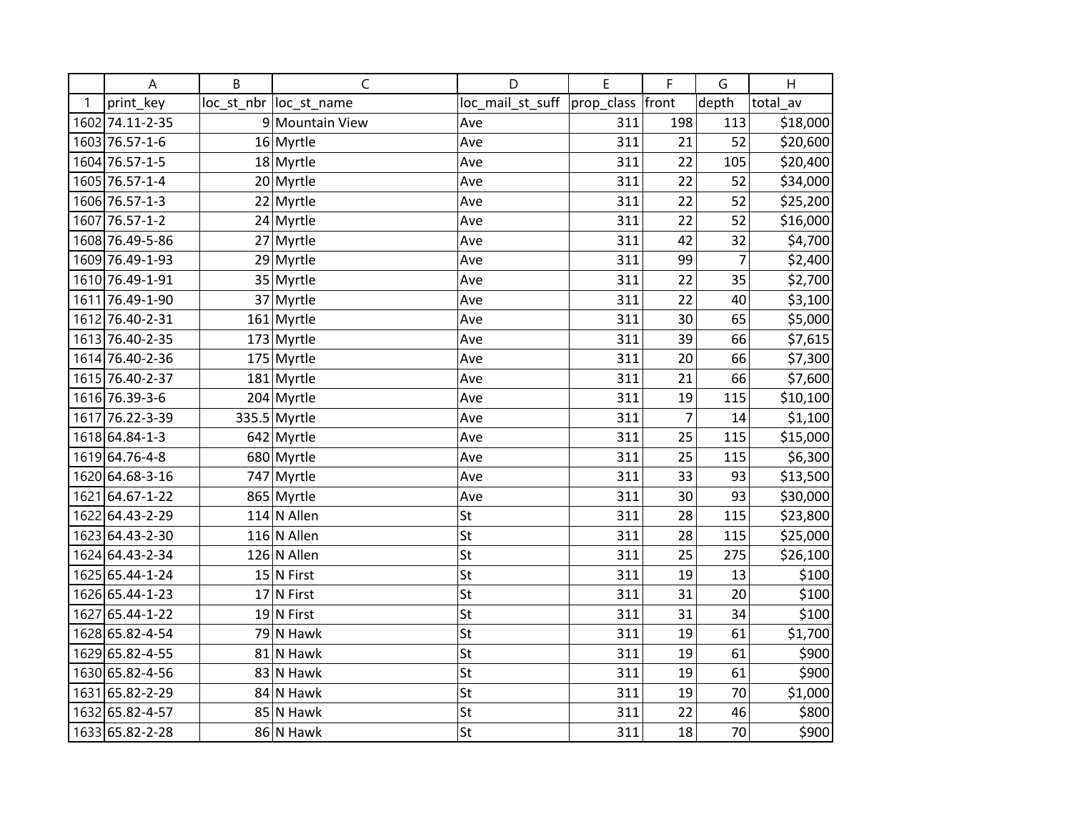| | A | B | C | D | E | F | G | H |
|---|---|---|---|---|---|---|---|---|
| 1 | print_key | loc_st_nbr | loc_st_name | loc_mail_st_suff | prop_class | front | depth | total_av |
| 1602 | 74.11-2-35 | 9 | Mountain View | Ave | 311 | 198 | 113 | $18,000 |
| 1603 | 76.57-1-6 | 16 | Myrtle | Ave | 311 | 21 | 52 | $20,600 |
| 1604 | 76.57-1-5 | 18 | Myrtle | Ave | 311 | 22 | 105 | $20,400 |
| 1605 | 76.57-1-4 | 20 | Myrtle | Ave | 311 | 22 | 52 | $34,000 |
| 1606 | 76.57-1-3 | 22 | Myrtle | Ave | 311 | 22 | 52 | $25,200 |
| 1607 | 76.57-1-2 | 24 | Myrtle | Ave | 311 | 22 | 52 | $16,000 |
| 1608 | 76.49-5-86 | 27 | Myrtle | Ave | 311 | 42 | 32 | $4,700 |
| 1609 | 76.49-1-93 | 29 | Myrtle | Ave | 311 | 99 | 7 | $2,400 |
| 1610 | 76.49-1-91 | 35 | Myrtle | Ave | 311 | 22 | 35 | $2,700 |
| 1611 | 76.49-1-90 | 37 | Myrtle | Ave | 311 | 22 | 40 | $3,100 |
| 1612 | 76.40-2-31 | 161 | Myrtle | Ave | 311 | 30 | 65 | $5,000 |
| 1613 | 76.40-2-35 | 173 | Myrtle | Ave | 311 | 39 | 66 | $7,615 |
| 1614 | 76.40-2-36 | 175 | Myrtle | Ave | 311 | 20 | 66 | $7,300 |
| 1615 | 76.40-2-37 | 181 | Myrtle | Ave | 311 | 21 | 66 | $7,600 |
| 1616 | 76.39-3-6 | 204 | Myrtle | Ave | 311 | 19 | 115 | $10,100 |
| 1617 | 76.22-3-39 | 335.5 | Myrtle | Ave | 311 | 7 | 14 | $1,100 |
| 1618 | 64.84-1-3 | 642 | Myrtle | Ave | 311 | 25 | 115 | $15,000 |
| 1619 | 64.76-4-8 | 680 | Myrtle | Ave | 311 | 25 | 115 | $6,300 |
| 1620 | 64.68-3-16 | 747 | Myrtle | Ave | 311 | 33 | 93 | $13,500 |
| 1621 | 64.67-1-22 | 865 | Myrtle | Ave | 311 | 30 | 93 | $30,000 |
| 1622 | 64.43-2-29 | 114 | N Allen | St | 311 | 28 | 115 | $23,800 |
| 1623 | 64.43-2-30 | 116 | N Allen | St | 311 | 28 | 115 | $25,000 |
| 1624 | 64.43-2-34 | 126 | N Allen | St | 311 | 25 | 275 | $26,100 |
| 1625 | 65.44-1-24 | 15 | N First | St | 311 | 19 | 13 | $100 |
| 1626 | 65.44-1-23 | 17 | N First | St | 311 | 31 | 20 | $100 |
| 1627 | 65.44-1-22 | 19 | N First | St | 311 | 31 | 34 | $100 |
| 1628 | 65.82-4-54 | 79 | N Hawk | St | 311 | 19 | 61 | $1,700 |
| 1629 | 65.82-4-55 | 81 | N Hawk | St | 311 | 19 | 61 | $900 |
| 1630 | 65.82-4-56 | 83 | N Hawk | St | 311 | 19 | 61 | $900 |
| 1631 | 65.82-2-29 | 84 | N Hawk | St | 311 | 19 | 70 | $1,000 |
| 1632 | 65.82-4-57 | 85 | N Hawk | St | 311 | 22 | 46 | $800 |
| 1633 | 65.82-2-28 | 86 | N Hawk | St | 311 | 18 | 70 | $900 |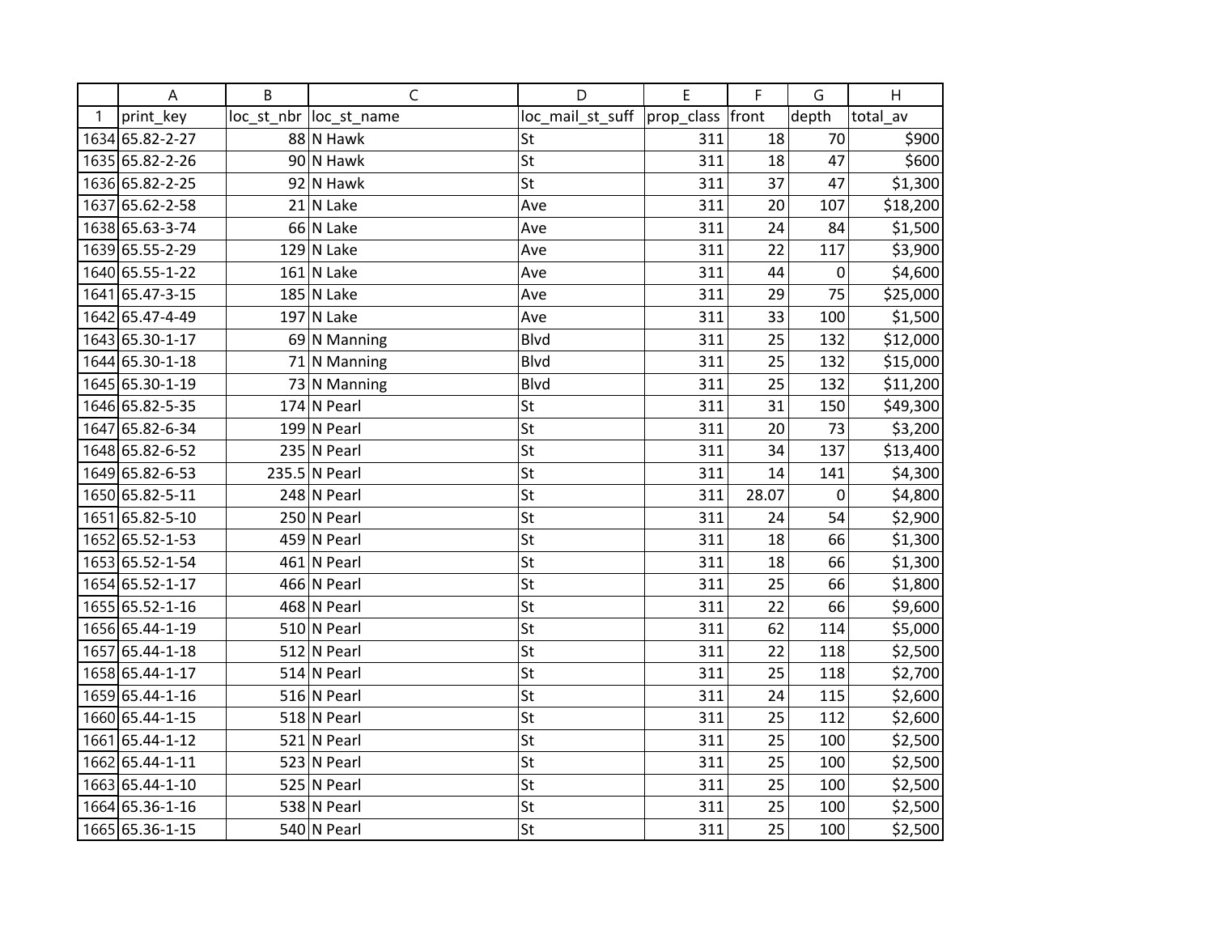| | A | B | C | D | E | F | G | H |
|---|---|---|---|---|---|---|---|---|
| 1 | print_key | loc_st_nbr | loc_st_name | loc_mail_st_suff | prop_class | front | depth | total_av |
| 1634 | 65.82-2-27 | 88 | N Hawk | St | 311 | 18 | 70 | $900 |
| 1635 | 65.82-2-26 | 90 | N Hawk | St | 311 | 18 | 47 | $600 |
| 1636 | 65.82-2-25 | 92 | N Hawk | St | 311 | 37 | 47 | $1,300 |
| 1637 | 65.62-2-58 | 21 | N Lake | Ave | 311 | 20 | 107 | $18,200 |
| 1638 | 65.63-3-74 | 66 | N Lake | Ave | 311 | 24 | 84 | $1,500 |
| 1639 | 65.55-2-29 | 129 | N Lake | Ave | 311 | 22 | 117 | $3,900 |
| 1640 | 65.55-1-22 | 161 | N Lake | Ave | 311 | 44 | 0 | $4,600 |
| 1641 | 65.47-3-15 | 185 | N Lake | Ave | 311 | 29 | 75 | $25,000 |
| 1642 | 65.47-4-49 | 197 | N Lake | Ave | 311 | 33 | 100 | $1,500 |
| 1643 | 65.30-1-17 | 69 | N Manning | Blvd | 311 | 25 | 132 | $12,000 |
| 1644 | 65.30-1-18 | 71 | N Manning | Blvd | 311 | 25 | 132 | $15,000 |
| 1645 | 65.30-1-19 | 73 | N Manning | Blvd | 311 | 25 | 132 | $11,200 |
| 1646 | 65.82-5-35 | 174 | N Pearl | St | 311 | 31 | 150 | $49,300 |
| 1647 | 65.82-6-34 | 199 | N Pearl | St | 311 | 20 | 73 | $3,200 |
| 1648 | 65.82-6-52 | 235 | N Pearl | St | 311 | 34 | 137 | $13,400 |
| 1649 | 65.82-6-53 | 235.5 | N Pearl | St | 311 | 14 | 141 | $4,300 |
| 1650 | 65.82-5-11 | 248 | N Pearl | St | 311 | 28.07 | 0 | $4,800 |
| 1651 | 65.82-5-10 | 250 | N Pearl | St | 311 | 24 | 54 | $2,900 |
| 1652 | 65.52-1-53 | 459 | N Pearl | St | 311 | 18 | 66 | $1,300 |
| 1653 | 65.52-1-54 | 461 | N Pearl | St | 311 | 18 | 66 | $1,300 |
| 1654 | 65.52-1-17 | 466 | N Pearl | St | 311 | 25 | 66 | $1,800 |
| 1655 | 65.52-1-16 | 468 | N Pearl | St | 311 | 22 | 66 | $9,600 |
| 1656 | 65.44-1-19 | 510 | N Pearl | St | 311 | 62 | 114 | $5,000 |
| 1657 | 65.44-1-18 | 512 | N Pearl | St | 311 | 22 | 118 | $2,500 |
| 1658 | 65.44-1-17 | 514 | N Pearl | St | 311 | 25 | 118 | $2,700 |
| 1659 | 65.44-1-16 | 516 | N Pearl | St | 311 | 24 | 115 | $2,600 |
| 1660 | 65.44-1-15 | 518 | N Pearl | St | 311 | 25 | 112 | $2,600 |
| 1661 | 65.44-1-12 | 521 | N Pearl | St | 311 | 25 | 100 | $2,500 |
| 1662 | 65.44-1-11 | 523 | N Pearl | St | 311 | 25 | 100 | $2,500 |
| 1663 | 65.44-1-10 | 525 | N Pearl | St | 311 | 25 | 100 | $2,500 |
| 1664 | 65.36-1-16 | 538 | N Pearl | St | 311 | 25 | 100 | $2,500 |
| 1665 | 65.36-1-15 | 540 | N Pearl | St | 311 | 25 | 100 | $2,500 |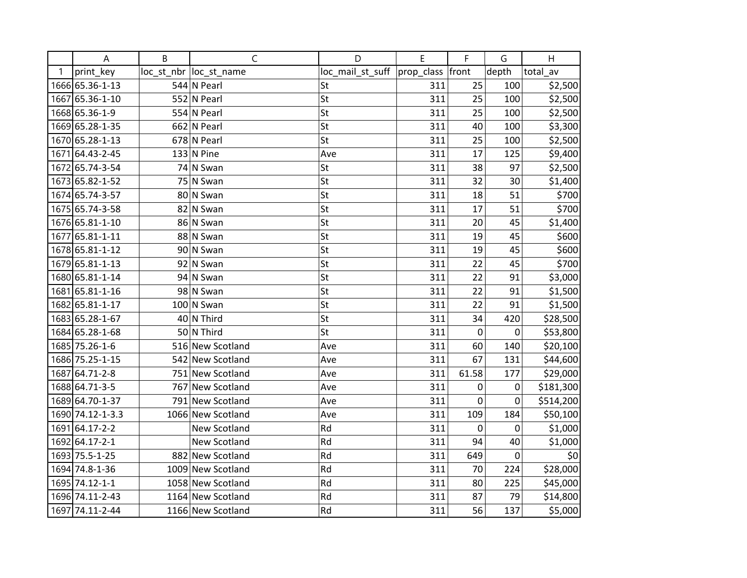| | A | B | C | D | E | F | G | H |
|---|---|---|---|---|---|---|---|---|
| 1 | print_key | loc_st_nbr | loc_st_name | loc_mail_st_suff | prop_class | front | depth | total_av |
| 1666 | 65.36-1-13 | 544 | N Pearl | St | 311 | 25 | 100 | $2,500 |
| 1667 | 65.36-1-10 | 552 | N Pearl | St | 311 | 25 | 100 | $2,500 |
| 1668 | 65.36-1-9 | 554 | N Pearl | St | 311 | 25 | 100 | $2,500 |
| 1669 | 65.28-1-35 | 662 | N Pearl | St | 311 | 40 | 100 | $3,300 |
| 1670 | 65.28-1-13 | 678 | N Pearl | St | 311 | 25 | 100 | $2,500 |
| 1671 | 64.43-2-45 | 133 | N Pine | Ave | 311 | 17 | 125 | $9,400 |
| 1672 | 65.74-3-54 | 74 | N Swan | St | 311 | 38 | 97 | $2,500 |
| 1673 | 65.82-1-52 | 75 | N Swan | St | 311 | 32 | 30 | $1,400 |
| 1674 | 65.74-3-57 | 80 | N Swan | St | 311 | 18 | 51 | $700 |
| 1675 | 65.74-3-58 | 82 | N Swan | St | 311 | 17 | 51 | $700 |
| 1676 | 65.81-1-10 | 86 | N Swan | St | 311 | 20 | 45 | $1,400 |
| 1677 | 65.81-1-11 | 88 | N Swan | St | 311 | 19 | 45 | $600 |
| 1678 | 65.81-1-12 | 90 | N Swan | St | 311 | 19 | 45 | $600 |
| 1679 | 65.81-1-13 | 92 | N Swan | St | 311 | 22 | 45 | $700 |
| 1680 | 65.81-1-14 | 94 | N Swan | St | 311 | 22 | 91 | $3,000 |
| 1681 | 65.81-1-16 | 98 | N Swan | St | 311 | 22 | 91 | $1,500 |
| 1682 | 65.81-1-17 | 100 | N Swan | St | 311 | 22 | 91 | $1,500 |
| 1683 | 65.28-1-67 | 40 | N Third | St | 311 | 34 | 420 | $28,500 |
| 1684 | 65.28-1-68 | 50 | N Third | St | 311 | 0 | 0 | $53,800 |
| 1685 | 75.26-1-6 | 516 | New Scotland | Ave | 311 | 60 | 140 | $20,100 |
| 1686 | 75.25-1-15 | 542 | New Scotland | Ave | 311 | 67 | 131 | $44,600 |
| 1687 | 64.71-2-8 | 751 | New Scotland | Ave | 311 | 61.58 | 177 | $29,000 |
| 1688 | 64.71-3-5 | 767 | New Scotland | Ave | 311 | 0 | 0 | $181,300 |
| 1689 | 64.70-1-37 | 791 | New Scotland | Ave | 311 | 0 | 0 | $514,200 |
| 1690 | 74.12-1-3.3 | 1066 | New Scotland | Ave | 311 | 109 | 184 | $50,100 |
| 1691 | 64.17-2-2 | | New Scotland | Rd | 311 | 0 | 0 | $1,000 |
| 1692 | 64.17-2-1 | | New Scotland | Rd | 311 | 94 | 40 | $1,000 |
| 1693 | 75.5-1-25 | 882 | New Scotland | Rd | 311 | 649 | 0 | $0 |
| 1694 | 74.8-1-36 | 1009 | New Scotland | Rd | 311 | 70 | 224 | $28,000 |
| 1695 | 74.12-1-1 | 1058 | New Scotland | Rd | 311 | 80 | 225 | $45,000 |
| 1696 | 74.11-2-43 | 1164 | New Scotland | Rd | 311 | 87 | 79 | $14,800 |
| 1697 | 74.11-2-44 | 1166 | New Scotland | Rd | 311 | 56 | 137 | $5,000 |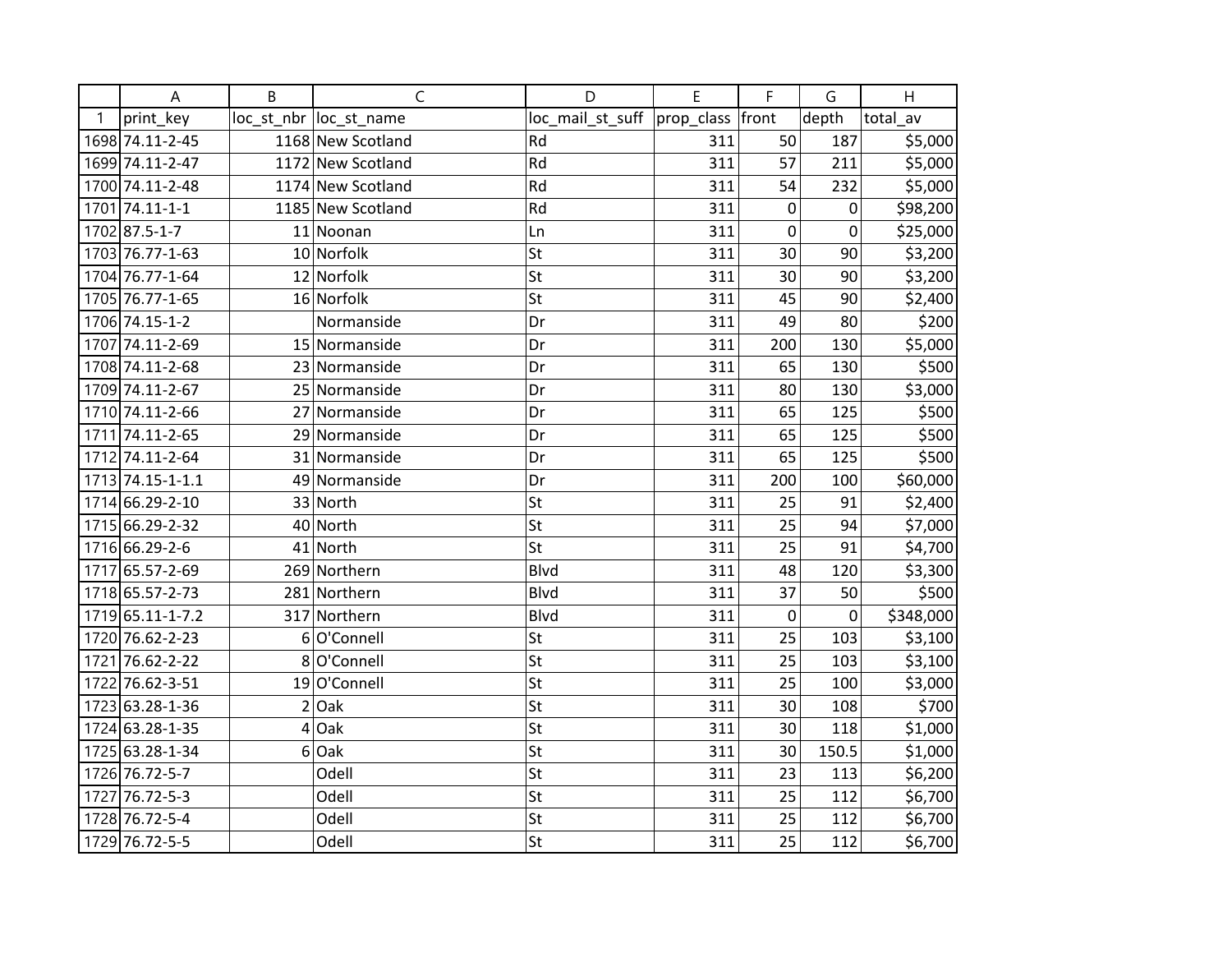| | A | B | C | D | E | F | G | H |
|---|---|---|---|---|---|---|---|---|
| 1 | print_key | loc_st_nbr | loc_st_name | loc_mail_st_suff | prop_class | front | depth | total_av |
| 1698 | 74.11-2-45 | 1168 | New Scotland | Rd | 311 | 50 | 187 | $5,000 |
| 1699 | 74.11-2-47 | 1172 | New Scotland | Rd | 311 | 57 | 211 | $5,000 |
| 1700 | 74.11-2-48 | 1174 | New Scotland | Rd | 311 | 54 | 232 | $5,000 |
| 1701 | 74.11-1-1 | 1185 | New Scotland | Rd | 311 | 0 | 0 | $98,200 |
| 1702 | 87.5-1-7 | 11 | Noonan | Ln | 311 | 0 | 0 | $25,000 |
| 1703 | 76.77-1-63 | 10 | Norfolk | St | 311 | 30 | 90 | $3,200 |
| 1704 | 76.77-1-64 | 12 | Norfolk | St | 311 | 30 | 90 | $3,200 |
| 1705 | 76.77-1-65 | 16 | Norfolk | St | 311 | 45 | 90 | $2,400 |
| 1706 | 74.15-1-2 | | Normanside | Dr | 311 | 49 | 80 | $200 |
| 1707 | 74.11-2-69 | 15 | Normanside | Dr | 311 | 200 | 130 | $5,000 |
| 1708 | 74.11-2-68 | 23 | Normanside | Dr | 311 | 65 | 130 | $500 |
| 1709 | 74.11-2-67 | 25 | Normanside | Dr | 311 | 80 | 130 | $3,000 |
| 1710 | 74.11-2-66 | 27 | Normanside | Dr | 311 | 65 | 125 | $500 |
| 1711 | 74.11-2-65 | 29 | Normanside | Dr | 311 | 65 | 125 | $500 |
| 1712 | 74.11-2-64 | 31 | Normanside | Dr | 311 | 65 | 125 | $500 |
| 1713 | 74.15-1-1.1 | 49 | Normanside | Dr | 311 | 200 | 100 | $60,000 |
| 1714 | 66.29-2-10 | 33 | North | St | 311 | 25 | 91 | $2,400 |
| 1715 | 66.29-2-32 | 40 | North | St | 311 | 25 | 94 | $7,000 |
| 1716 | 66.29-2-6 | 41 | North | St | 311 | 25 | 91 | $4,700 |
| 1717 | 65.57-2-69 | 269 | Northern | Blvd | 311 | 48 | 120 | $3,300 |
| 1718 | 65.57-2-73 | 281 | Northern | Blvd | 311 | 37 | 50 | $500 |
| 1719 | 65.11-1-7.2 | 317 | Northern | Blvd | 311 | 0 | 0 | $348,000 |
| 1720 | 76.62-2-23 | 6 | O'Connell | St | 311 | 25 | 103 | $3,100 |
| 1721 | 76.62-2-22 | 8 | O'Connell | St | 311 | 25 | 103 | $3,100 |
| 1722 | 76.62-3-51 | 19 | O'Connell | St | 311 | 25 | 100 | $3,000 |
| 1723 | 63.28-1-36 | 2 | Oak | St | 311 | 30 | 108 | $700 |
| 1724 | 63.28-1-35 | 4 | Oak | St | 311 | 30 | 118 | $1,000 |
| 1725 | 63.28-1-34 | 6 | Oak | St | 311 | 30 | 150.5 | $1,000 |
| 1726 | 76.72-5-7 | | Odell | St | 311 | 23 | 113 | $6,200 |
| 1727 | 76.72-5-3 | | Odell | St | 311 | 25 | 112 | $6,700 |
| 1728 | 76.72-5-4 | | Odell | St | 311 | 25 | 112 | $6,700 |
| 1729 | 76.72-5-5 | | Odell | St | 311 | 25 | 112 | $6,700 |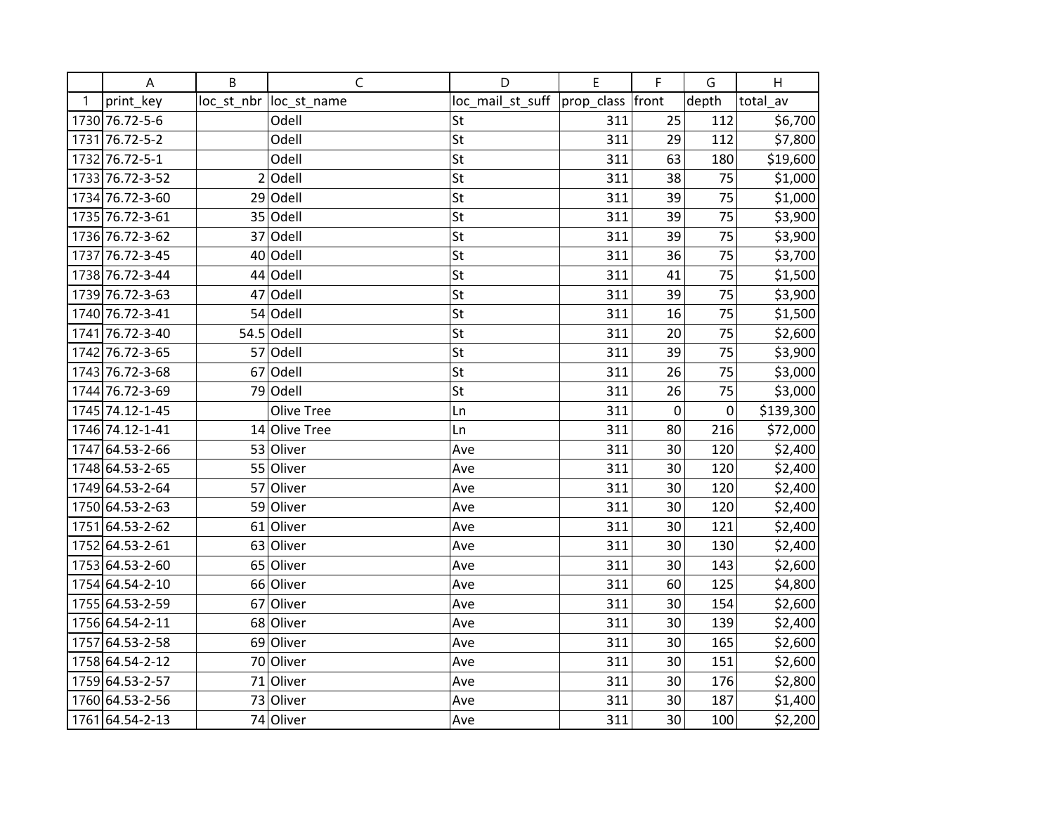| | A | B | C | D | E | F | G | H |
|---|---|---|---|---|---|---|---|---|
| 1 | print_key | loc_st_nbr | loc_st_name | loc_mail_st_suff | prop_class | front | depth | total_av |
| 1730 | 76.72-5-6 | | Odell | St | 311 | 25 | 112 | $6,700 |
| 1731 | 76.72-5-2 | | Odell | St | 311 | 29 | 112 | $7,800 |
| 1732 | 76.72-5-1 | | Odell | St | 311 | 63 | 180 | $19,600 |
| 1733 | 76.72-3-52 | 2 | Odell | St | 311 | 38 | 75 | $1,000 |
| 1734 | 76.72-3-60 | 29 | Odell | St | 311 | 39 | 75 | $1,000 |
| 1735 | 76.72-3-61 | 35 | Odell | St | 311 | 39 | 75 | $3,900 |
| 1736 | 76.72-3-62 | 37 | Odell | St | 311 | 39 | 75 | $3,900 |
| 1737 | 76.72-3-45 | 40 | Odell | St | 311 | 36 | 75 | $3,700 |
| 1738 | 76.72-3-44 | 44 | Odell | St | 311 | 41 | 75 | $1,500 |
| 1739 | 76.72-3-63 | 47 | Odell | St | 311 | 39 | 75 | $3,900 |
| 1740 | 76.72-3-41 | 54 | Odell | St | 311 | 16 | 75 | $1,500 |
| 1741 | 76.72-3-40 | 54.5 | Odell | St | 311 | 20 | 75 | $2,600 |
| 1742 | 76.72-3-65 | 57 | Odell | St | 311 | 39 | 75 | $3,900 |
| 1743 | 76.72-3-68 | 67 | Odell | St | 311 | 26 | 75 | $3,000 |
| 1744 | 76.72-3-69 | 79 | Odell | St | 311 | 26 | 75 | $3,000 |
| 1745 | 74.12-1-45 | | Olive Tree | Ln | 311 | 0 | 0 | $139,300 |
| 1746 | 74.12-1-41 | 14 | Olive Tree | Ln | 311 | 80 | 216 | $72,000 |
| 1747 | 64.53-2-66 | 53 | Oliver | Ave | 311 | 30 | 120 | $2,400 |
| 1748 | 64.53-2-65 | 55 | Oliver | Ave | 311 | 30 | 120 | $2,400 |
| 1749 | 64.53-2-64 | 57 | Oliver | Ave | 311 | 30 | 120 | $2,400 |
| 1750 | 64.53-2-63 | 59 | Oliver | Ave | 311 | 30 | 120 | $2,400 |
| 1751 | 64.53-2-62 | 61 | Oliver | Ave | 311 | 30 | 121 | $2,400 |
| 1752 | 64.53-2-61 | 63 | Oliver | Ave | 311 | 30 | 130 | $2,400 |
| 1753 | 64.53-2-60 | 65 | Oliver | Ave | 311 | 30 | 143 | $2,600 |
| 1754 | 64.54-2-10 | 66 | Oliver | Ave | 311 | 60 | 125 | $4,800 |
| 1755 | 64.53-2-59 | 67 | Oliver | Ave | 311 | 30 | 154 | $2,600 |
| 1756 | 64.54-2-11 | 68 | Oliver | Ave | 311 | 30 | 139 | $2,400 |
| 1757 | 64.53-2-58 | 69 | Oliver | Ave | 311 | 30 | 165 | $2,600 |
| 1758 | 64.54-2-12 | 70 | Oliver | Ave | 311 | 30 | 151 | $2,600 |
| 1759 | 64.53-2-57 | 71 | Oliver | Ave | 311 | 30 | 176 | $2,800 |
| 1760 | 64.53-2-56 | 73 | Oliver | Ave | 311 | 30 | 187 | $1,400 |
| 1761 | 64.54-2-13 | 74 | Oliver | Ave | 311 | 30 | 100 | $2,200 |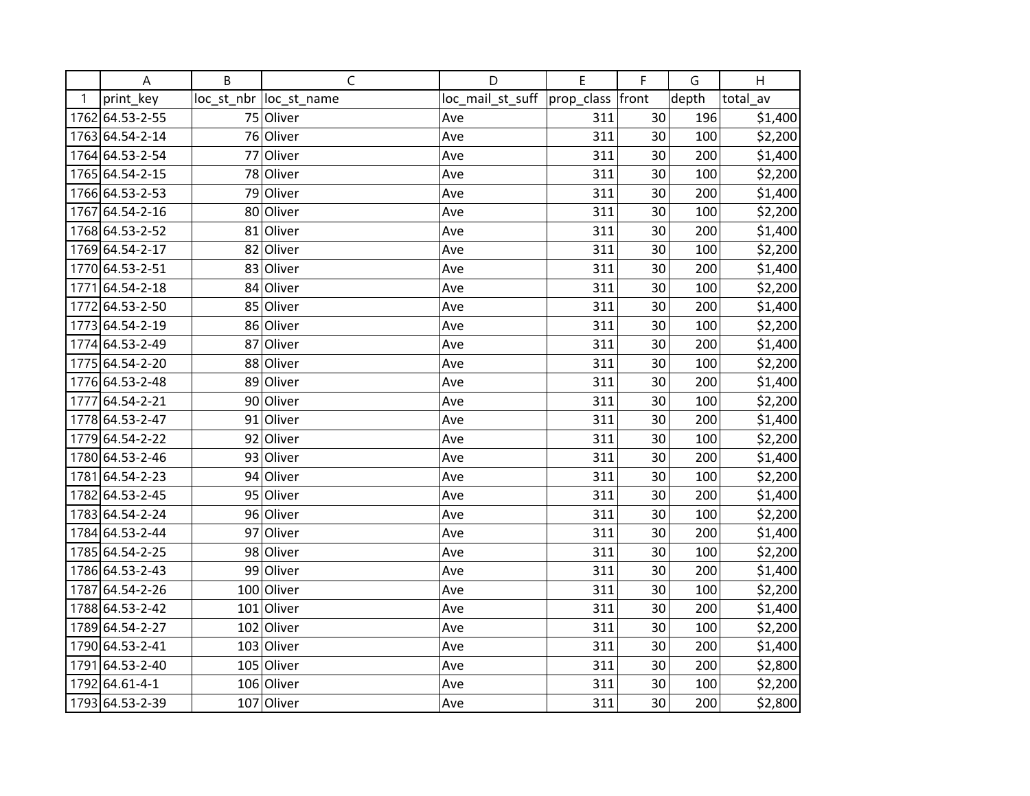| | A | B | C | D | E | F | G | H |
|---|---|---|---|---|---|---|---|---|
| 1 | print_key | loc_st_nbr | loc_st_name | loc_mail_st_suff | prop_class | front | depth | total_av |
| 1762 | 64.53-2-55 | 75 | Oliver | Ave | 311 | 30 | 196 | $1,400 |
| 1763 | 64.54-2-14 | 76 | Oliver | Ave | 311 | 30 | 100 | $2,200 |
| 1764 | 64.53-2-54 | 77 | Oliver | Ave | 311 | 30 | 200 | $1,400 |
| 1765 | 64.54-2-15 | 78 | Oliver | Ave | 311 | 30 | 100 | $2,200 |
| 1766 | 64.53-2-53 | 79 | Oliver | Ave | 311 | 30 | 200 | $1,400 |
| 1767 | 64.54-2-16 | 80 | Oliver | Ave | 311 | 30 | 100 | $2,200 |
| 1768 | 64.53-2-52 | 81 | Oliver | Ave | 311 | 30 | 200 | $1,400 |
| 1769 | 64.54-2-17 | 82 | Oliver | Ave | 311 | 30 | 100 | $2,200 |
| 1770 | 64.53-2-51 | 83 | Oliver | Ave | 311 | 30 | 200 | $1,400 |
| 1771 | 64.54-2-18 | 84 | Oliver | Ave | 311 | 30 | 100 | $2,200 |
| 1772 | 64.53-2-50 | 85 | Oliver | Ave | 311 | 30 | 200 | $1,400 |
| 1773 | 64.54-2-19 | 86 | Oliver | Ave | 311 | 30 | 100 | $2,200 |
| 1774 | 64.53-2-49 | 87 | Oliver | Ave | 311 | 30 | 200 | $1,400 |
| 1775 | 64.54-2-20 | 88 | Oliver | Ave | 311 | 30 | 100 | $2,200 |
| 1776 | 64.53-2-48 | 89 | Oliver | Ave | 311 | 30 | 200 | $1,400 |
| 1777 | 64.54-2-21 | 90 | Oliver | Ave | 311 | 30 | 100 | $2,200 |
| 1778 | 64.53-2-47 | 91 | Oliver | Ave | 311 | 30 | 200 | $1,400 |
| 1779 | 64.54-2-22 | 92 | Oliver | Ave | 311 | 30 | 100 | $2,200 |
| 1780 | 64.53-2-46 | 93 | Oliver | Ave | 311 | 30 | 200 | $1,400 |
| 1781 | 64.54-2-23 | 94 | Oliver | Ave | 311 | 30 | 100 | $2,200 |
| 1782 | 64.53-2-45 | 95 | Oliver | Ave | 311 | 30 | 200 | $1,400 |
| 1783 | 64.54-2-24 | 96 | Oliver | Ave | 311 | 30 | 100 | $2,200 |
| 1784 | 64.53-2-44 | 97 | Oliver | Ave | 311 | 30 | 200 | $1,400 |
| 1785 | 64.54-2-25 | 98 | Oliver | Ave | 311 | 30 | 100 | $2,200 |
| 1786 | 64.53-2-43 | 99 | Oliver | Ave | 311 | 30 | 200 | $1,400 |
| 1787 | 64.54-2-26 | 100 | Oliver | Ave | 311 | 30 | 100 | $2,200 |
| 1788 | 64.53-2-42 | 101 | Oliver | Ave | 311 | 30 | 200 | $1,400 |
| 1789 | 64.54-2-27 | 102 | Oliver | Ave | 311 | 30 | 100 | $2,200 |
| 1790 | 64.53-2-41 | 103 | Oliver | Ave | 311 | 30 | 200 | $1,400 |
| 1791 | 64.53-2-40 | 105 | Oliver | Ave | 311 | 30 | 200 | $2,800 |
| 1792 | 64.61-4-1 | 106 | Oliver | Ave | 311 | 30 | 100 | $2,200 |
| 1793 | 64.53-2-39 | 107 | Oliver | Ave | 311 | 30 | 200 | $2,800 |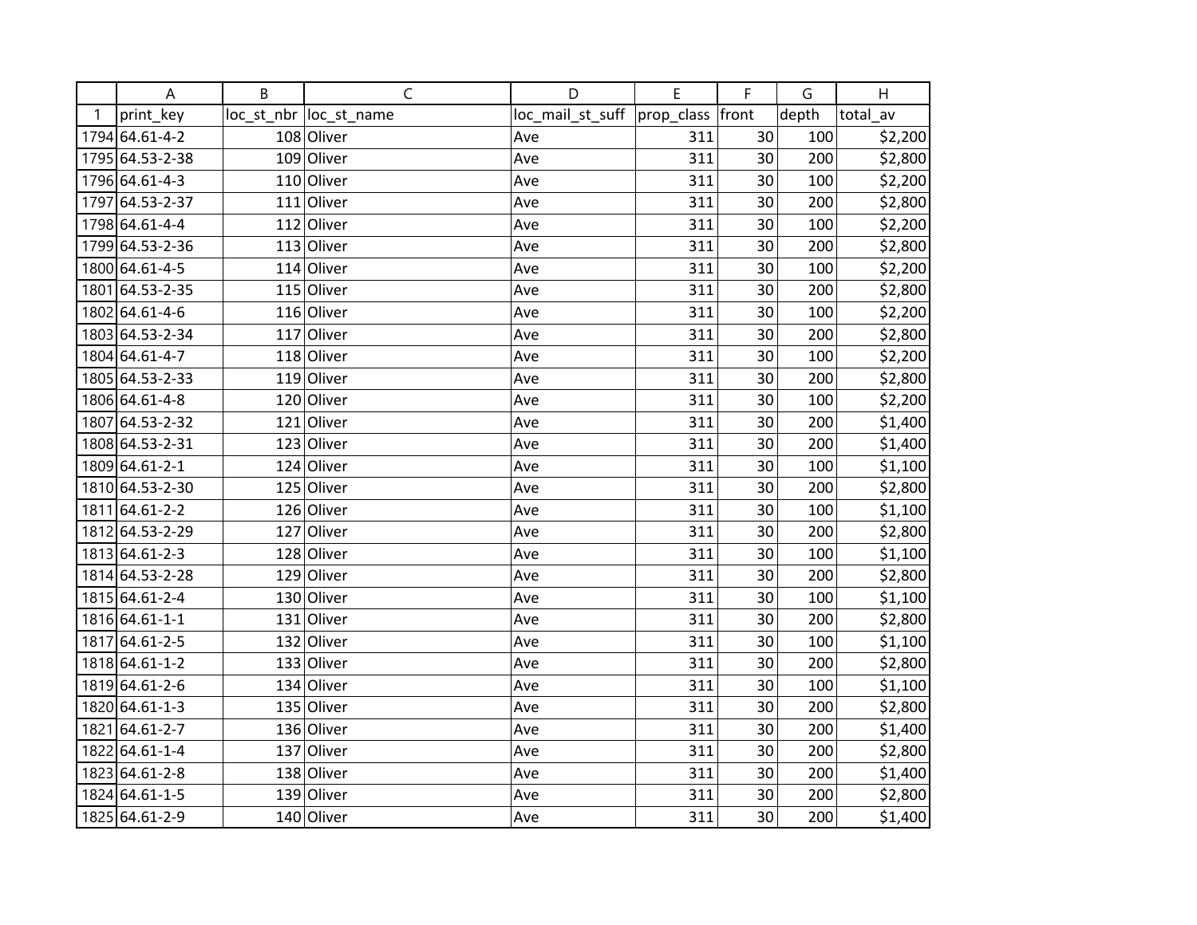| | A | B | C | D | E | F | G | H |
|---|---|---|---|---|---|---|---|---|
| 1 | print_key | loc_st_nbr | loc_st_name | loc_mail_st_suff | prop_class | front | depth | total_av |
| 1794 | 64.61-4-2 | 108 | Oliver | Ave | 311 | 30 | 100 | $2,200 |
| 1795 | 64.53-2-38 | 109 | Oliver | Ave | 311 | 30 | 200 | $2,800 |
| 1796 | 64.61-4-3 | 110 | Oliver | Ave | 311 | 30 | 100 | $2,200 |
| 1797 | 64.53-2-37 | 111 | Oliver | Ave | 311 | 30 | 200 | $2,800 |
| 1798 | 64.61-4-4 | 112 | Oliver | Ave | 311 | 30 | 100 | $2,200 |
| 1799 | 64.53-2-36 | 113 | Oliver | Ave | 311 | 30 | 200 | $2,800 |
| 1800 | 64.61-4-5 | 114 | Oliver | Ave | 311 | 30 | 100 | $2,200 |
| 1801 | 64.53-2-35 | 115 | Oliver | Ave | 311 | 30 | 200 | $2,800 |
| 1802 | 64.61-4-6 | 116 | Oliver | Ave | 311 | 30 | 100 | $2,200 |
| 1803 | 64.53-2-34 | 117 | Oliver | Ave | 311 | 30 | 200 | $2,800 |
| 1804 | 64.61-4-7 | 118 | Oliver | Ave | 311 | 30 | 100 | $2,200 |
| 1805 | 64.53-2-33 | 119 | Oliver | Ave | 311 | 30 | 200 | $2,800 |
| 1806 | 64.61-4-8 | 120 | Oliver | Ave | 311 | 30 | 100 | $2,200 |
| 1807 | 64.53-2-32 | 121 | Oliver | Ave | 311 | 30 | 200 | $1,400 |
| 1808 | 64.53-2-31 | 123 | Oliver | Ave | 311 | 30 | 200 | $1,400 |
| 1809 | 64.61-2-1 | 124 | Oliver | Ave | 311 | 30 | 100 | $1,100 |
| 1810 | 64.53-2-30 | 125 | Oliver | Ave | 311 | 30 | 200 | $2,800 |
| 1811 | 64.61-2-2 | 126 | Oliver | Ave | 311 | 30 | 100 | $1,100 |
| 1812 | 64.53-2-29 | 127 | Oliver | Ave | 311 | 30 | 200 | $2,800 |
| 1813 | 64.61-2-3 | 128 | Oliver | Ave | 311 | 30 | 100 | $1,100 |
| 1814 | 64.53-2-28 | 129 | Oliver | Ave | 311 | 30 | 200 | $2,800 |
| 1815 | 64.61-2-4 | 130 | Oliver | Ave | 311 | 30 | 100 | $1,100 |
| 1816 | 64.61-1-1 | 131 | Oliver | Ave | 311 | 30 | 200 | $2,800 |
| 1817 | 64.61-2-5 | 132 | Oliver | Ave | 311 | 30 | 100 | $1,100 |
| 1818 | 64.61-1-2 | 133 | Oliver | Ave | 311 | 30 | 200 | $2,800 |
| 1819 | 64.61-2-6 | 134 | Oliver | Ave | 311 | 30 | 100 | $1,100 |
| 1820 | 64.61-1-3 | 135 | Oliver | Ave | 311 | 30 | 200 | $2,800 |
| 1821 | 64.61-2-7 | 136 | Oliver | Ave | 311 | 30 | 200 | $1,400 |
| 1822 | 64.61-1-4 | 137 | Oliver | Ave | 311 | 30 | 200 | $2,800 |
| 1823 | 64.61-2-8 | 138 | Oliver | Ave | 311 | 30 | 200 | $1,400 |
| 1824 | 64.61-1-5 | 139 | Oliver | Ave | 311 | 30 | 200 | $2,800 |
| 1825 | 64.61-2-9 | 140 | Oliver | Ave | 311 | 30 | 200 | $1,400 |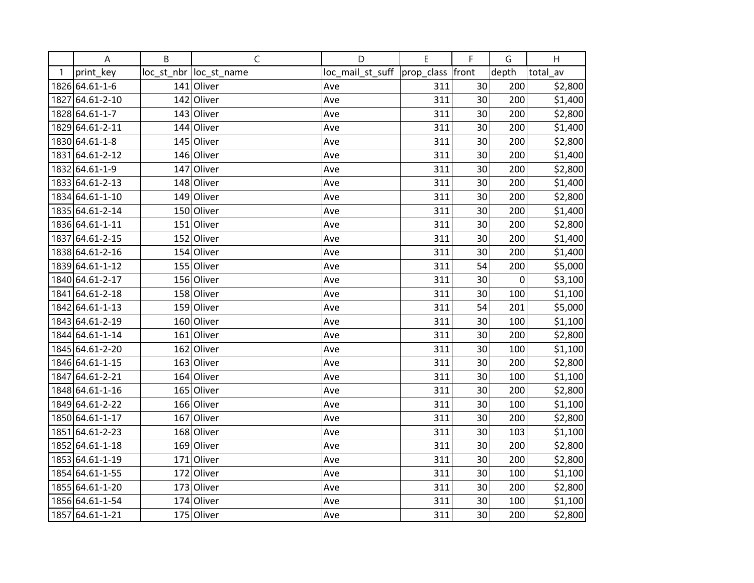| | A | B | C | D | E | F | G | H |
|---|---|---|---|---|---|---|---|---|
| 1 | print_key | loc_st_nbr | loc_st_name | loc_mail_st_suff | prop_class | front | depth | total_av |
| 1826 | 64.61-1-6 | 141 | Oliver | Ave | 311 | 30 | 200 | $2,800 |
| 1827 | 64.61-2-10 | 142 | Oliver | Ave | 311 | 30 | 200 | $1,400 |
| 1828 | 64.61-1-7 | 143 | Oliver | Ave | 311 | 30 | 200 | $2,800 |
| 1829 | 64.61-2-11 | 144 | Oliver | Ave | 311 | 30 | 200 | $1,400 |
| 1830 | 64.61-1-8 | 145 | Oliver | Ave | 311 | 30 | 200 | $2,800 |
| 1831 | 64.61-2-12 | 146 | Oliver | Ave | 311 | 30 | 200 | $1,400 |
| 1832 | 64.61-1-9 | 147 | Oliver | Ave | 311 | 30 | 200 | $2,800 |
| 1833 | 64.61-2-13 | 148 | Oliver | Ave | 311 | 30 | 200 | $1,400 |
| 1834 | 64.61-1-10 | 149 | Oliver | Ave | 311 | 30 | 200 | $2,800 |
| 1835 | 64.61-2-14 | 150 | Oliver | Ave | 311 | 30 | 200 | $1,400 |
| 1836 | 64.61-1-11 | 151 | Oliver | Ave | 311 | 30 | 200 | $2,800 |
| 1837 | 64.61-2-15 | 152 | Oliver | Ave | 311 | 30 | 200 | $1,400 |
| 1838 | 64.61-2-16 | 154 | Oliver | Ave | 311 | 30 | 200 | $1,400 |
| 1839 | 64.61-1-12 | 155 | Oliver | Ave | 311 | 54 | 200 | $5,000 |
| 1840 | 64.61-2-17 | 156 | Oliver | Ave | 311 | 30 | 0 | $3,100 |
| 1841 | 64.61-2-18 | 158 | Oliver | Ave | 311 | 30 | 100 | $1,100 |
| 1842 | 64.61-1-13 | 159 | Oliver | Ave | 311 | 54 | 201 | $5,000 |
| 1843 | 64.61-2-19 | 160 | Oliver | Ave | 311 | 30 | 100 | $1,100 |
| 1844 | 64.61-1-14 | 161 | Oliver | Ave | 311 | 30 | 200 | $2,800 |
| 1845 | 64.61-2-20 | 162 | Oliver | Ave | 311 | 30 | 100 | $1,100 |
| 1846 | 64.61-1-15 | 163 | Oliver | Ave | 311 | 30 | 200 | $2,800 |
| 1847 | 64.61-2-21 | 164 | Oliver | Ave | 311 | 30 | 100 | $1,100 |
| 1848 | 64.61-1-16 | 165 | Oliver | Ave | 311 | 30 | 200 | $2,800 |
| 1849 | 64.61-2-22 | 166 | Oliver | Ave | 311 | 30 | 100 | $1,100 |
| 1850 | 64.61-1-17 | 167 | Oliver | Ave | 311 | 30 | 200 | $2,800 |
| 1851 | 64.61-2-23 | 168 | Oliver | Ave | 311 | 30 | 103 | $1,100 |
| 1852 | 64.61-1-18 | 169 | Oliver | Ave | 311 | 30 | 200 | $2,800 |
| 1853 | 64.61-1-19 | 171 | Oliver | Ave | 311 | 30 | 200 | $2,800 |
| 1854 | 64.61-1-55 | 172 | Oliver | Ave | 311 | 30 | 100 | $1,100 |
| 1855 | 64.61-1-20 | 173 | Oliver | Ave | 311 | 30 | 200 | $2,800 |
| 1856 | 64.61-1-54 | 174 | Oliver | Ave | 311 | 30 | 100 | $1,100 |
| 1857 | 64.61-1-21 | 175 | Oliver | Ave | 311 | 30 | 200 | $2,800 |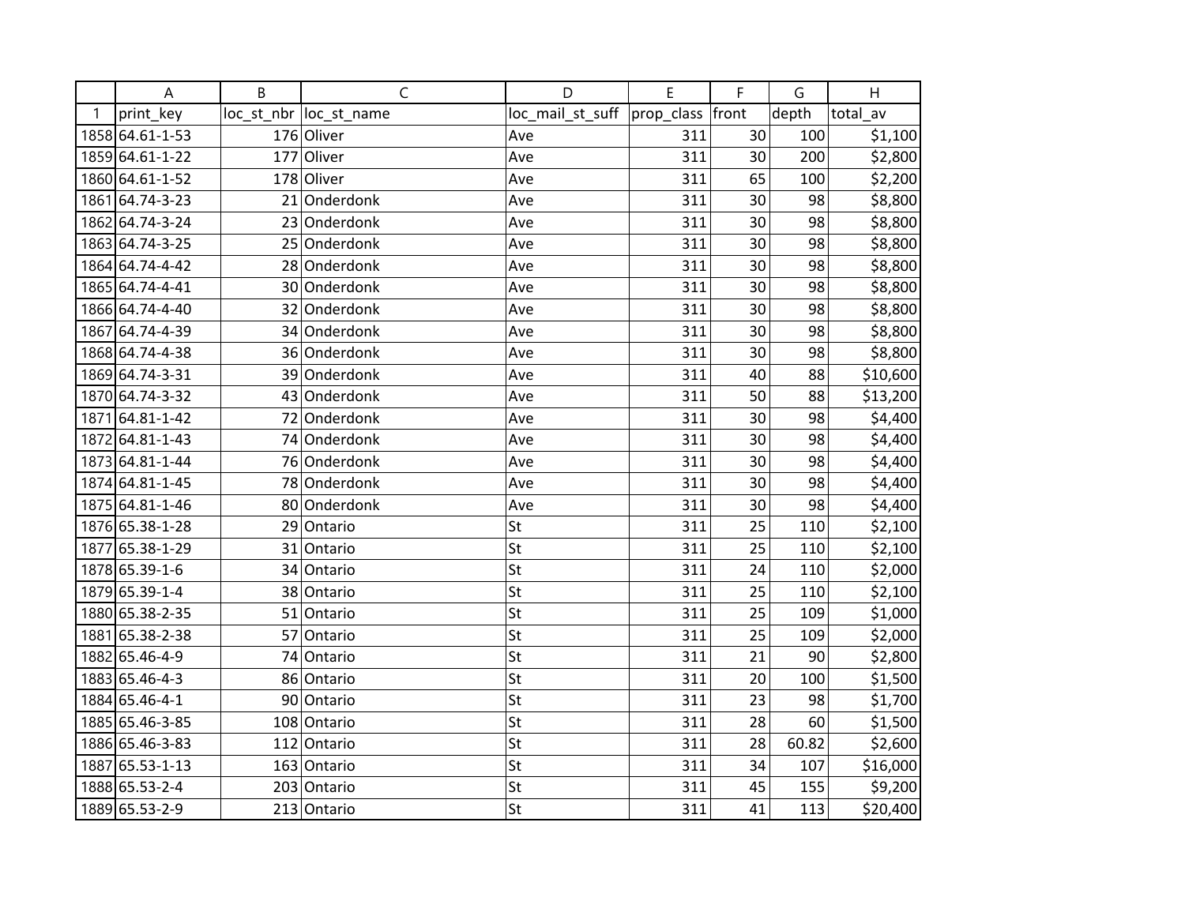| | A | B | C | D | E | F | G | H |
|---|---|---|---|---|---|---|---|---|
| 1 | print_key | loc_st_nbr | loc_st_name | loc_mail_st_suff | prop_class | front | depth | total_av |
| 1858 | 64.61-1-53 | 176 | Oliver | Ave | 311 | 30 | 100 | $1,100 |
| 1859 | 64.61-1-22 | 177 | Oliver | Ave | 311 | 30 | 200 | $2,800 |
| 1860 | 64.61-1-52 | 178 | Oliver | Ave | 311 | 65 | 100 | $2,200 |
| 1861 | 64.74-3-23 | 21 | Onderdonk | Ave | 311 | 30 | 98 | $8,800 |
| 1862 | 64.74-3-24 | 23 | Onderdonk | Ave | 311 | 30 | 98 | $8,800 |
| 1863 | 64.74-3-25 | 25 | Onderdonk | Ave | 311 | 30 | 98 | $8,800 |
| 1864 | 64.74-4-42 | 28 | Onderdonk | Ave | 311 | 30 | 98 | $8,800 |
| 1865 | 64.74-4-41 | 30 | Onderdonk | Ave | 311 | 30 | 98 | $8,800 |
| 1866 | 64.74-4-40 | 32 | Onderdonk | Ave | 311 | 30 | 98 | $8,800 |
| 1867 | 64.74-4-39 | 34 | Onderdonk | Ave | 311 | 30 | 98 | $8,800 |
| 1868 | 64.74-4-38 | 36 | Onderdonk | Ave | 311 | 30 | 98 | $8,800 |
| 1869 | 64.74-3-31 | 39 | Onderdonk | Ave | 311 | 40 | 88 | $10,600 |
| 1870 | 64.74-3-32 | 43 | Onderdonk | Ave | 311 | 50 | 88 | $13,200 |
| 1871 | 64.81-1-42 | 72 | Onderdonk | Ave | 311 | 30 | 98 | $4,400 |
| 1872 | 64.81-1-43 | 74 | Onderdonk | Ave | 311 | 30 | 98 | $4,400 |
| 1873 | 64.81-1-44 | 76 | Onderdonk | Ave | 311 | 30 | 98 | $4,400 |
| 1874 | 64.81-1-45 | 78 | Onderdonk | Ave | 311 | 30 | 98 | $4,400 |
| 1875 | 64.81-1-46 | 80 | Onderdonk | Ave | 311 | 30 | 98 | $4,400 |
| 1876 | 65.38-1-28 | 29 | Ontario | St | 311 | 25 | 110 | $2,100 |
| 1877 | 65.38-1-29 | 31 | Ontario | St | 311 | 25 | 110 | $2,100 |
| 1878 | 65.39-1-6 | 34 | Ontario | St | 311 | 24 | 110 | $2,000 |
| 1879 | 65.39-1-4 | 38 | Ontario | St | 311 | 25 | 110 | $2,100 |
| 1880 | 65.38-2-35 | 51 | Ontario | St | 311 | 25 | 109 | $1,000 |
| 1881 | 65.38-2-38 | 57 | Ontario | St | 311 | 25 | 109 | $2,000 |
| 1882 | 65.46-4-9 | 74 | Ontario | St | 311 | 21 | 90 | $2,800 |
| 1883 | 65.46-4-3 | 86 | Ontario | St | 311 | 20 | 100 | $1,500 |
| 1884 | 65.46-4-1 | 90 | Ontario | St | 311 | 23 | 98 | $1,700 |
| 1885 | 65.46-3-85 | 108 | Ontario | St | 311 | 28 | 60 | $1,500 |
| 1886 | 65.46-3-83 | 112 | Ontario | St | 311 | 28 | 60.82 | $2,600 |
| 1887 | 65.53-1-13 | 163 | Ontario | St | 311 | 34 | 107 | $16,000 |
| 1888 | 65.53-2-4 | 203 | Ontario | St | 311 | 45 | 155 | $9,200 |
| 1889 | 65.53-2-9 | 213 | Ontario | St | 311 | 41 | 113 | $20,400 |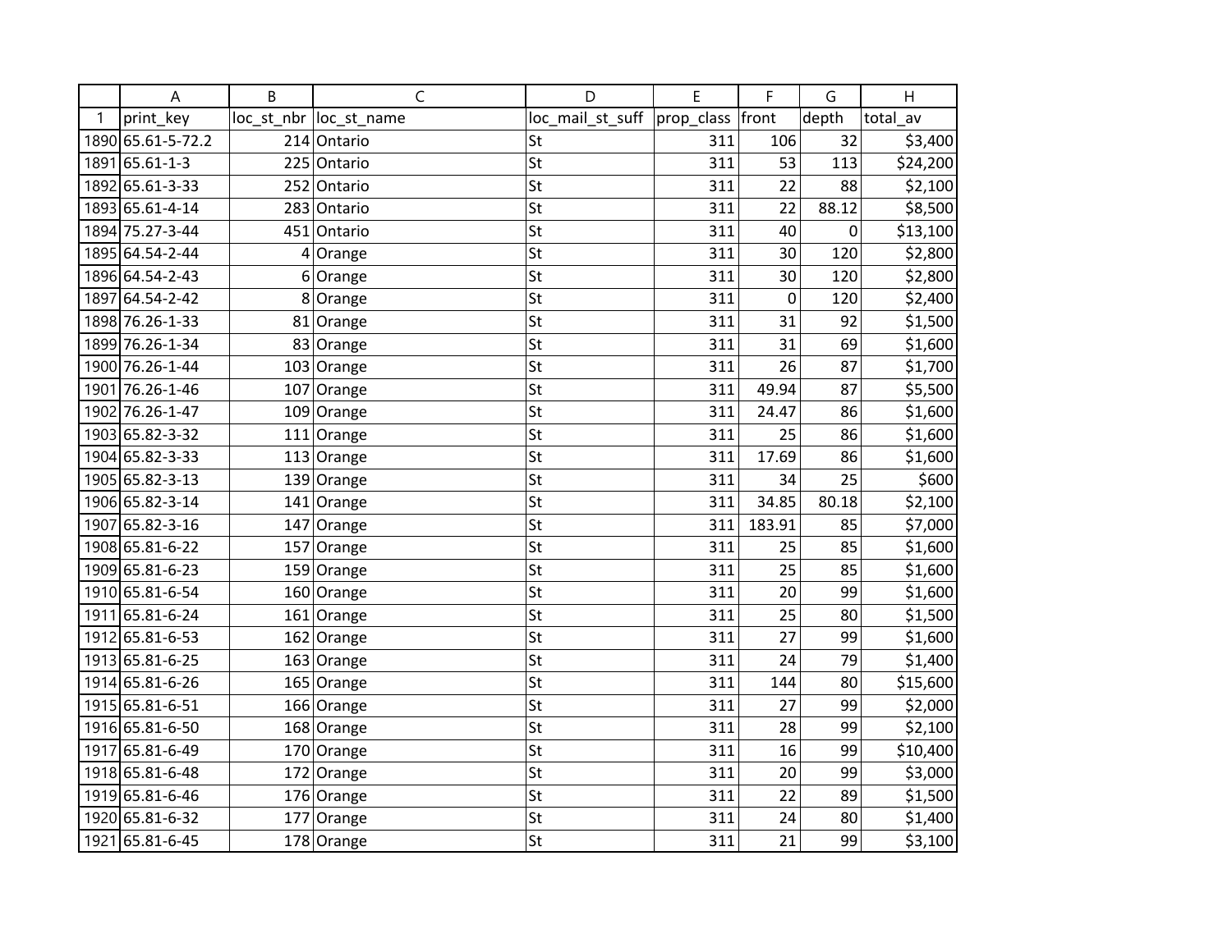| | A | B | C | D | E | F | G | H |
|---|---|---|---|---|---|---|---|---|
| 1 | print_key | loc_st_nbr | loc_st_name | loc_mail_st_suff | prop_class | front | depth | total_av |
| 1890 | 65.61-5-72.2 | 214 | Ontario | St | 311 | 106 | 32 | $3,400 |
| 1891 | 65.61-1-3 | 225 | Ontario | St | 311 | 53 | 113 | $24,200 |
| 1892 | 65.61-3-33 | 252 | Ontario | St | 311 | 22 | 88 | $2,100 |
| 1893 | 65.61-4-14 | 283 | Ontario | St | 311 | 22 | 88.12 | $8,500 |
| 1894 | 75.27-3-44 | 451 | Ontario | St | 311 | 40 | 0 | $13,100 |
| 1895 | 64.54-2-44 | 4 | Orange | St | 311 | 30 | 120 | $2,800 |
| 1896 | 64.54-2-43 | 6 | Orange | St | 311 | 30 | 120 | $2,800 |
| 1897 | 64.54-2-42 | 8 | Orange | St | 311 | 0 | 120 | $2,400 |
| 1898 | 76.26-1-33 | 81 | Orange | St | 311 | 31 | 92 | $1,500 |
| 1899 | 76.26-1-34 | 83 | Orange | St | 311 | 31 | 69 | $1,600 |
| 1900 | 76.26-1-44 | 103 | Orange | St | 311 | 26 | 87 | $1,700 |
| 1901 | 76.26-1-46 | 107 | Orange | St | 311 | 49.94 | 87 | $5,500 |
| 1902 | 76.26-1-47 | 109 | Orange | St | 311 | 24.47 | 86 | $1,600 |
| 1903 | 65.82-3-32 | 111 | Orange | St | 311 | 25 | 86 | $1,600 |
| 1904 | 65.82-3-33 | 113 | Orange | St | 311 | 17.69 | 86 | $1,600 |
| 1905 | 65.82-3-13 | 139 | Orange | St | 311 | 34 | 25 | $600 |
| 1906 | 65.82-3-14 | 141 | Orange | St | 311 | 34.85 | 80.18 | $2,100 |
| 1907 | 65.82-3-16 | 147 | Orange | St | 311 | 183.91 | 85 | $7,000 |
| 1908 | 65.81-6-22 | 157 | Orange | St | 311 | 25 | 85 | $1,600 |
| 1909 | 65.81-6-23 | 159 | Orange | St | 311 | 25 | 85 | $1,600 |
| 1910 | 65.81-6-54 | 160 | Orange | St | 311 | 20 | 99 | $1,600 |
| 1911 | 65.81-6-24 | 161 | Orange | St | 311 | 25 | 80 | $1,500 |
| 1912 | 65.81-6-53 | 162 | Orange | St | 311 | 27 | 99 | $1,600 |
| 1913 | 65.81-6-25 | 163 | Orange | St | 311 | 24 | 79 | $1,400 |
| 1914 | 65.81-6-26 | 165 | Orange | St | 311 | 144 | 80 | $15,600 |
| 1915 | 65.81-6-51 | 166 | Orange | St | 311 | 27 | 99 | $2,000 |
| 1916 | 65.81-6-50 | 168 | Orange | St | 311 | 28 | 99 | $2,100 |
| 1917 | 65.81-6-49 | 170 | Orange | St | 311 | 16 | 99 | $10,400 |
| 1918 | 65.81-6-48 | 172 | Orange | St | 311 | 20 | 99 | $3,000 |
| 1919 | 65.81-6-46 | 176 | Orange | St | 311 | 22 | 89 | $1,500 |
| 1920 | 65.81-6-32 | 177 | Orange | St | 311 | 24 | 80 | $1,400 |
| 1921 | 65.81-6-45 | 178 | Orange | St | 311 | 21 | 99 | $3,100 |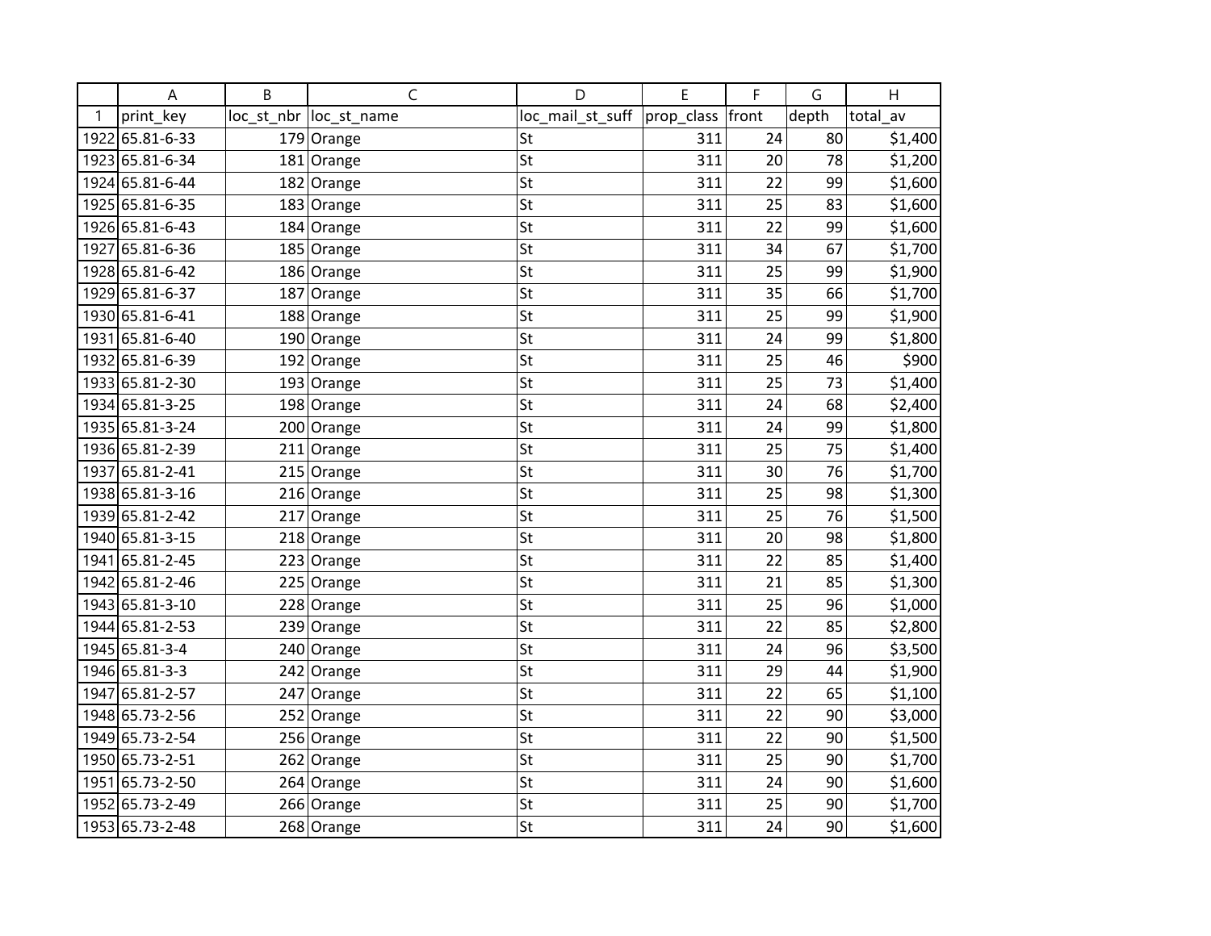| | A | B | C | D | E | F | G | H |
|---|---|---|---|---|---|---|---|---|
| 1 | print_key | loc_st_nbr | loc_st_name | loc_mail_st_suff | prop_class | front | depth | total_av |
| 1922 | 65.81-6-33 | 179 | Orange | St | 311 | 24 | 80 | $1,400 |
| 1923 | 65.81-6-34 | 181 | Orange | St | 311 | 20 | 78 | $1,200 |
| 1924 | 65.81-6-44 | 182 | Orange | St | 311 | 22 | 99 | $1,600 |
| 1925 | 65.81-6-35 | 183 | Orange | St | 311 | 25 | 83 | $1,600 |
| 1926 | 65.81-6-43 | 184 | Orange | St | 311 | 22 | 99 | $1,600 |
| 1927 | 65.81-6-36 | 185 | Orange | St | 311 | 34 | 67 | $1,700 |
| 1928 | 65.81-6-42 | 186 | Orange | St | 311 | 25 | 99 | $1,900 |
| 1929 | 65.81-6-37 | 187 | Orange | St | 311 | 35 | 66 | $1,700 |
| 1930 | 65.81-6-41 | 188 | Orange | St | 311 | 25 | 99 | $1,900 |
| 1931 | 65.81-6-40 | 190 | Orange | St | 311 | 24 | 99 | $1,800 |
| 1932 | 65.81-6-39 | 192 | Orange | St | 311 | 25 | 46 | $900 |
| 1933 | 65.81-2-30 | 193 | Orange | St | 311 | 25 | 73 | $1,400 |
| 1934 | 65.81-3-25 | 198 | Orange | St | 311 | 24 | 68 | $2,400 |
| 1935 | 65.81-3-24 | 200 | Orange | St | 311 | 24 | 99 | $1,800 |
| 1936 | 65.81-2-39 | 211 | Orange | St | 311 | 25 | 75 | $1,400 |
| 1937 | 65.81-2-41 | 215 | Orange | St | 311 | 30 | 76 | $1,700 |
| 1938 | 65.81-3-16 | 216 | Orange | St | 311 | 25 | 98 | $1,300 |
| 1939 | 65.81-2-42 | 217 | Orange | St | 311 | 25 | 76 | $1,500 |
| 1940 | 65.81-3-15 | 218 | Orange | St | 311 | 20 | 98 | $1,800 |
| 1941 | 65.81-2-45 | 223 | Orange | St | 311 | 22 | 85 | $1,400 |
| 1942 | 65.81-2-46 | 225 | Orange | St | 311 | 21 | 85 | $1,300 |
| 1943 | 65.81-3-10 | 228 | Orange | St | 311 | 25 | 96 | $1,000 |
| 1944 | 65.81-2-53 | 239 | Orange | St | 311 | 22 | 85 | $2,800 |
| 1945 | 65.81-3-4 | 240 | Orange | St | 311 | 24 | 96 | $3,500 |
| 1946 | 65.81-3-3 | 242 | Orange | St | 311 | 29 | 44 | $1,900 |
| 1947 | 65.81-2-57 | 247 | Orange | St | 311 | 22 | 65 | $1,100 |
| 1948 | 65.73-2-56 | 252 | Orange | St | 311 | 22 | 90 | $3,000 |
| 1949 | 65.73-2-54 | 256 | Orange | St | 311 | 22 | 90 | $1,500 |
| 1950 | 65.73-2-51 | 262 | Orange | St | 311 | 25 | 90 | $1,700 |
| 1951 | 65.73-2-50 | 264 | Orange | St | 311 | 24 | 90 | $1,600 |
| 1952 | 65.73-2-49 | 266 | Orange | St | 311 | 25 | 90 | $1,700 |
| 1953 | 65.73-2-48 | 268 | Orange | St | 311 | 24 | 90 | $1,600 |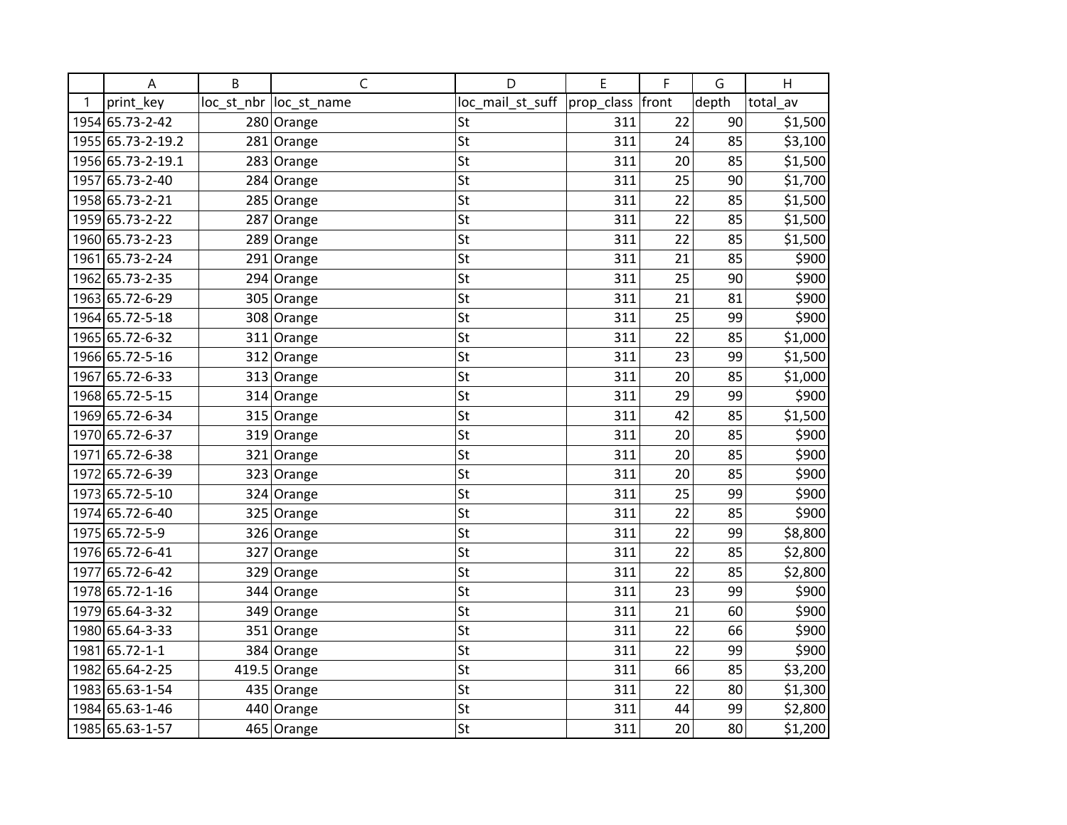| | A | B | C | D | E | F | G | H |
|---|---|---|---|---|---|---|---|---|
| 1 | print_key | loc_st_nbr | loc_st_name | loc_mail_st_suff | prop_class | front | depth | total_av |
| 1954 | 65.73-2-42 | 280 | Orange | St | 311 | 22 | 90 | $1,500 |
| 1955 | 65.73-2-19.2 | 281 | Orange | St | 311 | 24 | 85 | $3,100 |
| 1956 | 65.73-2-19.1 | 283 | Orange | St | 311 | 20 | 85 | $1,500 |
| 1957 | 65.73-2-40 | 284 | Orange | St | 311 | 25 | 90 | $1,700 |
| 1958 | 65.73-2-21 | 285 | Orange | St | 311 | 22 | 85 | $1,500 |
| 1959 | 65.73-2-22 | 287 | Orange | St | 311 | 22 | 85 | $1,500 |
| 1960 | 65.73-2-23 | 289 | Orange | St | 311 | 22 | 85 | $1,500 |
| 1961 | 65.73-2-24 | 291 | Orange | St | 311 | 21 | 85 | $900 |
| 1962 | 65.73-2-35 | 294 | Orange | St | 311 | 25 | 90 | $900 |
| 1963 | 65.72-6-29 | 305 | Orange | St | 311 | 21 | 81 | $900 |
| 1964 | 65.72-5-18 | 308 | Orange | St | 311 | 25 | 99 | $900 |
| 1965 | 65.72-6-32 | 311 | Orange | St | 311 | 22 | 85 | $1,000 |
| 1966 | 65.72-5-16 | 312 | Orange | St | 311 | 23 | 99 | $1,500 |
| 1967 | 65.72-6-33 | 313 | Orange | St | 311 | 20 | 85 | $1,000 |
| 1968 | 65.72-5-15 | 314 | Orange | St | 311 | 29 | 99 | $900 |
| 1969 | 65.72-6-34 | 315 | Orange | St | 311 | 42 | 85 | $1,500 |
| 1970 | 65.72-6-37 | 319 | Orange | St | 311 | 20 | 85 | $900 |
| 1971 | 65.72-6-38 | 321 | Orange | St | 311 | 20 | 85 | $900 |
| 1972 | 65.72-6-39 | 323 | Orange | St | 311 | 20 | 85 | $900 |
| 1973 | 65.72-5-10 | 324 | Orange | St | 311 | 25 | 99 | $900 |
| 1974 | 65.72-6-40 | 325 | Orange | St | 311 | 22 | 85 | $900 |
| 1975 | 65.72-5-9 | 326 | Orange | St | 311 | 22 | 99 | $8,800 |
| 1976 | 65.72-6-41 | 327 | Orange | St | 311 | 22 | 85 | $2,800 |
| 1977 | 65.72-6-42 | 329 | Orange | St | 311 | 22 | 85 | $2,800 |
| 1978 | 65.72-1-16 | 344 | Orange | St | 311 | 23 | 99 | $900 |
| 1979 | 65.64-3-32 | 349 | Orange | St | 311 | 21 | 60 | $900 |
| 1980 | 65.64-3-33 | 351 | Orange | St | 311 | 22 | 66 | $900 |
| 1981 | 65.72-1-1 | 384 | Orange | St | 311 | 22 | 99 | $900 |
| 1982 | 65.64-2-25 | 419.5 | Orange | St | 311 | 66 | 85 | $3,200 |
| 1983 | 65.63-1-54 | 435 | Orange | St | 311 | 22 | 80 | $1,300 |
| 1984 | 65.63-1-46 | 440 | Orange | St | 311 | 44 | 99 | $2,800 |
| 1985 | 65.63-1-57 | 465 | Orange | St | 311 | 20 | 80 | $1,200 |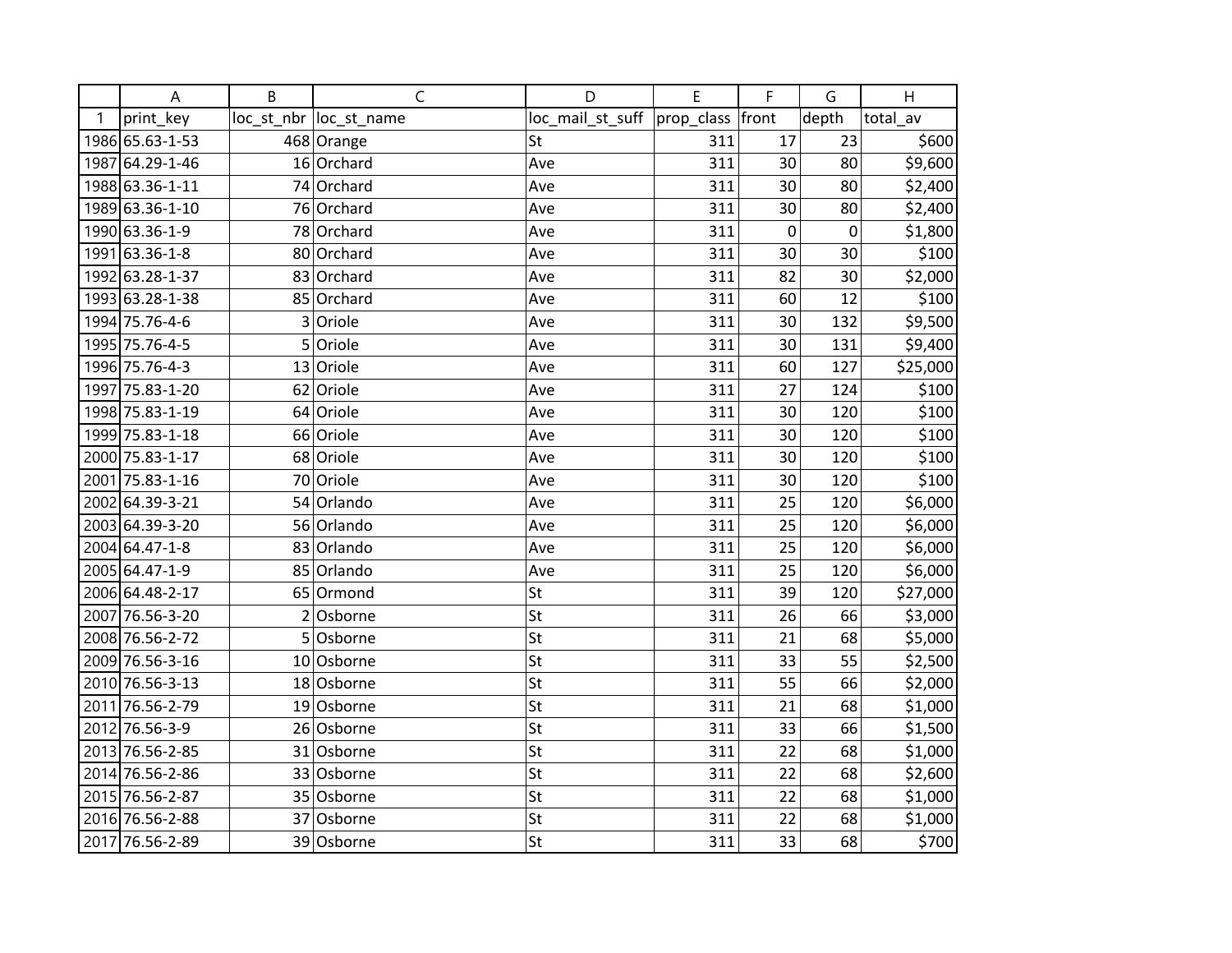| | A | B | C | D | E | F | G | H |
|---|---|---|---|---|---|---|---|---|
| 1 | print_key | loc_st_nbr | loc_st_name | loc_mail_st_suff | prop_class | front | depth | total_av |
| 1986 | 65.63-1-53 | 468 | Orange | St | 311 | 17 | 23 | $600 |
| 1987 | 64.29-1-46 | 16 | Orchard | Ave | 311 | 30 | 80 | $9,600 |
| 1988 | 63.36-1-11 | 74 | Orchard | Ave | 311 | 30 | 80 | $2,400 |
| 1989 | 63.36-1-10 | 76 | Orchard | Ave | 311 | 30 | 80 | $2,400 |
| 1990 | 63.36-1-9 | 78 | Orchard | Ave | 311 | 0 | 0 | $1,800 |
| 1991 | 63.36-1-8 | 80 | Orchard | Ave | 311 | 30 | 30 | $100 |
| 1992 | 63.28-1-37 | 83 | Orchard | Ave | 311 | 82 | 30 | $2,000 |
| 1993 | 63.28-1-38 | 85 | Orchard | Ave | 311 | 60 | 12 | $100 |
| 1994 | 75.76-4-6 | 3 | Oriole | Ave | 311 | 30 | 132 | $9,500 |
| 1995 | 75.76-4-5 | 5 | Oriole | Ave | 311 | 30 | 131 | $9,400 |
| 1996 | 75.76-4-3 | 13 | Oriole | Ave | 311 | 60 | 127 | $25,000 |
| 1997 | 75.83-1-20 | 62 | Oriole | Ave | 311 | 27 | 124 | $100 |
| 1998 | 75.83-1-19 | 64 | Oriole | Ave | 311 | 30 | 120 | $100 |
| 1999 | 75.83-1-18 | 66 | Oriole | Ave | 311 | 30 | 120 | $100 |
| 2000 | 75.83-1-17 | 68 | Oriole | Ave | 311 | 30 | 120 | $100 |
| 2001 | 75.83-1-16 | 70 | Oriole | Ave | 311 | 30 | 120 | $100 |
| 2002 | 64.39-3-21 | 54 | Orlando | Ave | 311 | 25 | 120 | $6,000 |
| 2003 | 64.39-3-20 | 56 | Orlando | Ave | 311 | 25 | 120 | $6,000 |
| 2004 | 64.47-1-8 | 83 | Orlando | Ave | 311 | 25 | 120 | $6,000 |
| 2005 | 64.47-1-9 | 85 | Orlando | Ave | 311 | 25 | 120 | $6,000 |
| 2006 | 64.48-2-17 | 65 | Ormond | St | 311 | 39 | 120 | $27,000 |
| 2007 | 76.56-3-20 | 2 | Osborne | St | 311 | 26 | 66 | $3,000 |
| 2008 | 76.56-2-72 | 5 | Osborne | St | 311 | 21 | 68 | $5,000 |
| 2009 | 76.56-3-16 | 10 | Osborne | St | 311 | 33 | 55 | $2,500 |
| 2010 | 76.56-3-13 | 18 | Osborne | St | 311 | 55 | 66 | $2,000 |
| 2011 | 76.56-2-79 | 19 | Osborne | St | 311 | 21 | 68 | $1,000 |
| 2012 | 76.56-3-9 | 26 | Osborne | St | 311 | 33 | 66 | $1,500 |
| 2013 | 76.56-2-85 | 31 | Osborne | St | 311 | 22 | 68 | $1,000 |
| 2014 | 76.56-2-86 | 33 | Osborne | St | 311 | 22 | 68 | $2,600 |
| 2015 | 76.56-2-87 | 35 | Osborne | St | 311 | 22 | 68 | $1,000 |
| 2016 | 76.56-2-88 | 37 | Osborne | St | 311 | 22 | 68 | $1,000 |
| 2017 | 76.56-2-89 | 39 | Osborne | St | 311 | 33 | 68 | $700 |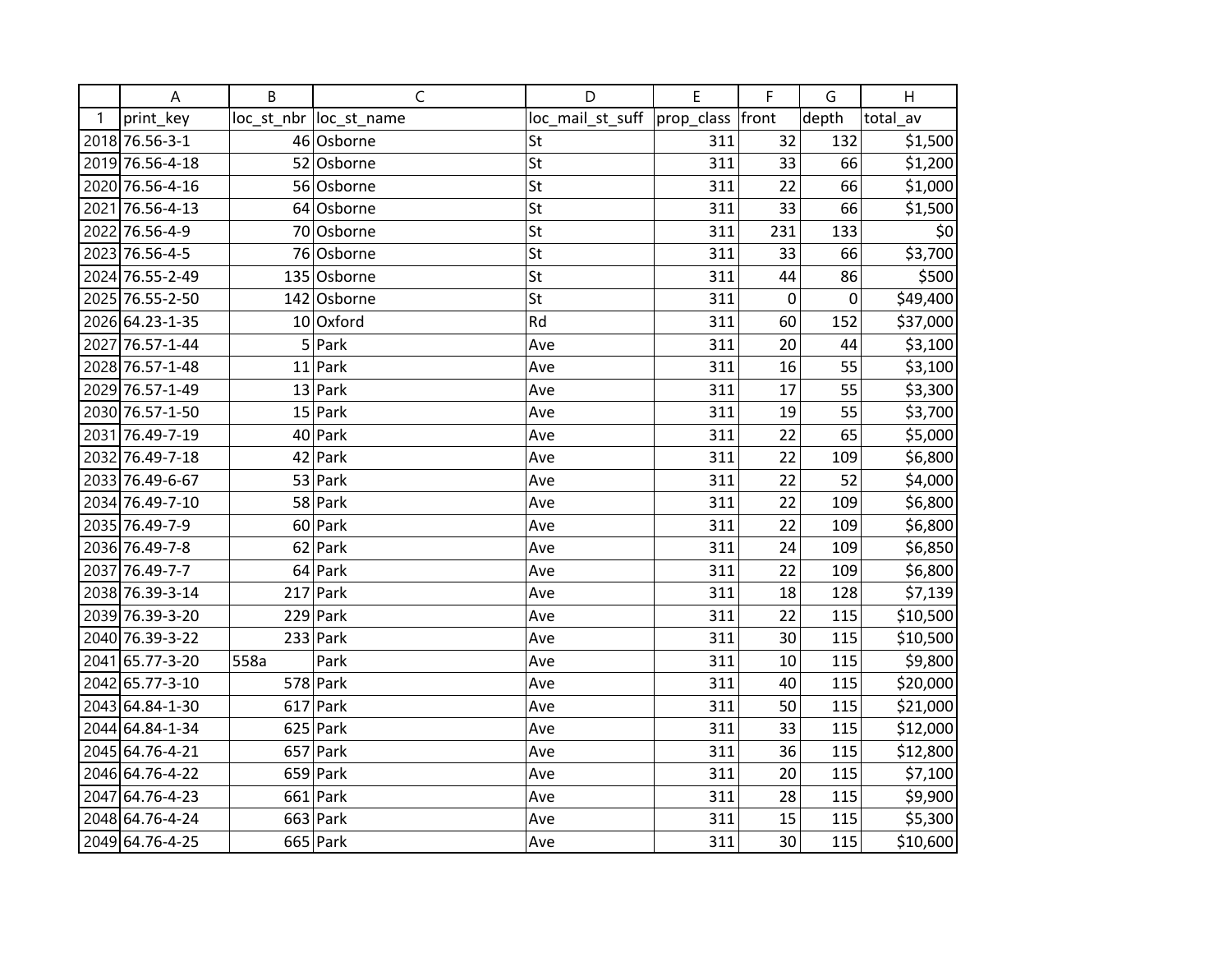| | A | B | C | D | E | F | G | H |
|---|---|---|---|---|---|---|---|---|
| 1 | print_key | loc_st_nbr | loc_st_name | loc_mail_st_suff | prop_class | front | depth | total_av |
| 2018 | 76.56-3-1 | 46 | Osborne | St | 311 | 32 | 132 | $1,500 |
| 2019 | 76.56-4-18 | 52 | Osborne | St | 311 | 33 | 66 | $1,200 |
| 2020 | 76.56-4-16 | 56 | Osborne | St | 311 | 22 | 66 | $1,000 |
| 2021 | 76.56-4-13 | 64 | Osborne | St | 311 | 33 | 66 | $1,500 |
| 2022 | 76.56-4-9 | 70 | Osborne | St | 311 | 231 | 133 | $0 |
| 2023 | 76.56-4-5 | 76 | Osborne | St | 311 | 33 | 66 | $3,700 |
| 2024 | 76.55-2-49 | 135 | Osborne | St | 311 | 44 | 86 | $500 |
| 2025 | 76.55-2-50 | 142 | Osborne | St | 311 | 0 | 0 | $49,400 |
| 2026 | 64.23-1-35 | 10 | Oxford | Rd | 311 | 60 | 152 | $37,000 |
| 2027 | 76.57-1-44 | 5 | Park | Ave | 311 | 20 | 44 | $3,100 |
| 2028 | 76.57-1-48 | 11 | Park | Ave | 311 | 16 | 55 | $3,100 |
| 2029 | 76.57-1-49 | 13 | Park | Ave | 311 | 17 | 55 | $3,300 |
| 2030 | 76.57-1-50 | 15 | Park | Ave | 311 | 19 | 55 | $3,700 |
| 2031 | 76.49-7-19 | 40 | Park | Ave | 311 | 22 | 65 | $5,000 |
| 2032 | 76.49-7-18 | 42 | Park | Ave | 311 | 22 | 109 | $6,800 |
| 2033 | 76.49-6-67 | 53 | Park | Ave | 311 | 22 | 52 | $4,000 |
| 2034 | 76.49-7-10 | 58 | Park | Ave | 311 | 22 | 109 | $6,800 |
| 2035 | 76.49-7-9 | 60 | Park | Ave | 311 | 22 | 109 | $6,800 |
| 2036 | 76.49-7-8 | 62 | Park | Ave | 311 | 24 | 109 | $6,850 |
| 2037 | 76.49-7-7 | 64 | Park | Ave | 311 | 22 | 109 | $6,800 |
| 2038 | 76.39-3-14 | 217 | Park | Ave | 311 | 18 | 128 | $7,139 |
| 2039 | 76.39-3-20 | 229 | Park | Ave | 311 | 22 | 115 | $10,500 |
| 2040 | 76.39-3-22 | 233 | Park | Ave | 311 | 30 | 115 | $10,500 |
| 2041 | 65.77-3-20 | 558a | Park | Ave | 311 | 10 | 115 | $9,800 |
| 2042 | 65.77-3-10 | 578 | Park | Ave | 311 | 40 | 115 | $20,000 |
| 2043 | 64.84-1-30 | 617 | Park | Ave | 311 | 50 | 115 | $21,000 |
| 2044 | 64.84-1-34 | 625 | Park | Ave | 311 | 33 | 115 | $12,000 |
| 2045 | 64.76-4-21 | 657 | Park | Ave | 311 | 36 | 115 | $12,800 |
| 2046 | 64.76-4-22 | 659 | Park | Ave | 311 | 20 | 115 | $7,100 |
| 2047 | 64.76-4-23 | 661 | Park | Ave | 311 | 28 | 115 | $9,900 |
| 2048 | 64.76-4-24 | 663 | Park | Ave | 311 | 15 | 115 | $5,300 |
| 2049 | 64.76-4-25 | 665 | Park | Ave | 311 | 30 | 115 | $10,600 |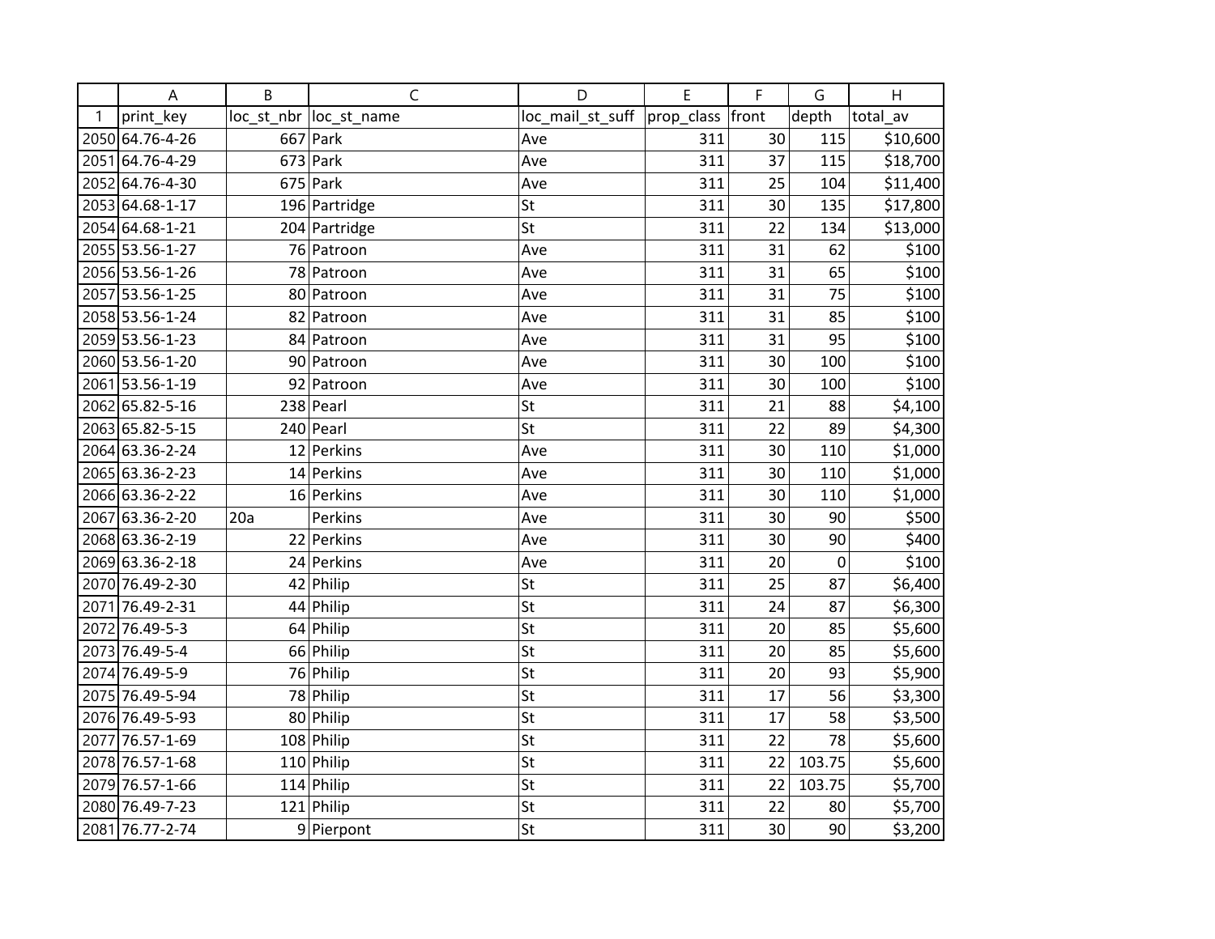| | A | B | C | D | E | F | G | H |
|---|---|---|---|---|---|---|---|---|
| 1 | print_key | loc_st_nbr | loc_st_name | loc_mail_st_suff | prop_class | front | depth | total_av |
| 2050 | 64.76-4-26 | 667 | Park | Ave | 311 | 30 | 115 | $10,600 |
| 2051 | 64.76-4-29 | 673 | Park | Ave | 311 | 37 | 115 | $18,700 |
| 2052 | 64.76-4-30 | 675 | Park | Ave | 311 | 25 | 104 | $11,400 |
| 2053 | 64.68-1-17 | 196 | Partridge | St | 311 | 30 | 135 | $17,800 |
| 2054 | 64.68-1-21 | 204 | Partridge | St | 311 | 22 | 134 | $13,000 |
| 2055 | 53.56-1-27 | 76 | Patroon | Ave | 311 | 31 | 62 | $100 |
| 2056 | 53.56-1-26 | 78 | Patroon | Ave | 311 | 31 | 65 | $100 |
| 2057 | 53.56-1-25 | 80 | Patroon | Ave | 311 | 31 | 75 | $100 |
| 2058 | 53.56-1-24 | 82 | Patroon | Ave | 311 | 31 | 85 | $100 |
| 2059 | 53.56-1-23 | 84 | Patroon | Ave | 311 | 31 | 95 | $100 |
| 2060 | 53.56-1-20 | 90 | Patroon | Ave | 311 | 30 | 100 | $100 |
| 2061 | 53.56-1-19 | 92 | Patroon | Ave | 311 | 30 | 100 | $100 |
| 2062 | 65.82-5-16 | 238 | Pearl | St | 311 | 21 | 88 | $4,100 |
| 2063 | 65.82-5-15 | 240 | Pearl | St | 311 | 22 | 89 | $4,300 |
| 2064 | 63.36-2-24 | 12 | Perkins | Ave | 311 | 30 | 110 | $1,000 |
| 2065 | 63.36-2-23 | 14 | Perkins | Ave | 311 | 30 | 110 | $1,000 |
| 2066 | 63.36-2-22 | 16 | Perkins | Ave | 311 | 30 | 110 | $1,000 |
| 2067 | 63.36-2-20 | 20a | Perkins | Ave | 311 | 30 | 90 | $500 |
| 2068 | 63.36-2-19 | 22 | Perkins | Ave | 311 | 30 | 90 | $400 |
| 2069 | 63.36-2-18 | 24 | Perkins | Ave | 311 | 20 | 0 | $100 |
| 2070 | 76.49-2-30 | 42 | Philip | St | 311 | 25 | 87 | $6,400 |
| 2071 | 76.49-2-31 | 44 | Philip | St | 311 | 24 | 87 | $6,300 |
| 2072 | 76.49-5-3 | 64 | Philip | St | 311 | 20 | 85 | $5,600 |
| 2073 | 76.49-5-4 | 66 | Philip | St | 311 | 20 | 85 | $5,600 |
| 2074 | 76.49-5-9 | 76 | Philip | St | 311 | 20 | 93 | $5,900 |
| 2075 | 76.49-5-94 | 78 | Philip | St | 311 | 17 | 56 | $3,300 |
| 2076 | 76.49-5-93 | 80 | Philip | St | 311 | 17 | 58 | $3,500 |
| 2077 | 76.57-1-69 | 108 | Philip | St | 311 | 22 | 78 | $5,600 |
| 2078 | 76.57-1-68 | 110 | Philip | St | 311 | 22 | 103.75 | $5,600 |
| 2079 | 76.57-1-66 | 114 | Philip | St | 311 | 22 | 103.75 | $5,700 |
| 2080 | 76.49-7-23 | 121 | Philip | St | 311 | 22 | 80 | $5,700 |
| 2081 | 76.77-2-74 | 9 | Pierpont | St | 311 | 30 | 90 | $3,200 |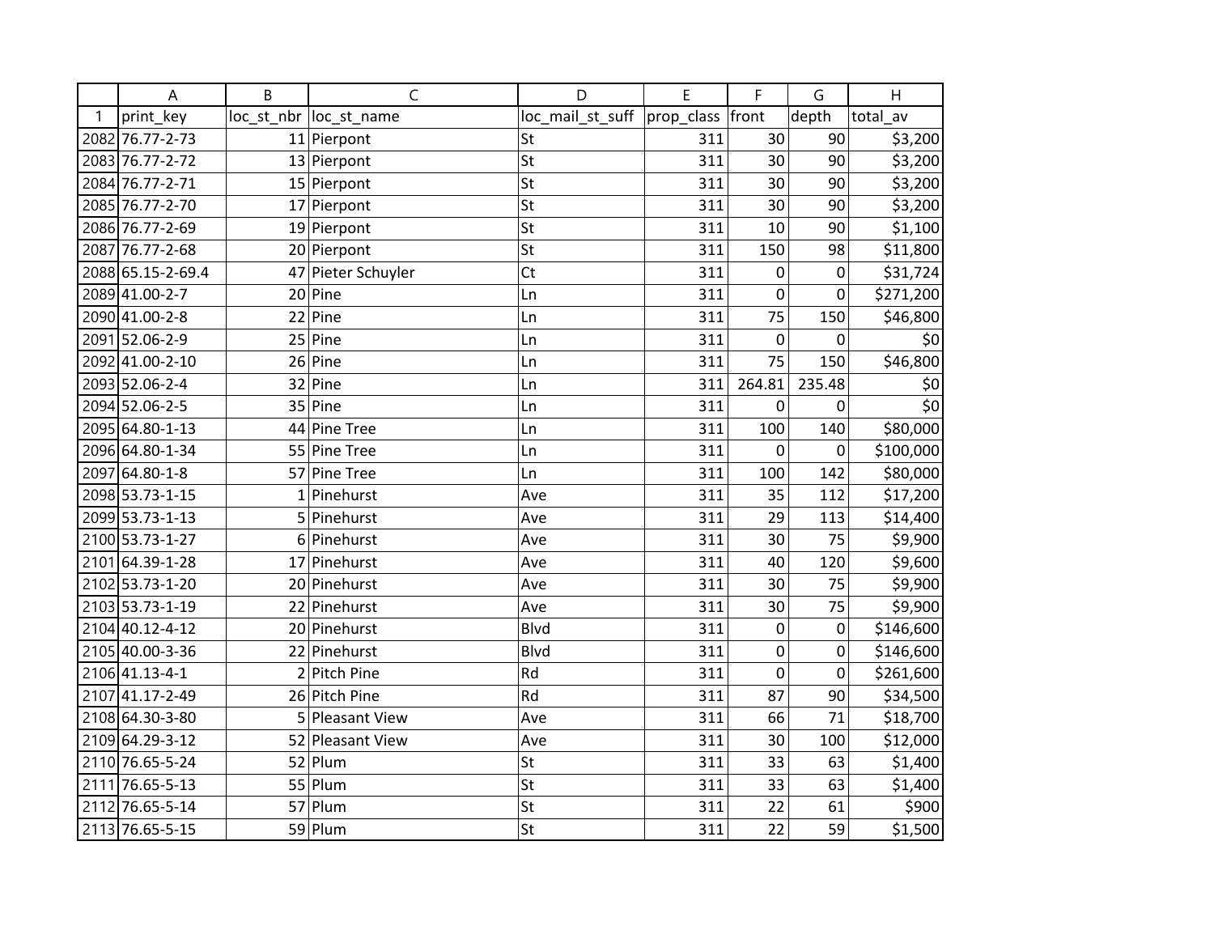| | A | B | C | D | E | F | G | H |
|---|---|---|---|---|---|---|---|---|
| 1 | print_key | loc_st_nbr | loc_st_name | loc_mail_st_suff | prop_class | front | depth | total_av |
| 2082 | 76.77-2-73 | 11 | Pierpont | St | 311 | 30 | 90 | $3,200 |
| 2083 | 76.77-2-72 | 13 | Pierpont | St | 311 | 30 | 90 | $3,200 |
| 2084 | 76.77-2-71 | 15 | Pierpont | St | 311 | 30 | 90 | $3,200 |
| 2085 | 76.77-2-70 | 17 | Pierpont | St | 311 | 30 | 90 | $3,200 |
| 2086 | 76.77-2-69 | 19 | Pierpont | St | 311 | 10 | 90 | $1,100 |
| 2087 | 76.77-2-68 | 20 | Pierpont | St | 311 | 150 | 98 | $11,800 |
| 2088 | 65.15-2-69.4 | 47 | Pieter Schuyler | Ct | 311 | 0 | 0 | $31,724 |
| 2089 | 41.00-2-7 | 20 | Pine | Ln | 311 | 0 | 0 | $271,200 |
| 2090 | 41.00-2-8 | 22 | Pine | Ln | 311 | 75 | 150 | $46,800 |
| 2091 | 52.06-2-9 | 25 | Pine | Ln | 311 | 0 | 0 | $0 |
| 2092 | 41.00-2-10 | 26 | Pine | Ln | 311 | 75 | 150 | $46,800 |
| 2093 | 52.06-2-4 | 32 | Pine | Ln | 311 | 264.81 | 235.48 | $0 |
| 2094 | 52.06-2-5 | 35 | Pine | Ln | 311 | 0 | 0 | $0 |
| 2095 | 64.80-1-13 | 44 | Pine Tree | Ln | 311 | 100 | 140 | $80,000 |
| 2096 | 64.80-1-34 | 55 | Pine Tree | Ln | 311 | 0 | 0 | $100,000 |
| 2097 | 64.80-1-8 | 57 | Pine Tree | Ln | 311 | 100 | 142 | $80,000 |
| 2098 | 53.73-1-15 | 1 | Pinehurst | Ave | 311 | 35 | 112 | $17,200 |
| 2099 | 53.73-1-13 | 5 | Pinehurst | Ave | 311 | 29 | 113 | $14,400 |
| 2100 | 53.73-1-27 | 6 | Pinehurst | Ave | 311 | 30 | 75 | $9,900 |
| 2101 | 64.39-1-28 | 17 | Pinehurst | Ave | 311 | 40 | 120 | $9,600 |
| 2102 | 53.73-1-20 | 20 | Pinehurst | Ave | 311 | 30 | 75 | $9,900 |
| 2103 | 53.73-1-19 | 22 | Pinehurst | Ave | 311 | 30 | 75 | $9,900 |
| 2104 | 40.12-4-12 | 20 | Pinehurst | Blvd | 311 | 0 | 0 | $146,600 |
| 2105 | 40.00-3-36 | 22 | Pinehurst | Blvd | 311 | 0 | 0 | $146,600 |
| 2106 | 41.13-4-1 | 2 | Pitch Pine | Rd | 311 | 0 | 0 | $261,600 |
| 2107 | 41.17-2-49 | 26 | Pitch Pine | Rd | 311 | 87 | 90 | $34,500 |
| 2108 | 64.30-3-80 | 5 | Pleasant View | Ave | 311 | 66 | 71 | $18,700 |
| 2109 | 64.29-3-12 | 52 | Pleasant View | Ave | 311 | 30 | 100 | $12,000 |
| 2110 | 76.65-5-24 | 52 | Plum | St | 311 | 33 | 63 | $1,400 |
| 2111 | 76.65-5-13 | 55 | Plum | St | 311 | 33 | 63 | $1,400 |
| 2112 | 76.65-5-14 | 57 | Plum | St | 311 | 22 | 61 | $900 |
| 2113 | 76.65-5-15 | 59 | Plum | St | 311 | 22 | 59 | $1,500 |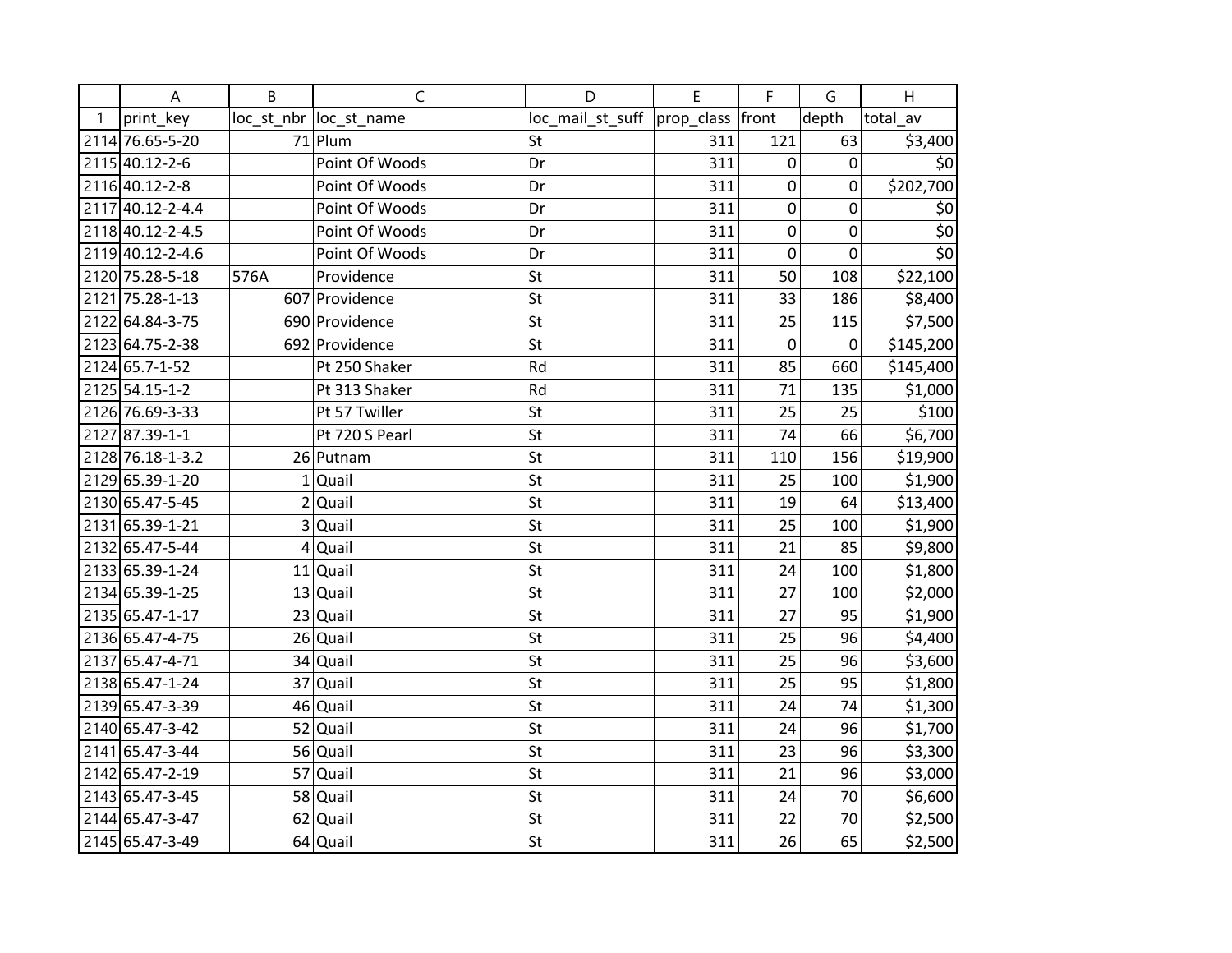| | A | B | C | D | E | F | G | H |
|---|---|---|---|---|---|---|---|---|
| 1 | print_key | loc_st_nbr | loc_st_name | loc_mail_st_suff | prop_class | front | depth | total_av |
| 2114 | 76.65-5-20 | 71 | Plum | St | 311 | 121 | 63 | $3,400 |
| 2115 | 40.12-2-6 | | Point Of Woods | Dr | 311 | 0 | 0 | $0 |
| 2116 | 40.12-2-8 | | Point Of Woods | Dr | 311 | 0 | 0 | $202,700 |
| 2117 | 40.12-2-4.4 | | Point Of Woods | Dr | 311 | 0 | 0 | $0 |
| 2118 | 40.12-2-4.5 | | Point Of Woods | Dr | 311 | 0 | 0 | $0 |
| 2119 | 40.12-2-4.6 | | Point Of Woods | Dr | 311 | 0 | 0 | $0 |
| 2120 | 75.28-5-18 | 576A | Providence | St | 311 | 50 | 108 | $22,100 |
| 2121 | 75.28-1-13 | 607 | Providence | St | 311 | 33 | 186 | $8,400 |
| 2122 | 64.84-3-75 | 690 | Providence | St | 311 | 25 | 115 | $7,500 |
| 2123 | 64.75-2-38 | 692 | Providence | St | 311 | 0 | 0 | $145,200 |
| 2124 | 65.7-1-52 | | Pt 250 Shaker | Rd | 311 | 85 | 660 | $145,400 |
| 2125 | 54.15-1-2 | | Pt 313 Shaker | Rd | 311 | 71 | 135 | $1,000 |
| 2126 | 76.69-3-33 | | Pt 57 Twiller | St | 311 | 25 | 25 | $100 |
| 2127 | 87.39-1-1 | | Pt 720 S Pearl | St | 311 | 74 | 66 | $6,700 |
| 2128 | 76.18-1-3.2 | 26 | Putnam | St | 311 | 110 | 156 | $19,900 |
| 2129 | 65.39-1-20 | 1 | Quail | St | 311 | 25 | 100 | $1,900 |
| 2130 | 65.47-5-45 | 2 | Quail | St | 311 | 19 | 64 | $13,400 |
| 2131 | 65.39-1-21 | 3 | Quail | St | 311 | 25 | 100 | $1,900 |
| 2132 | 65.47-5-44 | 4 | Quail | St | 311 | 21 | 85 | $9,800 |
| 2133 | 65.39-1-24 | 11 | Quail | St | 311 | 24 | 100 | $1,800 |
| 2134 | 65.39-1-25 | 13 | Quail | St | 311 | 27 | 100 | $2,000 |
| 2135 | 65.47-1-17 | 23 | Quail | St | 311 | 27 | 95 | $1,900 |
| 2136 | 65.47-4-75 | 26 | Quail | St | 311 | 25 | 96 | $4,400 |
| 2137 | 65.47-4-71 | 34 | Quail | St | 311 | 25 | 96 | $3,600 |
| 2138 | 65.47-1-24 | 37 | Quail | St | 311 | 25 | 95 | $1,800 |
| 2139 | 65.47-3-39 | 46 | Quail | St | 311 | 24 | 74 | $1,300 |
| 2140 | 65.47-3-42 | 52 | Quail | St | 311 | 24 | 96 | $1,700 |
| 2141 | 65.47-3-44 | 56 | Quail | St | 311 | 23 | 96 | $3,300 |
| 2142 | 65.47-2-19 | 57 | Quail | St | 311 | 21 | 96 | $3,000 |
| 2143 | 65.47-3-45 | 58 | Quail | St | 311 | 24 | 70 | $6,600 |
| 2144 | 65.47-3-47 | 62 | Quail | St | 311 | 22 | 70 | $2,500 |
| 2145 | 65.47-3-49 | 64 | Quail | St | 311 | 26 | 65 | $2,500 |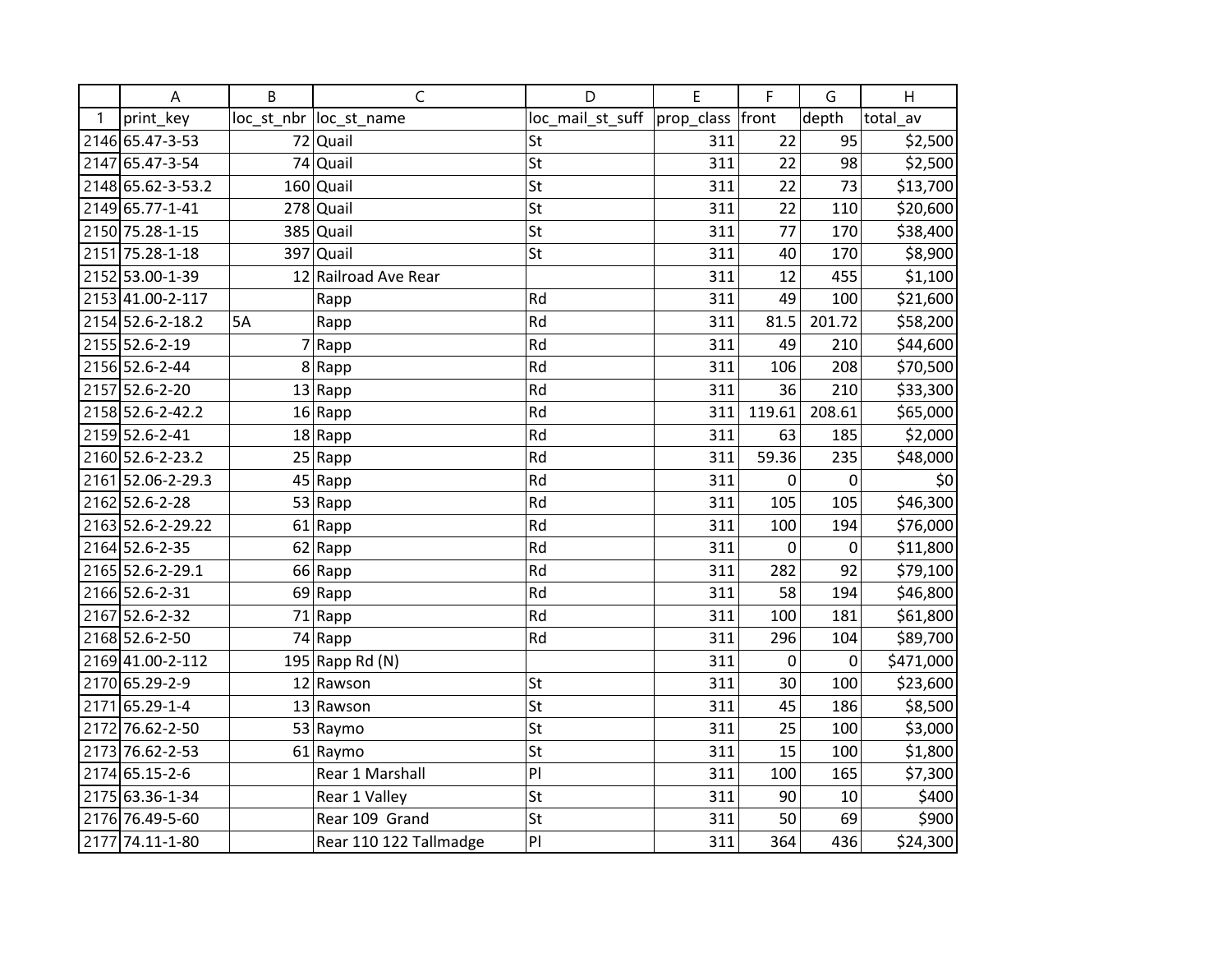| | A | B | C | D | E | F | G | H |
|---|---|---|---|---|---|---|---|---|
| 1 | print_key | loc_st_nbr | loc_st_name | loc_mail_st_suff | prop_class | front | depth | total_av |
| 2146 | 65.47-3-53 | 72 | Quail | St | 311 | 22 | 95 | $2,500 |
| 2147 | 65.47-3-54 | 74 | Quail | St | 311 | 22 | 98 | $2,500 |
| 2148 | 65.62-3-53.2 | 160 | Quail | St | 311 | 22 | 73 | $13,700 |
| 2149 | 65.77-1-41 | 278 | Quail | St | 311 | 22 | 110 | $20,600 |
| 2150 | 75.28-1-15 | 385 | Quail | St | 311 | 77 | 170 | $38,400 |
| 2151 | 75.28-1-18 | 397 | Quail | St | 311 | 40 | 170 | $8,900 |
| 2152 | 53.00-1-39 | 12 | Railroad Ave Rear | | 311 | 12 | 455 | $1,100 |
| 2153 | 41.00-2-117 | | Rapp | Rd | 311 | 49 | 100 | $21,600 |
| 2154 | 52.6-2-18.2 | 5A | Rapp | Rd | 311 | 81.5 | 201.72 | $58,200 |
| 2155 | 52.6-2-19 | 7 | Rapp | Rd | 311 | 49 | 210 | $44,600 |
| 2156 | 52.6-2-44 | 8 | Rapp | Rd | 311 | 106 | 208 | $70,500 |
| 2157 | 52.6-2-20 | 13 | Rapp | Rd | 311 | 36 | 210 | $33,300 |
| 2158 | 52.6-2-42.2 | 16 | Rapp | Rd | 311 | 119.61 | 208.61 | $65,000 |
| 2159 | 52.6-2-41 | 18 | Rapp | Rd | 311 | 63 | 185 | $2,000 |
| 2160 | 52.6-2-23.2 | 25 | Rapp | Rd | 311 | 59.36 | 235 | $48,000 |
| 2161 | 52.06-2-29.3 | 45 | Rapp | Rd | 311 | 0 | 0 | $0 |
| 2162 | 52.6-2-28 | 53 | Rapp | Rd | 311 | 105 | 105 | $46,300 |
| 2163 | 52.6-2-29.22 | 61 | Rapp | Rd | 311 | 100 | 194 | $76,000 |
| 2164 | 52.6-2-35 | 62 | Rapp | Rd | 311 | 0 | 0 | $11,800 |
| 2165 | 52.6-2-29.1 | 66 | Rapp | Rd | 311 | 282 | 92 | $79,100 |
| 2166 | 52.6-2-31 | 69 | Rapp | Rd | 311 | 58 | 194 | $46,800 |
| 2167 | 52.6-2-32 | 71 | Rapp | Rd | 311 | 100 | 181 | $61,800 |
| 2168 | 52.6-2-50 | 74 | Rapp | Rd | 311 | 296 | 104 | $89,700 |
| 2169 | 41.00-2-112 | 195 | Rapp Rd (N) | | 311 | 0 | 0 | $471,000 |
| 2170 | 65.29-2-9 | 12 | Rawson | St | 311 | 30 | 100 | $23,600 |
| 2171 | 65.29-1-4 | 13 | Rawson | St | 311 | 45 | 186 | $8,500 |
| 2172 | 76.62-2-50 | 53 | Raymo | St | 311 | 25 | 100 | $3,000 |
| 2173 | 76.62-2-53 | 61 | Raymo | St | 311 | 15 | 100 | $1,800 |
| 2174 | 65.15-2-6 | | Rear 1 Marshall | Pl | 311 | 100 | 165 | $7,300 |
| 2175 | 63.36-1-34 | | Rear 1 Valley | St | 311 | 90 | 10 | $400 |
| 2176 | 76.49-5-60 | | Rear 109 Grand | St | 311 | 50 | 69 | $900 |
| 2177 | 74.11-1-80 | | Rear 110 122 Tallmadge | Pl | 311 | 364 | 436 | $24,300 |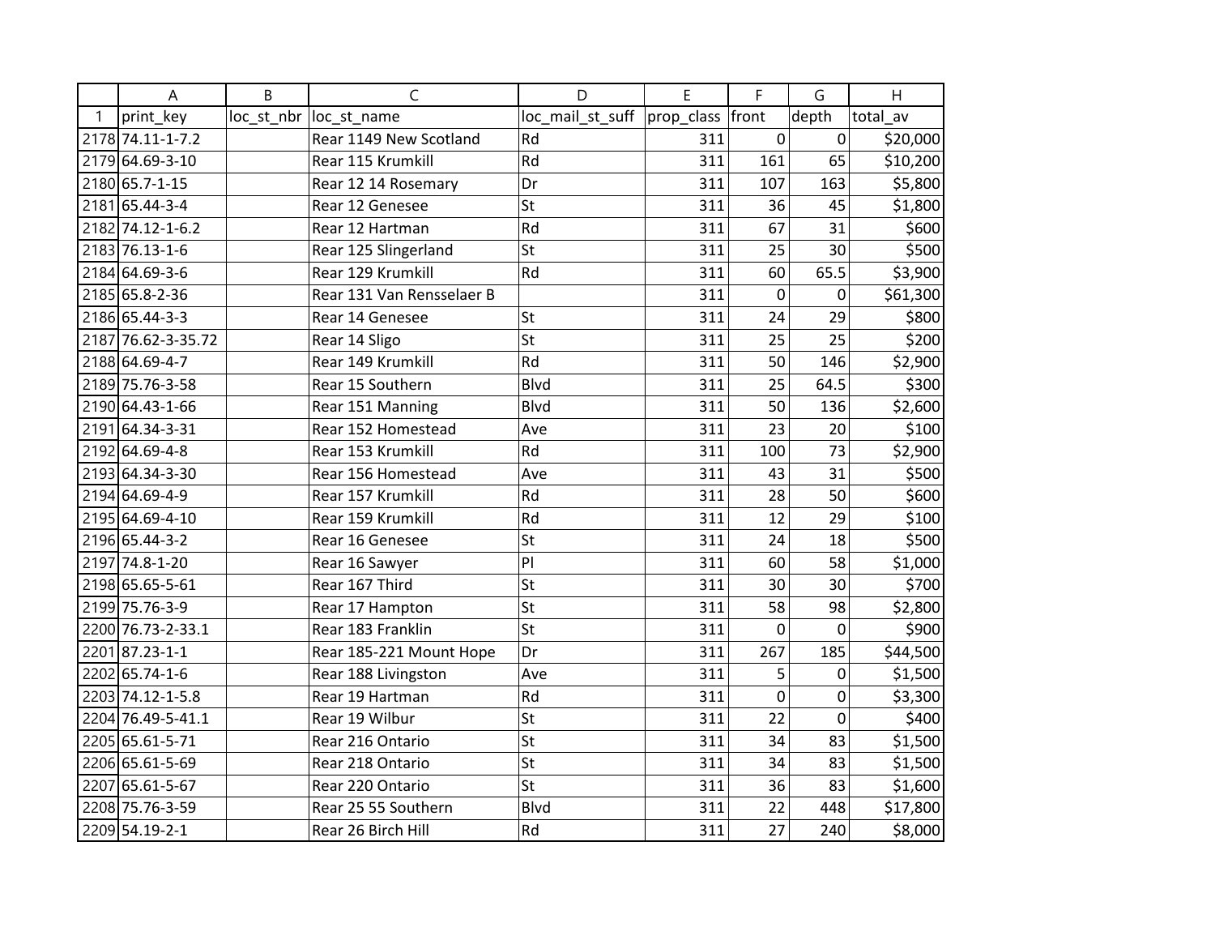| | A | B | C | D | E | F | G | H |
|---|---|---|---|---|---|---|---|---|
| 1 | print_key | loc_st_nbr | loc_st_name | loc_mail_st_suff | prop_class | front | depth | total_av |
| 2178 | 74.11-1-7.2 | | Rear 1149 New Scotland | Rd | 311 | 0 | 0 | $20,000 |
| 2179 | 64.69-3-10 | | Rear 115 Krumkill | Rd | 311 | 161 | 65 | $10,200 |
| 2180 | 65.7-1-15 | | Rear 12 14 Rosemary | Dr | 311 | 107 | 163 | $5,800 |
| 2181 | 65.44-3-4 | | Rear 12 Genesee | St | 311 | 36 | 45 | $1,800 |
| 2182 | 74.12-1-6.2 | | Rear 12 Hartman | Rd | 311 | 67 | 31 | $600 |
| 2183 | 76.13-1-6 | | Rear 125 Slingerland | St | 311 | 25 | 30 | $500 |
| 2184 | 64.69-3-6 | | Rear 129 Krumkill | Rd | 311 | 60 | 65.5 | $3,900 |
| 2185 | 65.8-2-36 | | Rear 131 Van Rensselaer B | | 311 | 0 | 0 | $61,300 |
| 2186 | 65.44-3-3 | | Rear 14 Genesee | St | 311 | 24 | 29 | $800 |
| 2187 | 76.62-3-35.72 | | Rear 14 Sligo | St | 311 | 25 | 25 | $200 |
| 2188 | 64.69-4-7 | | Rear 149 Krumkill | Rd | 311 | 50 | 146 | $2,900 |
| 2189 | 75.76-3-58 | | Rear 15 Southern | Blvd | 311 | 25 | 64.5 | $300 |
| 2190 | 64.43-1-66 | | Rear 151 Manning | Blvd | 311 | 50 | 136 | $2,600 |
| 2191 | 64.34-3-31 | | Rear 152 Homestead | Ave | 311 | 23 | 20 | $100 |
| 2192 | 64.69-4-8 | | Rear 153 Krumkill | Rd | 311 | 100 | 73 | $2,900 |
| 2193 | 64.34-3-30 | | Rear 156 Homestead | Ave | 311 | 43 | 31 | $500 |
| 2194 | 64.69-4-9 | | Rear 157 Krumkill | Rd | 311 | 28 | 50 | $600 |
| 2195 | 64.69-4-10 | | Rear 159 Krumkill | Rd | 311 | 12 | 29 | $100 |
| 2196 | 65.44-3-2 | | Rear 16 Genesee | St | 311 | 24 | 18 | $500 |
| 2197 | 74.8-1-20 | | Rear 16 Sawyer | Pl | 311 | 60 | 58 | $1,000 |
| 2198 | 65.65-5-61 | | Rear 167 Third | St | 311 | 30 | 30 | $700 |
| 2199 | 75.76-3-9 | | Rear 17 Hampton | St | 311 | 58 | 98 | $2,800 |
| 2200 | 76.73-2-33.1 | | Rear 183 Franklin | St | 311 | 0 | 0 | $900 |
| 2201 | 87.23-1-1 | | Rear 185-221 Mount Hope | Dr | 311 | 267 | 185 | $44,500 |
| 2202 | 65.74-1-6 | | Rear 188 Livingston | Ave | 311 | 5 | 0 | $1,500 |
| 2203 | 74.12-1-5.8 | | Rear 19 Hartman | Rd | 311 | 0 | 0 | $3,300 |
| 2204 | 76.49-5-41.1 | | Rear 19 Wilbur | St | 311 | 22 | 0 | $400 |
| 2205 | 65.61-5-71 | | Rear 216 Ontario | St | 311 | 34 | 83 | $1,500 |
| 2206 | 65.61-5-69 | | Rear 218 Ontario | St | 311 | 34 | 83 | $1,500 |
| 2207 | 65.61-5-67 | | Rear 220 Ontario | St | 311 | 36 | 83 | $1,600 |
| 2208 | 75.76-3-59 | | Rear 25 55 Southern | Blvd | 311 | 22 | 448 | $17,800 |
| 2209 | 54.19-2-1 | | Rear 26 Birch Hill | Rd | 311 | 27 | 240 | $8,000 |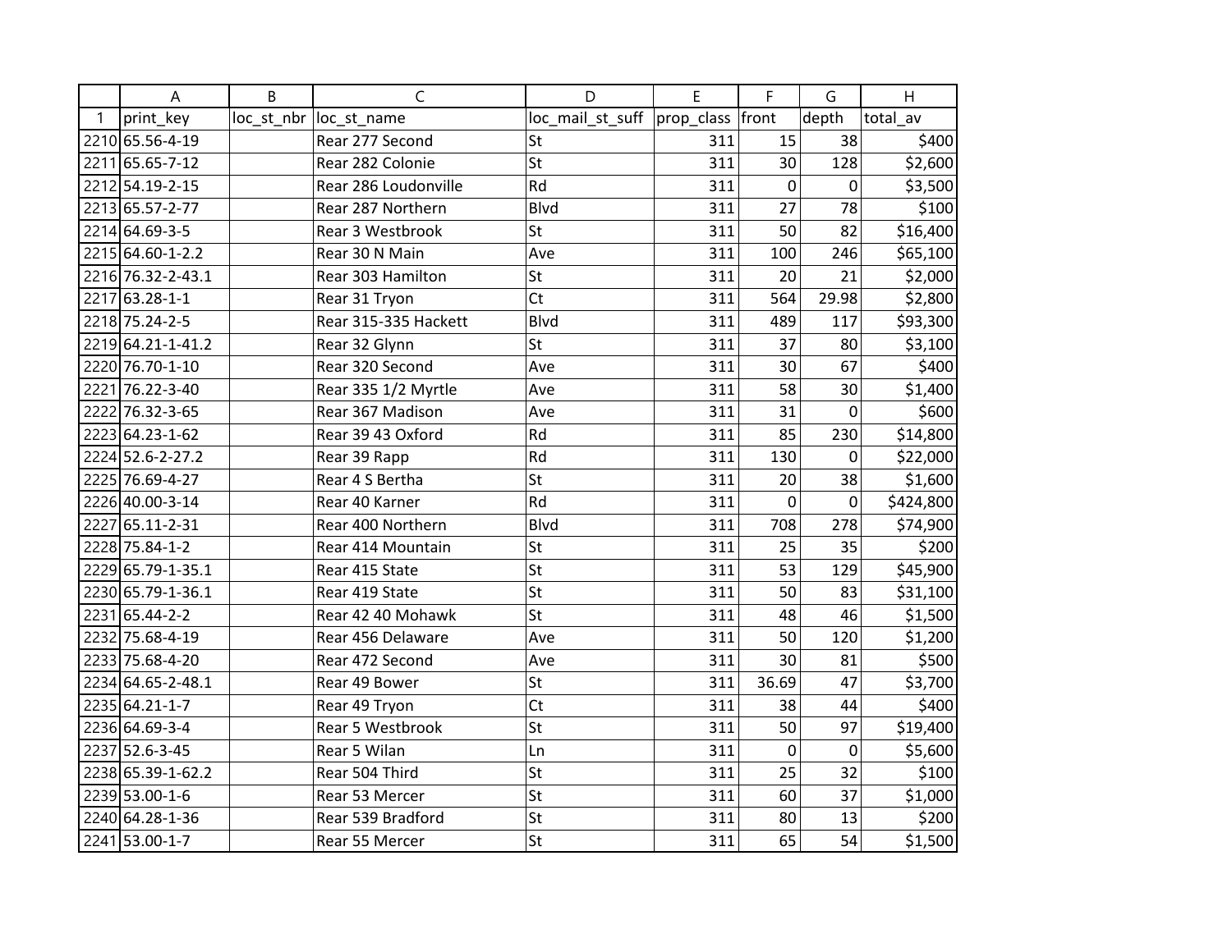| | A | B | C | D | E | F | G | H |
|---|---|---|---|---|---|---|---|---|
| 1 | print_key | loc_st_nbr | loc_st_name | loc_mail_st_suff | prop_class | front | depth | total_av |
| 2210 | 65.56-4-19 | | Rear 277 Second | St | 311 | 15 | 38 | $400 |
| 2211 | 65.65-7-12 | | Rear 282 Colonie | St | 311 | 30 | 128 | $2,600 |
| 2212 | 54.19-2-15 | | Rear 286 Loudonville | Rd | 311 | 0 | 0 | $3,500 |
| 2213 | 65.57-2-77 | | Rear 287 Northern | Blvd | 311 | 27 | 78 | $100 |
| 2214 | 64.69-3-5 | | Rear 3 Westbrook | St | 311 | 50 | 82 | $16,400 |
| 2215 | 64.60-1-2.2 | | Rear 30 N Main | Ave | 311 | 100 | 246 | $65,100 |
| 2216 | 76.32-2-43.1 | | Rear 303 Hamilton | St | 311 | 20 | 21 | $2,000 |
| 2217 | 63.28-1-1 | | Rear 31 Tryon | Ct | 311 | 564 | 29.98 | $2,800 |
| 2218 | 75.24-2-5 | | Rear 315-335 Hackett | Blvd | 311 | 489 | 117 | $93,300 |
| 2219 | 64.21-1-41.2 | | Rear 32 Glynn | St | 311 | 37 | 80 | $3,100 |
| 2220 | 76.70-1-10 | | Rear 320 Second | Ave | 311 | 30 | 67 | $400 |
| 2221 | 76.22-3-40 | | Rear 335 1/2 Myrtle | Ave | 311 | 58 | 30 | $1,400 |
| 2222 | 76.32-3-65 | | Rear 367 Madison | Ave | 311 | 31 | 0 | $600 |
| 2223 | 64.23-1-62 | | Rear 39 43 Oxford | Rd | 311 | 85 | 230 | $14,800 |
| 2224 | 52.6-2-27.2 | | Rear 39 Rapp | Rd | 311 | 130 | 0 | $22,000 |
| 2225 | 76.69-4-27 | | Rear 4 S Bertha | St | 311 | 20 | 38 | $1,600 |
| 2226 | 40.00-3-14 | | Rear 40 Karner | Rd | 311 | 0 | 0 | $424,800 |
| 2227 | 65.11-2-31 | | Rear 400 Northern | Blvd | 311 | 708 | 278 | $74,900 |
| 2228 | 75.84-1-2 | | Rear 414 Mountain | St | 311 | 25 | 35 | $200 |
| 2229 | 65.79-1-35.1 | | Rear 415 State | St | 311 | 53 | 129 | $45,900 |
| 2230 | 65.79-1-36.1 | | Rear 419 State | St | 311 | 50 | 83 | $31,100 |
| 2231 | 65.44-2-2 | | Rear 42 40 Mohawk | St | 311 | 48 | 46 | $1,500 |
| 2232 | 75.68-4-19 | | Rear 456 Delaware | Ave | 311 | 50 | 120 | $1,200 |
| 2233 | 75.68-4-20 | | Rear 472 Second | Ave | 311 | 30 | 81 | $500 |
| 2234 | 64.65-2-48.1 | | Rear 49 Bower | St | 311 | 36.69 | 47 | $3,700 |
| 2235 | 64.21-1-7 | | Rear 49 Tryon | Ct | 311 | 38 | 44 | $400 |
| 2236 | 64.69-3-4 | | Rear 5 Westbrook | St | 311 | 50 | 97 | $19,400 |
| 2237 | 52.6-3-45 | | Rear 5 Wilan | Ln | 311 | 0 | 0 | $5,600 |
| 2238 | 65.39-1-62.2 | | Rear 504 Third | St | 311 | 25 | 32 | $100 |
| 2239 | 53.00-1-6 | | Rear 53 Mercer | St | 311 | 60 | 37 | $1,000 |
| 2240 | 64.28-1-36 | | Rear 539 Bradford | St | 311 | 80 | 13 | $200 |
| 2241 | 53.00-1-7 | | Rear 55 Mercer | St | 311 | 65 | 54 | $1,500 |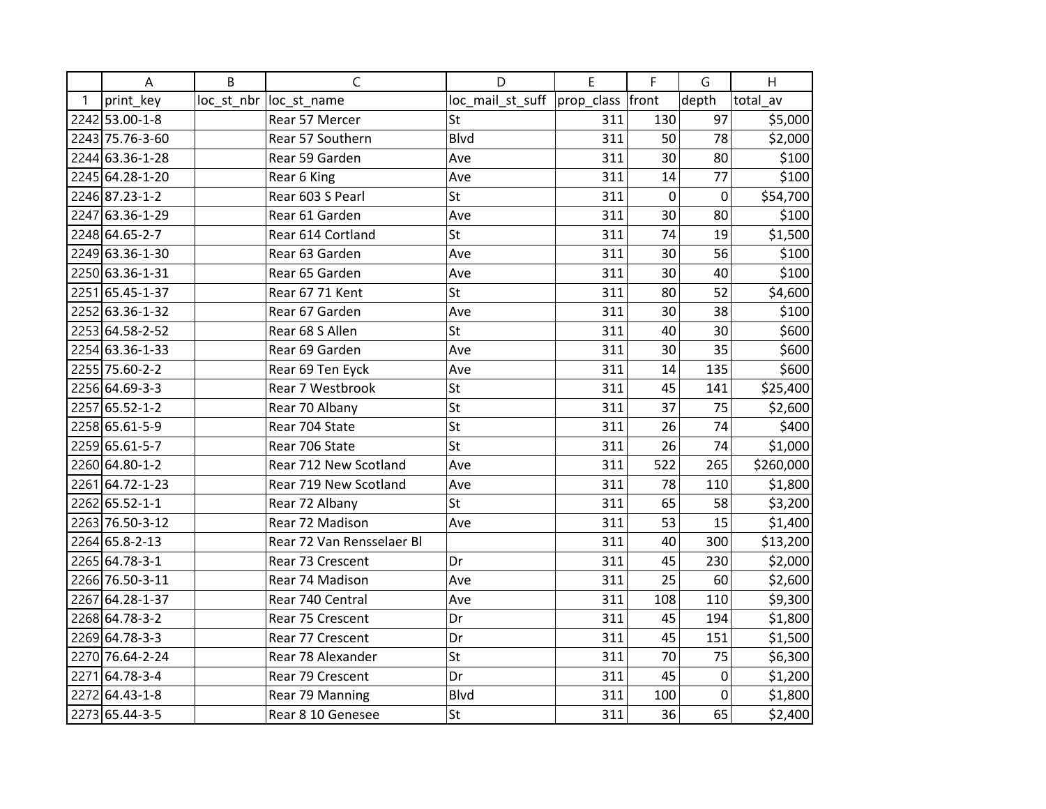| | A | B | C | D | E | F | G | H |
|---|---|---|---|---|---|---|---|---|
| 1 | print_key | loc_st_nbr | loc_st_name | loc_mail_st_suff | prop_class | front | depth | total_av |
| 2242 | 53.00-1-8 | | Rear 57 Mercer | St | 311 | 130 | 97 | $5,000 |
| 2243 | 75.76-3-60 | | Rear 57 Southern | Blvd | 311 | 50 | 78 | $2,000 |
| 2244 | 63.36-1-28 | | Rear 59 Garden | Ave | 311 | 30 | 80 | $100 |
| 2245 | 64.28-1-20 | | Rear 6 King | Ave | 311 | 14 | 77 | $100 |
| 2246 | 87.23-1-2 | | Rear 603 S Pearl | St | 311 | 0 | 0 | $54,700 |
| 2247 | 63.36-1-29 | | Rear 61 Garden | Ave | 311 | 30 | 80 | $100 |
| 2248 | 64.65-2-7 | | Rear 614 Cortland | St | 311 | 74 | 19 | $1,500 |
| 2249 | 63.36-1-30 | | Rear 63 Garden | Ave | 311 | 30 | 56 | $100 |
| 2250 | 63.36-1-31 | | Rear 65 Garden | Ave | 311 | 30 | 40 | $100 |
| 2251 | 65.45-1-37 | | Rear 67 71 Kent | St | 311 | 80 | 52 | $4,600 |
| 2252 | 63.36-1-32 | | Rear 67 Garden | Ave | 311 | 30 | 38 | $100 |
| 2253 | 64.58-2-52 | | Rear 68 S Allen | St | 311 | 40 | 30 | $600 |
| 2254 | 63.36-1-33 | | Rear 69 Garden | Ave | 311 | 30 | 35 | $600 |
| 2255 | 75.60-2-2 | | Rear 69 Ten Eyck | Ave | 311 | 14 | 135 | $600 |
| 2256 | 64.69-3-3 | | Rear 7 Westbrook | St | 311 | 45 | 141 | $25,400 |
| 2257 | 65.52-1-2 | | Rear 70 Albany | St | 311 | 37 | 75 | $2,600 |
| 2258 | 65.61-5-9 | | Rear 704 State | St | 311 | 26 | 74 | $400 |
| 2259 | 65.61-5-7 | | Rear 706 State | St | 311 | 26 | 74 | $1,000 |
| 2260 | 64.80-1-2 | | Rear 712 New Scotland | Ave | 311 | 522 | 265 | $260,000 |
| 2261 | 64.72-1-23 | | Rear 719 New Scotland | Ave | 311 | 78 | 110 | $1,800 |
| 2262 | 65.52-1-1 | | Rear 72 Albany | St | 311 | 65 | 58 | $3,200 |
| 2263 | 76.50-3-12 | | Rear 72 Madison | Ave | 311 | 53 | 15 | $1,400 |
| 2264 | 65.8-2-13 | | Rear 72 Van Rensselaer Bl | | 311 | 40 | 300 | $13,200 |
| 2265 | 64.78-3-1 | | Rear 73 Crescent | Dr | 311 | 45 | 230 | $2,000 |
| 2266 | 76.50-3-11 | | Rear 74 Madison | Ave | 311 | 25 | 60 | $2,600 |
| 2267 | 64.28-1-37 | | Rear 740 Central | Ave | 311 | 108 | 110 | $9,300 |
| 2268 | 64.78-3-2 | | Rear 75 Crescent | Dr | 311 | 45 | 194 | $1,800 |
| 2269 | 64.78-3-3 | | Rear 77 Crescent | Dr | 311 | 45 | 151 | $1,500 |
| 2270 | 76.64-2-24 | | Rear 78 Alexander | St | 311 | 70 | 75 | $6,300 |
| 2271 | 64.78-3-4 | | Rear 79 Crescent | Dr | 311 | 45 | 0 | $1,200 |
| 2272 | 64.43-1-8 | | Rear 79 Manning | Blvd | 311 | 100 | 0 | $1,800 |
| 2273 | 65.44-3-5 | | Rear 8 10 Genesee | St | 311 | 36 | 65 | $2,400 |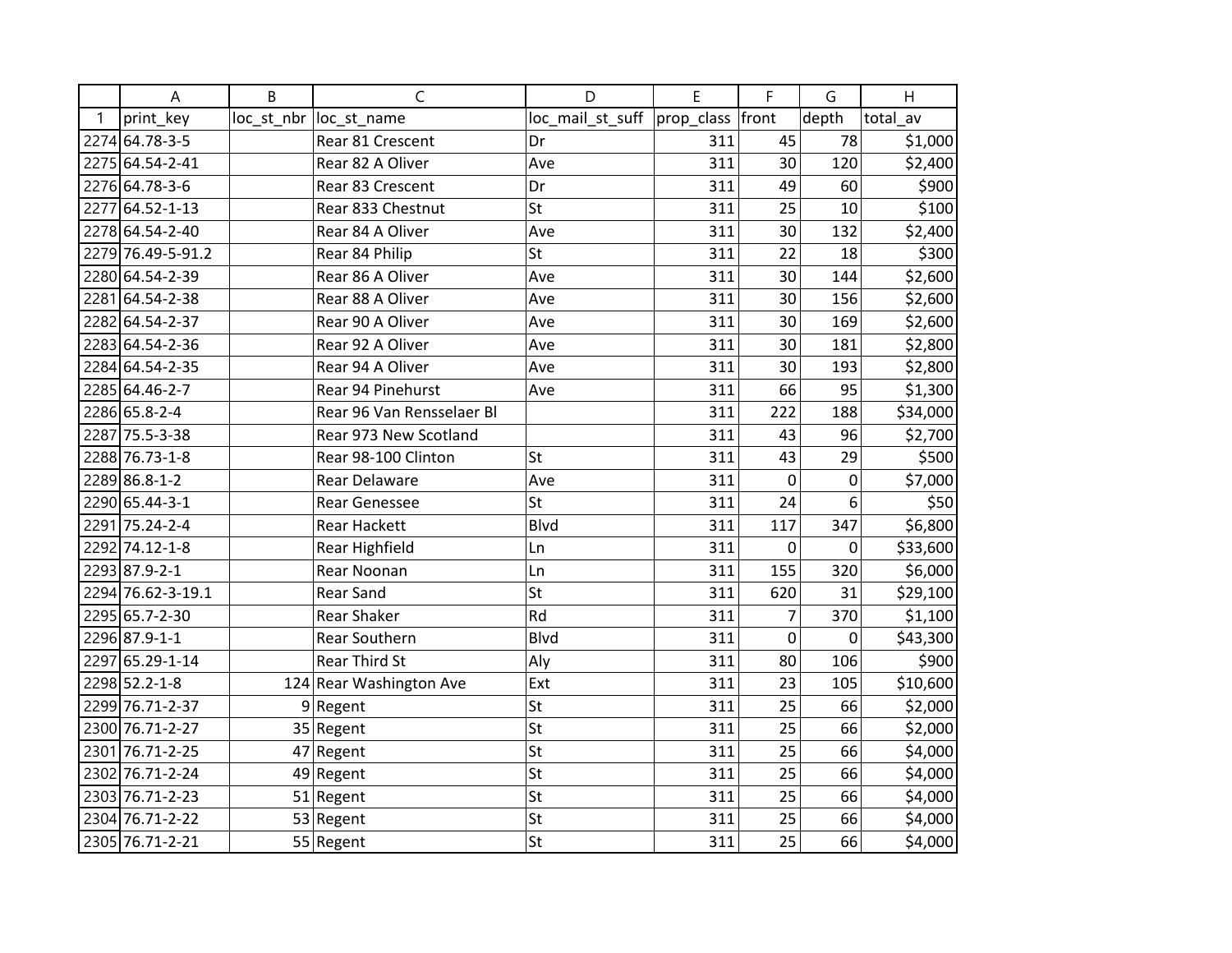| | A | B | C | D | E | F | G | H |
|---|---|---|---|---|---|---|---|---|
| 1 | print_key | loc_st_nbr | loc_st_name | loc_mail_st_suff | prop_class | front | depth | total_av |
| 2274 | 64.78-3-5 | | Rear 81 Crescent | Dr | 311 | 45 | 78 | $1,000 |
| 2275 | 64.54-2-41 | | Rear 82 A Oliver | Ave | 311 | 30 | 120 | $2,400 |
| 2276 | 64.78-3-6 | | Rear 83 Crescent | Dr | 311 | 49 | 60 | $900 |
| 2277 | 64.52-1-13 | | Rear 833 Chestnut | St | 311 | 25 | 10 | $100 |
| 2278 | 64.54-2-40 | | Rear 84 A Oliver | Ave | 311 | 30 | 132 | $2,400 |
| 2279 | 76.49-5-91.2 | | Rear 84 Philip | St | 311 | 22 | 18 | $300 |
| 2280 | 64.54-2-39 | | Rear 86 A Oliver | Ave | 311 | 30 | 144 | $2,600 |
| 2281 | 64.54-2-38 | | Rear 88 A Oliver | Ave | 311 | 30 | 156 | $2,600 |
| 2282 | 64.54-2-37 | | Rear 90 A Oliver | Ave | 311 | 30 | 169 | $2,600 |
| 2283 | 64.54-2-36 | | Rear 92 A Oliver | Ave | 311 | 30 | 181 | $2,800 |
| 2284 | 64.54-2-35 | | Rear 94 A Oliver | Ave | 311 | 30 | 193 | $2,800 |
| 2285 | 64.46-2-7 | | Rear 94 Pinehurst | Ave | 311 | 66 | 95 | $1,300 |
| 2286 | 65.8-2-4 | | Rear 96 Van Rensselaer Bl | | 311 | 222 | 188 | $34,000 |
| 2287 | 75.5-3-38 | | Rear 973 New Scotland | | 311 | 43 | 96 | $2,700 |
| 2288 | 76.73-1-8 | | Rear 98-100 Clinton | St | 311 | 43 | 29 | $500 |
| 2289 | 86.8-1-2 | | Rear Delaware | Ave | 311 | 0 | 0 | $7,000 |
| 2290 | 65.44-3-1 | | Rear Genessee | St | 311 | 24 | 6 | $50 |
| 2291 | 75.24-2-4 | | Rear Hackett | Blvd | 311 | 117 | 347 | $6,800 |
| 2292 | 74.12-1-8 | | Rear Highfield | Ln | 311 | 0 | 0 | $33,600 |
| 2293 | 87.9-2-1 | | Rear Noonan | Ln | 311 | 155 | 320 | $6,000 |
| 2294 | 76.62-3-19.1 | | Rear Sand | St | 311 | 620 | 31 | $29,100 |
| 2295 | 65.7-2-30 | | Rear Shaker | Rd | 311 | 7 | 370 | $1,100 |
| 2296 | 87.9-1-1 | | Rear Southern | Blvd | 311 | 0 | 0 | $43,300 |
| 2297 | 65.29-1-14 | | Rear Third St | Aly | 311 | 80 | 106 | $900 |
| 2298 | 52.2-1-8 | 124 | Rear Washington Ave | Ext | 311 | 23 | 105 | $10,600 |
| 2299 | 76.71-2-37 | 9 | Regent | St | 311 | 25 | 66 | $2,000 |
| 2300 | 76.71-2-27 | 35 | Regent | St | 311 | 25 | 66 | $2,000 |
| 2301 | 76.71-2-25 | 47 | Regent | St | 311 | 25 | 66 | $4,000 |
| 2302 | 76.71-2-24 | 49 | Regent | St | 311 | 25 | 66 | $4,000 |
| 2303 | 76.71-2-23 | 51 | Regent | St | 311 | 25 | 66 | $4,000 |
| 2304 | 76.71-2-22 | 53 | Regent | St | 311 | 25 | 66 | $4,000 |
| 2305 | 76.71-2-21 | 55 | Regent | St | 311 | 25 | 66 | $4,000 |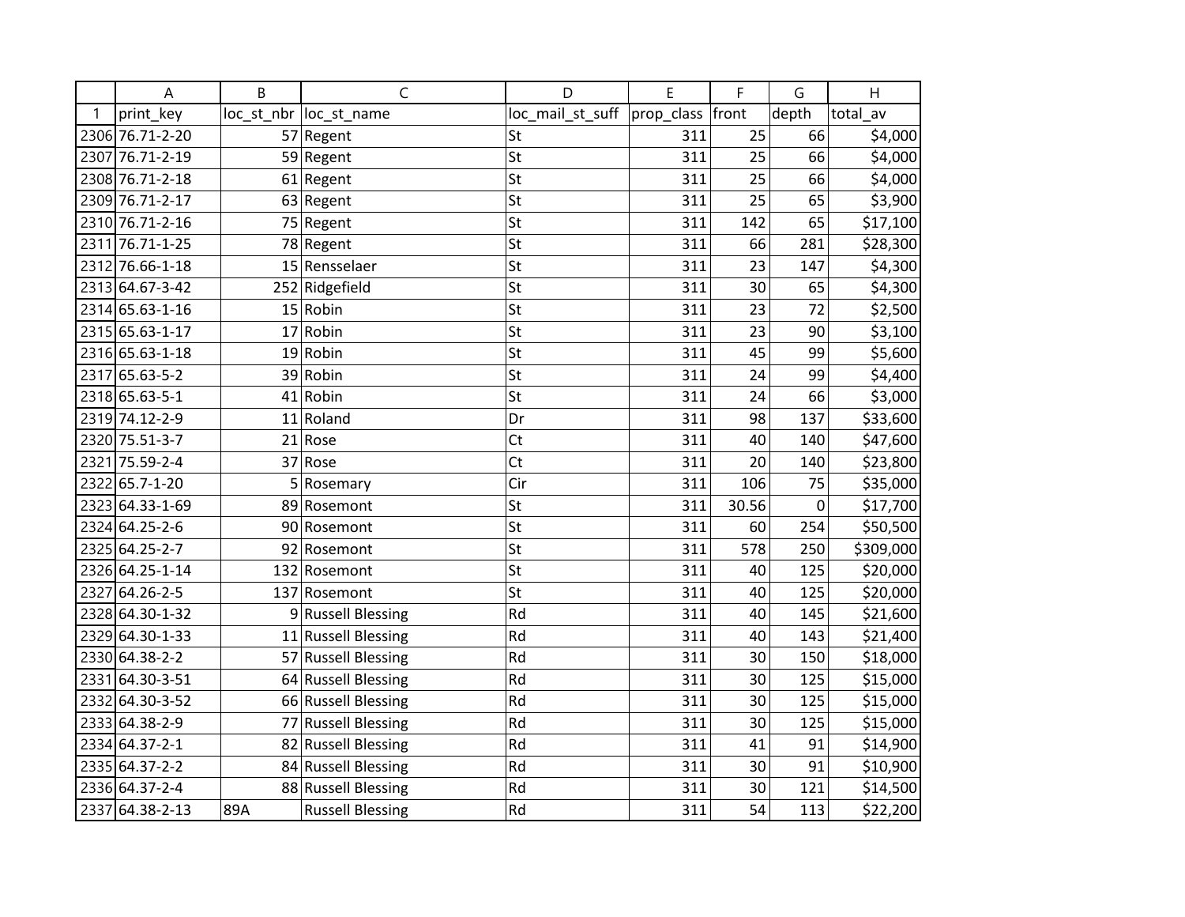| | A | B | C | D | E | F | G | H |
|---|---|---|---|---|---|---|---|---|
| 1 | print_key | loc_st_nbr | loc_st_name | loc_mail_st_suff | prop_class | front | depth | total_av |
| 2306 | 76.71-2-20 | 57 | Regent | St | 311 | 25 | 66 | $4,000 |
| 2307 | 76.71-2-19 | 59 | Regent | St | 311 | 25 | 66 | $4,000 |
| 2308 | 76.71-2-18 | 61 | Regent | St | 311 | 25 | 66 | $4,000 |
| 2309 | 76.71-2-17 | 63 | Regent | St | 311 | 25 | 65 | $3,900 |
| 2310 | 76.71-2-16 | 75 | Regent | St | 311 | 142 | 65 | $17,100 |
| 2311 | 76.71-1-25 | 78 | Regent | St | 311 | 66 | 281 | $28,300 |
| 2312 | 76.66-1-18 | 15 | Rensselaer | St | 311 | 23 | 147 | $4,300 |
| 2313 | 64.67-3-42 | 252 | Ridgefield | St | 311 | 30 | 65 | $4,300 |
| 2314 | 65.63-1-16 | 15 | Robin | St | 311 | 23 | 72 | $2,500 |
| 2315 | 65.63-1-17 | 17 | Robin | St | 311 | 23 | 90 | $3,100 |
| 2316 | 65.63-1-18 | 19 | Robin | St | 311 | 45 | 99 | $5,600 |
| 2317 | 65.63-5-2 | 39 | Robin | St | 311 | 24 | 99 | $4,400 |
| 2318 | 65.63-5-1 | 41 | Robin | St | 311 | 24 | 66 | $3,000 |
| 2319 | 74.12-2-9 | 11 | Roland | Dr | 311 | 98 | 137 | $33,600 |
| 2320 | 75.51-3-7 | 21 | Rose | Ct | 311 | 40 | 140 | $47,600 |
| 2321 | 75.59-2-4 | 37 | Rose | Ct | 311 | 20 | 140 | $23,800 |
| 2322 | 65.7-1-20 | 5 | Rosemary | Cir | 311 | 106 | 75 | $35,000 |
| 2323 | 64.33-1-69 | 89 | Rosemont | St | 311 | 30.56 | 0 | $17,700 |
| 2324 | 64.25-2-6 | 90 | Rosemont | St | 311 | 60 | 254 | $50,500 |
| 2325 | 64.25-2-7 | 92 | Rosemont | St | 311 | 578 | 250 | $309,000 |
| 2326 | 64.25-1-14 | 132 | Rosemont | St | 311 | 40 | 125 | $20,000 |
| 2327 | 64.26-2-5 | 137 | Rosemont | St | 311 | 40 | 125 | $20,000 |
| 2328 | 64.30-1-32 | 9 | Russell Blessing | Rd | 311 | 40 | 145 | $21,600 |
| 2329 | 64.30-1-33 | 11 | Russell Blessing | Rd | 311 | 40 | 143 | $21,400 |
| 2330 | 64.38-2-2 | 57 | Russell Blessing | Rd | 311 | 30 | 150 | $18,000 |
| 2331 | 64.30-3-51 | 64 | Russell Blessing | Rd | 311 | 30 | 125 | $15,000 |
| 2332 | 64.30-3-52 | 66 | Russell Blessing | Rd | 311 | 30 | 125 | $15,000 |
| 2333 | 64.38-2-9 | 77 | Russell Blessing | Rd | 311 | 30 | 125 | $15,000 |
| 2334 | 64.37-2-1 | 82 | Russell Blessing | Rd | 311 | 41 | 91 | $14,900 |
| 2335 | 64.37-2-2 | 84 | Russell Blessing | Rd | 311 | 30 | 91 | $10,900 |
| 2336 | 64.37-2-4 | 88 | Russell Blessing | Rd | 311 | 30 | 121 | $14,500 |
| 2337 | 64.38-2-13 | 89A | Russell Blessing | Rd | 311 | 54 | 113 | $22,200 |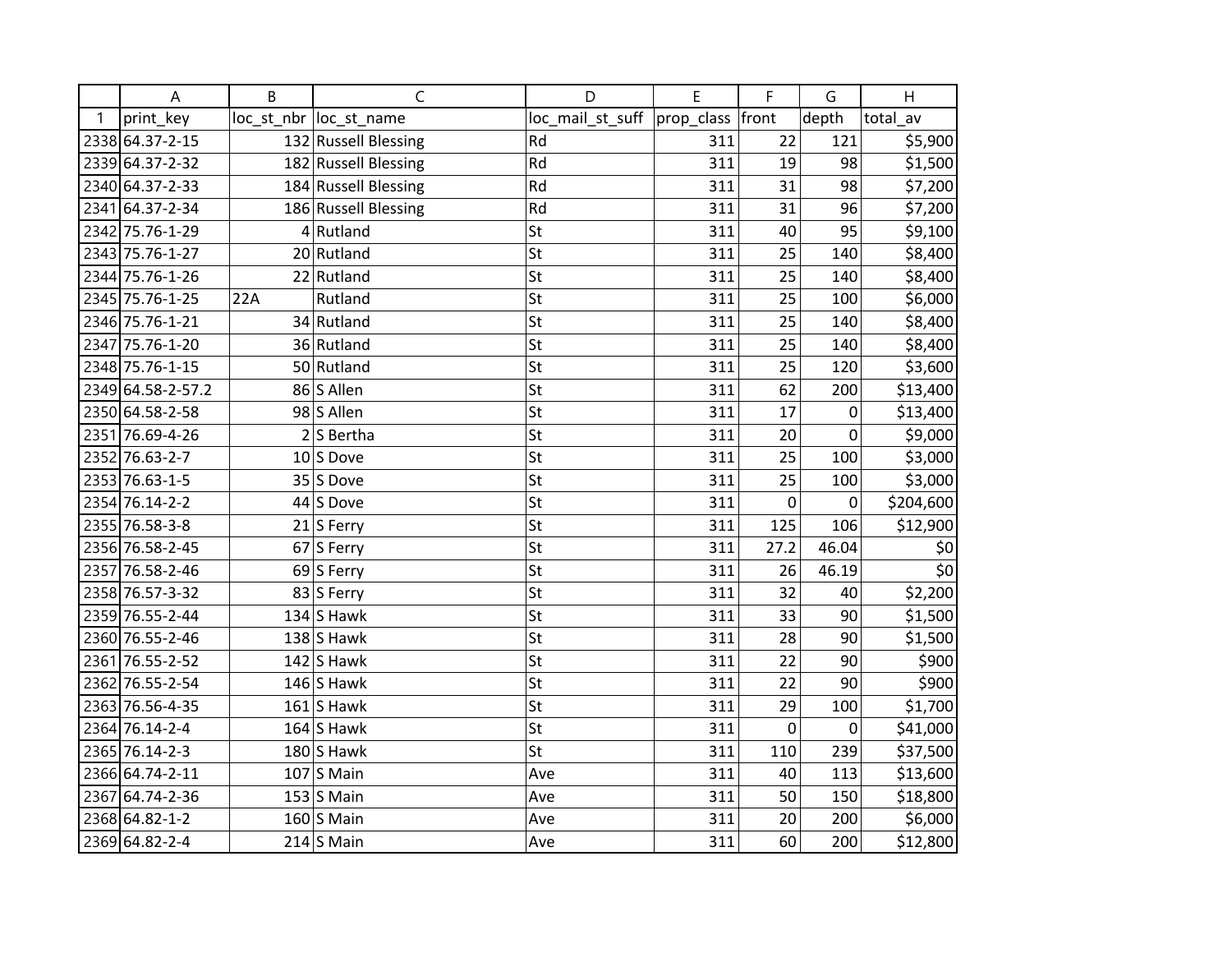| | A | B | C | D | E | F | G | H |
|---|---|---|---|---|---|---|---|---|
| 1 | print_key | loc_st_nbr | loc_st_name | loc_mail_st_suff | prop_class | front | depth | total_av |
| 2338 | 64.37-2-15 | 132 | Russell Blessing | Rd | 311 | 22 | 121 | $5,900 |
| 2339 | 64.37-2-32 | 182 | Russell Blessing | Rd | 311 | 19 | 98 | $1,500 |
| 2340 | 64.37-2-33 | 184 | Russell Blessing | Rd | 311 | 31 | 98 | $7,200 |
| 2341 | 64.37-2-34 | 186 | Russell Blessing | Rd | 311 | 31 | 96 | $7,200 |
| 2342 | 75.76-1-29 | 4 | Rutland | St | 311 | 40 | 95 | $9,100 |
| 2343 | 75.76-1-27 | 20 | Rutland | St | 311 | 25 | 140 | $8,400 |
| 2344 | 75.76-1-26 | 22 | Rutland | St | 311 | 25 | 140 | $8,400 |
| 2345 | 75.76-1-25 | 22A | Rutland | St | 311 | 25 | 100 | $6,000 |
| 2346 | 75.76-1-21 | 34 | Rutland | St | 311 | 25 | 140 | $8,400 |
| 2347 | 75.76-1-20 | 36 | Rutland | St | 311 | 25 | 140 | $8,400 |
| 2348 | 75.76-1-15 | 50 | Rutland | St | 311 | 25 | 120 | $3,600 |
| 2349 | 64.58-2-57.2 | 86 | S Allen | St | 311 | 62 | 200 | $13,400 |
| 2350 | 64.58-2-58 | 98 | S Allen | St | 311 | 17 | 0 | $13,400 |
| 2351 | 76.69-4-26 | 2 | S Bertha | St | 311 | 20 | 0 | $9,000 |
| 2352 | 76.63-2-7 | 10 | S Dove | St | 311 | 25 | 100 | $3,000 |
| 2353 | 76.63-1-5 | 35 | S Dove | St | 311 | 25 | 100 | $3,000 |
| 2354 | 76.14-2-2 | 44 | S Dove | St | 311 | 0 | 0 | $204,600 |
| 2355 | 76.58-3-8 | 21 | S Ferry | St | 311 | 125 | 106 | $12,900 |
| 2356 | 76.58-2-45 | 67 | S Ferry | St | 311 | 27.2 | 46.04 | $0 |
| 2357 | 76.58-2-46 | 69 | S Ferry | St | 311 | 26 | 46.19 | $0 |
| 2358 | 76.57-3-32 | 83 | S Ferry | St | 311 | 32 | 40 | $2,200 |
| 2359 | 76.55-2-44 | 134 | S Hawk | St | 311 | 33 | 90 | $1,500 |
| 2360 | 76.55-2-46 | 138 | S Hawk | St | 311 | 28 | 90 | $1,500 |
| 2361 | 76.55-2-52 | 142 | S Hawk | St | 311 | 22 | 90 | $900 |
| 2362 | 76.55-2-54 | 146 | S Hawk | St | 311 | 22 | 90 | $900 |
| 2363 | 76.56-4-35 | 161 | S Hawk | St | 311 | 29 | 100 | $1,700 |
| 2364 | 76.14-2-4 | 164 | S Hawk | St | 311 | 0 | 0 | $41,000 |
| 2365 | 76.14-2-3 | 180 | S Hawk | St | 311 | 110 | 239 | $37,500 |
| 2366 | 64.74-2-11 | 107 | S Main | Ave | 311 | 40 | 113 | $13,600 |
| 2367 | 64.74-2-36 | 153 | S Main | Ave | 311 | 50 | 150 | $18,800 |
| 2368 | 64.82-1-2 | 160 | S Main | Ave | 311 | 20 | 200 | $6,000 |
| 2369 | 64.82-2-4 | 214 | S Main | Ave | 311 | 60 | 200 | $12,800 |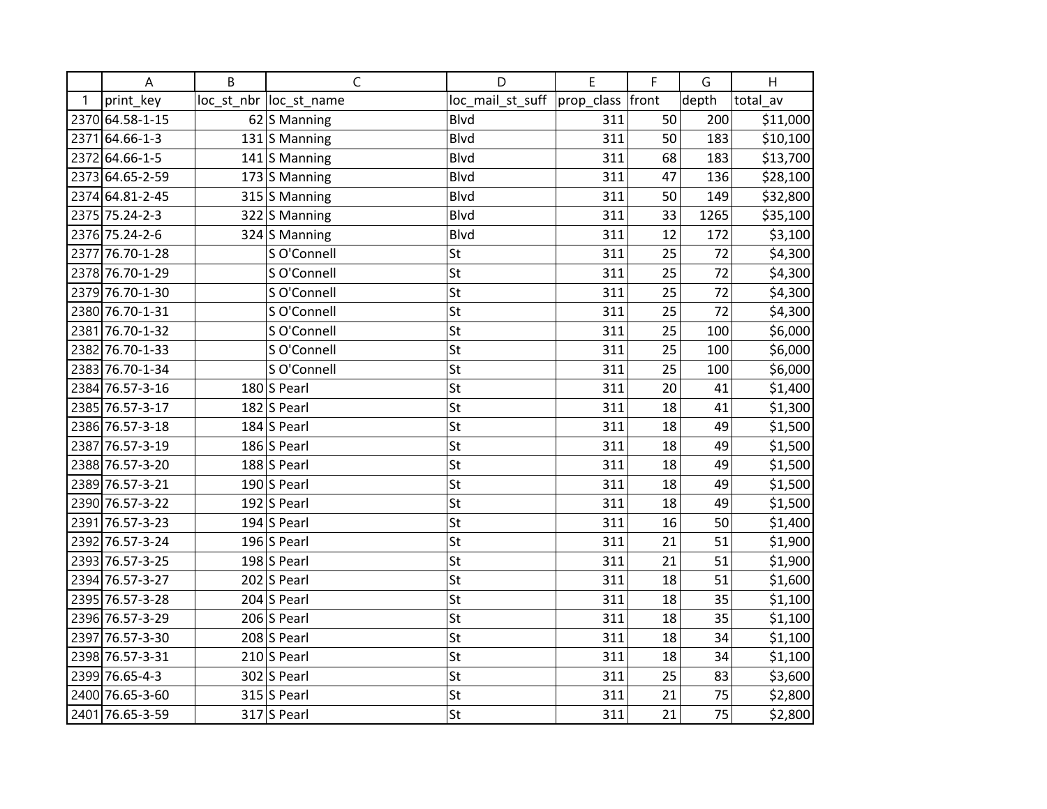| | A | B | C | D | E | F | G | H |
|---|---|---|---|---|---|---|---|---|
| 1 | print_key | loc_st_nbr | loc_st_name | loc_mail_st_suff | prop_class | front | depth | total_av |
| 2370 | 64.58-1-15 | 62 | S Manning | Blvd | 311 | 50 | 200 | $11,000 |
| 2371 | 64.66-1-3 | 131 | S Manning | Blvd | 311 | 50 | 183 | $10,100 |
| 2372 | 64.66-1-5 | 141 | S Manning | Blvd | 311 | 68 | 183 | $13,700 |
| 2373 | 64.65-2-59 | 173 | S Manning | Blvd | 311 | 47 | 136 | $28,100 |
| 2374 | 64.81-2-45 | 315 | S Manning | Blvd | 311 | 50 | 149 | $32,800 |
| 2375 | 75.24-2-3 | 322 | S Manning | Blvd | 311 | 33 | 1265 | $35,100 |
| 2376 | 75.24-2-6 | 324 | S Manning | Blvd | 311 | 12 | 172 | $3,100 |
| 2377 | 76.70-1-28 | | S O'Connell | St | 311 | 25 | 72 | $4,300 |
| 2378 | 76.70-1-29 | | S O'Connell | St | 311 | 25 | 72 | $4,300 |
| 2379 | 76.70-1-30 | | S O'Connell | St | 311 | 25 | 72 | $4,300 |
| 2380 | 76.70-1-31 | | S O'Connell | St | 311 | 25 | 72 | $4,300 |
| 2381 | 76.70-1-32 | | S O'Connell | St | 311 | 25 | 100 | $6,000 |
| 2382 | 76.70-1-33 | | S O'Connell | St | 311 | 25 | 100 | $6,000 |
| 2383 | 76.70-1-34 | | S O'Connell | St | 311 | 25 | 100 | $6,000 |
| 2384 | 76.57-3-16 | 180 | S Pearl | St | 311 | 20 | 41 | $1,400 |
| 2385 | 76.57-3-17 | 182 | S Pearl | St | 311 | 18 | 41 | $1,300 |
| 2386 | 76.57-3-18 | 184 | S Pearl | St | 311 | 18 | 49 | $1,500 |
| 2387 | 76.57-3-19 | 186 | S Pearl | St | 311 | 18 | 49 | $1,500 |
| 2388 | 76.57-3-20 | 188 | S Pearl | St | 311 | 18 | 49 | $1,500 |
| 2389 | 76.57-3-21 | 190 | S Pearl | St | 311 | 18 | 49 | $1,500 |
| 2390 | 76.57-3-22 | 192 | S Pearl | St | 311 | 18 | 49 | $1,500 |
| 2391 | 76.57-3-23 | 194 | S Pearl | St | 311 | 16 | 50 | $1,400 |
| 2392 | 76.57-3-24 | 196 | S Pearl | St | 311 | 21 | 51 | $1,900 |
| 2393 | 76.57-3-25 | 198 | S Pearl | St | 311 | 21 | 51 | $1,900 |
| 2394 | 76.57-3-27 | 202 | S Pearl | St | 311 | 18 | 51 | $1,600 |
| 2395 | 76.57-3-28 | 204 | S Pearl | St | 311 | 18 | 35 | $1,100 |
| 2396 | 76.57-3-29 | 206 | S Pearl | St | 311 | 18 | 35 | $1,100 |
| 2397 | 76.57-3-30 | 208 | S Pearl | St | 311 | 18 | 34 | $1,100 |
| 2398 | 76.57-3-31 | 210 | S Pearl | St | 311 | 18 | 34 | $1,100 |
| 2399 | 76.65-4-3 | 302 | S Pearl | St | 311 | 25 | 83 | $3,600 |
| 2400 | 76.65-3-60 | 315 | S Pearl | St | 311 | 21 | 75 | $2,800 |
| 2401 | 76.65-3-59 | 317 | S Pearl | St | 311 | 21 | 75 | $2,800 |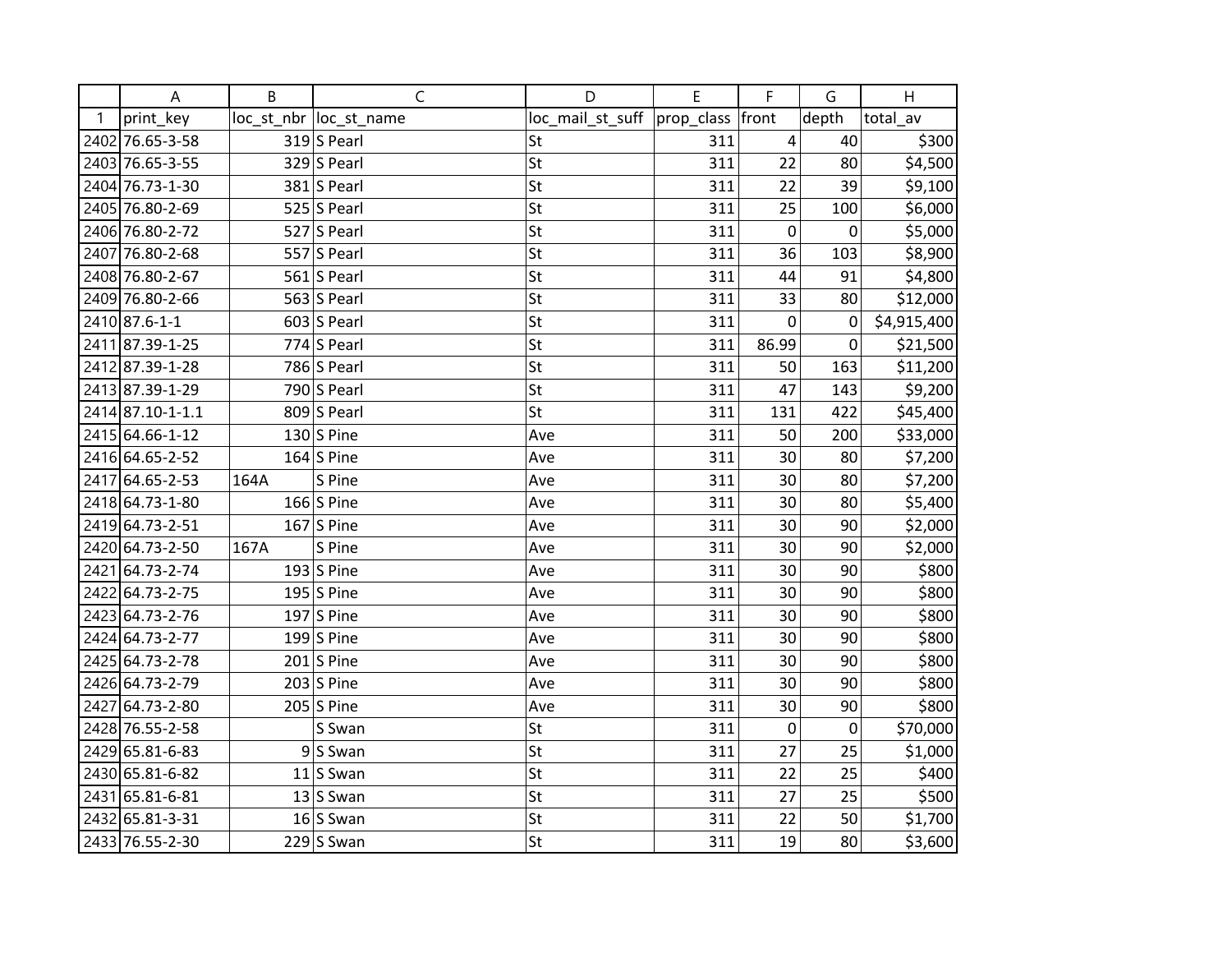| | A | B | C | D | E | F | G | H |
|---|---|---|---|---|---|---|---|---|
| 1 | print_key | loc_st_nbr | loc_st_name | loc_mail_st_suff | prop_class | front | depth | total_av |
| 2402 | 76.65-3-58 | 319 | S Pearl | St | 311 | 4 | 40 | $300 |
| 2403 | 76.65-3-55 | 329 | S Pearl | St | 311 | 22 | 80 | $4,500 |
| 2404 | 76.73-1-30 | 381 | S Pearl | St | 311 | 22 | 39 | $9,100 |
| 2405 | 76.80-2-69 | 525 | S Pearl | St | 311 | 25 | 100 | $6,000 |
| 2406 | 76.80-2-72 | 527 | S Pearl | St | 311 | 0 | 0 | $5,000 |
| 2407 | 76.80-2-68 | 557 | S Pearl | St | 311 | 36 | 103 | $8,900 |
| 2408 | 76.80-2-67 | 561 | S Pearl | St | 311 | 44 | 91 | $4,800 |
| 2409 | 76.80-2-66 | 563 | S Pearl | St | 311 | 33 | 80 | $12,000 |
| 2410 | 87.6-1-1 | 603 | S Pearl | St | 311 | 0 | 0 | $4,915,400 |
| 2411 | 87.39-1-25 | 774 | S Pearl | St | 311 | 86.99 | 0 | $21,500 |
| 2412 | 87.39-1-28 | 786 | S Pearl | St | 311 | 50 | 163 | $11,200 |
| 2413 | 87.39-1-29 | 790 | S Pearl | St | 311 | 47 | 143 | $9,200 |
| 2414 | 87.10-1-1.1 | 809 | S Pearl | St | 311 | 131 | 422 | $45,400 |
| 2415 | 64.66-1-12 | 130 | S Pine | Ave | 311 | 50 | 200 | $33,000 |
| 2416 | 64.65-2-52 | 164 | S Pine | Ave | 311 | 30 | 80 | $7,200 |
| 2417 | 64.65-2-53 | 164A | S Pine | Ave | 311 | 30 | 80 | $7,200 |
| 2418 | 64.73-1-80 | 166 | S Pine | Ave | 311 | 30 | 80 | $5,400 |
| 2419 | 64.73-2-51 | 167 | S Pine | Ave | 311 | 30 | 90 | $2,000 |
| 2420 | 64.73-2-50 | 167A | S Pine | Ave | 311 | 30 | 90 | $2,000 |
| 2421 | 64.73-2-74 | 193 | S Pine | Ave | 311 | 30 | 90 | $800 |
| 2422 | 64.73-2-75 | 195 | S Pine | Ave | 311 | 30 | 90 | $800 |
| 2423 | 64.73-2-76 | 197 | S Pine | Ave | 311 | 30 | 90 | $800 |
| 2424 | 64.73-2-77 | 199 | S Pine | Ave | 311 | 30 | 90 | $800 |
| 2425 | 64.73-2-78 | 201 | S Pine | Ave | 311 | 30 | 90 | $800 |
| 2426 | 64.73-2-79 | 203 | S Pine | Ave | 311 | 30 | 90 | $800 |
| 2427 | 64.73-2-80 | 205 | S Pine | Ave | 311 | 30 | 90 | $800 |
| 2428 | 76.55-2-58 | | S Swan | St | 311 | 0 | 0 | $70,000 |
| 2429 | 65.81-6-83 | 9 | S Swan | St | 311 | 27 | 25 | $1,000 |
| 2430 | 65.81-6-82 | 11 | S Swan | St | 311 | 22 | 25 | $400 |
| 2431 | 65.81-6-81 | 13 | S Swan | St | 311 | 27 | 25 | $500 |
| 2432 | 65.81-3-31 | 16 | S Swan | St | 311 | 22 | 50 | $1,700 |
| 2433 | 76.55-2-30 | 229 | S Swan | St | 311 | 19 | 80 | $3,600 |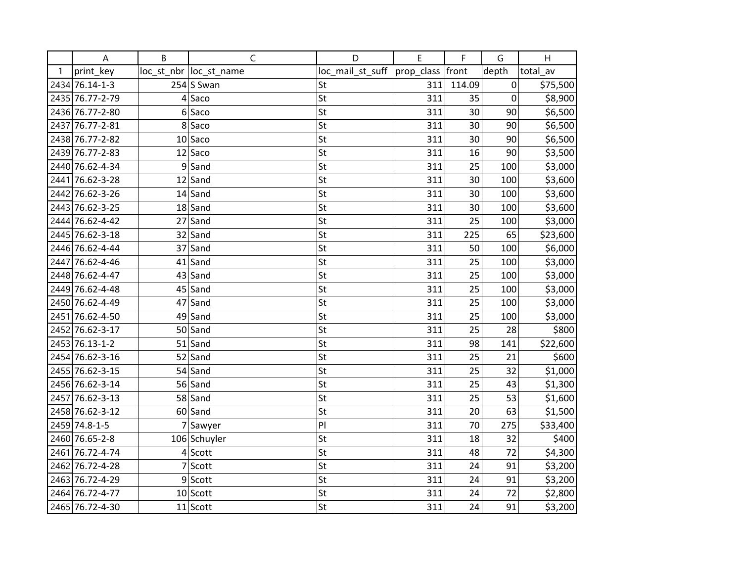| | A | B | C | D | E | F | G | H |
|---|---|---|---|---|---|---|---|---|
| 1 | print_key | loc_st_nbr | loc_st_name | loc_mail_st_suff | prop_class | front | depth | total_av |
| 2434 | 76.14-1-3 | 254 | S Swan | St | 311 | 114.09 | 0 | $75,500 |
| 2435 | 76.77-2-79 | 4 | Saco | St | 311 | 35 | 0 | $8,900 |
| 2436 | 76.77-2-80 | 6 | Saco | St | 311 | 30 | 90 | $6,500 |
| 2437 | 76.77-2-81 | 8 | Saco | St | 311 | 30 | 90 | $6,500 |
| 2438 | 76.77-2-82 | 10 | Saco | St | 311 | 30 | 90 | $6,500 |
| 2439 | 76.77-2-83 | 12 | Saco | St | 311 | 16 | 90 | $3,500 |
| 2440 | 76.62-4-34 | 9 | Sand | St | 311 | 25 | 100 | $3,000 |
| 2441 | 76.62-3-28 | 12 | Sand | St | 311 | 30 | 100 | $3,600 |
| 2442 | 76.62-3-26 | 14 | Sand | St | 311 | 30 | 100 | $3,600 |
| 2443 | 76.62-3-25 | 18 | Sand | St | 311 | 30 | 100 | $3,600 |
| 2444 | 76.62-4-42 | 27 | Sand | St | 311 | 25 | 100 | $3,000 |
| 2445 | 76.62-3-18 | 32 | Sand | St | 311 | 225 | 65 | $23,600 |
| 2446 | 76.62-4-44 | 37 | Sand | St | 311 | 50 | 100 | $6,000 |
| 2447 | 76.62-4-46 | 41 | Sand | St | 311 | 25 | 100 | $3,000 |
| 2448 | 76.62-4-47 | 43 | Sand | St | 311 | 25 | 100 | $3,000 |
| 2449 | 76.62-4-48 | 45 | Sand | St | 311 | 25 | 100 | $3,000 |
| 2450 | 76.62-4-49 | 47 | Sand | St | 311 | 25 | 100 | $3,000 |
| 2451 | 76.62-4-50 | 49 | Sand | St | 311 | 25 | 100 | $3,000 |
| 2452 | 76.62-3-17 | 50 | Sand | St | 311 | 25 | 28 | $800 |
| 2453 | 76.13-1-2 | 51 | Sand | St | 311 | 98 | 141 | $22,600 |
| 2454 | 76.62-3-16 | 52 | Sand | St | 311 | 25 | 21 | $600 |
| 2455 | 76.62-3-15 | 54 | Sand | St | 311 | 25 | 32 | $1,000 |
| 2456 | 76.62-3-14 | 56 | Sand | St | 311 | 25 | 43 | $1,300 |
| 2457 | 76.62-3-13 | 58 | Sand | St | 311 | 25 | 53 | $1,600 |
| 2458 | 76.62-3-12 | 60 | Sand | St | 311 | 20 | 63 | $1,500 |
| 2459 | 74.8-1-5 | 7 | Sawyer | Pl | 311 | 70 | 275 | $33,400 |
| 2460 | 76.65-2-8 | 106 | Schuyler | St | 311 | 18 | 32 | $400 |
| 2461 | 76.72-4-74 | 4 | Scott | St | 311 | 48 | 72 | $4,300 |
| 2462 | 76.72-4-28 | 7 | Scott | St | 311 | 24 | 91 | $3,200 |
| 2463 | 76.72-4-29 | 9 | Scott | St | 311 | 24 | 91 | $3,200 |
| 2464 | 76.72-4-77 | 10 | Scott | St | 311 | 24 | 72 | $2,800 |
| 2465 | 76.72-4-30 | 11 | Scott | St | 311 | 24 | 91 | $3,200 |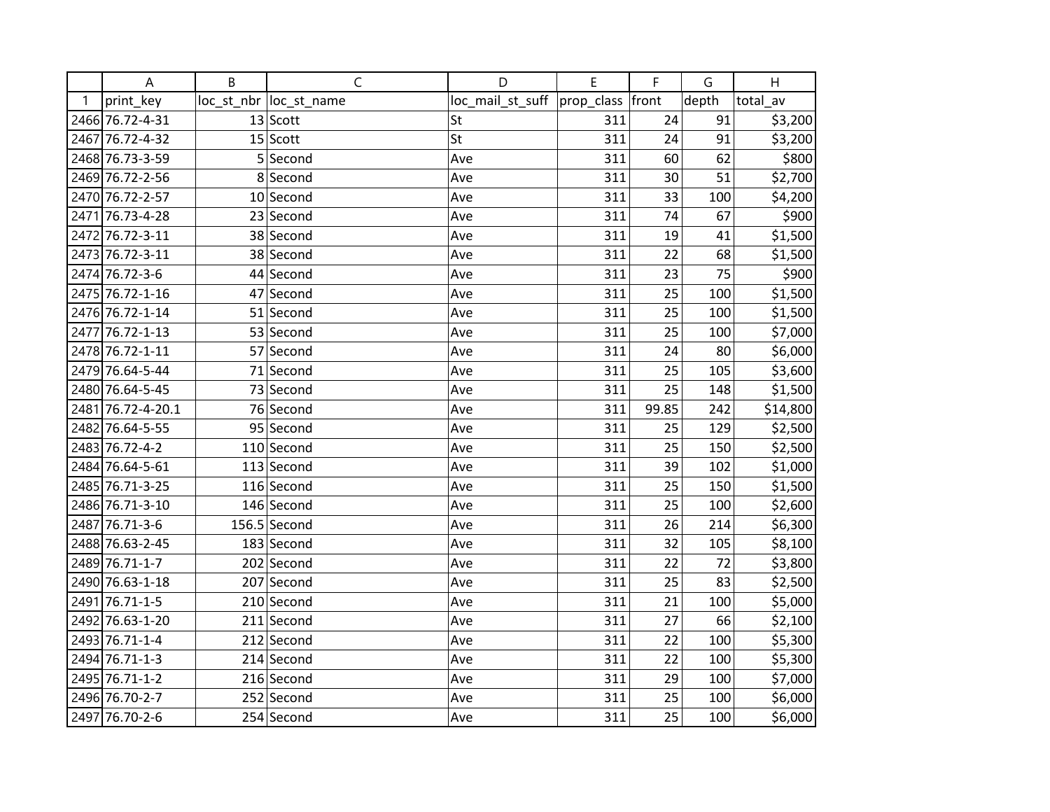| | A | B | C | D | E | F | G | H |
|---|---|---|---|---|---|---|---|---|
| 1 | print_key | loc_st_nbr | loc_st_name | loc_mail_st_suff | prop_class | front | depth | total_av |
| 2466 | 76.72-4-31 | 13 | Scott | St | 311 | 24 | 91 | $3,200 |
| 2467 | 76.72-4-32 | 15 | Scott | St | 311 | 24 | 91 | $3,200 |
| 2468 | 76.73-3-59 | 5 | Second | Ave | 311 | 60 | 62 | $800 |
| 2469 | 76.72-2-56 | 8 | Second | Ave | 311 | 30 | 51 | $2,700 |
| 2470 | 76.72-2-57 | 10 | Second | Ave | 311 | 33 | 100 | $4,200 |
| 2471 | 76.73-4-28 | 23 | Second | Ave | 311 | 74 | 67 | $900 |
| 2472 | 76.72-3-11 | 38 | Second | Ave | 311 | 19 | 41 | $1,500 |
| 2473 | 76.72-3-11 | 38 | Second | Ave | 311 | 22 | 68 | $1,500 |
| 2474 | 76.72-3-6 | 44 | Second | Ave | 311 | 23 | 75 | $900 |
| 2475 | 76.72-1-16 | 47 | Second | Ave | 311 | 25 | 100 | $1,500 |
| 2476 | 76.72-1-14 | 51 | Second | Ave | 311 | 25 | 100 | $1,500 |
| 2477 | 76.72-1-13 | 53 | Second | Ave | 311 | 25 | 100 | $7,000 |
| 2478 | 76.72-1-11 | 57 | Second | Ave | 311 | 24 | 80 | $6,000 |
| 2479 | 76.64-5-44 | 71 | Second | Ave | 311 | 25 | 105 | $3,600 |
| 2480 | 76.64-5-45 | 73 | Second | Ave | 311 | 25 | 148 | $1,500 |
| 2481 | 76.72-4-20.1 | 76 | Second | Ave | 311 | 99.85 | 242 | $14,800 |
| 2482 | 76.64-5-55 | 95 | Second | Ave | 311 | 25 | 129 | $2,500 |
| 2483 | 76.72-4-2 | 110 | Second | Ave | 311 | 25 | 150 | $2,500 |
| 2484 | 76.64-5-61 | 113 | Second | Ave | 311 | 39 | 102 | $1,000 |
| 2485 | 76.71-3-25 | 116 | Second | Ave | 311 | 25 | 150 | $1,500 |
| 2486 | 76.71-3-10 | 146 | Second | Ave | 311 | 25 | 100 | $2,600 |
| 2487 | 76.71-3-6 | 156.5 | Second | Ave | 311 | 26 | 214 | $6,300 |
| 2488 | 76.63-2-45 | 183 | Second | Ave | 311 | 32 | 105 | $8,100 |
| 2489 | 76.71-1-7 | 202 | Second | Ave | 311 | 22 | 72 | $3,800 |
| 2490 | 76.63-1-18 | 207 | Second | Ave | 311 | 25 | 83 | $2,500 |
| 2491 | 76.71-1-5 | 210 | Second | Ave | 311 | 21 | 100 | $5,000 |
| 2492 | 76.63-1-20 | 211 | Second | Ave | 311 | 27 | 66 | $2,100 |
| 2493 | 76.71-1-4 | 212 | Second | Ave | 311 | 22 | 100 | $5,300 |
| 2494 | 76.71-1-3 | 214 | Second | Ave | 311 | 22 | 100 | $5,300 |
| 2495 | 76.71-1-2 | 216 | Second | Ave | 311 | 29 | 100 | $7,000 |
| 2496 | 76.70-2-7 | 252 | Second | Ave | 311 | 25 | 100 | $6,000 |
| 2497 | 76.70-2-6 | 254 | Second | Ave | 311 | 25 | 100 | $6,000 |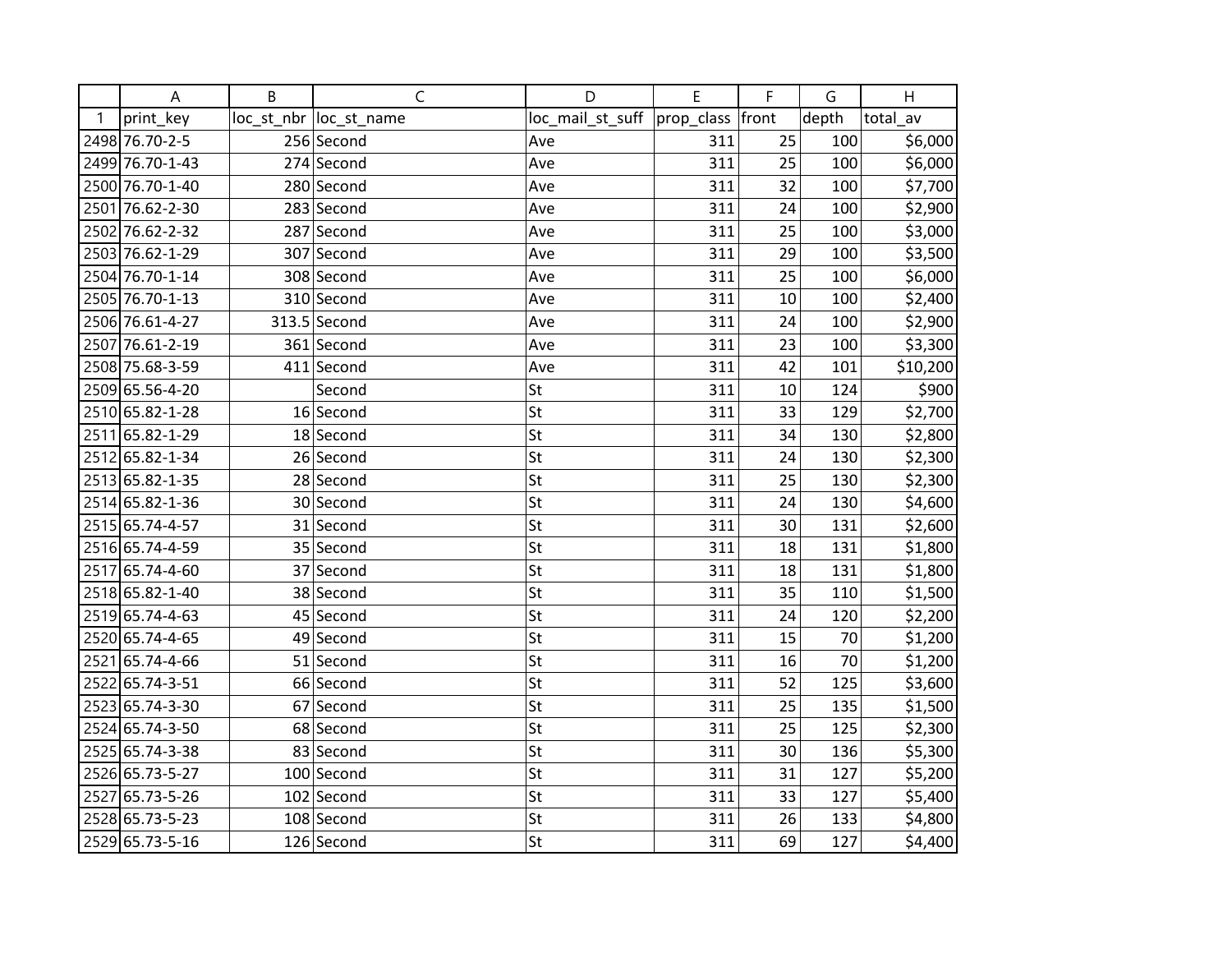| | A | B | C | D | E | F | G | H |
|---|---|---|---|---|---|---|---|---|
| 1 | print_key | loc_st_nbr | loc_st_name | loc_mail_st_suff | prop_class | front | depth | total_av |
| 2498 | 76.70-2-5 | 256 | Second | Ave | 311 | 25 | 100 | $6,000 |
| 2499 | 76.70-1-43 | 274 | Second | Ave | 311 | 25 | 100 | $6,000 |
| 2500 | 76.70-1-40 | 280 | Second | Ave | 311 | 32 | 100 | $7,700 |
| 2501 | 76.62-2-30 | 283 | Second | Ave | 311 | 24 | 100 | $2,900 |
| 2502 | 76.62-2-32 | 287 | Second | Ave | 311 | 25 | 100 | $3,000 |
| 2503 | 76.62-1-29 | 307 | Second | Ave | 311 | 29 | 100 | $3,500 |
| 2504 | 76.70-1-14 | 308 | Second | Ave | 311 | 25 | 100 | $6,000 |
| 2505 | 76.70-1-13 | 310 | Second | Ave | 311 | 10 | 100 | $2,400 |
| 2506 | 76.61-4-27 | 313.5 | Second | Ave | 311 | 24 | 100 | $2,900 |
| 2507 | 76.61-2-19 | 361 | Second | Ave | 311 | 23 | 100 | $3,300 |
| 2508 | 75.68-3-59 | 411 | Second | Ave | 311 | 42 | 101 | $10,200 |
| 2509 | 65.56-4-20 | | Second | St | 311 | 10 | 124 | $900 |
| 2510 | 65.82-1-28 | 16 | Second | St | 311 | 33 | 129 | $2,700 |
| 2511 | 65.82-1-29 | 18 | Second | St | 311 | 34 | 130 | $2,800 |
| 2512 | 65.82-1-34 | 26 | Second | St | 311 | 24 | 130 | $2,300 |
| 2513 | 65.82-1-35 | 28 | Second | St | 311 | 25 | 130 | $2,300 |
| 2514 | 65.82-1-36 | 30 | Second | St | 311 | 24 | 130 | $4,600 |
| 2515 | 65.74-4-57 | 31 | Second | St | 311 | 30 | 131 | $2,600 |
| 2516 | 65.74-4-59 | 35 | Second | St | 311 | 18 | 131 | $1,800 |
| 2517 | 65.74-4-60 | 37 | Second | St | 311 | 18 | 131 | $1,800 |
| 2518 | 65.82-1-40 | 38 | Second | St | 311 | 35 | 110 | $1,500 |
| 2519 | 65.74-4-63 | 45 | Second | St | 311 | 24 | 120 | $2,200 |
| 2520 | 65.74-4-65 | 49 | Second | St | 311 | 15 | 70 | $1,200 |
| 2521 | 65.74-4-66 | 51 | Second | St | 311 | 16 | 70 | $1,200 |
| 2522 | 65.74-3-51 | 66 | Second | St | 311 | 52 | 125 | $3,600 |
| 2523 | 65.74-3-30 | 67 | Second | St | 311 | 25 | 135 | $1,500 |
| 2524 | 65.74-3-50 | 68 | Second | St | 311 | 25 | 125 | $2,300 |
| 2525 | 65.74-3-38 | 83 | Second | St | 311 | 30 | 136 | $5,300 |
| 2526 | 65.73-5-27 | 100 | Second | St | 311 | 31 | 127 | $5,200 |
| 2527 | 65.73-5-26 | 102 | Second | St | 311 | 33 | 127 | $5,400 |
| 2528 | 65.73-5-23 | 108 | Second | St | 311 | 26 | 133 | $4,800 |
| 2529 | 65.73-5-16 | 126 | Second | St | 311 | 69 | 127 | $4,400 |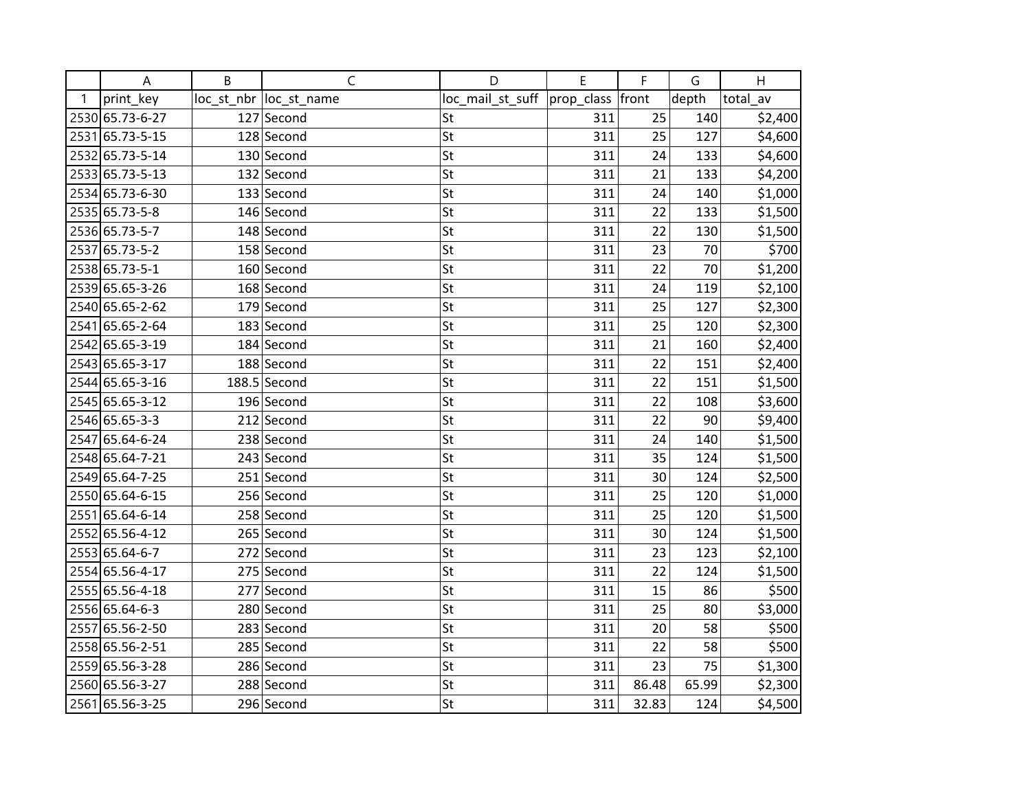| | A | B | C | D | E | F | G | H |
|---|---|---|---|---|---|---|---|---|
| 1 | print_key | loc_st_nbr | loc_st_name | loc_mail_st_suff | prop_class | front | depth | total_av |
| 2530 | 65.73-6-27 | 127 | Second | St | 311 | 25 | 140 | $2,400 |
| 2531 | 65.73-5-15 | 128 | Second | St | 311 | 25 | 127 | $4,600 |
| 2532 | 65.73-5-14 | 130 | Second | St | 311 | 24 | 133 | $4,600 |
| 2533 | 65.73-5-13 | 132 | Second | St | 311 | 21 | 133 | $4,200 |
| 2534 | 65.73-6-30 | 133 | Second | St | 311 | 24 | 140 | $1,000 |
| 2535 | 65.73-5-8 | 146 | Second | St | 311 | 22 | 133 | $1,500 |
| 2536 | 65.73-5-7 | 148 | Second | St | 311 | 22 | 130 | $1,500 |
| 2537 | 65.73-5-2 | 158 | Second | St | 311 | 23 | 70 | $700 |
| 2538 | 65.73-5-1 | 160 | Second | St | 311 | 22 | 70 | $1,200 |
| 2539 | 65.65-3-26 | 168 | Second | St | 311 | 24 | 119 | $2,100 |
| 2540 | 65.65-2-62 | 179 | Second | St | 311 | 25 | 127 | $2,300 |
| 2541 | 65.65-2-64 | 183 | Second | St | 311 | 25 | 120 | $2,300 |
| 2542 | 65.65-3-19 | 184 | Second | St | 311 | 21 | 160 | $2,400 |
| 2543 | 65.65-3-17 | 188 | Second | St | 311 | 22 | 151 | $2,400 |
| 2544 | 65.65-3-16 | 188.5 | Second | St | 311 | 22 | 151 | $1,500 |
| 2545 | 65.65-3-12 | 196 | Second | St | 311 | 22 | 108 | $3,600 |
| 2546 | 65.65-3-3 | 212 | Second | St | 311 | 22 | 90 | $9,400 |
| 2547 | 65.64-6-24 | 238 | Second | St | 311 | 24 | 140 | $1,500 |
| 2548 | 65.64-7-21 | 243 | Second | St | 311 | 35 | 124 | $1,500 |
| 2549 | 65.64-7-25 | 251 | Second | St | 311 | 30 | 124 | $2,500 |
| 2550 | 65.64-6-15 | 256 | Second | St | 311 | 25 | 120 | $1,000 |
| 2551 | 65.64-6-14 | 258 | Second | St | 311 | 25 | 120 | $1,500 |
| 2552 | 65.56-4-12 | 265 | Second | St | 311 | 30 | 124 | $1,500 |
| 2553 | 65.64-6-7 | 272 | Second | St | 311 | 23 | 123 | $2,100 |
| 2554 | 65.56-4-17 | 275 | Second | St | 311 | 22 | 124 | $1,500 |
| 2555 | 65.56-4-18 | 277 | Second | St | 311 | 15 | 86 | $500 |
| 2556 | 65.64-6-3 | 280 | Second | St | 311 | 25 | 80 | $3,000 |
| 2557 | 65.56-2-50 | 283 | Second | St | 311 | 20 | 58 | $500 |
| 2558 | 65.56-2-51 | 285 | Second | St | 311 | 22 | 58 | $500 |
| 2559 | 65.56-3-28 | 286 | Second | St | 311 | 23 | 75 | $1,300 |
| 2560 | 65.56-3-27 | 288 | Second | St | 311 | 86.48 | 65.99 | $2,300 |
| 2561 | 65.56-3-25 | 296 | Second | St | 311 | 32.83 | 124 | $4,500 |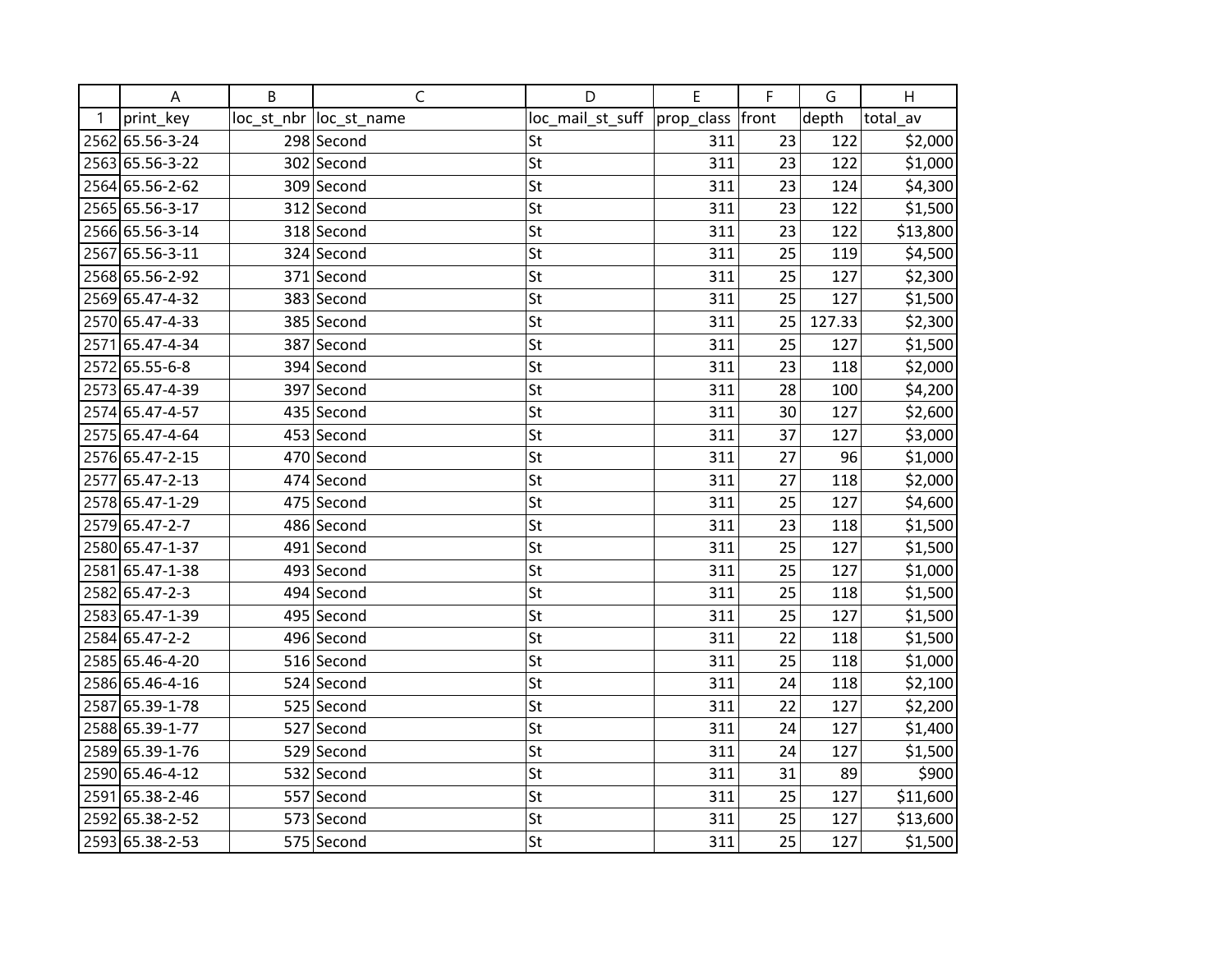| | A | B | C | D | E | F | G | H |
|---|---|---|---|---|---|---|---|---|
| 1 | print_key | loc_st_nbr | loc_st_name | loc_mail_st_suff | prop_class | front | depth | total_av |
| 2562 | 65.56-3-24 | 298 | Second | St | 311 | 23 | 122 | $2,000 |
| 2563 | 65.56-3-22 | 302 | Second | St | 311 | 23 | 122 | $1,000 |
| 2564 | 65.56-2-62 | 309 | Second | St | 311 | 23 | 124 | $4,300 |
| 2565 | 65.56-3-17 | 312 | Second | St | 311 | 23 | 122 | $1,500 |
| 2566 | 65.56-3-14 | 318 | Second | St | 311 | 23 | 122 | $13,800 |
| 2567 | 65.56-3-11 | 324 | Second | St | 311 | 25 | 119 | $4,500 |
| 2568 | 65.56-2-92 | 371 | Second | St | 311 | 25 | 127 | $2,300 |
| 2569 | 65.47-4-32 | 383 | Second | St | 311 | 25 | 127 | $1,500 |
| 2570 | 65.47-4-33 | 385 | Second | St | 311 | 25 | 127.33 | $2,300 |
| 2571 | 65.47-4-34 | 387 | Second | St | 311 | 25 | 127 | $1,500 |
| 2572 | 65.55-6-8 | 394 | Second | St | 311 | 23 | 118 | $2,000 |
| 2573 | 65.47-4-39 | 397 | Second | St | 311 | 28 | 100 | $4,200 |
| 2574 | 65.47-4-57 | 435 | Second | St | 311 | 30 | 127 | $2,600 |
| 2575 | 65.47-4-64 | 453 | Second | St | 311 | 37 | 127 | $3,000 |
| 2576 | 65.47-2-15 | 470 | Second | St | 311 | 27 | 96 | $1,000 |
| 2577 | 65.47-2-13 | 474 | Second | St | 311 | 27 | 118 | $2,000 |
| 2578 | 65.47-1-29 | 475 | Second | St | 311 | 25 | 127 | $4,600 |
| 2579 | 65.47-2-7 | 486 | Second | St | 311 | 23 | 118 | $1,500 |
| 2580 | 65.47-1-37 | 491 | Second | St | 311 | 25 | 127 | $1,500 |
| 2581 | 65.47-1-38 | 493 | Second | St | 311 | 25 | 127 | $1,000 |
| 2582 | 65.47-2-3 | 494 | Second | St | 311 | 25 | 118 | $1,500 |
| 2583 | 65.47-1-39 | 495 | Second | St | 311 | 25 | 127 | $1,500 |
| 2584 | 65.47-2-2 | 496 | Second | St | 311 | 22 | 118 | $1,500 |
| 2585 | 65.46-4-20 | 516 | Second | St | 311 | 25 | 118 | $1,000 |
| 2586 | 65.46-4-16 | 524 | Second | St | 311 | 24 | 118 | $2,100 |
| 2587 | 65.39-1-78 | 525 | Second | St | 311 | 22 | 127 | $2,200 |
| 2588 | 65.39-1-77 | 527 | Second | St | 311 | 24 | 127 | $1,400 |
| 2589 | 65.39-1-76 | 529 | Second | St | 311 | 24 | 127 | $1,500 |
| 2590 | 65.46-4-12 | 532 | Second | St | 311 | 31 | 89 | $900 |
| 2591 | 65.38-2-46 | 557 | Second | St | 311 | 25 | 127 | $11,600 |
| 2592 | 65.38-2-52 | 573 | Second | St | 311 | 25 | 127 | $13,600 |
| 2593 | 65.38-2-53 | 575 | Second | St | 311 | 25 | 127 | $1,500 |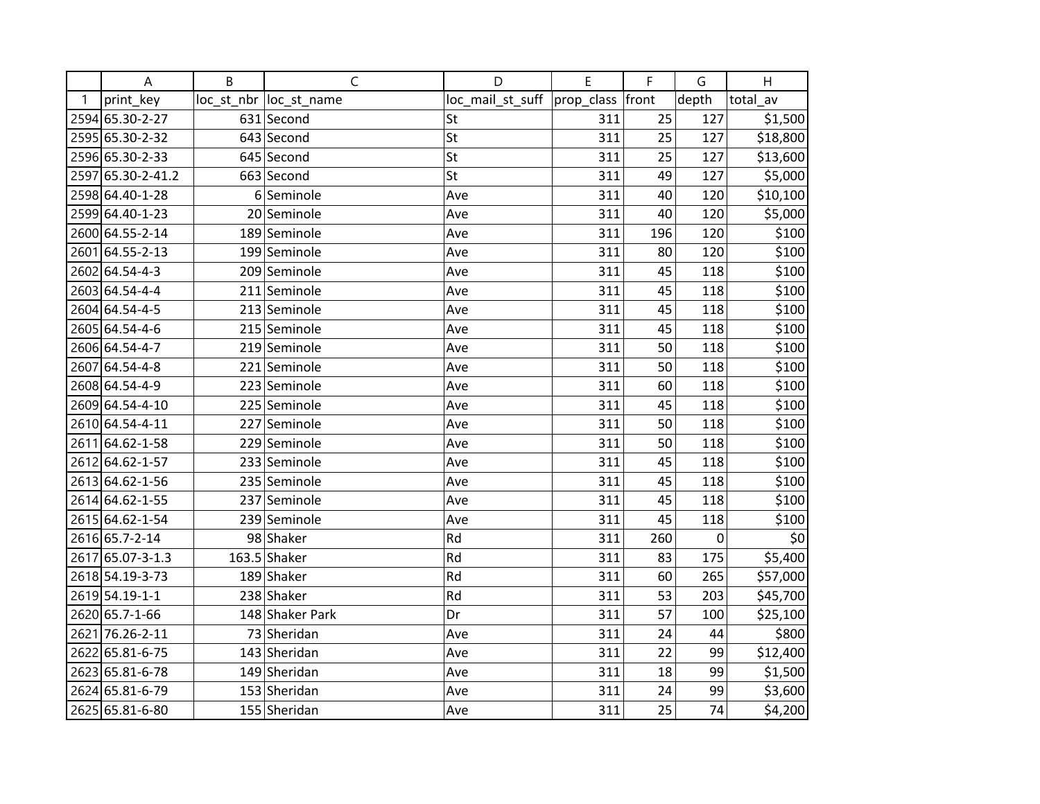| | A | B | C | D | E | F | G | H |
|---|---|---|---|---|---|---|---|---|
| 1 | print_key | loc_st_nbr | loc_st_name | loc_mail_st_suff | prop_class | front | depth | total_av |
| 2594 | 65.30-2-27 | 631 | Second | St | 311 | 25 | 127 | $1,500 |
| 2595 | 65.30-2-32 | 643 | Second | St | 311 | 25 | 127 | $18,800 |
| 2596 | 65.30-2-33 | 645 | Second | St | 311 | 25 | 127 | $13,600 |
| 2597 | 65.30-2-41.2 | 663 | Second | St | 311 | 49 | 127 | $5,000 |
| 2598 | 64.40-1-28 | 6 | Seminole | Ave | 311 | 40 | 120 | $10,100 |
| 2599 | 64.40-1-23 | 20 | Seminole | Ave | 311 | 40 | 120 | $5,000 |
| 2600 | 64.55-2-14 | 189 | Seminole | Ave | 311 | 196 | 120 | $100 |
| 2601 | 64.55-2-13 | 199 | Seminole | Ave | 311 | 80 | 120 | $100 |
| 2602 | 64.54-4-3 | 209 | Seminole | Ave | 311 | 45 | 118 | $100 |
| 2603 | 64.54-4-4 | 211 | Seminole | Ave | 311 | 45 | 118 | $100 |
| 2604 | 64.54-4-5 | 213 | Seminole | Ave | 311 | 45 | 118 | $100 |
| 2605 | 64.54-4-6 | 215 | Seminole | Ave | 311 | 45 | 118 | $100 |
| 2606 | 64.54-4-7 | 219 | Seminole | Ave | 311 | 50 | 118 | $100 |
| 2607 | 64.54-4-8 | 221 | Seminole | Ave | 311 | 50 | 118 | $100 |
| 2608 | 64.54-4-9 | 223 | Seminole | Ave | 311 | 60 | 118 | $100 |
| 2609 | 64.54-4-10 | 225 | Seminole | Ave | 311 | 45 | 118 | $100 |
| 2610 | 64.54-4-11 | 227 | Seminole | Ave | 311 | 50 | 118 | $100 |
| 2611 | 64.62-1-58 | 229 | Seminole | Ave | 311 | 50 | 118 | $100 |
| 2612 | 64.62-1-57 | 233 | Seminole | Ave | 311 | 45 | 118 | $100 |
| 2613 | 64.62-1-56 | 235 | Seminole | Ave | 311 | 45 | 118 | $100 |
| 2614 | 64.62-1-55 | 237 | Seminole | Ave | 311 | 45 | 118 | $100 |
| 2615 | 64.62-1-54 | 239 | Seminole | Ave | 311 | 45 | 118 | $100 |
| 2616 | 65.7-2-14 | 98 | Shaker | Rd | 311 | 260 | 0 | $0 |
| 2617 | 65.07-3-1.3 | 163.5 | Shaker | Rd | 311 | 83 | 175 | $5,400 |
| 2618 | 54.19-3-73 | 189 | Shaker | Rd | 311 | 60 | 265 | $57,000 |
| 2619 | 54.19-1-1 | 238 | Shaker | Rd | 311 | 53 | 203 | $45,700 |
| 2620 | 65.7-1-66 | 148 | Shaker Park | Dr | 311 | 57 | 100 | $25,100 |
| 2621 | 76.26-2-11 | 73 | Sheridan | Ave | 311 | 24 | 44 | $800 |
| 2622 | 65.81-6-75 | 143 | Sheridan | Ave | 311 | 22 | 99 | $12,400 |
| 2623 | 65.81-6-78 | 149 | Sheridan | Ave | 311 | 18 | 99 | $1,500 |
| 2624 | 65.81-6-79 | 153 | Sheridan | Ave | 311 | 24 | 99 | $3,600 |
| 2625 | 65.81-6-80 | 155 | Sheridan | Ave | 311 | 25 | 74 | $4,200 |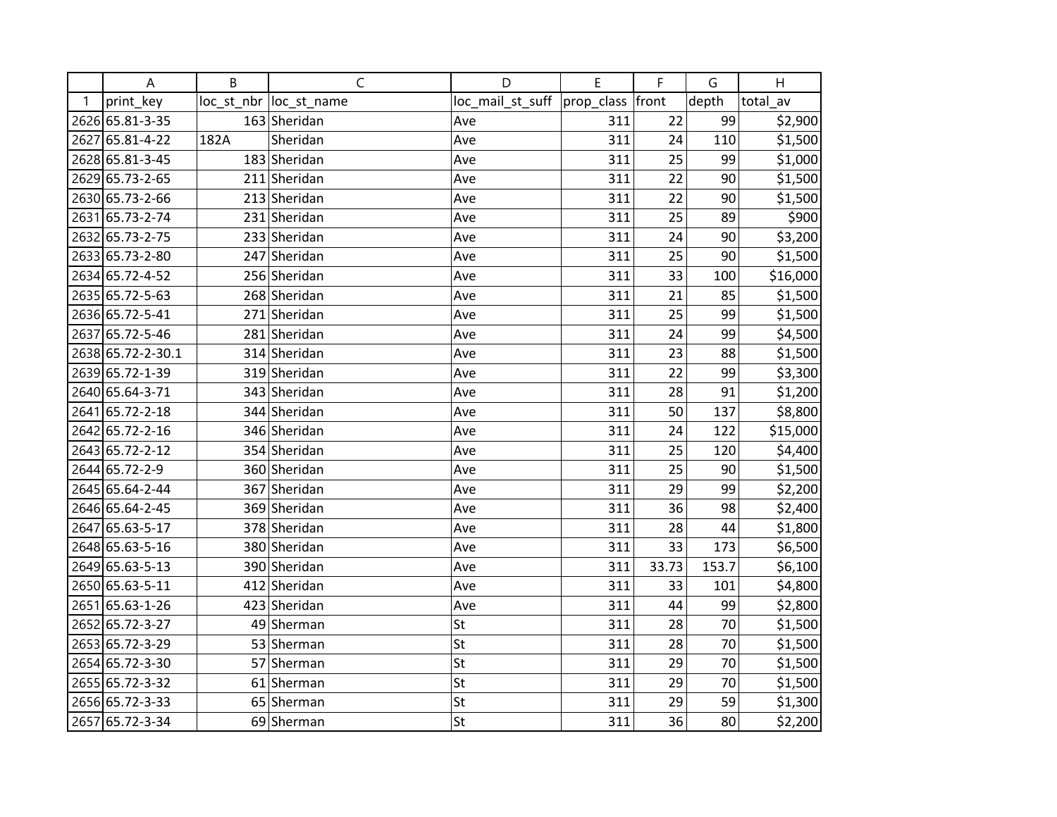| | A | B | C | D | E | F | G | H |
|---|---|---|---|---|---|---|---|---|
| 1 | print_key | loc_st_nbr | loc_st_name | loc_mail_st_suff | prop_class | front | depth | total_av |
| 2626 | 65.81-3-35 | 163 | Sheridan | Ave | 311 | 22 | 99 | $2,900 |
| 2627 | 65.81-4-22 | 182A | Sheridan | Ave | 311 | 24 | 110 | $1,500 |
| 2628 | 65.81-3-45 | 183 | Sheridan | Ave | 311 | 25 | 99 | $1,000 |
| 2629 | 65.73-2-65 | 211 | Sheridan | Ave | 311 | 22 | 90 | $1,500 |
| 2630 | 65.73-2-66 | 213 | Sheridan | Ave | 311 | 22 | 90 | $1,500 |
| 2631 | 65.73-2-74 | 231 | Sheridan | Ave | 311 | 25 | 89 | $900 |
| 2632 | 65.73-2-75 | 233 | Sheridan | Ave | 311 | 24 | 90 | $3,200 |
| 2633 | 65.73-2-80 | 247 | Sheridan | Ave | 311 | 25 | 90 | $1,500 |
| 2634 | 65.72-4-52 | 256 | Sheridan | Ave | 311 | 33 | 100 | $16,000 |
| 2635 | 65.72-5-63 | 268 | Sheridan | Ave | 311 | 21 | 85 | $1,500 |
| 2636 | 65.72-5-41 | 271 | Sheridan | Ave | 311 | 25 | 99 | $1,500 |
| 2637 | 65.72-5-46 | 281 | Sheridan | Ave | 311 | 24 | 99 | $4,500 |
| 2638 | 65.72-2-30.1 | 314 | Sheridan | Ave | 311 | 23 | 88 | $1,500 |
| 2639 | 65.72-1-39 | 319 | Sheridan | Ave | 311 | 22 | 99 | $3,300 |
| 2640 | 65.64-3-71 | 343 | Sheridan | Ave | 311 | 28 | 91 | $1,200 |
| 2641 | 65.72-2-18 | 344 | Sheridan | Ave | 311 | 50 | 137 | $8,800 |
| 2642 | 65.72-2-16 | 346 | Sheridan | Ave | 311 | 24 | 122 | $15,000 |
| 2643 | 65.72-2-12 | 354 | Sheridan | Ave | 311 | 25 | 120 | $4,400 |
| 2644 | 65.72-2-9 | 360 | Sheridan | Ave | 311 | 25 | 90 | $1,500 |
| 2645 | 65.64-2-44 | 367 | Sheridan | Ave | 311 | 29 | 99 | $2,200 |
| 2646 | 65.64-2-45 | 369 | Sheridan | Ave | 311 | 36 | 98 | $2,400 |
| 2647 | 65.63-5-17 | 378 | Sheridan | Ave | 311 | 28 | 44 | $1,800 |
| 2648 | 65.63-5-16 | 380 | Sheridan | Ave | 311 | 33 | 173 | $6,500 |
| 2649 | 65.63-5-13 | 390 | Sheridan | Ave | 311 | 33.73 | 153.7 | $6,100 |
| 2650 | 65.63-5-11 | 412 | Sheridan | Ave | 311 | 33 | 101 | $4,800 |
| 2651 | 65.63-1-26 | 423 | Sheridan | Ave | 311 | 44 | 99 | $2,800 |
| 2652 | 65.72-3-27 | 49 | Sherman | St | 311 | 28 | 70 | $1,500 |
| 2653 | 65.72-3-29 | 53 | Sherman | St | 311 | 28 | 70 | $1,500 |
| 2654 | 65.72-3-30 | 57 | Sherman | St | 311 | 29 | 70 | $1,500 |
| 2655 | 65.72-3-32 | 61 | Sherman | St | 311 | 29 | 70 | $1,500 |
| 2656 | 65.72-3-33 | 65 | Sherman | St | 311 | 29 | 59 | $1,300 |
| 2657 | 65.72-3-34 | 69 | Sherman | St | 311 | 36 | 80 | $2,200 |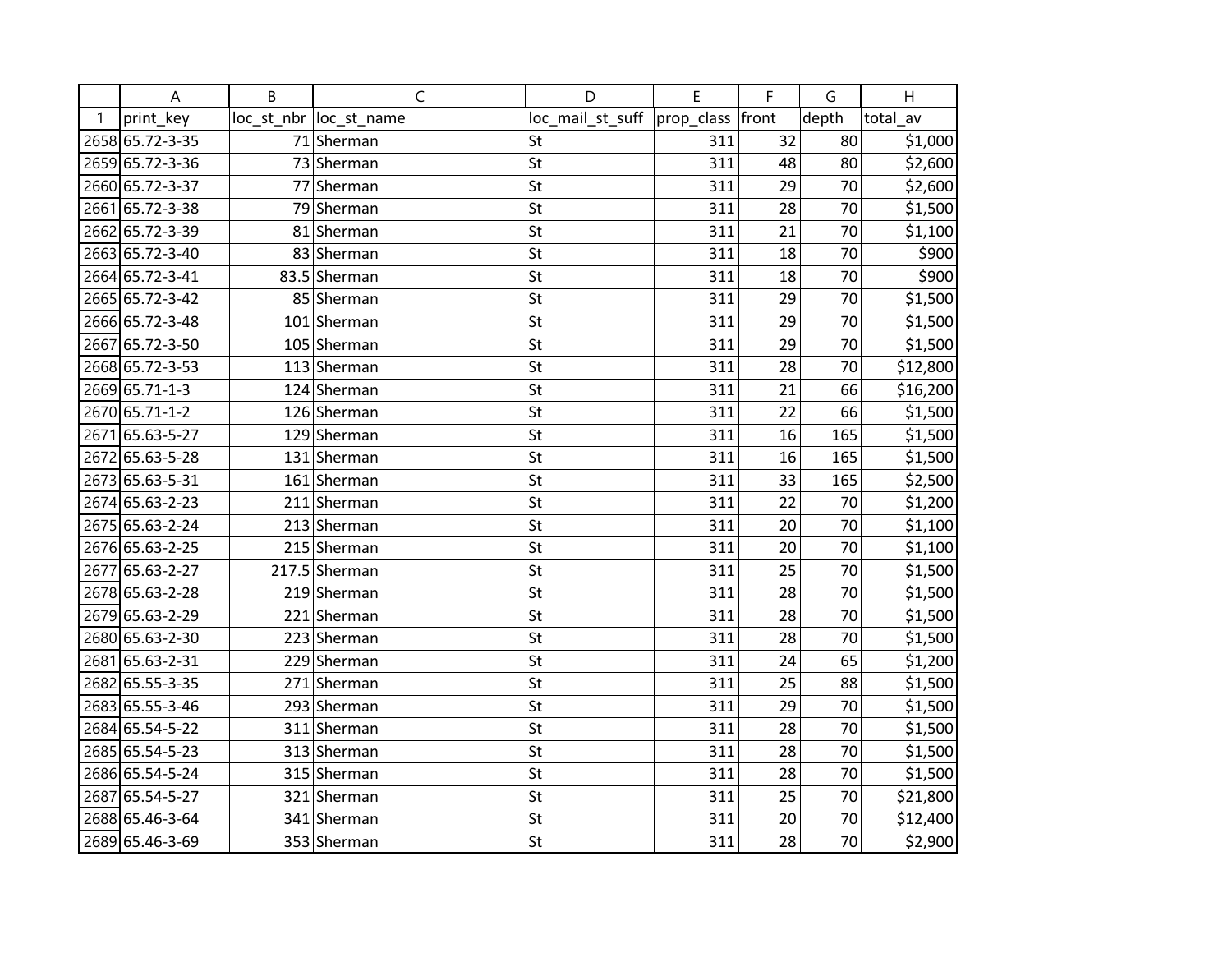| | A | B | C | D | E | F | G | H |
|---|---|---|---|---|---|---|---|---|
| 1 | print_key | loc_st_nbr | loc_st_name | loc_mail_st_suff | prop_class | front | depth | total_av |
| 2658 | 65.72-3-35 | 71 | Sherman | St | 311 | 32 | 80 | $1,000 |
| 2659 | 65.72-3-36 | 73 | Sherman | St | 311 | 48 | 80 | $2,600 |
| 2660 | 65.72-3-37 | 77 | Sherman | St | 311 | 29 | 70 | $2,600 |
| 2661 | 65.72-3-38 | 79 | Sherman | St | 311 | 28 | 70 | $1,500 |
| 2662 | 65.72-3-39 | 81 | Sherman | St | 311 | 21 | 70 | $1,100 |
| 2663 | 65.72-3-40 | 83 | Sherman | St | 311 | 18 | 70 | $900 |
| 2664 | 65.72-3-41 | 83.5 | Sherman | St | 311 | 18 | 70 | $900 |
| 2665 | 65.72-3-42 | 85 | Sherman | St | 311 | 29 | 70 | $1,500 |
| 2666 | 65.72-3-48 | 101 | Sherman | St | 311 | 29 | 70 | $1,500 |
| 2667 | 65.72-3-50 | 105 | Sherman | St | 311 | 29 | 70 | $1,500 |
| 2668 | 65.72-3-53 | 113 | Sherman | St | 311 | 28 | 70 | $12,800 |
| 2669 | 65.71-1-3 | 124 | Sherman | St | 311 | 21 | 66 | $16,200 |
| 2670 | 65.71-1-2 | 126 | Sherman | St | 311 | 22 | 66 | $1,500 |
| 2671 | 65.63-5-27 | 129 | Sherman | St | 311 | 16 | 165 | $1,500 |
| 2672 | 65.63-5-28 | 131 | Sherman | St | 311 | 16 | 165 | $1,500 |
| 2673 | 65.63-5-31 | 161 | Sherman | St | 311 | 33 | 165 | $2,500 |
| 2674 | 65.63-2-23 | 211 | Sherman | St | 311 | 22 | 70 | $1,200 |
| 2675 | 65.63-2-24 | 213 | Sherman | St | 311 | 20 | 70 | $1,100 |
| 2676 | 65.63-2-25 | 215 | Sherman | St | 311 | 20 | 70 | $1,100 |
| 2677 | 65.63-2-27 | 217.5 | Sherman | St | 311 | 25 | 70 | $1,500 |
| 2678 | 65.63-2-28 | 219 | Sherman | St | 311 | 28 | 70 | $1,500 |
| 2679 | 65.63-2-29 | 221 | Sherman | St | 311 | 28 | 70 | $1,500 |
| 2680 | 65.63-2-30 | 223 | Sherman | St | 311 | 28 | 70 | $1,500 |
| 2681 | 65.63-2-31 | 229 | Sherman | St | 311 | 24 | 65 | $1,200 |
| 2682 | 65.55-3-35 | 271 | Sherman | St | 311 | 25 | 88 | $1,500 |
| 2683 | 65.55-3-46 | 293 | Sherman | St | 311 | 29 | 70 | $1,500 |
| 2684 | 65.54-5-22 | 311 | Sherman | St | 311 | 28 | 70 | $1,500 |
| 2685 | 65.54-5-23 | 313 | Sherman | St | 311 | 28 | 70 | $1,500 |
| 2686 | 65.54-5-24 | 315 | Sherman | St | 311 | 28 | 70 | $1,500 |
| 2687 | 65.54-5-27 | 321 | Sherman | St | 311 | 25 | 70 | $21,800 |
| 2688 | 65.46-3-64 | 341 | Sherman | St | 311 | 20 | 70 | $12,400 |
| 2689 | 65.46-3-69 | 353 | Sherman | St | 311 | 28 | 70 | $2,900 |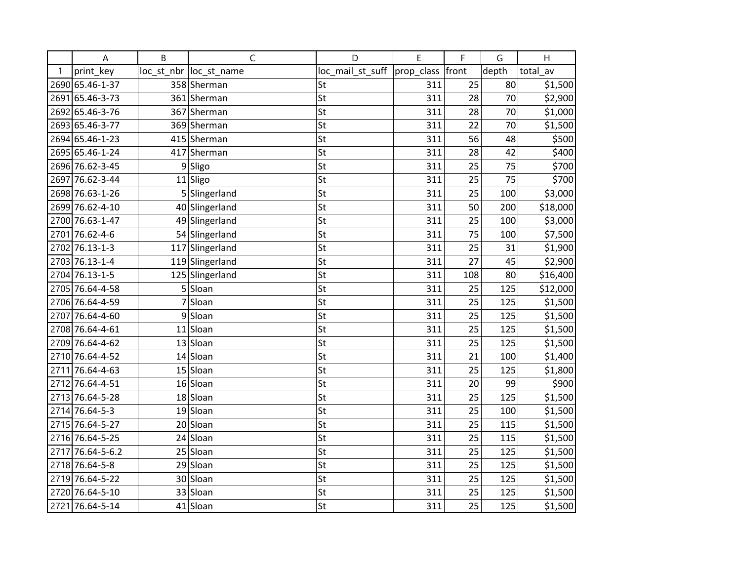| | A | B | C | D | E | F | G | H |
|---|---|---|---|---|---|---|---|---|
| 1 | print_key | loc_st_nbr | loc_st_name | loc_mail_st_suff | prop_class | front | depth | total_av |
| 2690 | 65.46-1-37 | 358 | Sherman | St | 311 | 25 | 80 | $1,500 |
| 2691 | 65.46-3-73 | 361 | Sherman | St | 311 | 28 | 70 | $2,900 |
| 2692 | 65.46-3-76 | 367 | Sherman | St | 311 | 28 | 70 | $1,000 |
| 2693 | 65.46-3-77 | 369 | Sherman | St | 311 | 22 | 70 | $1,500 |
| 2694 | 65.46-1-23 | 415 | Sherman | St | 311 | 56 | 48 | $500 |
| 2695 | 65.46-1-24 | 417 | Sherman | St | 311 | 28 | 42 | $400 |
| 2696 | 76.62-3-45 | 9 | Sligo | St | 311 | 25 | 75 | $700 |
| 2697 | 76.62-3-44 | 11 | Sligo | St | 311 | 25 | 75 | $700 |
| 2698 | 76.63-1-26 | 5 | Slingerland | St | 311 | 25 | 100 | $3,000 |
| 2699 | 76.62-4-10 | 40 | Slingerland | St | 311 | 50 | 200 | $18,000 |
| 2700 | 76.63-1-47 | 49 | Slingerland | St | 311 | 25 | 100 | $3,000 |
| 2701 | 76.62-4-6 | 54 | Slingerland | St | 311 | 75 | 100 | $7,500 |
| 2702 | 76.13-1-3 | 117 | Slingerland | St | 311 | 25 | 31 | $1,900 |
| 2703 | 76.13-1-4 | 119 | Slingerland | St | 311 | 27 | 45 | $2,900 |
| 2704 | 76.13-1-5 | 125 | Slingerland | St | 311 | 108 | 80 | $16,400 |
| 2705 | 76.64-4-58 | 5 | Sloan | St | 311 | 25 | 125 | $12,000 |
| 2706 | 76.64-4-59 | 7 | Sloan | St | 311 | 25 | 125 | $1,500 |
| 2707 | 76.64-4-60 | 9 | Sloan | St | 311 | 25 | 125 | $1,500 |
| 2708 | 76.64-4-61 | 11 | Sloan | St | 311 | 25 | 125 | $1,500 |
| 2709 | 76.64-4-62 | 13 | Sloan | St | 311 | 25 | 125 | $1,500 |
| 2710 | 76.64-4-52 | 14 | Sloan | St | 311 | 21 | 100 | $1,400 |
| 2711 | 76.64-4-63 | 15 | Sloan | St | 311 | 25 | 125 | $1,800 |
| 2712 | 76.64-4-51 | 16 | Sloan | St | 311 | 20 | 99 | $900 |
| 2713 | 76.64-5-28 | 18 | Sloan | St | 311 | 25 | 125 | $1,500 |
| 2714 | 76.64-5-3 | 19 | Sloan | St | 311 | 25 | 100 | $1,500 |
| 2715 | 76.64-5-27 | 20 | Sloan | St | 311 | 25 | 115 | $1,500 |
| 2716 | 76.64-5-25 | 24 | Sloan | St | 311 | 25 | 115 | $1,500 |
| 2717 | 76.64-5-6.2 | 25 | Sloan | St | 311 | 25 | 125 | $1,500 |
| 2718 | 76.64-5-8 | 29 | Sloan | St | 311 | 25 | 125 | $1,500 |
| 2719 | 76.64-5-22 | 30 | Sloan | St | 311 | 25 | 125 | $1,500 |
| 2720 | 76.64-5-10 | 33 | Sloan | St | 311 | 25 | 125 | $1,500 |
| 2721 | 76.64-5-14 | 41 | Sloan | St | 311 | 25 | 125 | $1,500 |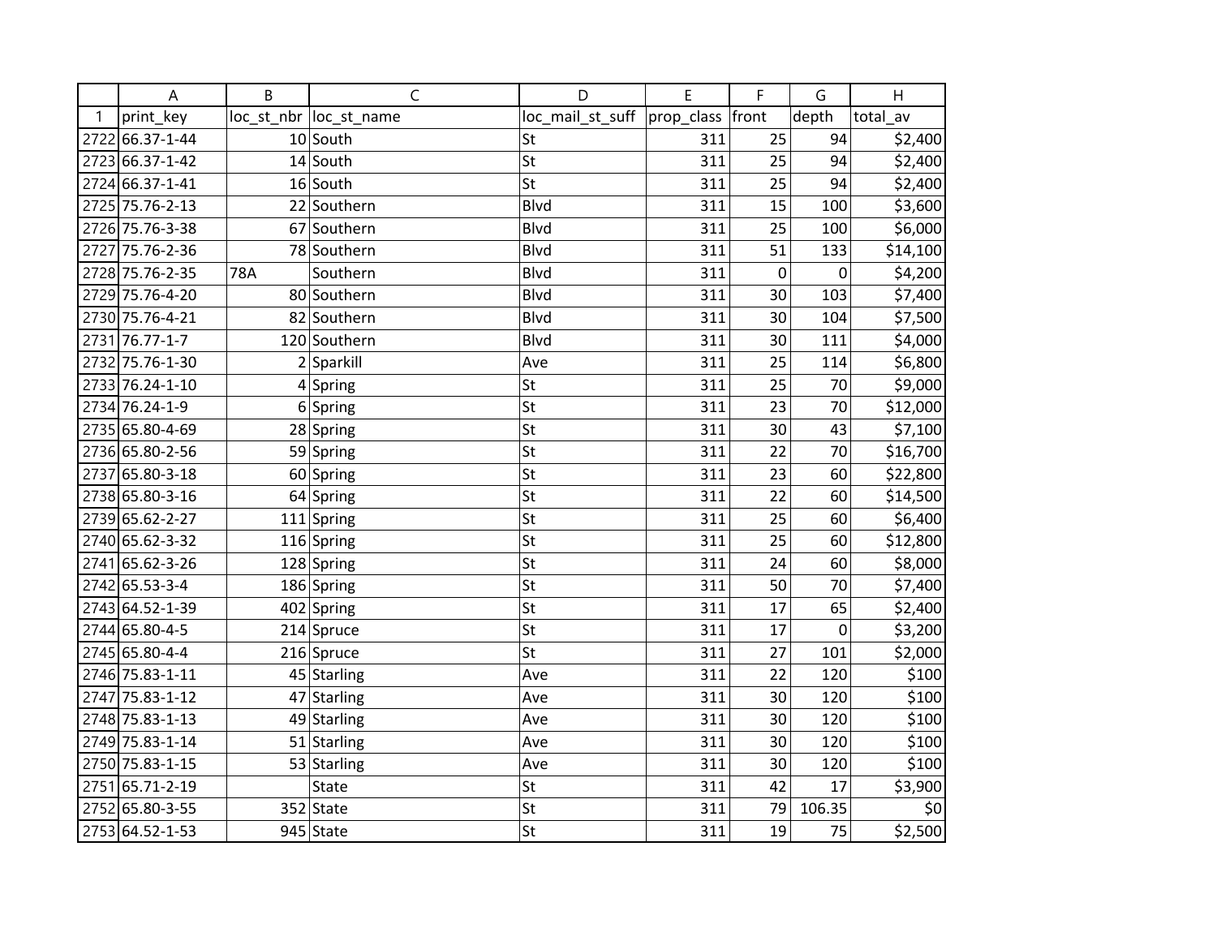| | A | B | C | D | E | F | G | H |
|---|---|---|---|---|---|---|---|---|
| 1 | print_key | loc_st_nbr | loc_st_name | loc_mail_st_suff | prop_class | front | depth | total_av |
| 2722 | 66.37-1-44 | 10 | South | St | 311 | 25 | 94 | $2,400 |
| 2723 | 66.37-1-42 | 14 | South | St | 311 | 25 | 94 | $2,400 |
| 2724 | 66.37-1-41 | 16 | South | St | 311 | 25 | 94 | $2,400 |
| 2725 | 75.76-2-13 | 22 | Southern | Blvd | 311 | 15 | 100 | $3,600 |
| 2726 | 75.76-3-38 | 67 | Southern | Blvd | 311 | 25 | 100 | $6,000 |
| 2727 | 75.76-2-36 | 78 | Southern | Blvd | 311 | 51 | 133 | $14,100 |
| 2728 | 75.76-2-35 | 78A | Southern | Blvd | 311 | 0 | 0 | $4,200 |
| 2729 | 75.76-4-20 | 80 | Southern | Blvd | 311 | 30 | 103 | $7,400 |
| 2730 | 75.76-4-21 | 82 | Southern | Blvd | 311 | 30 | 104 | $7,500 |
| 2731 | 76.77-1-7 | 120 | Southern | Blvd | 311 | 30 | 111 | $4,000 |
| 2732 | 75.76-1-30 | 2 | Sparkill | Ave | 311 | 25 | 114 | $6,800 |
| 2733 | 76.24-1-10 | 4 | Spring | St | 311 | 25 | 70 | $9,000 |
| 2734 | 76.24-1-9 | 6 | Spring | St | 311 | 23 | 70 | $12,000 |
| 2735 | 65.80-4-69 | 28 | Spring | St | 311 | 30 | 43 | $7,100 |
| 2736 | 65.80-2-56 | 59 | Spring | St | 311 | 22 | 70 | $16,700 |
| 2737 | 65.80-3-18 | 60 | Spring | St | 311 | 23 | 60 | $22,800 |
| 2738 | 65.80-3-16 | 64 | Spring | St | 311 | 22 | 60 | $14,500 |
| 2739 | 65.62-2-27 | 111 | Spring | St | 311 | 25 | 60 | $6,400 |
| 2740 | 65.62-3-32 | 116 | Spring | St | 311 | 25 | 60 | $12,800 |
| 2741 | 65.62-3-26 | 128 | Spring | St | 311 | 24 | 60 | $8,000 |
| 2742 | 65.53-3-4 | 186 | Spring | St | 311 | 50 | 70 | $7,400 |
| 2743 | 64.52-1-39 | 402 | Spring | St | 311 | 17 | 65 | $2,400 |
| 2744 | 65.80-4-5 | 214 | Spruce | St | 311 | 17 | 0 | $3,200 |
| 2745 | 65.80-4-4 | 216 | Spruce | St | 311 | 27 | 101 | $2,000 |
| 2746 | 75.83-1-11 | 45 | Starling | Ave | 311 | 22 | 120 | $100 |
| 2747 | 75.83-1-12 | 47 | Starling | Ave | 311 | 30 | 120 | $100 |
| 2748 | 75.83-1-13 | 49 | Starling | Ave | 311 | 30 | 120 | $100 |
| 2749 | 75.83-1-14 | 51 | Starling | Ave | 311 | 30 | 120 | $100 |
| 2750 | 75.83-1-15 | 53 | Starling | Ave | 311 | 30 | 120 | $100 |
| 2751 | 65.71-2-19 | | State | St | 311 | 42 | 17 | $3,900 |
| 2752 | 65.80-3-55 | 352 | State | St | 311 | 79 | 106.35 | $0 |
| 2753 | 64.52-1-53 | 945 | State | St | 311 | 19 | 75 | $2,500 |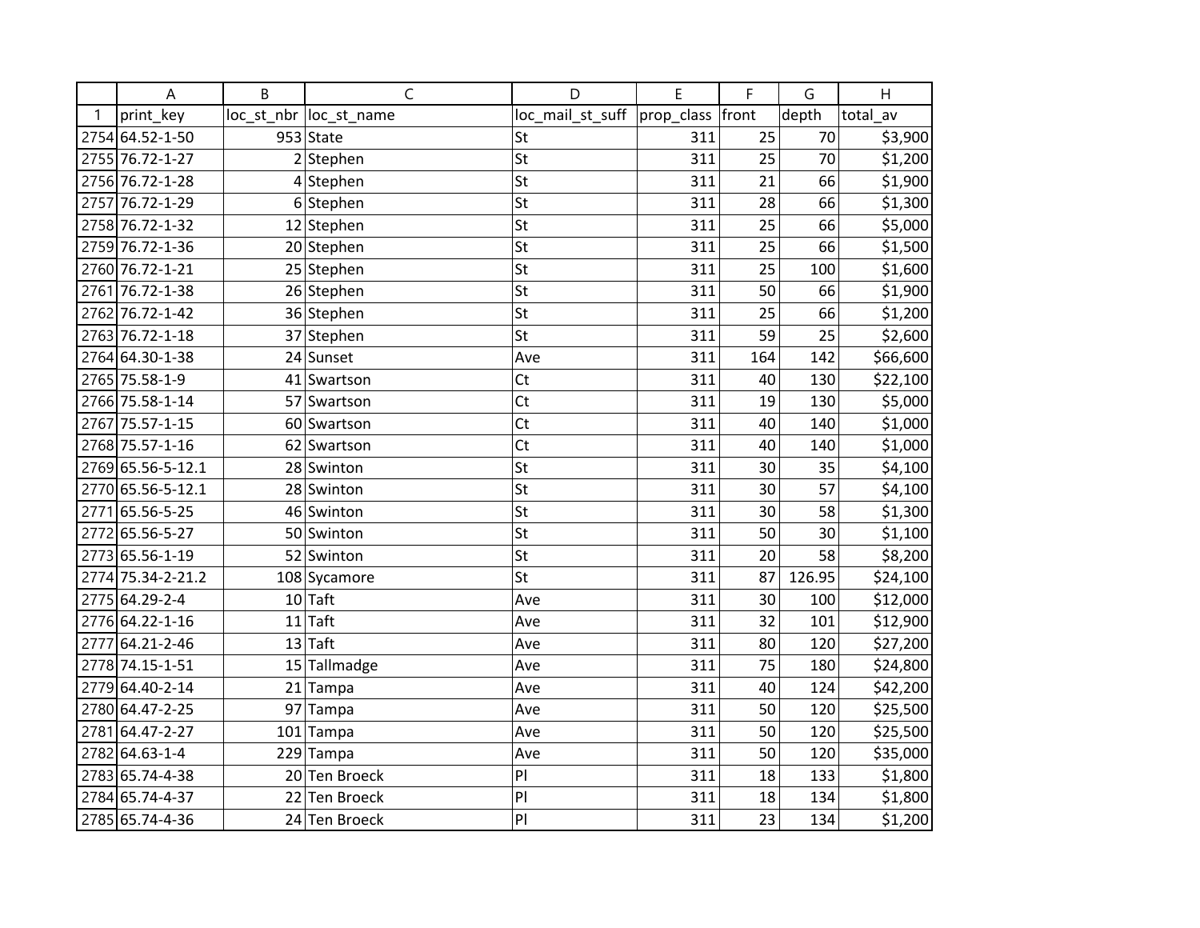| | A | B | C | D | E | F | G | H |
|---|---|---|---|---|---|---|---|---|
| 1 | print_key | loc_st_nbr | loc_st_name | loc_mail_st_suff | prop_class | front | depth | total_av |
| 2754 | 64.52-1-50 | 953 | State | St | 311 | 25 | 70 | $3,900 |
| 2755 | 76.72-1-27 | 2 | Stephen | St | 311 | 25 | 70 | $1,200 |
| 2756 | 76.72-1-28 | 4 | Stephen | St | 311 | 21 | 66 | $1,900 |
| 2757 | 76.72-1-29 | 6 | Stephen | St | 311 | 28 | 66 | $1,300 |
| 2758 | 76.72-1-32 | 12 | Stephen | St | 311 | 25 | 66 | $5,000 |
| 2759 | 76.72-1-36 | 20 | Stephen | St | 311 | 25 | 66 | $1,500 |
| 2760 | 76.72-1-21 | 25 | Stephen | St | 311 | 25 | 100 | $1,600 |
| 2761 | 76.72-1-38 | 26 | Stephen | St | 311 | 50 | 66 | $1,900 |
| 2762 | 76.72-1-42 | 36 | Stephen | St | 311 | 25 | 66 | $1,200 |
| 2763 | 76.72-1-18 | 37 | Stephen | St | 311 | 59 | 25 | $2,600 |
| 2764 | 64.30-1-38 | 24 | Sunset | Ave | 311 | 164 | 142 | $66,600 |
| 2765 | 75.58-1-9 | 41 | Swartson | Ct | 311 | 40 | 130 | $22,100 |
| 2766 | 75.58-1-14 | 57 | Swartson | Ct | 311 | 19 | 130 | $5,000 |
| 2767 | 75.57-1-15 | 60 | Swartson | Ct | 311 | 40 | 140 | $1,000 |
| 2768 | 75.57-1-16 | 62 | Swartson | Ct | 311 | 40 | 140 | $1,000 |
| 2769 | 65.56-5-12.1 | 28 | Swinton | St | 311 | 30 | 35 | $4,100 |
| 2770 | 65.56-5-12.1 | 28 | Swinton | St | 311 | 30 | 57 | $4,100 |
| 2771 | 65.56-5-25 | 46 | Swinton | St | 311 | 30 | 58 | $1,300 |
| 2772 | 65.56-5-27 | 50 | Swinton | St | 311 | 50 | 30 | $1,100 |
| 2773 | 65.56-1-19 | 52 | Swinton | St | 311 | 20 | 58 | $8,200 |
| 2774 | 75.34-2-21.2 | 108 | Sycamore | St | 311 | 87 | 126.95 | $24,100 |
| 2775 | 64.29-2-4 | 10 | Taft | Ave | 311 | 30 | 100 | $12,000 |
| 2776 | 64.22-1-16 | 11 | Taft | Ave | 311 | 32 | 101 | $12,900 |
| 2777 | 64.21-2-46 | 13 | Taft | Ave | 311 | 80 | 120 | $27,200 |
| 2778 | 74.15-1-51 | 15 | Tallmadge | Ave | 311 | 75 | 180 | $24,800 |
| 2779 | 64.40-2-14 | 21 | Tampa | Ave | 311 | 40 | 124 | $42,200 |
| 2780 | 64.47-2-25 | 97 | Tampa | Ave | 311 | 50 | 120 | $25,500 |
| 2781 | 64.47-2-27 | 101 | Tampa | Ave | 311 | 50 | 120 | $25,500 |
| 2782 | 64.63-1-4 | 229 | Tampa | Ave | 311 | 50 | 120 | $35,000 |
| 2783 | 65.74-4-38 | 20 | Ten Broeck | Pl | 311 | 18 | 133 | $1,800 |
| 2784 | 65.74-4-37 | 22 | Ten Broeck | Pl | 311 | 18 | 134 | $1,800 |
| 2785 | 65.74-4-36 | 24 | Ten Broeck | Pl | 311 | 23 | 134 | $1,200 |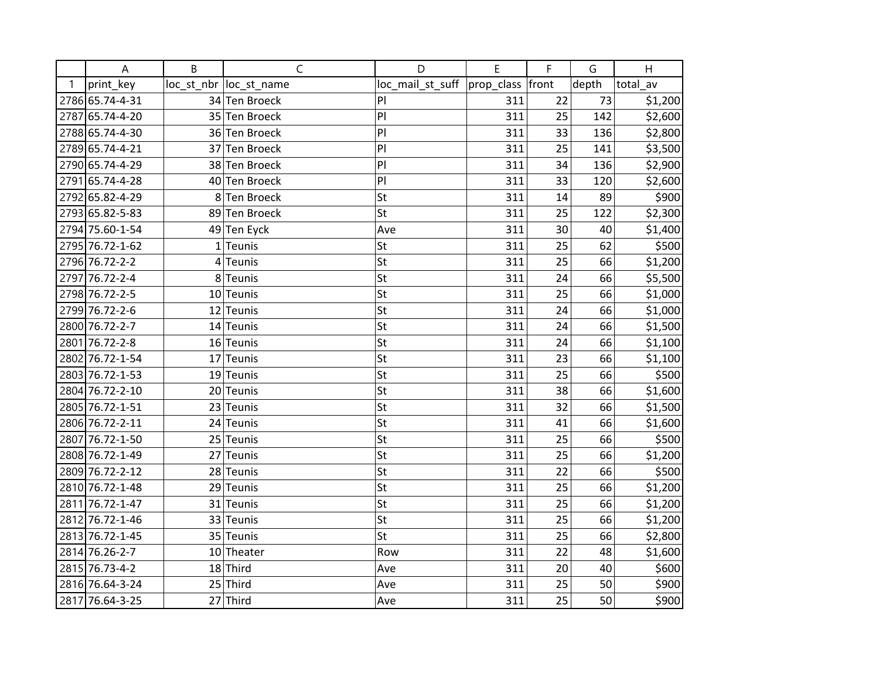| | A | B | C | D | E | F | G | H |
|---|---|---|---|---|---|---|---|---|
| 1 | print_key | loc_st_nbr | loc_st_name | loc_mail_st_suff | prop_class | front | depth | total_av |
| 2786 | 65.74-4-31 | 34 | Ten Broeck | Pl | 311 | 22 | 73 | $1,200 |
| 2787 | 65.74-4-20 | 35 | Ten Broeck | Pl | 311 | 25 | 142 | $2,600 |
| 2788 | 65.74-4-30 | 36 | Ten Broeck | Pl | 311 | 33 | 136 | $2,800 |
| 2789 | 65.74-4-21 | 37 | Ten Broeck | Pl | 311 | 25 | 141 | $3,500 |
| 2790 | 65.74-4-29 | 38 | Ten Broeck | Pl | 311 | 34 | 136 | $2,900 |
| 2791 | 65.74-4-28 | 40 | Ten Broeck | Pl | 311 | 33 | 120 | $2,600 |
| 2792 | 65.82-4-29 | 8 | Ten Broeck | St | 311 | 14 | 89 | $900 |
| 2793 | 65.82-5-83 | 89 | Ten Broeck | St | 311 | 25 | 122 | $2,300 |
| 2794 | 75.60-1-54 | 49 | Ten Eyck | Ave | 311 | 30 | 40 | $1,400 |
| 2795 | 76.72-1-62 | 1 | Teunis | St | 311 | 25 | 62 | $500 |
| 2796 | 76.72-2-2 | 4 | Teunis | St | 311 | 25 | 66 | $1,200 |
| 2797 | 76.72-2-4 | 8 | Teunis | St | 311 | 24 | 66 | $5,500 |
| 2798 | 76.72-2-5 | 10 | Teunis | St | 311 | 25 | 66 | $1,000 |
| 2799 | 76.72-2-6 | 12 | Teunis | St | 311 | 24 | 66 | $1,000 |
| 2800 | 76.72-2-7 | 14 | Teunis | St | 311 | 24 | 66 | $1,500 |
| 2801 | 76.72-2-8 | 16 | Teunis | St | 311 | 24 | 66 | $1,100 |
| 2802 | 76.72-1-54 | 17 | Teunis | St | 311 | 23 | 66 | $1,100 |
| 2803 | 76.72-1-53 | 19 | Teunis | St | 311 | 25 | 66 | $500 |
| 2804 | 76.72-2-10 | 20 | Teunis | St | 311 | 38 | 66 | $1,600 |
| 2805 | 76.72-1-51 | 23 | Teunis | St | 311 | 32 | 66 | $1,500 |
| 2806 | 76.72-2-11 | 24 | Teunis | St | 311 | 41 | 66 | $1,600 |
| 2807 | 76.72-1-50 | 25 | Teunis | St | 311 | 25 | 66 | $500 |
| 2808 | 76.72-1-49 | 27 | Teunis | St | 311 | 25 | 66 | $1,200 |
| 2809 | 76.72-2-12 | 28 | Teunis | St | 311 | 22 | 66 | $500 |
| 2810 | 76.72-1-48 | 29 | Teunis | St | 311 | 25 | 66 | $1,200 |
| 2811 | 76.72-1-47 | 31 | Teunis | St | 311 | 25 | 66 | $1,200 |
| 2812 | 76.72-1-46 | 33 | Teunis | St | 311 | 25 | 66 | $1,200 |
| 2813 | 76.72-1-45 | 35 | Teunis | St | 311 | 25 | 66 | $2,800 |
| 2814 | 76.26-2-7 | 10 | Theater | Row | 311 | 22 | 48 | $1,600 |
| 2815 | 76.73-4-2 | 18 | Third | Ave | 311 | 20 | 40 | $600 |
| 2816 | 76.64-3-24 | 25 | Third | Ave | 311 | 25 | 50 | $900 |
| 2817 | 76.64-3-25 | 27 | Third | Ave | 311 | 25 | 50 | $900 |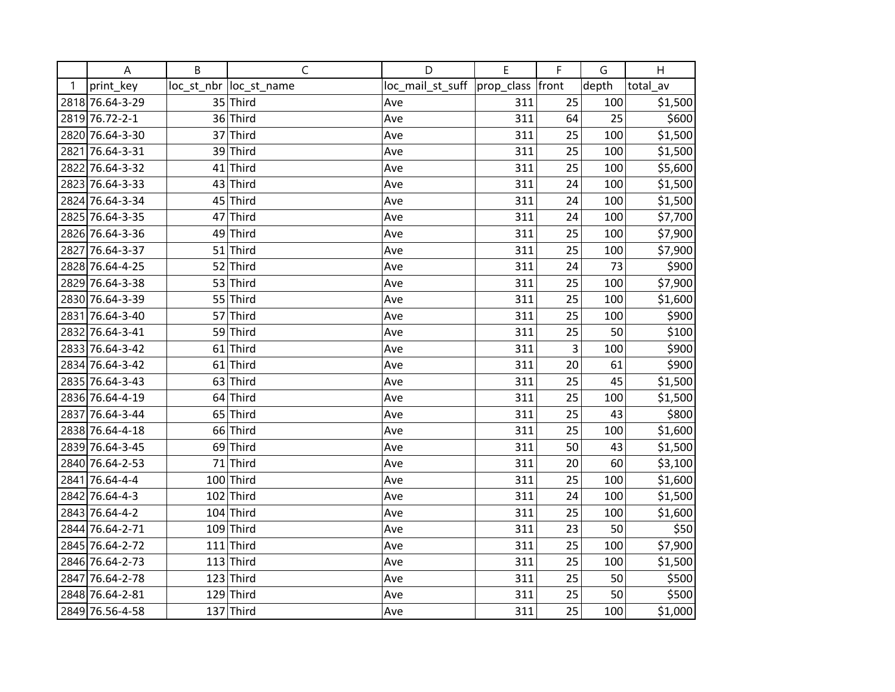| | A | B | C | D | E | F | G | H |
|---|---|---|---|---|---|---|---|---|
| 1 | print_key | loc_st_nbr | loc_st_name | loc_mail_st_suff | prop_class | front | depth | total_av |
| 2818 | 76.64-3-29 | 35 | Third | Ave | 311 | 25 | 100 | $1,500 |
| 2819 | 76.72-2-1 | 36 | Third | Ave | 311 | 64 | 25 | $600 |
| 2820 | 76.64-3-30 | 37 | Third | Ave | 311 | 25 | 100 | $1,500 |
| 2821 | 76.64-3-31 | 39 | Third | Ave | 311 | 25 | 100 | $1,500 |
| 2822 | 76.64-3-32 | 41 | Third | Ave | 311 | 25 | 100 | $5,600 |
| 2823 | 76.64-3-33 | 43 | Third | Ave | 311 | 24 | 100 | $1,500 |
| 2824 | 76.64-3-34 | 45 | Third | Ave | 311 | 24 | 100 | $1,500 |
| 2825 | 76.64-3-35 | 47 | Third | Ave | 311 | 24 | 100 | $7,700 |
| 2826 | 76.64-3-36 | 49 | Third | Ave | 311 | 25 | 100 | $7,900 |
| 2827 | 76.64-3-37 | 51 | Third | Ave | 311 | 25 | 100 | $7,900 |
| 2828 | 76.64-4-25 | 52 | Third | Ave | 311 | 24 | 73 | $900 |
| 2829 | 76.64-3-38 | 53 | Third | Ave | 311 | 25 | 100 | $7,900 |
| 2830 | 76.64-3-39 | 55 | Third | Ave | 311 | 25 | 100 | $1,600 |
| 2831 | 76.64-3-40 | 57 | Third | Ave | 311 | 25 | 100 | $900 |
| 2832 | 76.64-3-41 | 59 | Third | Ave | 311 | 25 | 50 | $100 |
| 2833 | 76.64-3-42 | 61 | Third | Ave | 311 | 3 | 100 | $900 |
| 2834 | 76.64-3-42 | 61 | Third | Ave | 311 | 20 | 61 | $900 |
| 2835 | 76.64-3-43 | 63 | Third | Ave | 311 | 25 | 45 | $1,500 |
| 2836 | 76.64-4-19 | 64 | Third | Ave | 311 | 25 | 100 | $1,500 |
| 2837 | 76.64-3-44 | 65 | Third | Ave | 311 | 25 | 43 | $800 |
| 2838 | 76.64-4-18 | 66 | Third | Ave | 311 | 25 | 100 | $1,600 |
| 2839 | 76.64-3-45 | 69 | Third | Ave | 311 | 50 | 43 | $1,500 |
| 2840 | 76.64-2-53 | 71 | Third | Ave | 311 | 20 | 60 | $3,100 |
| 2841 | 76.64-4-4 | 100 | Third | Ave | 311 | 25 | 100 | $1,600 |
| 2842 | 76.64-4-3 | 102 | Third | Ave | 311 | 24 | 100 | $1,500 |
| 2843 | 76.64-4-2 | 104 | Third | Ave | 311 | 25 | 100 | $1,600 |
| 2844 | 76.64-2-71 | 109 | Third | Ave | 311 | 23 | 50 | $50 |
| 2845 | 76.64-2-72 | 111 | Third | Ave | 311 | 25 | 100 | $7,900 |
| 2846 | 76.64-2-73 | 113 | Third | Ave | 311 | 25 | 100 | $1,500 |
| 2847 | 76.64-2-78 | 123 | Third | Ave | 311 | 25 | 50 | $500 |
| 2848 | 76.64-2-81 | 129 | Third | Ave | 311 | 25 | 50 | $500 |
| 2849 | 76.56-4-58 | 137 | Third | Ave | 311 | 25 | 100 | $1,000 |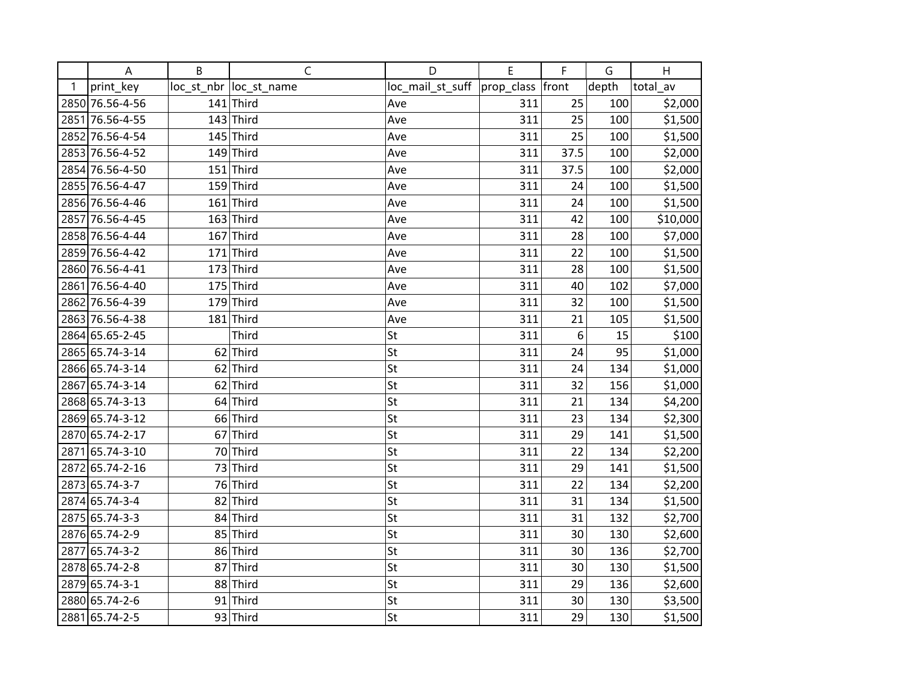| | A | B | C | D | E | F | G | H |
|---|---|---|---|---|---|---|---|---|
| 1 | print_key | loc_st_nbr | loc_st_name | loc_mail_st_suff | prop_class | front | depth | total_av |
| 2850 | 76.56-4-56 | 141 | Third | Ave | 311 | 25 | 100 | $2,000 |
| 2851 | 76.56-4-55 | 143 | Third | Ave | 311 | 25 | 100 | $1,500 |
| 2852 | 76.56-4-54 | 145 | Third | Ave | 311 | 25 | 100 | $1,500 |
| 2853 | 76.56-4-52 | 149 | Third | Ave | 311 | 37.5 | 100 | $2,000 |
| 2854 | 76.56-4-50 | 151 | Third | Ave | 311 | 37.5 | 100 | $2,000 |
| 2855 | 76.56-4-47 | 159 | Third | Ave | 311 | 24 | 100 | $1,500 |
| 2856 | 76.56-4-46 | 161 | Third | Ave | 311 | 24 | 100 | $1,500 |
| 2857 | 76.56-4-45 | 163 | Third | Ave | 311 | 42 | 100 | $10,000 |
| 2858 | 76.56-4-44 | 167 | Third | Ave | 311 | 28 | 100 | $7,000 |
| 2859 | 76.56-4-42 | 171 | Third | Ave | 311 | 22 | 100 | $1,500 |
| 2860 | 76.56-4-41 | 173 | Third | Ave | 311 | 28 | 100 | $1,500 |
| 2861 | 76.56-4-40 | 175 | Third | Ave | 311 | 40 | 102 | $7,000 |
| 2862 | 76.56-4-39 | 179 | Third | Ave | 311 | 32 | 100 | $1,500 |
| 2863 | 76.56-4-38 | 181 | Third | Ave | 311 | 21 | 105 | $1,500 |
| 2864 | 65.65-2-45 | | Third | St | 311 | 6 | 15 | $100 |
| 2865 | 65.74-3-14 | 62 | Third | St | 311 | 24 | 95 | $1,000 |
| 2866 | 65.74-3-14 | 62 | Third | St | 311 | 24 | 134 | $1,000 |
| 2867 | 65.74-3-14 | 62 | Third | St | 311 | 32 | 156 | $1,000 |
| 2868 | 65.74-3-13 | 64 | Third | St | 311 | 21 | 134 | $4,200 |
| 2869 | 65.74-3-12 | 66 | Third | St | 311 | 23 | 134 | $2,300 |
| 2870 | 65.74-2-17 | 67 | Third | St | 311 | 29 | 141 | $1,500 |
| 2871 | 65.74-3-10 | 70 | Third | St | 311 | 22 | 134 | $2,200 |
| 2872 | 65.74-2-16 | 73 | Third | St | 311 | 29 | 141 | $1,500 |
| 2873 | 65.74-3-7 | 76 | Third | St | 311 | 22 | 134 | $2,200 |
| 2874 | 65.74-3-4 | 82 | Third | St | 311 | 31 | 134 | $1,500 |
| 2875 | 65.74-3-3 | 84 | Third | St | 311 | 31 | 132 | $2,700 |
| 2876 | 65.74-2-9 | 85 | Third | St | 311 | 30 | 130 | $2,600 |
| 2877 | 65.74-3-2 | 86 | Third | St | 311 | 30 | 136 | $2,700 |
| 2878 | 65.74-2-8 | 87 | Third | St | 311 | 30 | 130 | $1,500 |
| 2879 | 65.74-3-1 | 88 | Third | St | 311 | 29 | 136 | $2,600 |
| 2880 | 65.74-2-6 | 91 | Third | St | 311 | 30 | 130 | $3,500 |
| 2881 | 65.74-2-5 | 93 | Third | St | 311 | 29 | 130 | $1,500 |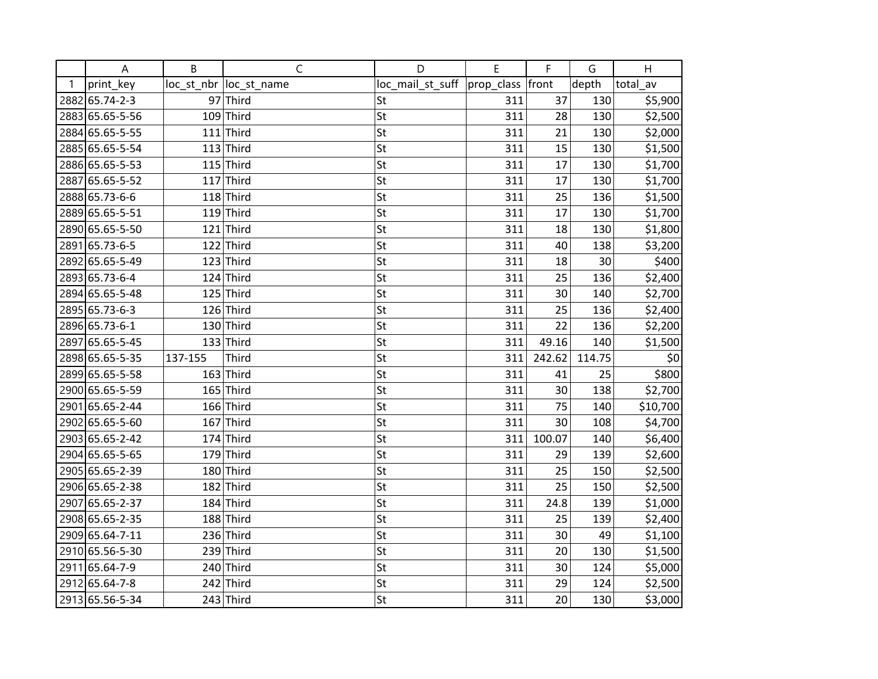| | A | B | C | D | E | F | G | H |
|---|---|---|---|---|---|---|---|---|
| 1 | print_key | loc_st_nbr | loc_st_name | loc_mail_st_suff | prop_class | front | depth | total_av |
| 2882 | 65.74-2-3 | 97 | Third | St | 311 | 37 | 130 | $5,900 |
| 2883 | 65.65-5-56 | 109 | Third | St | 311 | 28 | 130 | $2,500 |
| 2884 | 65.65-5-55 | 111 | Third | St | 311 | 21 | 130 | $2,000 |
| 2885 | 65.65-5-54 | 113 | Third | St | 311 | 15 | 130 | $1,500 |
| 2886 | 65.65-5-53 | 115 | Third | St | 311 | 17 | 130 | $1,700 |
| 2887 | 65.65-5-52 | 117 | Third | St | 311 | 17 | 130 | $1,700 |
| 2888 | 65.73-6-6 | 118 | Third | St | 311 | 25 | 136 | $1,500 |
| 2889 | 65.65-5-51 | 119 | Third | St | 311 | 17 | 130 | $1,700 |
| 2890 | 65.65-5-50 | 121 | Third | St | 311 | 18 | 130 | $1,800 |
| 2891 | 65.73-6-5 | 122 | Third | St | 311 | 40 | 138 | $3,200 |
| 2892 | 65.65-5-49 | 123 | Third | St | 311 | 18 | 30 | $400 |
| 2893 | 65.73-6-4 | 124 | Third | St | 311 | 25 | 136 | $2,400 |
| 2894 | 65.65-5-48 | 125 | Third | St | 311 | 30 | 140 | $2,700 |
| 2895 | 65.73-6-3 | 126 | Third | St | 311 | 25 | 136 | $2,400 |
| 2896 | 65.73-6-1 | 130 | Third | St | 311 | 22 | 136 | $2,200 |
| 2897 | 65.65-5-45 | 133 | Third | St | 311 | 49.16 | 140 | $1,500 |
| 2898 | 65.65-5-35 | 137-155 | Third | St | 311 | 242.62 | 114.75 | $0 |
| 2899 | 65.65-5-58 | 163 | Third | St | 311 | 41 | 25 | $800 |
| 2900 | 65.65-5-59 | 165 | Third | St | 311 | 30 | 138 | $2,700 |
| 2901 | 65.65-2-44 | 166 | Third | St | 311 | 75 | 140 | $10,700 |
| 2902 | 65.65-5-60 | 167 | Third | St | 311 | 30 | 108 | $4,700 |
| 2903 | 65.65-2-42 | 174 | Third | St | 311 | 100.07 | 140 | $6,400 |
| 2904 | 65.65-5-65 | 179 | Third | St | 311 | 29 | 139 | $2,600 |
| 2905 | 65.65-2-39 | 180 | Third | St | 311 | 25 | 150 | $2,500 |
| 2906 | 65.65-2-38 | 182 | Third | St | 311 | 25 | 150 | $2,500 |
| 2907 | 65.65-2-37 | 184 | Third | St | 311 | 24.8 | 139 | $1,000 |
| 2908 | 65.65-2-35 | 188 | Third | St | 311 | 25 | 139 | $2,400 |
| 2909 | 65.64-7-11 | 236 | Third | St | 311 | 30 | 49 | $1,100 |
| 2910 | 65.56-5-30 | 239 | Third | St | 311 | 20 | 130 | $1,500 |
| 2911 | 65.64-7-9 | 240 | Third | St | 311 | 30 | 124 | $5,000 |
| 2912 | 65.64-7-8 | 242 | Third | St | 311 | 29 | 124 | $2,500 |
| 2913 | 65.56-5-34 | 243 | Third | St | 311 | 20 | 130 | $3,000 |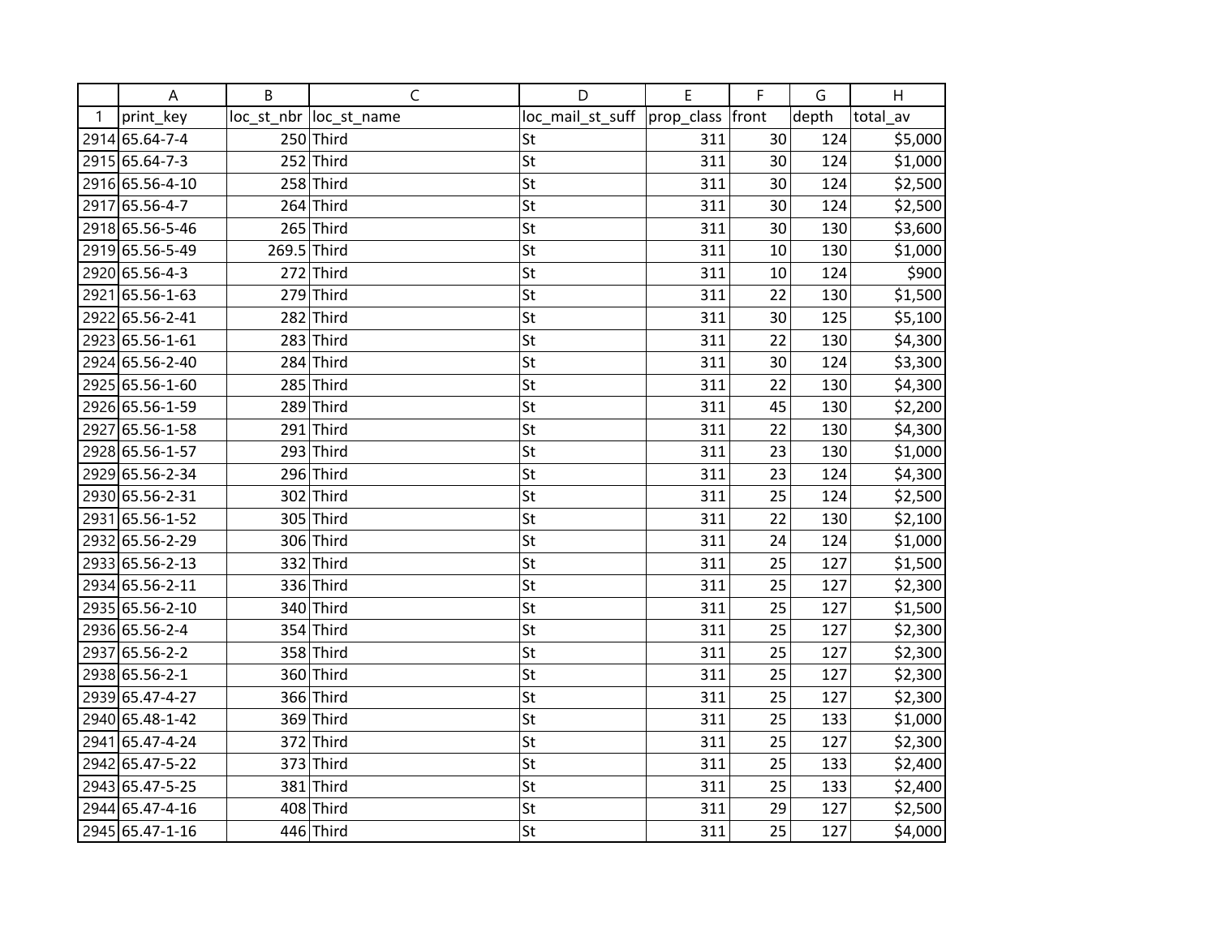| | A | B | C | D | E | F | G | H |
|---|---|---|---|---|---|---|---|---|
| 1 | print_key | loc_st_nbr | loc_st_name | loc_mail_st_suff | prop_class | front | depth | total_av |
| 2914 | 65.64-7-4 | 250 | Third | St | 311 | 30 | 124 | $5,000 |
| 2915 | 65.64-7-3 | 252 | Third | St | 311 | 30 | 124 | $1,000 |
| 2916 | 65.56-4-10 | 258 | Third | St | 311 | 30 | 124 | $2,500 |
| 2917 | 65.56-4-7 | 264 | Third | St | 311 | 30 | 124 | $2,500 |
| 2918 | 65.56-5-46 | 265 | Third | St | 311 | 30 | 130 | $3,600 |
| 2919 | 65.56-5-49 | 269.5 | Third | St | 311 | 10 | 130 | $1,000 |
| 2920 | 65.56-4-3 | 272 | Third | St | 311 | 10 | 124 | $900 |
| 2921 | 65.56-1-63 | 279 | Third | St | 311 | 22 | 130 | $1,500 |
| 2922 | 65.56-2-41 | 282 | Third | St | 311 | 30 | 125 | $5,100 |
| 2923 | 65.56-1-61 | 283 | Third | St | 311 | 22 | 130 | $4,300 |
| 2924 | 65.56-2-40 | 284 | Third | St | 311 | 30 | 124 | $3,300 |
| 2925 | 65.56-1-60 | 285 | Third | St | 311 | 22 | 130 | $4,300 |
| 2926 | 65.56-1-59 | 289 | Third | St | 311 | 45 | 130 | $2,200 |
| 2927 | 65.56-1-58 | 291 | Third | St | 311 | 22 | 130 | $4,300 |
| 2928 | 65.56-1-57 | 293 | Third | St | 311 | 23 | 130 | $1,000 |
| 2929 | 65.56-2-34 | 296 | Third | St | 311 | 23 | 124 | $4,300 |
| 2930 | 65.56-2-31 | 302 | Third | St | 311 | 25 | 124 | $2,500 |
| 2931 | 65.56-1-52 | 305 | Third | St | 311 | 22 | 130 | $2,100 |
| 2932 | 65.56-2-29 | 306 | Third | St | 311 | 24 | 124 | $1,000 |
| 2933 | 65.56-2-13 | 332 | Third | St | 311 | 25 | 127 | $1,500 |
| 2934 | 65.56-2-11 | 336 | Third | St | 311 | 25 | 127 | $2,300 |
| 2935 | 65.56-2-10 | 340 | Third | St | 311 | 25 | 127 | $1,500 |
| 2936 | 65.56-2-4 | 354 | Third | St | 311 | 25 | 127 | $2,300 |
| 2937 | 65.56-2-2 | 358 | Third | St | 311 | 25 | 127 | $2,300 |
| 2938 | 65.56-2-1 | 360 | Third | St | 311 | 25 | 127 | $2,300 |
| 2939 | 65.47-4-27 | 366 | Third | St | 311 | 25 | 127 | $2,300 |
| 2940 | 65.48-1-42 | 369 | Third | St | 311 | 25 | 133 | $1,000 |
| 2941 | 65.47-4-24 | 372 | Third | St | 311 | 25 | 127 | $2,300 |
| 2942 | 65.47-5-22 | 373 | Third | St | 311 | 25 | 133 | $2,400 |
| 2943 | 65.47-5-25 | 381 | Third | St | 311 | 25 | 133 | $2,400 |
| 2944 | 65.47-4-16 | 408 | Third | St | 311 | 29 | 127 | $2,500 |
| 2945 | 65.47-1-16 | 446 | Third | St | 311 | 25 | 127 | $4,000 |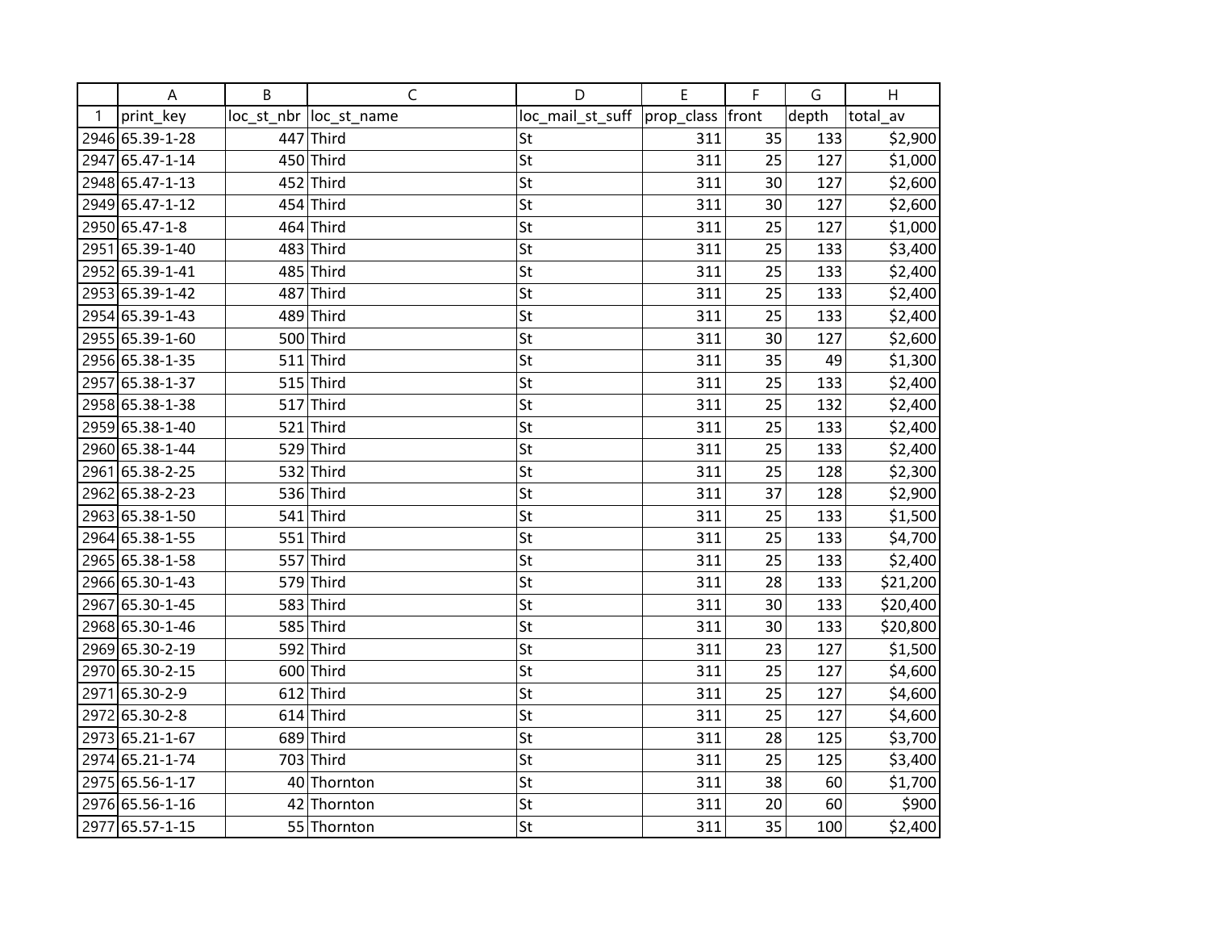| | A | B | C | D | E | F | G | H |
|---|---|---|---|---|---|---|---|---|
| 1 | print_key | loc_st_nbr | loc_st_name | loc_mail_st_suff | prop_class | front | depth | total_av |
| 2946 | 65.39-1-28 | 447 | Third | St | 311 | 35 | 133 | $2,900 |
| 2947 | 65.47-1-14 | 450 | Third | St | 311 | 25 | 127 | $1,000 |
| 2948 | 65.47-1-13 | 452 | Third | St | 311 | 30 | 127 | $2,600 |
| 2949 | 65.47-1-12 | 454 | Third | St | 311 | 30 | 127 | $2,600 |
| 2950 | 65.47-1-8 | 464 | Third | St | 311 | 25 | 127 | $1,000 |
| 2951 | 65.39-1-40 | 483 | Third | St | 311 | 25 | 133 | $3,400 |
| 2952 | 65.39-1-41 | 485 | Third | St | 311 | 25 | 133 | $2,400 |
| 2953 | 65.39-1-42 | 487 | Third | St | 311 | 25 | 133 | $2,400 |
| 2954 | 65.39-1-43 | 489 | Third | St | 311 | 25 | 133 | $2,400 |
| 2955 | 65.39-1-60 | 500 | Third | St | 311 | 30 | 127 | $2,600 |
| 2956 | 65.38-1-35 | 511 | Third | St | 311 | 35 | 49 | $1,300 |
| 2957 | 65.38-1-37 | 515 | Third | St | 311 | 25 | 133 | $2,400 |
| 2958 | 65.38-1-38 | 517 | Third | St | 311 | 25 | 132 | $2,400 |
| 2959 | 65.38-1-40 | 521 | Third | St | 311 | 25 | 133 | $2,400 |
| 2960 | 65.38-1-44 | 529 | Third | St | 311 | 25 | 133 | $2,400 |
| 2961 | 65.38-2-25 | 532 | Third | St | 311 | 25 | 128 | $2,300 |
| 2962 | 65.38-2-23 | 536 | Third | St | 311 | 37 | 128 | $2,900 |
| 2963 | 65.38-1-50 | 541 | Third | St | 311 | 25 | 133 | $1,500 |
| 2964 | 65.38-1-55 | 551 | Third | St | 311 | 25 | 133 | $4,700 |
| 2965 | 65.38-1-58 | 557 | Third | St | 311 | 25 | 133 | $2,400 |
| 2966 | 65.30-1-43 | 579 | Third | St | 311 | 28 | 133 | $21,200 |
| 2967 | 65.30-1-45 | 583 | Third | St | 311 | 30 | 133 | $20,400 |
| 2968 | 65.30-1-46 | 585 | Third | St | 311 | 30 | 133 | $20,800 |
| 2969 | 65.30-2-19 | 592 | Third | St | 311 | 23 | 127 | $1,500 |
| 2970 | 65.30-2-15 | 600 | Third | St | 311 | 25 | 127 | $4,600 |
| 2971 | 65.30-2-9 | 612 | Third | St | 311 | 25 | 127 | $4,600 |
| 2972 | 65.30-2-8 | 614 | Third | St | 311 | 25 | 127 | $4,600 |
| 2973 | 65.21-1-67 | 689 | Third | St | 311 | 28 | 125 | $3,700 |
| 2974 | 65.21-1-74 | 703 | Third | St | 311 | 25 | 125 | $3,400 |
| 2975 | 65.56-1-17 | 40 | Thornton | St | 311 | 38 | 60 | $1,700 |
| 2976 | 65.56-1-16 | 42 | Thornton | St | 311 | 20 | 60 | $900 |
| 2977 | 65.57-1-15 | 55 | Thornton | St | 311 | 35 | 100 | $2,400 |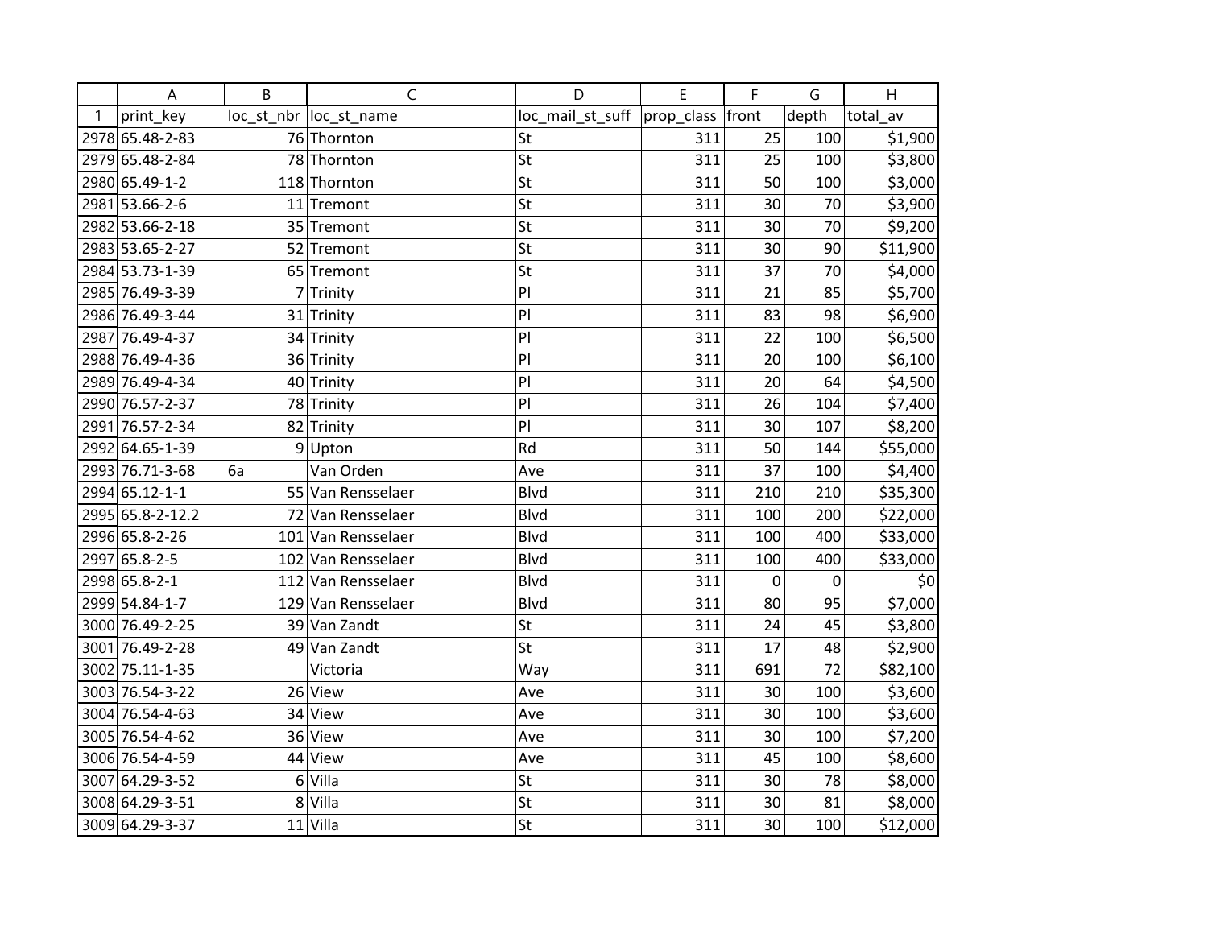| | A | B | C | D | E | F | G | H |
|---|---|---|---|---|---|---|---|---|
| 1 | print_key | loc_st_nbr | loc_st_name | loc_mail_st_suff | prop_class | front | depth | total_av |
| 2978 | 65.48-2-83 | 76 | Thornton | St | 311 | 25 | 100 | $1,900 |
| 2979 | 65.48-2-84 | 78 | Thornton | St | 311 | 25 | 100 | $3,800 |
| 2980 | 65.49-1-2 | 118 | Thornton | St | 311 | 50 | 100 | $3,000 |
| 2981 | 53.66-2-6 | 11 | Tremont | St | 311 | 30 | 70 | $3,900 |
| 2982 | 53.66-2-18 | 35 | Tremont | St | 311 | 30 | 70 | $9,200 |
| 2983 | 53.65-2-27 | 52 | Tremont | St | 311 | 30 | 90 | $11,900 |
| 2984 | 53.73-1-39 | 65 | Tremont | St | 311 | 37 | 70 | $4,000 |
| 2985 | 76.49-3-39 | 7 | Trinity | Pl | 311 | 21 | 85 | $5,700 |
| 2986 | 76.49-3-44 | 31 | Trinity | Pl | 311 | 83 | 98 | $6,900 |
| 2987 | 76.49-4-37 | 34 | Trinity | Pl | 311 | 22 | 100 | $6,500 |
| 2988 | 76.49-4-36 | 36 | Trinity | Pl | 311 | 20 | 100 | $6,100 |
| 2989 | 76.49-4-34 | 40 | Trinity | Pl | 311 | 20 | 64 | $4,500 |
| 2990 | 76.57-2-37 | 78 | Trinity | Pl | 311 | 26 | 104 | $7,400 |
| 2991 | 76.57-2-34 | 82 | Trinity | Pl | 311 | 30 | 107 | $8,200 |
| 2992 | 64.65-1-39 | 9 | Upton | Rd | 311 | 50 | 144 | $55,000 |
| 2993 | 76.71-3-68 | 6a | Van Orden | Ave | 311 | 37 | 100 | $4,400 |
| 2994 | 65.12-1-1 | 55 | Van Rensselaer | Blvd | 311 | 210 | 210 | $35,300 |
| 2995 | 65.8-2-12.2 | 72 | Van Rensselaer | Blvd | 311 | 100 | 200 | $22,000 |
| 2996 | 65.8-2-26 | 101 | Van Rensselaer | Blvd | 311 | 100 | 400 | $33,000 |
| 2997 | 65.8-2-5 | 102 | Van Rensselaer | Blvd | 311 | 100 | 400 | $33,000 |
| 2998 | 65.8-2-1 | 112 | Van Rensselaer | Blvd | 311 | 0 | 0 | $0 |
| 2999 | 54.84-1-7 | 129 | Van Rensselaer | Blvd | 311 | 80 | 95 | $7,000 |
| 3000 | 76.49-2-25 | 39 | Van Zandt | St | 311 | 24 | 45 | $3,800 |
| 3001 | 76.49-2-28 | 49 | Van Zandt | St | 311 | 17 | 48 | $2,900 |
| 3002 | 75.11-1-35 | | Victoria | Way | 311 | 691 | 72 | $82,100 |
| 3003 | 76.54-3-22 | 26 | View | Ave | 311 | 30 | 100 | $3,600 |
| 3004 | 76.54-4-63 | 34 | View | Ave | 311 | 30 | 100 | $3,600 |
| 3005 | 76.54-4-62 | 36 | View | Ave | 311 | 30 | 100 | $7,200 |
| 3006 | 76.54-4-59 | 44 | View | Ave | 311 | 45 | 100 | $8,600 |
| 3007 | 64.29-3-52 | 6 | Villa | St | 311 | 30 | 78 | $8,000 |
| 3008 | 64.29-3-51 | 8 | Villa | St | 311 | 30 | 81 | $8,000 |
| 3009 | 64.29-3-37 | 11 | Villa | St | 311 | 30 | 100 | $12,000 |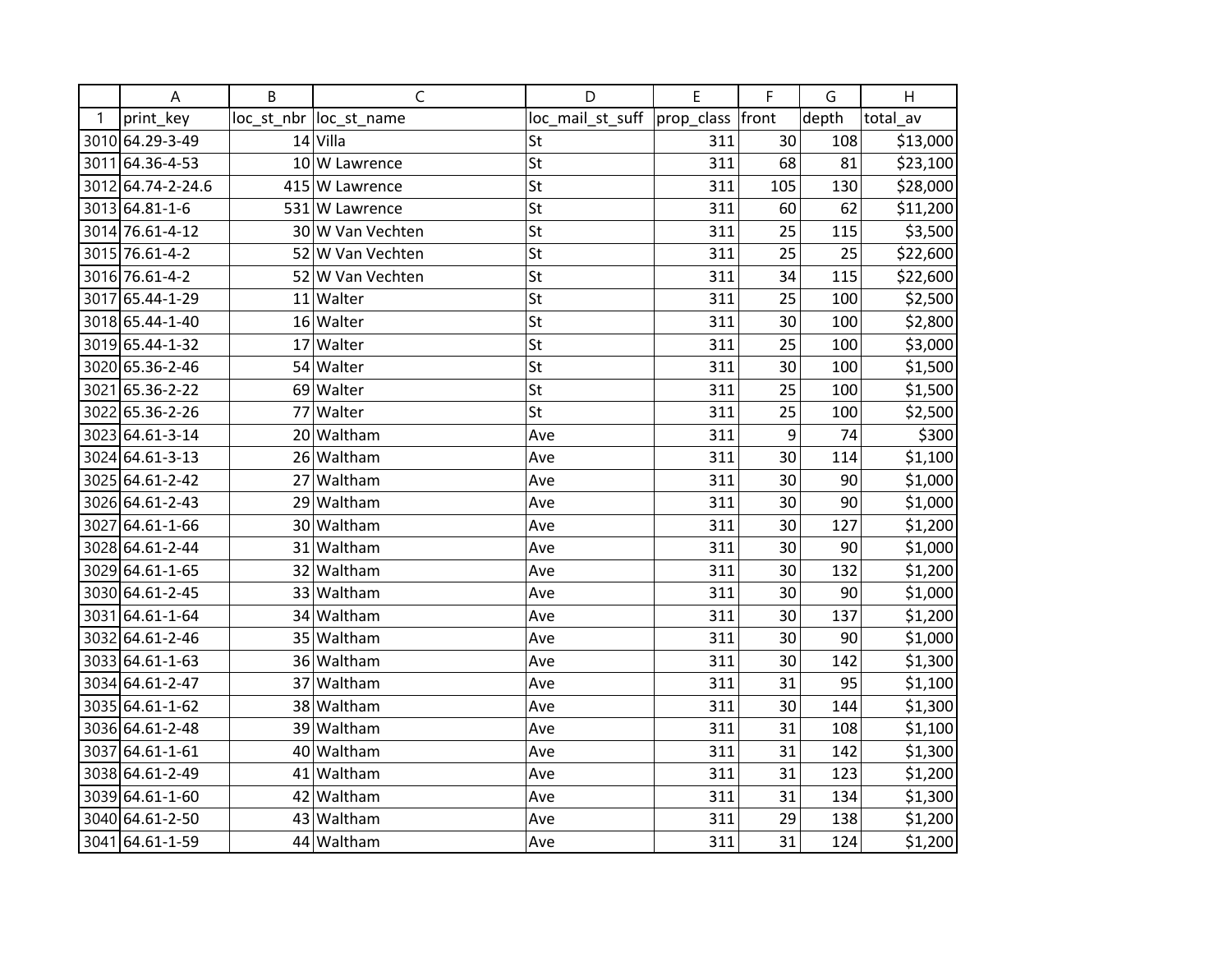| | A | B | C | D | E | F | G | H |
|---|---|---|---|---|---|---|---|---|
| 1 | print_key | loc_st_nbr | loc_st_name | loc_mail_st_suff | prop_class | front | depth | total_av |
| 3010 | 64.29-3-49 | 14 | Villa | St | 311 | 30 | 108 | $13,000 |
| 3011 | 64.36-4-53 | 10 | W Lawrence | St | 311 | 68 | 81 | $23,100 |
| 3012 | 64.74-2-24.6 | 415 | W Lawrence | St | 311 | 105 | 130 | $28,000 |
| 3013 | 64.81-1-6 | 531 | W Lawrence | St | 311 | 60 | 62 | $11,200 |
| 3014 | 76.61-4-12 | 30 | W Van Vechten | St | 311 | 25 | 115 | $3,500 |
| 3015 | 76.61-4-2 | 52 | W Van Vechten | St | 311 | 25 | 25 | $22,600 |
| 3016 | 76.61-4-2 | 52 | W Van Vechten | St | 311 | 34 | 115 | $22,600 |
| 3017 | 65.44-1-29 | 11 | Walter | St | 311 | 25 | 100 | $2,500 |
| 3018 | 65.44-1-40 | 16 | Walter | St | 311 | 30 | 100 | $2,800 |
| 3019 | 65.44-1-32 | 17 | Walter | St | 311 | 25 | 100 | $3,000 |
| 3020 | 65.36-2-46 | 54 | Walter | St | 311 | 30 | 100 | $1,500 |
| 3021 | 65.36-2-22 | 69 | Walter | St | 311 | 25 | 100 | $1,500 |
| 3022 | 65.36-2-26 | 77 | Walter | St | 311 | 25 | 100 | $2,500 |
| 3023 | 64.61-3-14 | 20 | Waltham | Ave | 311 | 9 | 74 | $300 |
| 3024 | 64.61-3-13 | 26 | Waltham | Ave | 311 | 30 | 114 | $1,100 |
| 3025 | 64.61-2-42 | 27 | Waltham | Ave | 311 | 30 | 90 | $1,000 |
| 3026 | 64.61-2-43 | 29 | Waltham | Ave | 311 | 30 | 90 | $1,000 |
| 3027 | 64.61-1-66 | 30 | Waltham | Ave | 311 | 30 | 127 | $1,200 |
| 3028 | 64.61-2-44 | 31 | Waltham | Ave | 311 | 30 | 90 | $1,000 |
| 3029 | 64.61-1-65 | 32 | Waltham | Ave | 311 | 30 | 132 | $1,200 |
| 3030 | 64.61-2-45 | 33 | Waltham | Ave | 311 | 30 | 90 | $1,000 |
| 3031 | 64.61-1-64 | 34 | Waltham | Ave | 311 | 30 | 137 | $1,200 |
| 3032 | 64.61-2-46 | 35 | Waltham | Ave | 311 | 30 | 90 | $1,000 |
| 3033 | 64.61-1-63 | 36 | Waltham | Ave | 311 | 30 | 142 | $1,300 |
| 3034 | 64.61-2-47 | 37 | Waltham | Ave | 311 | 31 | 95 | $1,100 |
| 3035 | 64.61-1-62 | 38 | Waltham | Ave | 311 | 30 | 144 | $1,300 |
| 3036 | 64.61-2-48 | 39 | Waltham | Ave | 311 | 31 | 108 | $1,100 |
| 3037 | 64.61-1-61 | 40 | Waltham | Ave | 311 | 31 | 142 | $1,300 |
| 3038 | 64.61-2-49 | 41 | Waltham | Ave | 311 | 31 | 123 | $1,200 |
| 3039 | 64.61-1-60 | 42 | Waltham | Ave | 311 | 31 | 134 | $1,300 |
| 3040 | 64.61-2-50 | 43 | Waltham | Ave | 311 | 29 | 138 | $1,200 |
| 3041 | 64.61-1-59 | 44 | Waltham | Ave | 311 | 31 | 124 | $1,200 |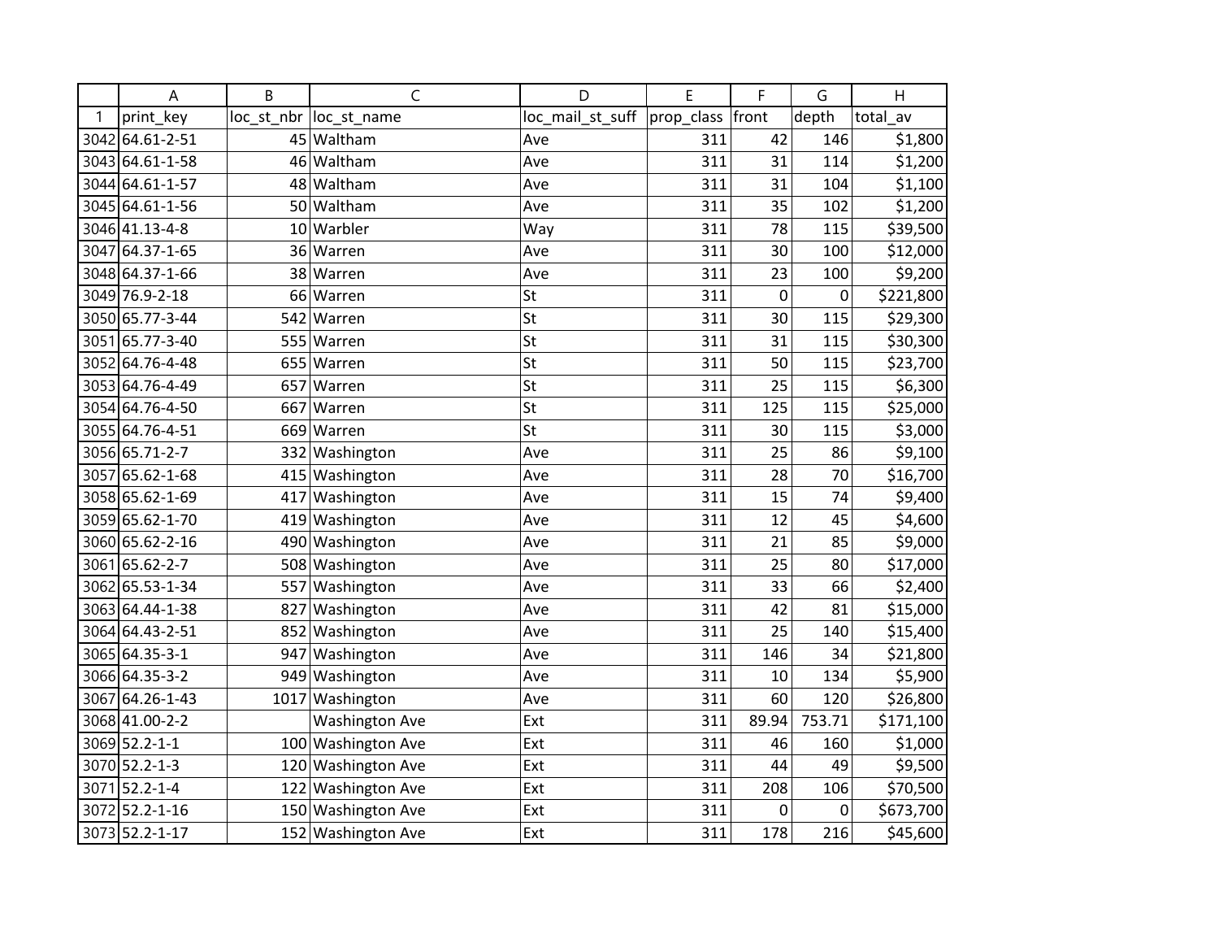| | A | B | C | D | E | F | G | H |
|---|---|---|---|---|---|---|---|---|
| 1 | print_key | loc_st_nbr | loc_st_name | loc_mail_st_suff | prop_class | front | depth | total_av |
| 3042 | 64.61-2-51 | 45 | Waltham | Ave | 311 | 42 | 146 | $1,800 |
| 3043 | 64.61-1-58 | 46 | Waltham | Ave | 311 | 31 | 114 | $1,200 |
| 3044 | 64.61-1-57 | 48 | Waltham | Ave | 311 | 31 | 104 | $1,100 |
| 3045 | 64.61-1-56 | 50 | Waltham | Ave | 311 | 35 | 102 | $1,200 |
| 3046 | 41.13-4-8 | 10 | Warbler | Way | 311 | 78 | 115 | $39,500 |
| 3047 | 64.37-1-65 | 36 | Warren | Ave | 311 | 30 | 100 | $12,000 |
| 3048 | 64.37-1-66 | 38 | Warren | Ave | 311 | 23 | 100 | $9,200 |
| 3049 | 76.9-2-18 | 66 | Warren | St | 311 | 0 | 0 | $221,800 |
| 3050 | 65.77-3-44 | 542 | Warren | St | 311 | 30 | 115 | $29,300 |
| 3051 | 65.77-3-40 | 555 | Warren | St | 311 | 31 | 115 | $30,300 |
| 3052 | 64.76-4-48 | 655 | Warren | St | 311 | 50 | 115 | $23,700 |
| 3053 | 64.76-4-49 | 657 | Warren | St | 311 | 25 | 115 | $6,300 |
| 3054 | 64.76-4-50 | 667 | Warren | St | 311 | 125 | 115 | $25,000 |
| 3055 | 64.76-4-51 | 669 | Warren | St | 311 | 30 | 115 | $3,000 |
| 3056 | 65.71-2-7 | 332 | Washington | Ave | 311 | 25 | 86 | $9,100 |
| 3057 | 65.62-1-68 | 415 | Washington | Ave | 311 | 28 | 70 | $16,700 |
| 3058 | 65.62-1-69 | 417 | Washington | Ave | 311 | 15 | 74 | $9,400 |
| 3059 | 65.62-1-70 | 419 | Washington | Ave | 311 | 12 | 45 | $4,600 |
| 3060 | 65.62-2-16 | 490 | Washington | Ave | 311 | 21 | 85 | $9,000 |
| 3061 | 65.62-2-7 | 508 | Washington | Ave | 311 | 25 | 80 | $17,000 |
| 3062 | 65.53-1-34 | 557 | Washington | Ave | 311 | 33 | 66 | $2,400 |
| 3063 | 64.44-1-38 | 827 | Washington | Ave | 311 | 42 | 81 | $15,000 |
| 3064 | 64.43-2-51 | 852 | Washington | Ave | 311 | 25 | 140 | $15,400 |
| 3065 | 64.35-3-1 | 947 | Washington | Ave | 311 | 146 | 34 | $21,800 |
| 3066 | 64.35-3-2 | 949 | Washington | Ave | 311 | 10 | 134 | $5,900 |
| 3067 | 64.26-1-43 | 1017 | Washington | Ave | 311 | 60 | 120 | $26,800 |
| 3068 | 41.00-2-2 | | Washington Ave | Ext | 311 | 89.94 | 753.71 | $171,100 |
| 3069 | 52.2-1-1 | 100 | Washington Ave | Ext | 311 | 46 | 160 | $1,000 |
| 3070 | 52.2-1-3 | 120 | Washington Ave | Ext | 311 | 44 | 49 | $9,500 |
| 3071 | 52.2-1-4 | 122 | Washington Ave | Ext | 311 | 208 | 106 | $70,500 |
| 3072 | 52.2-1-16 | 150 | Washington Ave | Ext | 311 | 0 | 0 | $673,700 |
| 3073 | 52.2-1-17 | 152 | Washington Ave | Ext | 311 | 178 | 216 | $45,600 |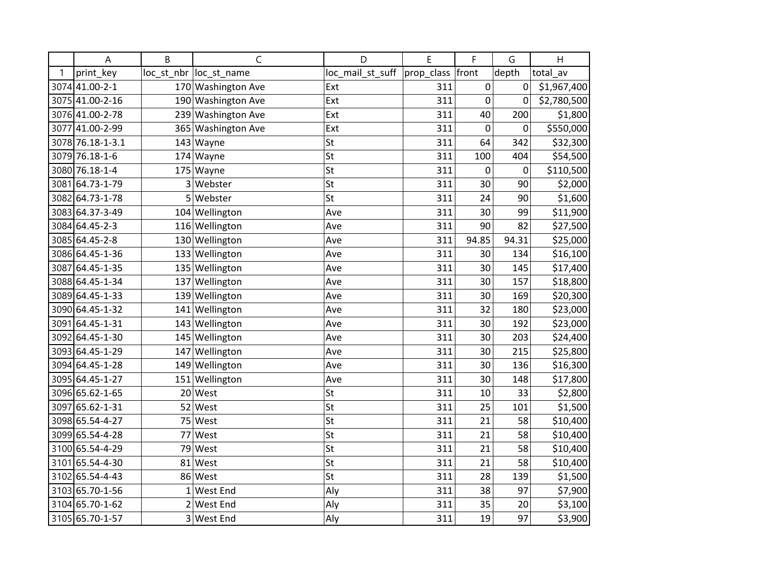| | A | B | C | D | E | F | G | H |
|---|---|---|---|---|---|---|---|---|
| 1 | print_key | loc_st_nbr | loc_st_name | loc_mail_st_suff | prop_class | front | depth | total_av |
| 3074 | 41.00-2-1 | 170 | Washington Ave | Ext | 311 | 0 | 0 | $1,967,400 |
| 3075 | 41.00-2-16 | 190 | Washington Ave | Ext | 311 | 0 | 0 | $2,780,500 |
| 3076 | 41.00-2-78 | 239 | Washington Ave | Ext | 311 | 40 | 200 | $1,800 |
| 3077 | 41.00-2-99 | 365 | Washington Ave | Ext | 311 | 0 | 0 | $550,000 |
| 3078 | 76.18-1-3.1 | 143 | Wayne | St | 311 | 64 | 342 | $32,300 |
| 3079 | 76.18-1-6 | 174 | Wayne | St | 311 | 100 | 404 | $54,500 |
| 3080 | 76.18-1-4 | 175 | Wayne | St | 311 | 0 | 0 | $110,500 |
| 3081 | 64.73-1-79 | 3 | Webster | St | 311 | 30 | 90 | $2,000 |
| 3082 | 64.73-1-78 | 5 | Webster | St | 311 | 24 | 90 | $1,600 |
| 3083 | 64.37-3-49 | 104 | Wellington | Ave | 311 | 30 | 99 | $11,900 |
| 3084 | 64.45-2-3 | 116 | Wellington | Ave | 311 | 90 | 82 | $27,500 |
| 3085 | 64.45-2-8 | 130 | Wellington | Ave | 311 | 94.85 | 94.31 | $25,000 |
| 3086 | 64.45-1-36 | 133 | Wellington | Ave | 311 | 30 | 134 | $16,100 |
| 3087 | 64.45-1-35 | 135 | Wellington | Ave | 311 | 30 | 145 | $17,400 |
| 3088 | 64.45-1-34 | 137 | Wellington | Ave | 311 | 30 | 157 | $18,800 |
| 3089 | 64.45-1-33 | 139 | Wellington | Ave | 311 | 30 | 169 | $20,300 |
| 3090 | 64.45-1-32 | 141 | Wellington | Ave | 311 | 32 | 180 | $23,000 |
| 3091 | 64.45-1-31 | 143 | Wellington | Ave | 311 | 30 | 192 | $23,000 |
| 3092 | 64.45-1-30 | 145 | Wellington | Ave | 311 | 30 | 203 | $24,400 |
| 3093 | 64.45-1-29 | 147 | Wellington | Ave | 311 | 30 | 215 | $25,800 |
| 3094 | 64.45-1-28 | 149 | Wellington | Ave | 311 | 30 | 136 | $16,300 |
| 3095 | 64.45-1-27 | 151 | Wellington | Ave | 311 | 30 | 148 | $17,800 |
| 3096 | 65.62-1-65 | 20 | West | St | 311 | 10 | 33 | $2,800 |
| 3097 | 65.62-1-31 | 52 | West | St | 311 | 25 | 101 | $1,500 |
| 3098 | 65.54-4-27 | 75 | West | St | 311 | 21 | 58 | $10,400 |
| 3099 | 65.54-4-28 | 77 | West | St | 311 | 21 | 58 | $10,400 |
| 3100 | 65.54-4-29 | 79 | West | St | 311 | 21 | 58 | $10,400 |
| 3101 | 65.54-4-30 | 81 | West | St | 311 | 21 | 58 | $10,400 |
| 3102 | 65.54-4-43 | 86 | West | St | 311 | 28 | 139 | $1,500 |
| 3103 | 65.70-1-56 | 1 | West End | Aly | 311 | 38 | 97 | $7,900 |
| 3104 | 65.70-1-62 | 2 | West End | Aly | 311 | 35 | 20 | $3,100 |
| 3105 | 65.70-1-57 | 3 | West End | Aly | 311 | 19 | 97 | $3,900 |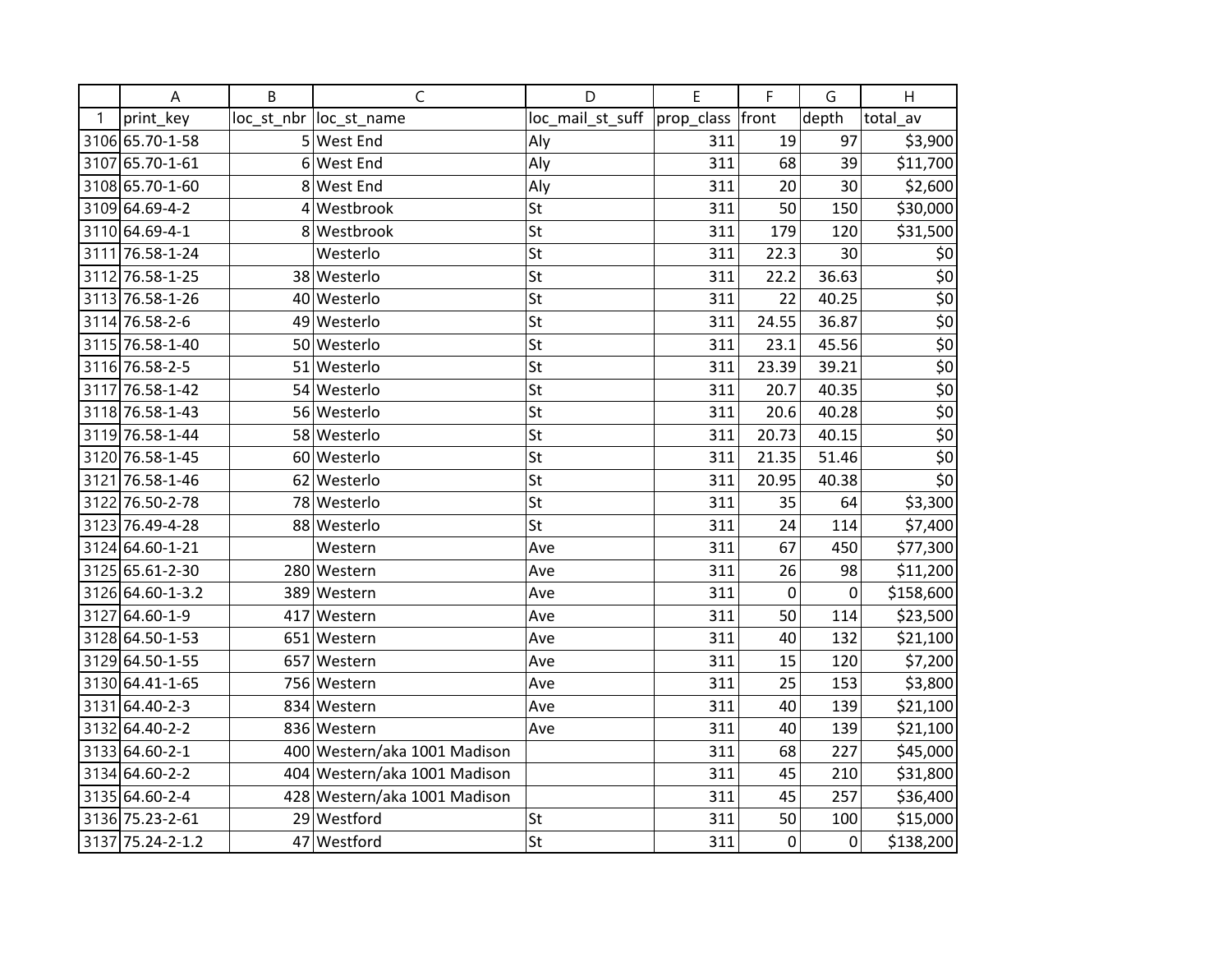| | A | B | C | D | E | F | G | H |
|---|---|---|---|---|---|---|---|---|
| 1 | print_key | loc_st_nbr | loc_st_name | loc_mail_st_suff | prop_class | front | depth | total_av |
| 3106 | 65.70-1-58 | 5 | West End | Aly | 311 | 19 | 97 | $3,900 |
| 3107 | 65.70-1-61 | 6 | West End | Aly | 311 | 68 | 39 | $11,700 |
| 3108 | 65.70-1-60 | 8 | West End | Aly | 311 | 20 | 30 | $2,600 |
| 3109 | 64.69-4-2 | 4 | Westbrook | St | 311 | 50 | 150 | $30,000 |
| 3110 | 64.69-4-1 | 8 | Westbrook | St | 311 | 179 | 120 | $31,500 |
| 3111 | 76.58-1-24 | | Westerlo | St | 311 | 22.3 | 30 | $0 |
| 3112 | 76.58-1-25 | 38 | Westerlo | St | 311 | 22.2 | 36.63 | $0 |
| 3113 | 76.58-1-26 | 40 | Westerlo | St | 311 | 22 | 40.25 | $0 |
| 3114 | 76.58-2-6 | 49 | Westerlo | St | 311 | 24.55 | 36.87 | $0 |
| 3115 | 76.58-1-40 | 50 | Westerlo | St | 311 | 23.1 | 45.56 | $0 |
| 3116 | 76.58-2-5 | 51 | Westerlo | St | 311 | 23.39 | 39.21 | $0 |
| 3117 | 76.58-1-42 | 54 | Westerlo | St | 311 | 20.7 | 40.35 | $0 |
| 3118 | 76.58-1-43 | 56 | Westerlo | St | 311 | 20.6 | 40.28 | $0 |
| 3119 | 76.58-1-44 | 58 | Westerlo | St | 311 | 20.73 | 40.15 | $0 |
| 3120 | 76.58-1-45 | 60 | Westerlo | St | 311 | 21.35 | 51.46 | $0 |
| 3121 | 76.58-1-46 | 62 | Westerlo | St | 311 | 20.95 | 40.38 | $0 |
| 3122 | 76.50-2-78 | 78 | Westerlo | St | 311 | 35 | 64 | $3,300 |
| 3123 | 76.49-4-28 | 88 | Westerlo | St | 311 | 24 | 114 | $7,400 |
| 3124 | 64.60-1-21 | | Western | Ave | 311 | 67 | 450 | $77,300 |
| 3125 | 65.61-2-30 | 280 | Western | Ave | 311 | 26 | 98 | $11,200 |
| 3126 | 64.60-1-3.2 | 389 | Western | Ave | 311 | 0 | 0 | $158,600 |
| 3127 | 64.60-1-9 | 417 | Western | Ave | 311 | 50 | 114 | $23,500 |
| 3128 | 64.50-1-53 | 651 | Western | Ave | 311 | 40 | 132 | $21,100 |
| 3129 | 64.50-1-55 | 657 | Western | Ave | 311 | 15 | 120 | $7,200 |
| 3130 | 64.41-1-65 | 756 | Western | Ave | 311 | 25 | 153 | $3,800 |
| 3131 | 64.40-2-3 | 834 | Western | Ave | 311 | 40 | 139 | $21,100 |
| 3132 | 64.40-2-2 | 836 | Western | Ave | 311 | 40 | 139 | $21,100 |
| 3133 | 64.60-2-1 | 400 | Western/aka 1001 Madison | | 311 | 68 | 227 | $45,000 |
| 3134 | 64.60-2-2 | 404 | Western/aka 1001 Madison | | 311 | 45 | 210 | $31,800 |
| 3135 | 64.60-2-4 | 428 | Western/aka 1001 Madison | | 311 | 45 | 257 | $36,400 |
| 3136 | 75.23-2-61 | 29 | Westford | St | 311 | 50 | 100 | $15,000 |
| 3137 | 75.24-2-1.2 | 47 | Westford | St | 311 | 0 | 0 | $138,200 |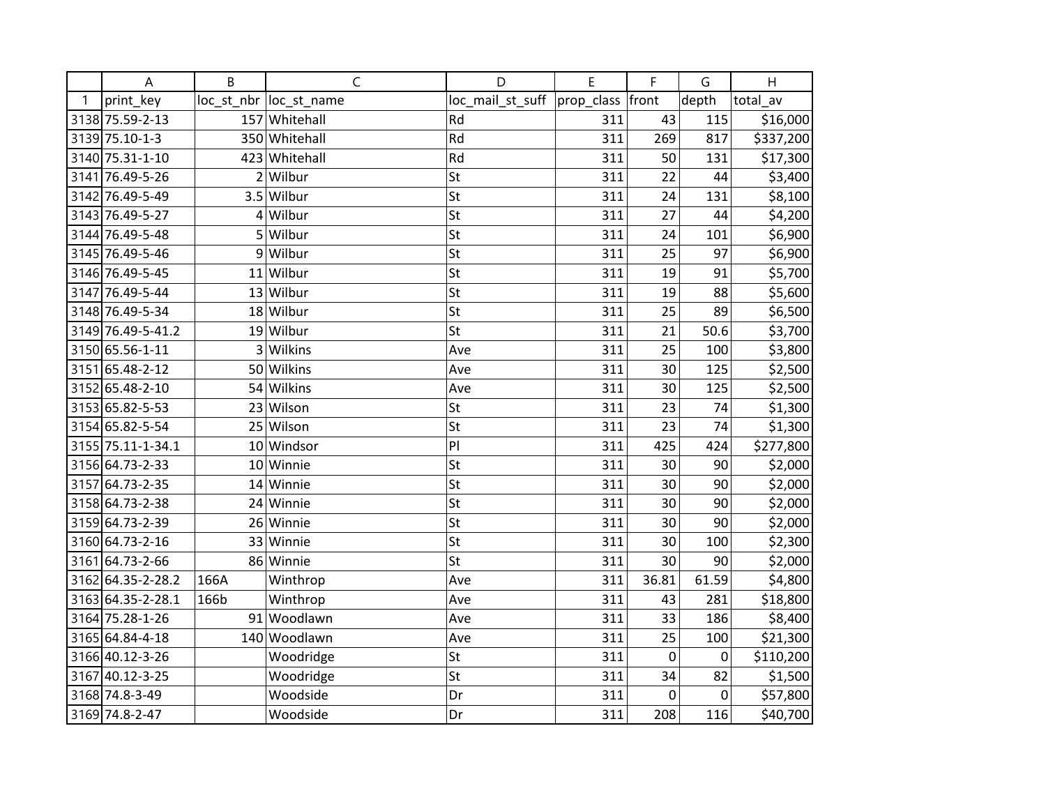| | A | B | C | D | E | F | G | H |
|---|---|---|---|---|---|---|---|---|
| 1 | print_key | loc_st_nbr | loc_st_name | loc_mail_st_suff | prop_class | front | depth | total_av |
| 3138 | 75.59-2-13 | 157 | Whitehall | Rd | 311 | 43 | 115 | $16,000 |
| 3139 | 75.10-1-3 | 350 | Whitehall | Rd | 311 | 269 | 817 | $337,200 |
| 3140 | 75.31-1-10 | 423 | Whitehall | Rd | 311 | 50 | 131 | $17,300 |
| 3141 | 76.49-5-26 | 2 | Wilbur | St | 311 | 22 | 44 | $3,400 |
| 3142 | 76.49-5-49 | 3.5 | Wilbur | St | 311 | 24 | 131 | $8,100 |
| 3143 | 76.49-5-27 | 4 | Wilbur | St | 311 | 27 | 44 | $4,200 |
| 3144 | 76.49-5-48 | 5 | Wilbur | St | 311 | 24 | 101 | $6,900 |
| 3145 | 76.49-5-46 | 9 | Wilbur | St | 311 | 25 | 97 | $6,900 |
| 3146 | 76.49-5-45 | 11 | Wilbur | St | 311 | 19 | 91 | $5,700 |
| 3147 | 76.49-5-44 | 13 | Wilbur | St | 311 | 19 | 88 | $5,600 |
| 3148 | 76.49-5-34 | 18 | Wilbur | St | 311 | 25 | 89 | $6,500 |
| 3149 | 76.49-5-41.2 | 19 | Wilbur | St | 311 | 21 | 50.6 | $3,700 |
| 3150 | 65.56-1-11 | 3 | Wilkins | Ave | 311 | 25 | 100 | $3,800 |
| 3151 | 65.48-2-12 | 50 | Wilkins | Ave | 311 | 30 | 125 | $2,500 |
| 3152 | 65.48-2-10 | 54 | Wilkins | Ave | 311 | 30 | 125 | $2,500 |
| 3153 | 65.82-5-53 | 23 | Wilson | St | 311 | 23 | 74 | $1,300 |
| 3154 | 65.82-5-54 | 25 | Wilson | St | 311 | 23 | 74 | $1,300 |
| 3155 | 75.11-1-34.1 | 10 | Windsor | Pl | 311 | 425 | 424 | $277,800 |
| 3156 | 64.73-2-33 | 10 | Winnie | St | 311 | 30 | 90 | $2,000 |
| 3157 | 64.73-2-35 | 14 | Winnie | St | 311 | 30 | 90 | $2,000 |
| 3158 | 64.73-2-38 | 24 | Winnie | St | 311 | 30 | 90 | $2,000 |
| 3159 | 64.73-2-39 | 26 | Winnie | St | 311 | 30 | 90 | $2,000 |
| 3160 | 64.73-2-16 | 33 | Winnie | St | 311 | 30 | 100 | $2,300 |
| 3161 | 64.73-2-66 | 86 | Winnie | St | 311 | 30 | 90 | $2,000 |
| 3162 | 64.35-2-28.2 | 166A | Winthrop | Ave | 311 | 36.81 | 61.59 | $4,800 |
| 3163 | 64.35-2-28.1 | 166b | Winthrop | Ave | 311 | 43 | 281 | $18,800 |
| 3164 | 75.28-1-26 | 91 | Woodlawn | Ave | 311 | 33 | 186 | $8,400 |
| 3165 | 64.84-4-18 | 140 | Woodlawn | Ave | 311 | 25 | 100 | $21,300 |
| 3166 | 40.12-3-26 | | Woodridge | St | 311 | 0 | 0 | $110,200 |
| 3167 | 40.12-3-25 | | Woodridge | St | 311 | 34 | 82 | $1,500 |
| 3168 | 74.8-3-49 | | Woodside | Dr | 311 | 0 | 0 | $57,800 |
| 3169 | 74.8-2-47 | | Woodside | Dr | 311 | 208 | 116 | $40,700 |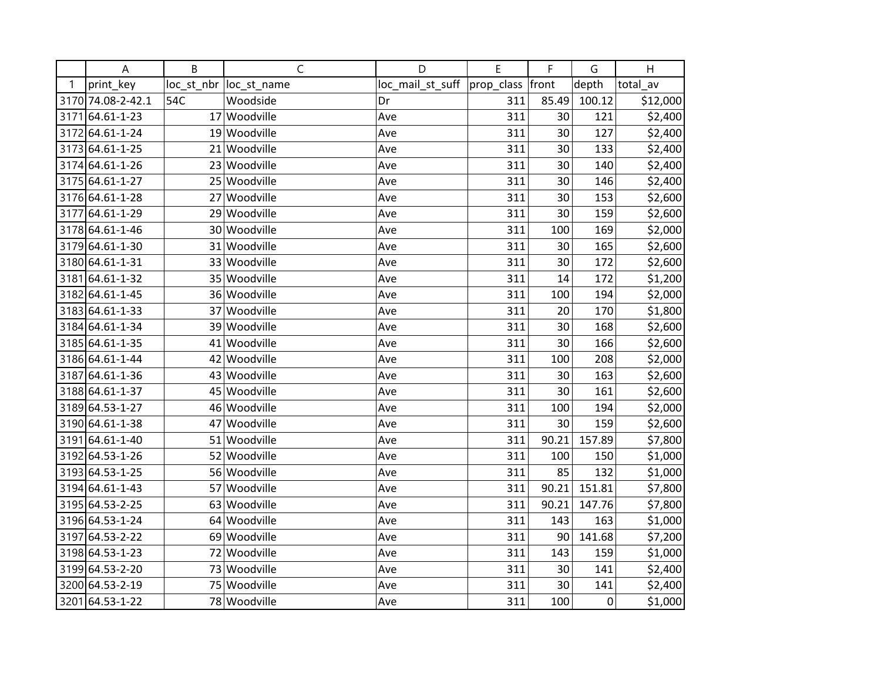| | A | B | C | D | E | F | G | H |
|---|---|---|---|---|---|---|---|---|
| 1 | print_key | loc_st_nbr | loc_st_name | loc_mail_st_suff | prop_class | front | depth | total_av |
| 3170 | 74.08-2-42.1 | 54C | Woodside | Dr | 311 | 85.49 | 100.12 | $12,000 |
| 3171 | 64.61-1-23 | 17 | Woodville | Ave | 311 | 30 | 121 | $2,400 |
| 3172 | 64.61-1-24 | 19 | Woodville | Ave | 311 | 30 | 127 | $2,400 |
| 3173 | 64.61-1-25 | 21 | Woodville | Ave | 311 | 30 | 133 | $2,400 |
| 3174 | 64.61-1-26 | 23 | Woodville | Ave | 311 | 30 | 140 | $2,400 |
| 3175 | 64.61-1-27 | 25 | Woodville | Ave | 311 | 30 | 146 | $2,400 |
| 3176 | 64.61-1-28 | 27 | Woodville | Ave | 311 | 30 | 153 | $2,600 |
| 3177 | 64.61-1-29 | 29 | Woodville | Ave | 311 | 30 | 159 | $2,600 |
| 3178 | 64.61-1-46 | 30 | Woodville | Ave | 311 | 100 | 169 | $2,000 |
| 3179 | 64.61-1-30 | 31 | Woodville | Ave | 311 | 30 | 165 | $2,600 |
| 3180 | 64.61-1-31 | 33 | Woodville | Ave | 311 | 30 | 172 | $2,600 |
| 3181 | 64.61-1-32 | 35 | Woodville | Ave | 311 | 14 | 172 | $1,200 |
| 3182 | 64.61-1-45 | 36 | Woodville | Ave | 311 | 100 | 194 | $2,000 |
| 3183 | 64.61-1-33 | 37 | Woodville | Ave | 311 | 20 | 170 | $1,800 |
| 3184 | 64.61-1-34 | 39 | Woodville | Ave | 311 | 30 | 168 | $2,600 |
| 3185 | 64.61-1-35 | 41 | Woodville | Ave | 311 | 30 | 166 | $2,600 |
| 3186 | 64.61-1-44 | 42 | Woodville | Ave | 311 | 100 | 208 | $2,000 |
| 3187 | 64.61-1-36 | 43 | Woodville | Ave | 311 | 30 | 163 | $2,600 |
| 3188 | 64.61-1-37 | 45 | Woodville | Ave | 311 | 30 | 161 | $2,600 |
| 3189 | 64.53-1-27 | 46 | Woodville | Ave | 311 | 100 | 194 | $2,000 |
| 3190 | 64.61-1-38 | 47 | Woodville | Ave | 311 | 30 | 159 | $2,600 |
| 3191 | 64.61-1-40 | 51 | Woodville | Ave | 311 | 90.21 | 157.89 | $7,800 |
| 3192 | 64.53-1-26 | 52 | Woodville | Ave | 311 | 100 | 150 | $1,000 |
| 3193 | 64.53-1-25 | 56 | Woodville | Ave | 311 | 85 | 132 | $1,000 |
| 3194 | 64.61-1-43 | 57 | Woodville | Ave | 311 | 90.21 | 151.81 | $7,800 |
| 3195 | 64.53-2-25 | 63 | Woodville | Ave | 311 | 90.21 | 147.76 | $7,800 |
| 3196 | 64.53-1-24 | 64 | Woodville | Ave | 311 | 143 | 163 | $1,000 |
| 3197 | 64.53-2-22 | 69 | Woodville | Ave | 311 | 90 | 141.68 | $7,200 |
| 3198 | 64.53-1-23 | 72 | Woodville | Ave | 311 | 143 | 159 | $1,000 |
| 3199 | 64.53-2-20 | 73 | Woodville | Ave | 311 | 30 | 141 | $2,400 |
| 3200 | 64.53-2-19 | 75 | Woodville | Ave | 311 | 30 | 141 | $2,400 |
| 3201 | 64.53-1-22 | 78 | Woodville | Ave | 311 | 100 | 0 | $1,000 |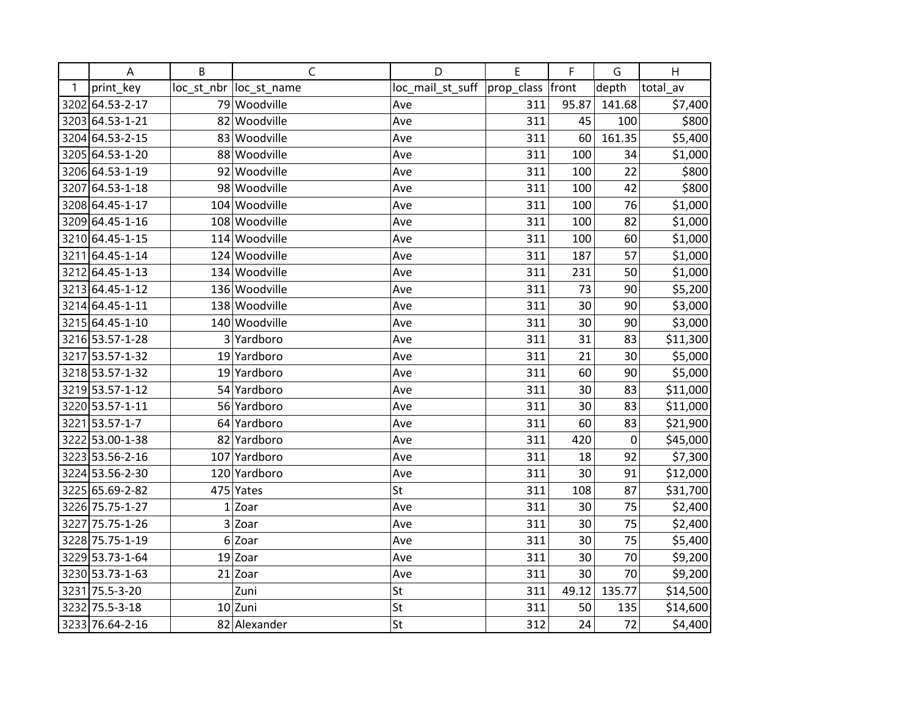| | A | B | C | D | E | F | G | H |
|---|---|---|---|---|---|---|---|---|
| 1 | print_key | loc_st_nbr | loc_st_name | loc_mail_st_suff | prop_class | front | depth | total_av |
| 3202 | 64.53-2-17 | 79 | Woodville | Ave | 311 | 95.87 | 141.68 | $7,400 |
| 3203 | 64.53-1-21 | 82 | Woodville | Ave | 311 | 45 | 100 | $800 |
| 3204 | 64.53-2-15 | 83 | Woodville | Ave | 311 | 60 | 161.35 | $5,400 |
| 3205 | 64.53-1-20 | 88 | Woodville | Ave | 311 | 100 | 34 | $1,000 |
| 3206 | 64.53-1-19 | 92 | Woodville | Ave | 311 | 100 | 22 | $800 |
| 3207 | 64.53-1-18 | 98 | Woodville | Ave | 311 | 100 | 42 | $800 |
| 3208 | 64.45-1-17 | 104 | Woodville | Ave | 311 | 100 | 76 | $1,000 |
| 3209 | 64.45-1-16 | 108 | Woodville | Ave | 311 | 100 | 82 | $1,000 |
| 3210 | 64.45-1-15 | 114 | Woodville | Ave | 311 | 100 | 60 | $1,000 |
| 3211 | 64.45-1-14 | 124 | Woodville | Ave | 311 | 187 | 57 | $1,000 |
| 3212 | 64.45-1-13 | 134 | Woodville | Ave | 311 | 231 | 50 | $1,000 |
| 3213 | 64.45-1-12 | 136 | Woodville | Ave | 311 | 73 | 90 | $5,200 |
| 3214 | 64.45-1-11 | 138 | Woodville | Ave | 311 | 30 | 90 | $3,000 |
| 3215 | 64.45-1-10 | 140 | Woodville | Ave | 311 | 30 | 90 | $3,000 |
| 3216 | 53.57-1-28 | 3 | Yardboro | Ave | 311 | 31 | 83 | $11,300 |
| 3217 | 53.57-1-32 | 19 | Yardboro | Ave | 311 | 21 | 30 | $5,000 |
| 3218 | 53.57-1-32 | 19 | Yardboro | Ave | 311 | 60 | 90 | $5,000 |
| 3219 | 53.57-1-12 | 54 | Yardboro | Ave | 311 | 30 | 83 | $11,000 |
| 3220 | 53.57-1-11 | 56 | Yardboro | Ave | 311 | 30 | 83 | $11,000 |
| 3221 | 53.57-1-7 | 64 | Yardboro | Ave | 311 | 60 | 83 | $21,900 |
| 3222 | 53.00-1-38 | 82 | Yardboro | Ave | 311 | 420 | 0 | $45,000 |
| 3223 | 53.56-2-16 | 107 | Yardboro | Ave | 311 | 18 | 92 | $7,300 |
| 3224 | 53.56-2-30 | 120 | Yardboro | Ave | 311 | 30 | 91 | $12,000 |
| 3225 | 65.69-2-82 | 475 | Yates | St | 311 | 108 | 87 | $31,700 |
| 3226 | 75.75-1-27 | 1 | Zoar | Ave | 311 | 30 | 75 | $2,400 |
| 3227 | 75.75-1-26 | 3 | Zoar | Ave | 311 | 30 | 75 | $2,400 |
| 3228 | 75.75-1-19 | 6 | Zoar | Ave | 311 | 30 | 75 | $5,400 |
| 3229 | 53.73-1-64 | 19 | Zoar | Ave | 311 | 30 | 70 | $9,200 |
| 3230 | 53.73-1-63 | 21 | Zoar | Ave | 311 | 30 | 70 | $9,200 |
| 3231 | 75.5-3-20 | | Zuni | St | 311 | 49.12 | 135.77 | $14,500 |
| 3232 | 75.5-3-18 | 10 | Zuni | St | 311 | 50 | 135 | $14,600 |
| 3233 | 76.64-2-16 | 82 | Alexander | St | 312 | 24 | 72 | $4,400 |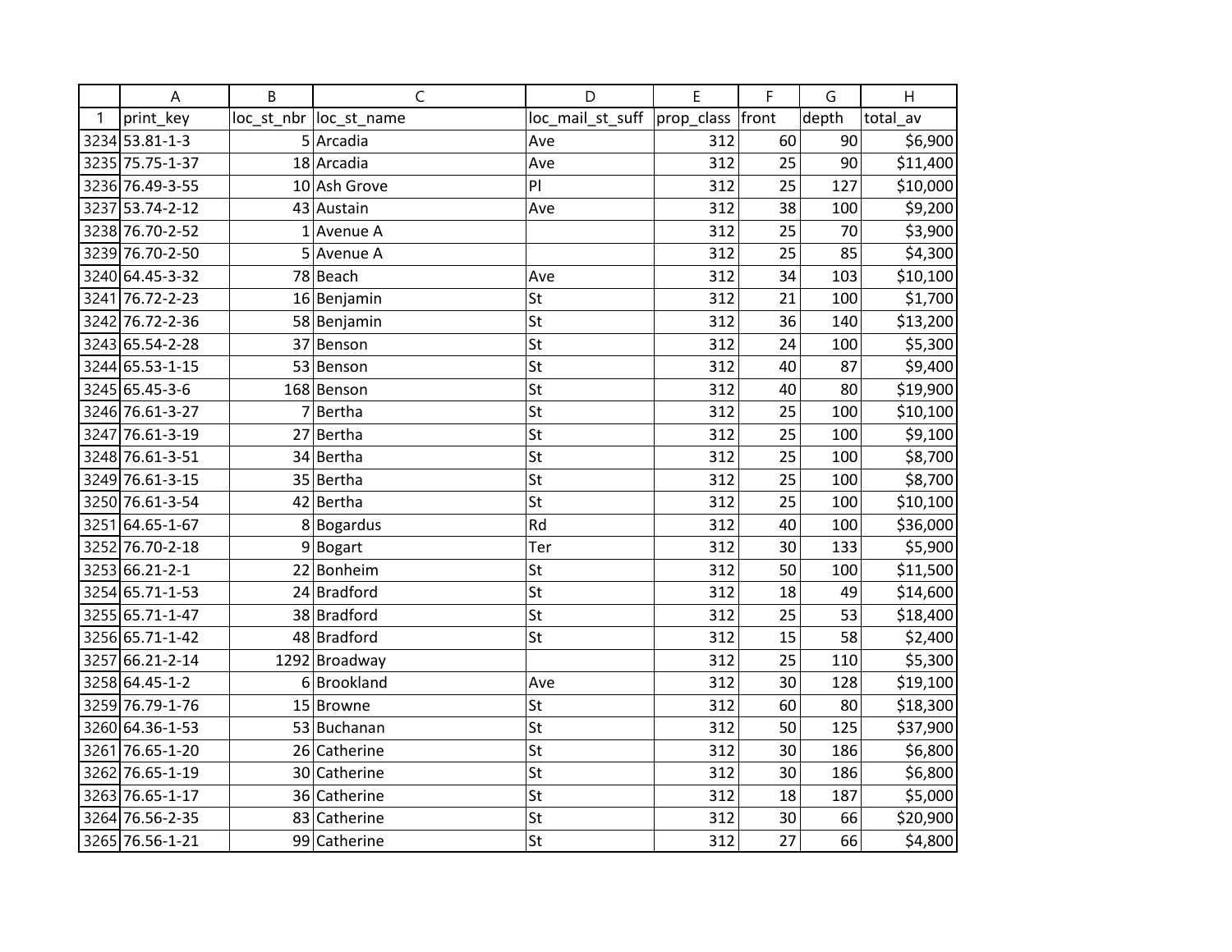| | A | B | C | D | E | F | G | H |
|---|---|---|---|---|---|---|---|---|
| 1 | print_key | loc_st_nbr | loc_st_name | loc_mail_st_suff | prop_class | front | depth | total_av |
| 3234 | 53.81-1-3 | 5 | Arcadia | Ave | 312 | 60 | 90 | $6,900 |
| 3235 | 75.75-1-37 | 18 | Arcadia | Ave | 312 | 25 | 90 | $11,400 |
| 3236 | 76.49-3-55 | 10 | Ash Grove | Pl | 312 | 25 | 127 | $10,000 |
| 3237 | 53.74-2-12 | 43 | Austain | Ave | 312 | 38 | 100 | $9,200 |
| 3238 | 76.70-2-52 | 1 | Avenue A | | 312 | 25 | 70 | $3,900 |
| 3239 | 76.70-2-50 | 5 | Avenue A | | 312 | 25 | 85 | $4,300 |
| 3240 | 64.45-3-32 | 78 | Beach | Ave | 312 | 34 | 103 | $10,100 |
| 3241 | 76.72-2-23 | 16 | Benjamin | St | 312 | 21 | 100 | $1,700 |
| 3242 | 76.72-2-36 | 58 | Benjamin | St | 312 | 36 | 140 | $13,200 |
| 3243 | 65.54-2-28 | 37 | Benson | St | 312 | 24 | 100 | $5,300 |
| 3244 | 65.53-1-15 | 53 | Benson | St | 312 | 40 | 87 | $9,400 |
| 3245 | 65.45-3-6 | 168 | Benson | St | 312 | 40 | 80 | $19,900 |
| 3246 | 76.61-3-27 | 7 | Bertha | St | 312 | 25 | 100 | $10,100 |
| 3247 | 76.61-3-19 | 27 | Bertha | St | 312 | 25 | 100 | $9,100 |
| 3248 | 76.61-3-51 | 34 | Bertha | St | 312 | 25 | 100 | $8,700 |
| 3249 | 76.61-3-15 | 35 | Bertha | St | 312 | 25 | 100 | $8,700 |
| 3250 | 76.61-3-54 | 42 | Bertha | St | 312 | 25 | 100 | $10,100 |
| 3251 | 64.65-1-67 | 8 | Bogardus | Rd | 312 | 40 | 100 | $36,000 |
| 3252 | 76.70-2-18 | 9 | Bogart | Ter | 312 | 30 | 133 | $5,900 |
| 3253 | 66.21-2-1 | 22 | Bonheim | St | 312 | 50 | 100 | $11,500 |
| 3254 | 65.71-1-53 | 24 | Bradford | St | 312 | 18 | 49 | $14,600 |
| 3255 | 65.71-1-47 | 38 | Bradford | St | 312 | 25 | 53 | $18,400 |
| 3256 | 65.71-1-42 | 48 | Bradford | St | 312 | 15 | 58 | $2,400 |
| 3257 | 66.21-2-14 | 1292 | Broadway | | 312 | 25 | 110 | $5,300 |
| 3258 | 64.45-1-2 | 6 | Brookland | Ave | 312 | 30 | 128 | $19,100 |
| 3259 | 76.79-1-76 | 15 | Browne | St | 312 | 60 | 80 | $18,300 |
| 3260 | 64.36-1-53 | 53 | Buchanan | St | 312 | 50 | 125 | $37,900 |
| 3261 | 76.65-1-20 | 26 | Catherine | St | 312 | 30 | 186 | $6,800 |
| 3262 | 76.65-1-19 | 30 | Catherine | St | 312 | 30 | 186 | $6,800 |
| 3263 | 76.65-1-17 | 36 | Catherine | St | 312 | 18 | 187 | $5,000 |
| 3264 | 76.56-2-35 | 83 | Catherine | St | 312 | 30 | 66 | $20,900 |
| 3265 | 76.56-1-21 | 99 | Catherine | St | 312 | 27 | 66 | $4,800 |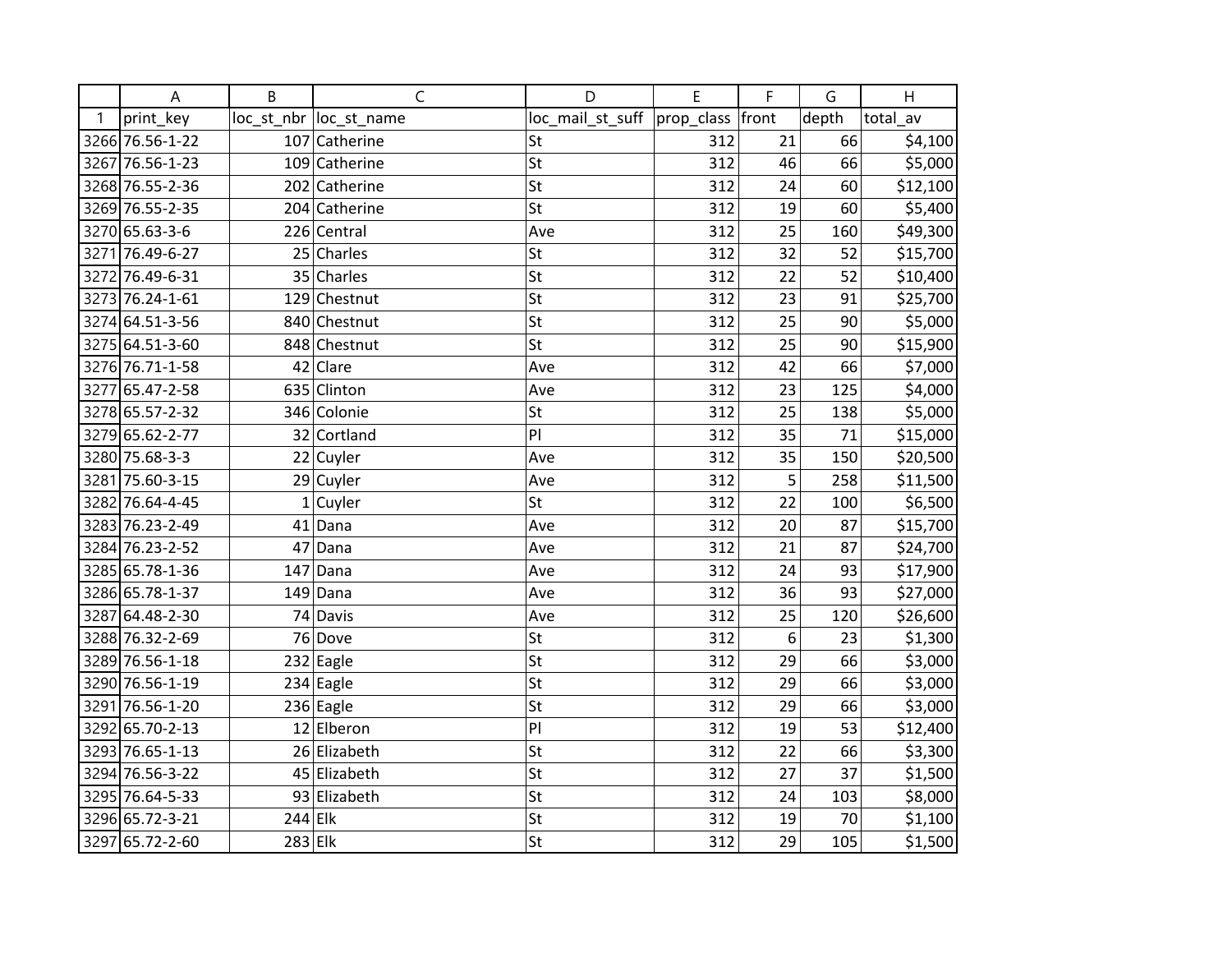| | A | B | C | D | E | F | G | H |
|---|---|---|---|---|---|---|---|---|
| 1 | print_key | loc_st_nbr | loc_st_name | loc_mail_st_suff | prop_class | front | depth | total_av |
| 3266 | 76.56-1-22 | 107 | Catherine | St | 312 | 21 | 66 | $4,100 |
| 3267 | 76.56-1-23 | 109 | Catherine | St | 312 | 46 | 66 | $5,000 |
| 3268 | 76.55-2-36 | 202 | Catherine | St | 312 | 24 | 60 | $12,100 |
| 3269 | 76.55-2-35 | 204 | Catherine | St | 312 | 19 | 60 | $5,400 |
| 3270 | 65.63-3-6 | 226 | Central | Ave | 312 | 25 | 160 | $49,300 |
| 3271 | 76.49-6-27 | 25 | Charles | St | 312 | 32 | 52 | $15,700 |
| 3272 | 76.49-6-31 | 35 | Charles | St | 312 | 22 | 52 | $10,400 |
| 3273 | 76.24-1-61 | 129 | Chestnut | St | 312 | 23 | 91 | $25,700 |
| 3274 | 64.51-3-56 | 840 | Chestnut | St | 312 | 25 | 90 | $5,000 |
| 3275 | 64.51-3-60 | 848 | Chestnut | St | 312 | 25 | 90 | $15,900 |
| 3276 | 76.71-1-58 | 42 | Clare | Ave | 312 | 42 | 66 | $7,000 |
| 3277 | 65.47-2-58 | 635 | Clinton | Ave | 312 | 23 | 125 | $4,000 |
| 3278 | 65.57-2-32 | 346 | Colonie | St | 312 | 25 | 138 | $5,000 |
| 3279 | 65.62-2-77 | 32 | Cortland | Pl | 312 | 35 | 71 | $15,000 |
| 3280 | 75.68-3-3 | 22 | Cuyler | Ave | 312 | 35 | 150 | $20,500 |
| 3281 | 75.60-3-15 | 29 | Cuyler | Ave | 312 | 5 | 258 | $11,500 |
| 3282 | 76.64-4-45 | 1 | Cuyler | St | 312 | 22 | 100 | $6,500 |
| 3283 | 76.23-2-49 | 41 | Dana | Ave | 312 | 20 | 87 | $15,700 |
| 3284 | 76.23-2-52 | 47 | Dana | Ave | 312 | 21 | 87 | $24,700 |
| 3285 | 65.78-1-36 | 147 | Dana | Ave | 312 | 24 | 93 | $17,900 |
| 3286 | 65.78-1-37 | 149 | Dana | Ave | 312 | 36 | 93 | $27,000 |
| 3287 | 64.48-2-30 | 74 | Davis | Ave | 312 | 25 | 120 | $26,600 |
| 3288 | 76.32-2-69 | 76 | Dove | St | 312 | 6 | 23 | $1,300 |
| 3289 | 76.56-1-18 | 232 | Eagle | St | 312 | 29 | 66 | $3,000 |
| 3290 | 76.56-1-19 | 234 | Eagle | St | 312 | 29 | 66 | $3,000 |
| 3291 | 76.56-1-20 | 236 | Eagle | St | 312 | 29 | 66 | $3,000 |
| 3292 | 65.70-2-13 | 12 | Elberon | Pl | 312 | 19 | 53 | $12,400 |
| 3293 | 76.65-1-13 | 26 | Elizabeth | St | 312 | 22 | 66 | $3,300 |
| 3294 | 76.56-3-22 | 45 | Elizabeth | St | 312 | 27 | 37 | $1,500 |
| 3295 | 76.64-5-33 | 93 | Elizabeth | St | 312 | 24 | 103 | $8,000 |
| 3296 | 65.72-3-21 | 244 | Elk | St | 312 | 19 | 70 | $1,100 |
| 3297 | 65.72-2-60 | 283 | Elk | St | 312 | 29 | 105 | $1,500 |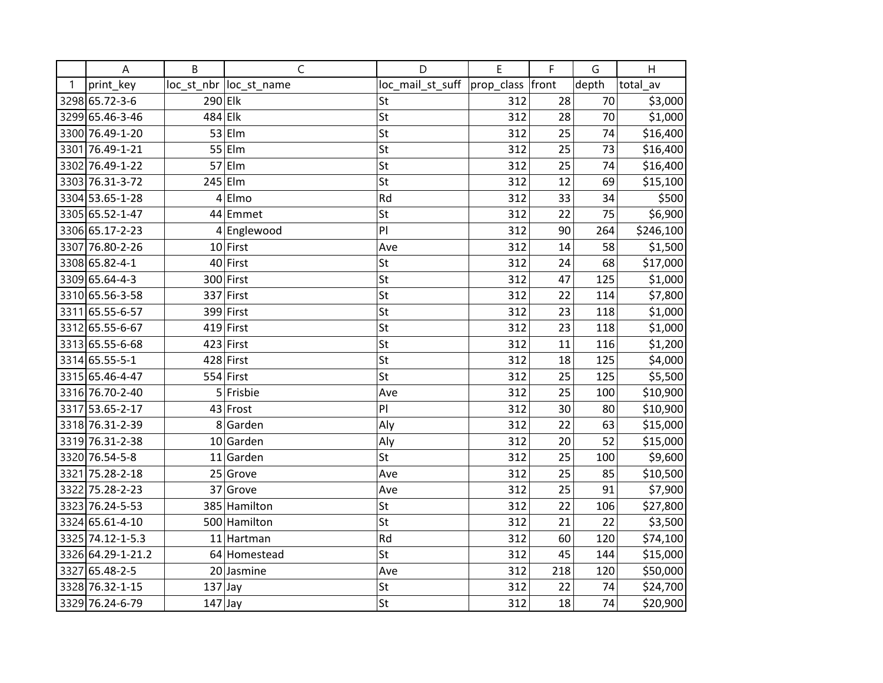| | A | B | C | D | E | F | G | H |
|---|---|---|---|---|---|---|---|---|
| 1 | print_key | loc_st_nbr | loc_st_name | loc_mail_st_suff | prop_class | front | depth | total_av |
| 3298 | 65.72-3-6 | 290 | Elk | St | 312 | 28 | 70 | $3,000 |
| 3299 | 65.46-3-46 | 484 | Elk | St | 312 | 28 | 70 | $1,000 |
| 3300 | 76.49-1-20 | 53 | Elm | St | 312 | 25 | 74 | $16,400 |
| 3301 | 76.49-1-21 | 55 | Elm | St | 312 | 25 | 73 | $16,400 |
| 3302 | 76.49-1-22 | 57 | Elm | St | 312 | 25 | 74 | $16,400 |
| 3303 | 76.31-3-72 | 245 | Elm | St | 312 | 12 | 69 | $15,100 |
| 3304 | 53.65-1-28 | 4 | Elmo | Rd | 312 | 33 | 34 | $500 |
| 3305 | 65.52-1-47 | 44 | Emmet | St | 312 | 22 | 75 | $6,900 |
| 3306 | 65.17-2-23 | 4 | Englewood | Pl | 312 | 90 | 264 | $246,100 |
| 3307 | 76.80-2-26 | 10 | First | Ave | 312 | 14 | 58 | $1,500 |
| 3308 | 65.82-4-1 | 40 | First | St | 312 | 24 | 68 | $17,000 |
| 3309 | 65.64-4-3 | 300 | First | St | 312 | 47 | 125 | $1,000 |
| 3310 | 65.56-3-58 | 337 | First | St | 312 | 22 | 114 | $7,800 |
| 3311 | 65.55-6-57 | 399 | First | St | 312 | 23 | 118 | $1,000 |
| 3312 | 65.55-6-67 | 419 | First | St | 312 | 23 | 118 | $1,000 |
| 3313 | 65.55-6-68 | 423 | First | St | 312 | 11 | 116 | $1,200 |
| 3314 | 65.55-5-1 | 428 | First | St | 312 | 18 | 125 | $4,000 |
| 3315 | 65.46-4-47 | 554 | First | St | 312 | 25 | 125 | $5,500 |
| 3316 | 76.70-2-40 | 5 | Frisbie | Ave | 312 | 25 | 100 | $10,900 |
| 3317 | 53.65-2-17 | 43 | Frost | Pl | 312 | 30 | 80 | $10,900 |
| 3318 | 76.31-2-39 | 8 | Garden | Aly | 312 | 22 | 63 | $15,000 |
| 3319 | 76.31-2-38 | 10 | Garden | Aly | 312 | 20 | 52 | $15,000 |
| 3320 | 76.54-5-8 | 11 | Garden | St | 312 | 25 | 100 | $9,600 |
| 3321 | 75.28-2-18 | 25 | Grove | Ave | 312 | 25 | 85 | $10,500 |
| 3322 | 75.28-2-23 | 37 | Grove | Ave | 312 | 25 | 91 | $7,900 |
| 3323 | 76.24-5-53 | 385 | Hamilton | St | 312 | 22 | 106 | $27,800 |
| 3324 | 65.61-4-10 | 500 | Hamilton | St | 312 | 21 | 22 | $3,500 |
| 3325 | 74.12-1-5.3 | 11 | Hartman | Rd | 312 | 60 | 120 | $74,100 |
| 3326 | 64.29-1-21.2 | 64 | Homestead | St | 312 | 45 | 144 | $15,000 |
| 3327 | 65.48-2-5 | 20 | Jasmine | Ave | 312 | 218 | 120 | $50,000 |
| 3328 | 76.32-1-15 | 137 | Jay | St | 312 | 22 | 74 | $24,700 |
| 3329 | 76.24-6-79 | 147 | Jay | St | 312 | 18 | 74 | $20,900 |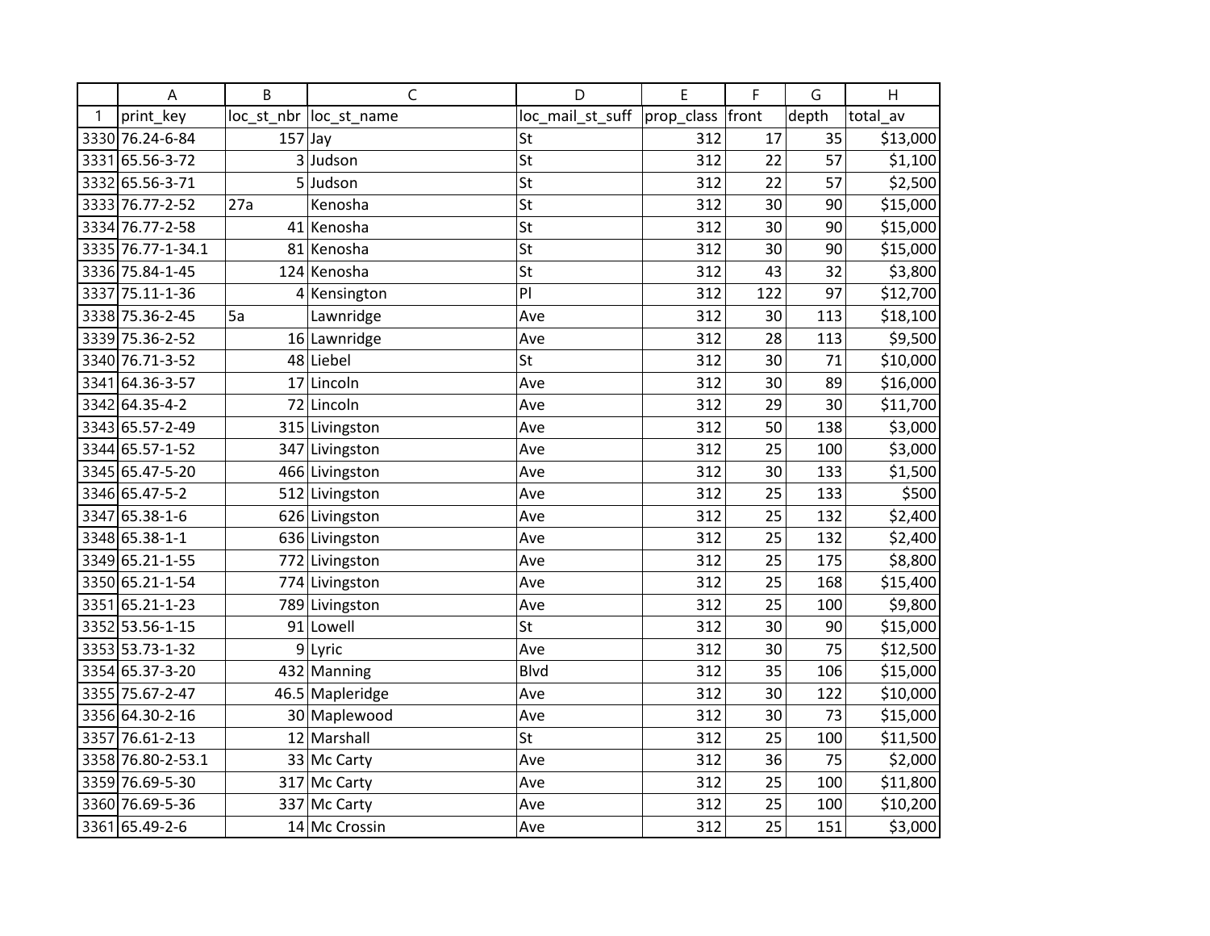| | A | B | C | D | E | F | G | H |
|---|---|---|---|---|---|---|---|---|
| 1 | print_key | loc_st_nbr | loc_st_name | loc_mail_st_suff | prop_class | front | depth | total_av |
| 3330 | 76.24-6-84 | 157 | Jay | St | 312 | 17 | 35 | $13,000 |
| 3331 | 65.56-3-72 | 3 | Judson | St | 312 | 22 | 57 | $1,100 |
| 3332 | 65.56-3-71 | 5 | Judson | St | 312 | 22 | 57 | $2,500 |
| 3333 | 76.77-2-52 | 27a | Kenosha | St | 312 | 30 | 90 | $15,000 |
| 3334 | 76.77-2-58 | 41 | Kenosha | St | 312 | 30 | 90 | $15,000 |
| 3335 | 76.77-1-34.1 | 81 | Kenosha | St | 312 | 30 | 90 | $15,000 |
| 3336 | 75.84-1-45 | 124 | Kenosha | St | 312 | 43 | 32 | $3,800 |
| 3337 | 75.11-1-36 | 4 | Kensington | Pl | 312 | 122 | 97 | $12,700 |
| 3338 | 75.36-2-45 | 5a | Lawnridge | Ave | 312 | 30 | 113 | $18,100 |
| 3339 | 75.36-2-52 | 16 | Lawnridge | Ave | 312 | 28 | 113 | $9,500 |
| 3340 | 76.71-3-52 | 48 | Liebel | St | 312 | 30 | 71 | $10,000 |
| 3341 | 64.36-3-57 | 17 | Lincoln | Ave | 312 | 30 | 89 | $16,000 |
| 3342 | 64.35-4-2 | 72 | Lincoln | Ave | 312 | 29 | 30 | $11,700 |
| 3343 | 65.57-2-49 | 315 | Livingston | Ave | 312 | 50 | 138 | $3,000 |
| 3344 | 65.57-1-52 | 347 | Livingston | Ave | 312 | 25 | 100 | $3,000 |
| 3345 | 65.47-5-20 | 466 | Livingston | Ave | 312 | 30 | 133 | $1,500 |
| 3346 | 65.47-5-2 | 512 | Livingston | Ave | 312 | 25 | 133 | $500 |
| 3347 | 65.38-1-6 | 626 | Livingston | Ave | 312 | 25 | 132 | $2,400 |
| 3348 | 65.38-1-1 | 636 | Livingston | Ave | 312 | 25 | 132 | $2,400 |
| 3349 | 65.21-1-55 | 772 | Livingston | Ave | 312 | 25 | 175 | $8,800 |
| 3350 | 65.21-1-54 | 774 | Livingston | Ave | 312 | 25 | 168 | $15,400 |
| 3351 | 65.21-1-23 | 789 | Livingston | Ave | 312 | 25 | 100 | $9,800 |
| 3352 | 53.56-1-15 | 91 | Lowell | St | 312 | 30 | 90 | $15,000 |
| 3353 | 53.73-1-32 | 9 | Lyric | Ave | 312 | 30 | 75 | $12,500 |
| 3354 | 65.37-3-20 | 432 | Manning | Blvd | 312 | 35 | 106 | $15,000 |
| 3355 | 75.67-2-47 | 46.5 | Mapleridge | Ave | 312 | 30 | 122 | $10,000 |
| 3356 | 64.30-2-16 | 30 | Maplewood | Ave | 312 | 30 | 73 | $15,000 |
| 3357 | 76.61-2-13 | 12 | Marshall | St | 312 | 25 | 100 | $11,500 |
| 3358 | 76.80-2-53.1 | 33 | Mc Carty | Ave | 312 | 36 | 75 | $2,000 |
| 3359 | 76.69-5-30 | 317 | Mc Carty | Ave | 312 | 25 | 100 | $11,800 |
| 3360 | 76.69-5-36 | 337 | Mc Carty | Ave | 312 | 25 | 100 | $10,200 |
| 3361 | 65.49-2-6 | 14 | Mc Crossin | Ave | 312 | 25 | 151 | $3,000 |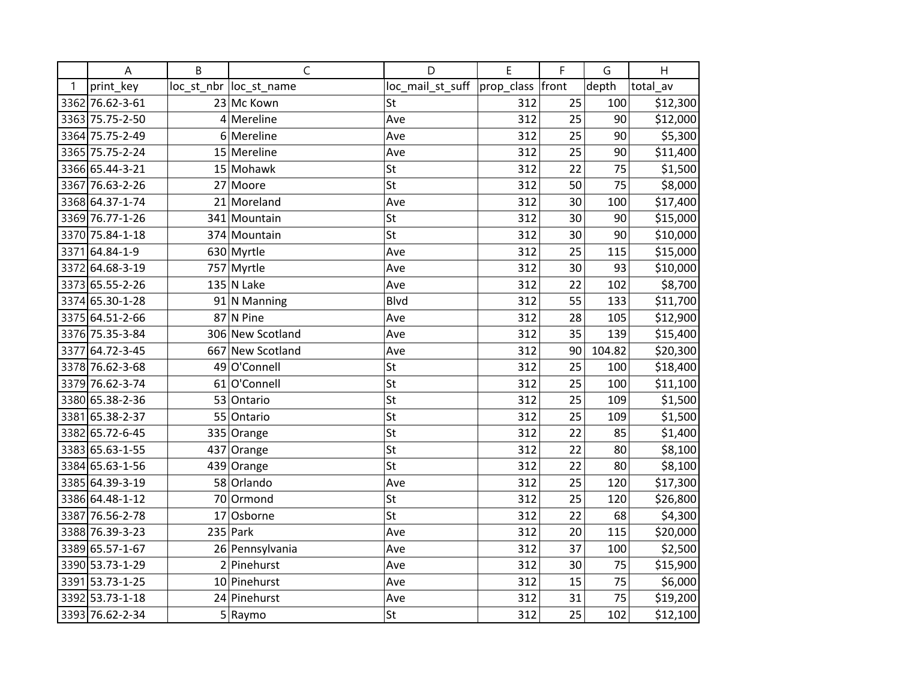| | A | B | C | D | E | F | G | H |
|---|---|---|---|---|---|---|---|---|
| 1 | print_key | loc_st_nbr | loc_st_name | loc_mail_st_suff | prop_class | front | depth | total_av |
| 3362 | 76.62-3-61 | 23 | Mc Kown | St | 312 | 25 | 100 | $12,300 |
| 3363 | 75.75-2-50 | 4 | Mereline | Ave | 312 | 25 | 90 | $12,000 |
| 3364 | 75.75-2-49 | 6 | Mereline | Ave | 312 | 25 | 90 | $5,300 |
| 3365 | 75.75-2-24 | 15 | Mereline | Ave | 312 | 25 | 90 | $11,400 |
| 3366 | 65.44-3-21 | 15 | Mohawk | St | 312 | 22 | 75 | $1,500 |
| 3367 | 76.63-2-26 | 27 | Moore | St | 312 | 50 | 75 | $8,000 |
| 3368 | 64.37-1-74 | 21 | Moreland | Ave | 312 | 30 | 100 | $17,400 |
| 3369 | 76.77-1-26 | 341 | Mountain | St | 312 | 30 | 90 | $15,000 |
| 3370 | 75.84-1-18 | 374 | Mountain | St | 312 | 30 | 90 | $10,000 |
| 3371 | 64.84-1-9 | 630 | Myrtle | Ave | 312 | 25 | 115 | $15,000 |
| 3372 | 64.68-3-19 | 757 | Myrtle | Ave | 312 | 30 | 93 | $10,000 |
| 3373 | 65.55-2-26 | 135 | N Lake | Ave | 312 | 22 | 102 | $8,700 |
| 3374 | 65.30-1-28 | 91 | N Manning | Blvd | 312 | 55 | 133 | $11,700 |
| 3375 | 64.51-2-66 | 87 | N Pine | Ave | 312 | 28 | 105 | $12,900 |
| 3376 | 75.35-3-84 | 306 | New Scotland | Ave | 312 | 35 | 139 | $15,400 |
| 3377 | 64.72-3-45 | 667 | New Scotland | Ave | 312 | 90 | 104.82 | $20,300 |
| 3378 | 76.62-3-68 | 49 | O'Connell | St | 312 | 25 | 100 | $18,400 |
| 3379 | 76.62-3-74 | 61 | O'Connell | St | 312 | 25 | 100 | $11,100 |
| 3380 | 65.38-2-36 | 53 | Ontario | St | 312 | 25 | 109 | $1,500 |
| 3381 | 65.38-2-37 | 55 | Ontario | St | 312 | 25 | 109 | $1,500 |
| 3382 | 65.72-6-45 | 335 | Orange | St | 312 | 22 | 85 | $1,400 |
| 3383 | 65.63-1-55 | 437 | Orange | St | 312 | 22 | 80 | $8,100 |
| 3384 | 65.63-1-56 | 439 | Orange | St | 312 | 22 | 80 | $8,100 |
| 3385 | 64.39-3-19 | 58 | Orlando | Ave | 312 | 25 | 120 | $17,300 |
| 3386 | 64.48-1-12 | 70 | Ormond | St | 312 | 25 | 120 | $26,800 |
| 3387 | 76.56-2-78 | 17 | Osborne | St | 312 | 22 | 68 | $4,300 |
| 3388 | 76.39-3-23 | 235 | Park | Ave | 312 | 20 | 115 | $20,000 |
| 3389 | 65.57-1-67 | 26 | Pennsylvania | Ave | 312 | 37 | 100 | $2,500 |
| 3390 | 53.73-1-29 | 2 | Pinehurst | Ave | 312 | 30 | 75 | $15,900 |
| 3391 | 53.73-1-25 | 10 | Pinehurst | Ave | 312 | 15 | 75 | $6,000 |
| 3392 | 53.73-1-18 | 24 | Pinehurst | Ave | 312 | 31 | 75 | $19,200 |
| 3393 | 76.62-2-34 | 5 | Raymo | St | 312 | 25 | 102 | $12,100 |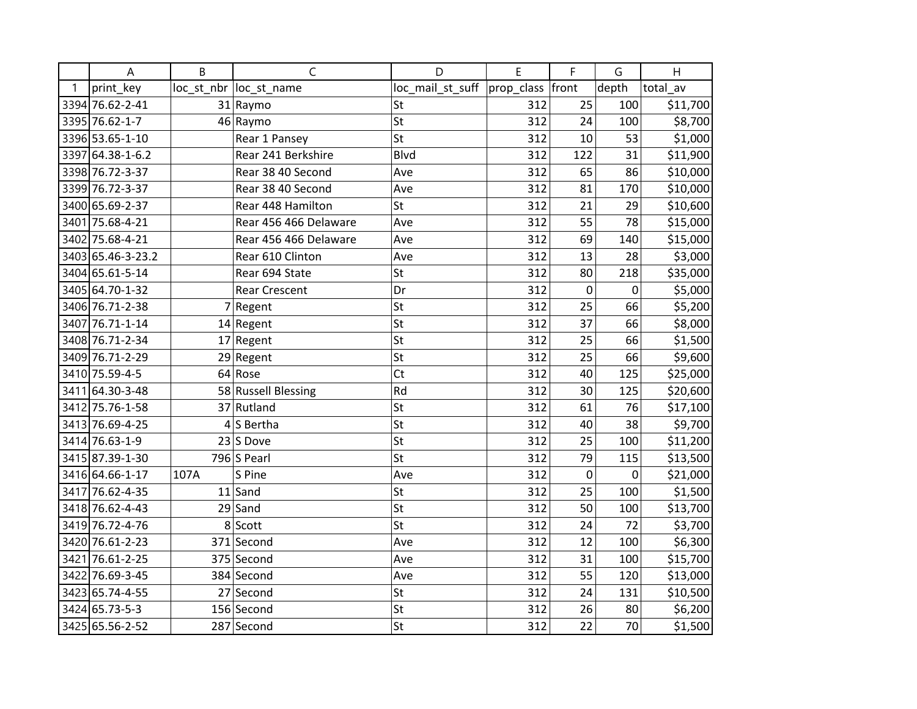| | A | B | C | D | E | F | G | H |
|---|---|---|---|---|---|---|---|---|
| 1 | print_key | loc_st_nbr | loc_st_name | loc_mail_st_suff | prop_class | front | depth | total_av |
| 3394 | 76.62-2-41 | 31 | Raymo | St | 312 | 25 | 100 | $11,700 |
| 3395 | 76.62-1-7 | 46 | Raymo | St | 312 | 24 | 100 | $8,700 |
| 3396 | 53.65-1-10 | | Rear 1 Pansey | St | 312 | 10 | 53 | $1,000 |
| 3397 | 64.38-1-6.2 | | Rear 241 Berkshire | Blvd | 312 | 122 | 31 | $11,900 |
| 3398 | 76.72-3-37 | | Rear 38 40 Second | Ave | 312 | 65 | 86 | $10,000 |
| 3399 | 76.72-3-37 | | Rear 38 40 Second | Ave | 312 | 81 | 170 | $10,000 |
| 3400 | 65.69-2-37 | | Rear 448 Hamilton | St | 312 | 21 | 29 | $10,600 |
| 3401 | 75.68-4-21 | | Rear 456 466 Delaware | Ave | 312 | 55 | 78 | $15,000 |
| 3402 | 75.68-4-21 | | Rear 456 466 Delaware | Ave | 312 | 69 | 140 | $15,000 |
| 3403 | 65.46-3-23.2 | | Rear 610 Clinton | Ave | 312 | 13 | 28 | $3,000 |
| 3404 | 65.61-5-14 | | Rear 694 State | St | 312 | 80 | 218 | $35,000 |
| 3405 | 64.70-1-32 | | Rear Crescent | Dr | 312 | 0 | 0 | $5,000 |
| 3406 | 76.71-2-38 | 7 | Regent | St | 312 | 25 | 66 | $5,200 |
| 3407 | 76.71-1-14 | 14 | Regent | St | 312 | 37 | 66 | $8,000 |
| 3408 | 76.71-2-34 | 17 | Regent | St | 312 | 25 | 66 | $1,500 |
| 3409 | 76.71-2-29 | 29 | Regent | St | 312 | 25 | 66 | $9,600 |
| 3410 | 75.59-4-5 | 64 | Rose | Ct | 312 | 40 | 125 | $25,000 |
| 3411 | 64.30-3-48 | 58 | Russell Blessing | Rd | 312 | 30 | 125 | $20,600 |
| 3412 | 75.76-1-58 | 37 | Rutland | St | 312 | 61 | 76 | $17,100 |
| 3413 | 76.69-4-25 | 4 | S Bertha | St | 312 | 40 | 38 | $9,700 |
| 3414 | 76.63-1-9 | 23 | S Dove | St | 312 | 25 | 100 | $11,200 |
| 3415 | 87.39-1-30 | 796 | S Pearl | St | 312 | 79 | 115 | $13,500 |
| 3416 | 64.66-1-17 | 107A | S Pine | Ave | 312 | 0 | 0 | $21,000 |
| 3417 | 76.62-4-35 | 11 | Sand | St | 312 | 25 | 100 | $1,500 |
| 3418 | 76.62-4-43 | 29 | Sand | St | 312 | 50 | 100 | $13,700 |
| 3419 | 76.72-4-76 | 8 | Scott | St | 312 | 24 | 72 | $3,700 |
| 3420 | 76.61-2-23 | 371 | Second | Ave | 312 | 12 | 100 | $6,300 |
| 3421 | 76.61-2-25 | 375 | Second | Ave | 312 | 31 | 100 | $15,700 |
| 3422 | 76.69-3-45 | 384 | Second | Ave | 312 | 55 | 120 | $13,000 |
| 3423 | 65.74-4-55 | 27 | Second | St | 312 | 24 | 131 | $10,500 |
| 3424 | 65.73-5-3 | 156 | Second | St | 312 | 26 | 80 | $6,200 |
| 3425 | 65.56-2-52 | 287 | Second | St | 312 | 22 | 70 | $1,500 |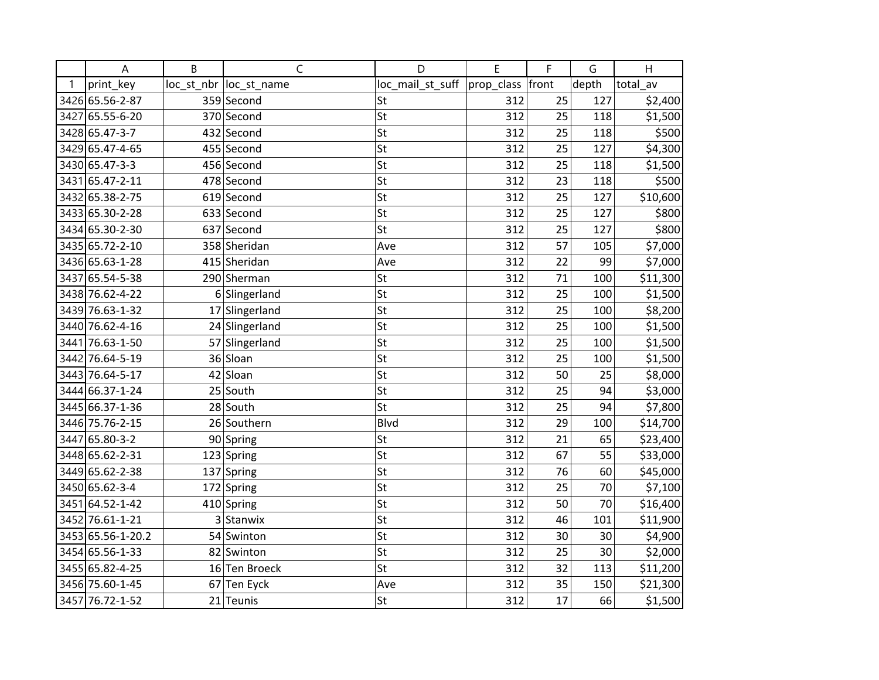| | A | B | C | D | E | F | G | H |
|---|---|---|---|---|---|---|---|---|
| 1 | print_key | loc_st_nbr | loc_st_name | loc_mail_st_suff | prop_class | front | depth | total_av |
| 3426 | 65.56-2-87 | 359 | Second | St | 312 | 25 | 127 | $2,400 |
| 3427 | 65.55-6-20 | 370 | Second | St | 312 | 25 | 118 | $1,500 |
| 3428 | 65.47-3-7 | 432 | Second | St | 312 | 25 | 118 | $500 |
| 3429 | 65.47-4-65 | 455 | Second | St | 312 | 25 | 127 | $4,300 |
| 3430 | 65.47-3-3 | 456 | Second | St | 312 | 25 | 118 | $1,500 |
| 3431 | 65.47-2-11 | 478 | Second | St | 312 | 23 | 118 | $500 |
| 3432 | 65.38-2-75 | 619 | Second | St | 312 | 25 | 127 | $10,600 |
| 3433 | 65.30-2-28 | 633 | Second | St | 312 | 25 | 127 | $800 |
| 3434 | 65.30-2-30 | 637 | Second | St | 312 | 25 | 127 | $800 |
| 3435 | 65.72-2-10 | 358 | Sheridan | Ave | 312 | 57 | 105 | $7,000 |
| 3436 | 65.63-1-28 | 415 | Sheridan | Ave | 312 | 22 | 99 | $7,000 |
| 3437 | 65.54-5-38 | 290 | Sherman | St | 312 | 71 | 100 | $11,300 |
| 3438 | 76.62-4-22 | 6 | Slingerland | St | 312 | 25 | 100 | $1,500 |
| 3439 | 76.63-1-32 | 17 | Slingerland | St | 312 | 25 | 100 | $8,200 |
| 3440 | 76.62-4-16 | 24 | Slingerland | St | 312 | 25 | 100 | $1,500 |
| 3441 | 76.63-1-50 | 57 | Slingerland | St | 312 | 25 | 100 | $1,500 |
| 3442 | 76.64-5-19 | 36 | Sloan | St | 312 | 25 | 100 | $1,500 |
| 3443 | 76.64-5-17 | 42 | Sloan | St | 312 | 50 | 25 | $8,000 |
| 3444 | 66.37-1-24 | 25 | South | St | 312 | 25 | 94 | $3,000 |
| 3445 | 66.37-1-36 | 28 | South | St | 312 | 25 | 94 | $7,800 |
| 3446 | 75.76-2-15 | 26 | Southern | Blvd | 312 | 29 | 100 | $14,700 |
| 3447 | 65.80-3-2 | 90 | Spring | St | 312 | 21 | 65 | $23,400 |
| 3448 | 65.62-2-31 | 123 | Spring | St | 312 | 67 | 55 | $33,000 |
| 3449 | 65.62-2-38 | 137 | Spring | St | 312 | 76 | 60 | $45,000 |
| 3450 | 65.62-3-4 | 172 | Spring | St | 312 | 25 | 70 | $7,100 |
| 3451 | 64.52-1-42 | 410 | Spring | St | 312 | 50 | 70 | $16,400 |
| 3452 | 76.61-1-21 | 3 | Stanwix | St | 312 | 46 | 101 | $11,900 |
| 3453 | 65.56-1-20.2 | 54 | Swinton | St | 312 | 30 | 30 | $4,900 |
| 3454 | 65.56-1-33 | 82 | Swinton | St | 312 | 25 | 30 | $2,000 |
| 3455 | 65.82-4-25 | 16 | Ten Broeck | St | 312 | 32 | 113 | $11,200 |
| 3456 | 75.60-1-45 | 67 | Ten Eyck | Ave | 312 | 35 | 150 | $21,300 |
| 3457 | 76.72-1-52 | 21 | Teunis | St | 312 | 17 | 66 | $1,500 |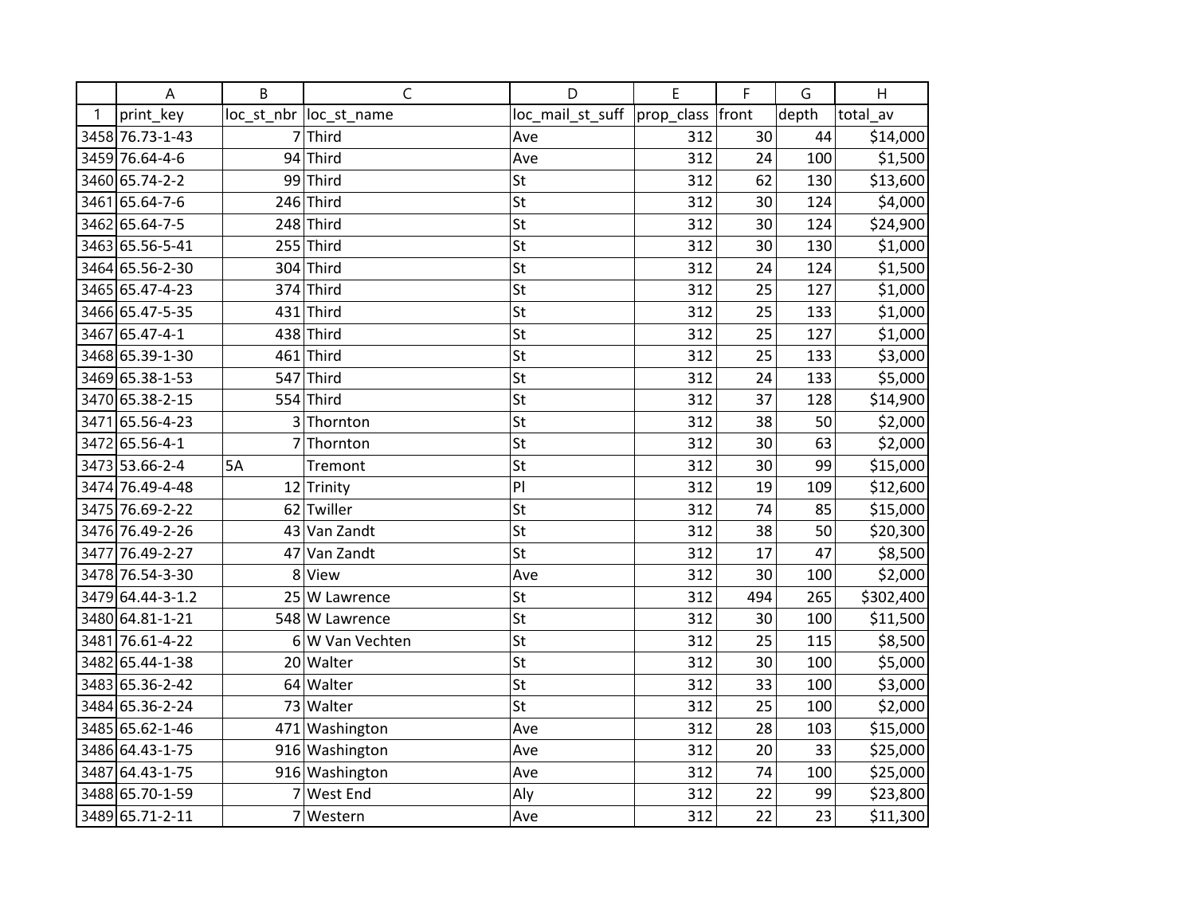| | A | B | C | D | E | F | G | H |
|---|---|---|---|---|---|---|---|---|
| 1 | print_key | loc_st_nbr | loc_st_name | loc_mail_st_suff | prop_class | front | depth | total_av |
| 3458 | 76.73-1-43 | 7 | Third | Ave | 312 | 30 | 44 | $14,000 |
| 3459 | 76.64-4-6 | 94 | Third | Ave | 312 | 24 | 100 | $1,500 |
| 3460 | 65.74-2-2 | 99 | Third | St | 312 | 62 | 130 | $13,600 |
| 3461 | 65.64-7-6 | 246 | Third | St | 312 | 30 | 124 | $4,000 |
| 3462 | 65.64-7-5 | 248 | Third | St | 312 | 30 | 124 | $24,900 |
| 3463 | 65.56-5-41 | 255 | Third | St | 312 | 30 | 130 | $1,000 |
| 3464 | 65.56-2-30 | 304 | Third | St | 312 | 24 | 124 | $1,500 |
| 3465 | 65.47-4-23 | 374 | Third | St | 312 | 25 | 127 | $1,000 |
| 3466 | 65.47-5-35 | 431 | Third | St | 312 | 25 | 133 | $1,000 |
| 3467 | 65.47-4-1 | 438 | Third | St | 312 | 25 | 127 | $1,000 |
| 3468 | 65.39-1-30 | 461 | Third | St | 312 | 25 | 133 | $3,000 |
| 3469 | 65.38-1-53 | 547 | Third | St | 312 | 24 | 133 | $5,000 |
| 3470 | 65.38-2-15 | 554 | Third | St | 312 | 37 | 128 | $14,900 |
| 3471 | 65.56-4-23 | 3 | Thornton | St | 312 | 38 | 50 | $2,000 |
| 3472 | 65.56-4-1 | 7 | Thornton | St | 312 | 30 | 63 | $2,000 |
| 3473 | 53.66-2-4 | 5A | Tremont | St | 312 | 30 | 99 | $15,000 |
| 3474 | 76.49-4-48 | 12 | Trinity | Pl | 312 | 19 | 109 | $12,600 |
| 3475 | 76.69-2-22 | 62 | Twiller | St | 312 | 74 | 85 | $15,000 |
| 3476 | 76.49-2-26 | 43 | Van Zandt | St | 312 | 38 | 50 | $20,300 |
| 3477 | 76.49-2-27 | 47 | Van Zandt | St | 312 | 17 | 47 | $8,500 |
| 3478 | 76.54-3-30 | 8 | View | Ave | 312 | 30 | 100 | $2,000 |
| 3479 | 64.44-3-1.2 | 25 | W Lawrence | St | 312 | 494 | 265 | $302,400 |
| 3480 | 64.81-1-21 | 548 | W Lawrence | St | 312 | 30 | 100 | $11,500 |
| 3481 | 76.61-4-22 | 6 | W Van Vechten | St | 312 | 25 | 115 | $8,500 |
| 3482 | 65.44-1-38 | 20 | Walter | St | 312 | 30 | 100 | $5,000 |
| 3483 | 65.36-2-42 | 64 | Walter | St | 312 | 33 | 100 | $3,000 |
| 3484 | 65.36-2-24 | 73 | Walter | St | 312 | 25 | 100 | $2,000 |
| 3485 | 65.62-1-46 | 471 | Washington | Ave | 312 | 28 | 103 | $15,000 |
| 3486 | 64.43-1-75 | 916 | Washington | Ave | 312 | 20 | 33 | $25,000 |
| 3487 | 64.43-1-75 | 916 | Washington | Ave | 312 | 74 | 100 | $25,000 |
| 3488 | 65.70-1-59 | 7 | West End | Aly | 312 | 22 | 99 | $23,800 |
| 3489 | 65.71-2-11 | 7 | Western | Ave | 312 | 22 | 23 | $11,300 |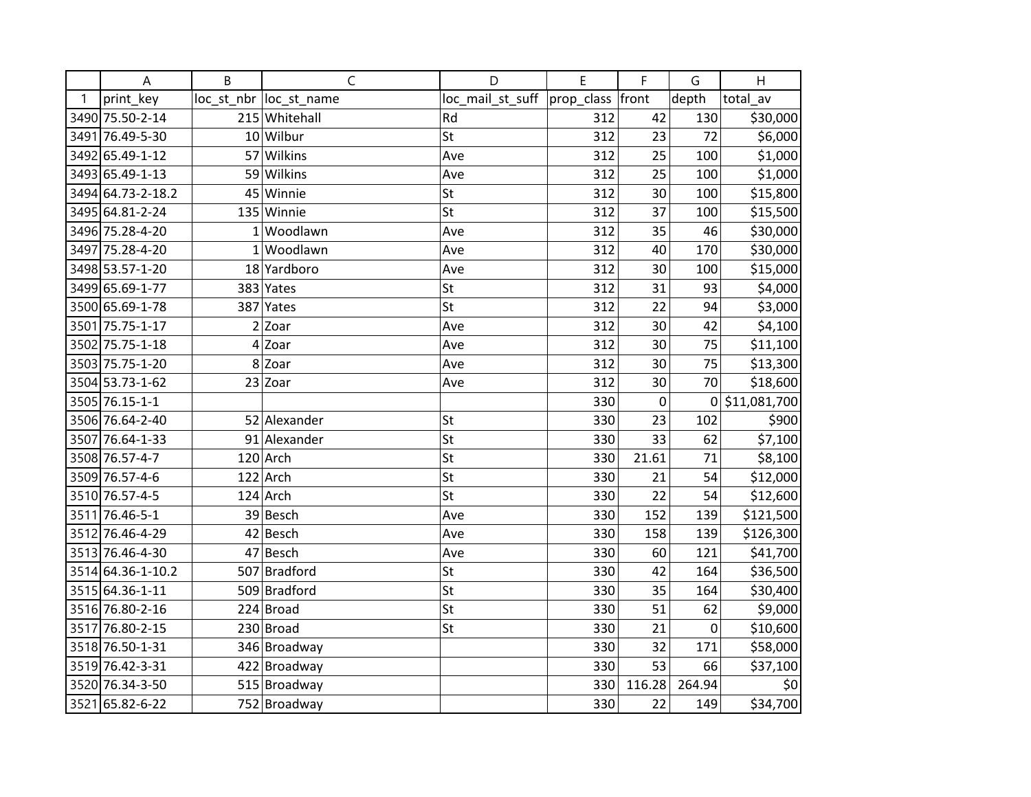| | A | B | C | D | E | F | G | H |
|---|---|---|---|---|---|---|---|---|
| 1 | print_key | loc_st_nbr | loc_st_name | loc_mail_st_suff | prop_class | front | depth | total_av |
| 3490 | 75.50-2-14 | 215 | Whitehall | Rd | 312 | 42 | 130 | $30,000 |
| 3491 | 76.49-5-30 | 10 | Wilbur | St | 312 | 23 | 72 | $6,000 |
| 3492 | 65.49-1-12 | 57 | Wilkins | Ave | 312 | 25 | 100 | $1,000 |
| 3493 | 65.49-1-13 | 59 | Wilkins | Ave | 312 | 25 | 100 | $1,000 |
| 3494 | 64.73-2-18.2 | 45 | Winnie | St | 312 | 30 | 100 | $15,800 |
| 3495 | 64.81-2-24 | 135 | Winnie | St | 312 | 37 | 100 | $15,500 |
| 3496 | 75.28-4-20 | 1 | Woodlawn | Ave | 312 | 35 | 46 | $30,000 |
| 3497 | 75.28-4-20 | 1 | Woodlawn | Ave | 312 | 40 | 170 | $30,000 |
| 3498 | 53.57-1-20 | 18 | Yardboro | Ave | 312 | 30 | 100 | $15,000 |
| 3499 | 65.69-1-77 | 383 | Yates | St | 312 | 31 | 93 | $4,000 |
| 3500 | 65.69-1-78 | 387 | Yates | St | 312 | 22 | 94 | $3,000 |
| 3501 | 75.75-1-17 | 2 | Zoar | Ave | 312 | 30 | 42 | $4,100 |
| 3502 | 75.75-1-18 | 4 | Zoar | Ave | 312 | 30 | 75 | $11,100 |
| 3503 | 75.75-1-20 | 8 | Zoar | Ave | 312 | 30 | 75 | $13,300 |
| 3504 | 53.73-1-62 | 23 | Zoar | Ave | 312 | 30 | 70 | $18,600 |
| 3505 | 76.15-1-1 | | | | 330 | 0 | 0 | $11,081,700 |
| 3506 | 76.64-2-40 | 52 | Alexander | St | 330 | 23 | 102 | $900 |
| 3507 | 76.64-1-33 | 91 | Alexander | St | 330 | 33 | 62 | $7,100 |
| 3508 | 76.57-4-7 | 120 | Arch | St | 330 | 21.61 | 71 | $8,100 |
| 3509 | 76.57-4-6 | 122 | Arch | St | 330 | 21 | 54 | $12,000 |
| 3510 | 76.57-4-5 | 124 | Arch | St | 330 | 22 | 54 | $12,600 |
| 3511 | 76.46-5-1 | 39 | Besch | Ave | 330 | 152 | 139 | $121,500 |
| 3512 | 76.46-4-29 | 42 | Besch | Ave | 330 | 158 | 139 | $126,300 |
| 3513 | 76.46-4-30 | 47 | Besch | Ave | 330 | 60 | 121 | $41,700 |
| 3514 | 64.36-1-10.2 | 507 | Bradford | St | 330 | 42 | 164 | $36,500 |
| 3515 | 64.36-1-11 | 509 | Bradford | St | 330 | 35 | 164 | $30,400 |
| 3516 | 76.80-2-16 | 224 | Broad | St | 330 | 51 | 62 | $9,000 |
| 3517 | 76.80-2-15 | 230 | Broad | St | 330 | 21 | 0 | $10,600 |
| 3518 | 76.50-1-31 | 346 | Broadway | | 330 | 32 | 171 | $58,000 |
| 3519 | 76.42-3-31 | 422 | Broadway | | 330 | 53 | 66 | $37,100 |
| 3520 | 76.34-3-50 | 515 | Broadway | | 330 | 116.28 | 264.94 | $0 |
| 3521 | 65.82-6-22 | 752 | Broadway | | 330 | 22 | 149 | $34,700 |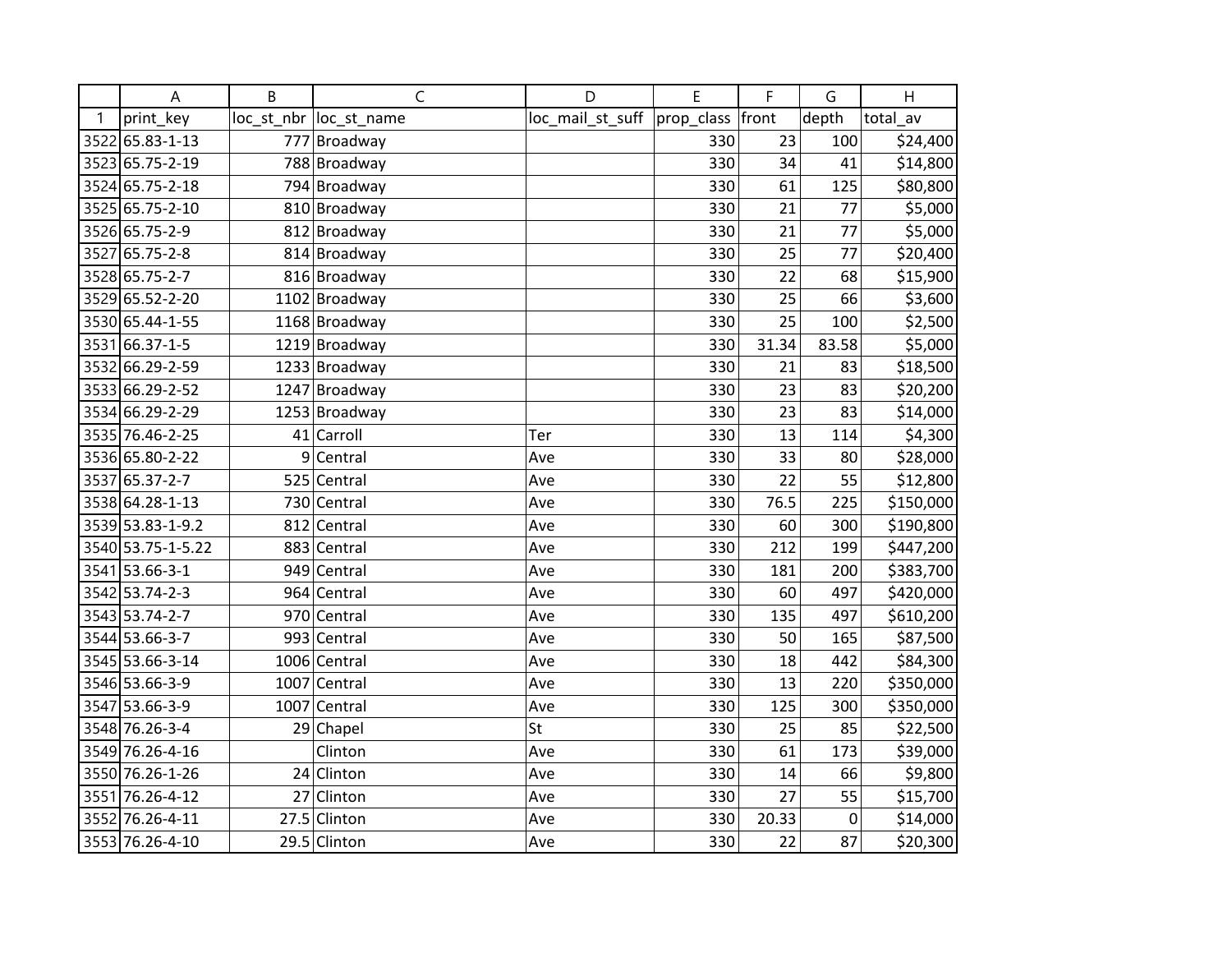|  | A | B | C | D | E | F | G | H |
|---|---|---|---|---|---|---|---|---|
| 1 | print_key | loc_st_nbr | loc_st_name | loc_mail_st_suff | prop_class | front | depth | total_av |
| 3522 | 65.83-1-13 | 777 | Broadway |  | 330 | 23 | 100 | $24,400 |
| 3523 | 65.75-2-19 | 788 | Broadway |  | 330 | 34 | 41 | $14,800 |
| 3524 | 65.75-2-18 | 794 | Broadway |  | 330 | 61 | 125 | $80,800 |
| 3525 | 65.75-2-10 | 810 | Broadway |  | 330 | 21 | 77 | $5,000 |
| 3526 | 65.75-2-9 | 812 | Broadway |  | 330 | 21 | 77 | $5,000 |
| 3527 | 65.75-2-8 | 814 | Broadway |  | 330 | 25 | 77 | $20,400 |
| 3528 | 65.75-2-7 | 816 | Broadway |  | 330 | 22 | 68 | $15,900 |
| 3529 | 65.52-2-20 | 1102 | Broadway |  | 330 | 25 | 66 | $3,600 |
| 3530 | 65.44-1-55 | 1168 | Broadway |  | 330 | 25 | 100 | $2,500 |
| 3531 | 66.37-1-5 | 1219 | Broadway |  | 330 | 31.34 | 83.58 | $5,000 |
| 3532 | 66.29-2-59 | 1233 | Broadway |  | 330 | 21 | 83 | $18,500 |
| 3533 | 66.29-2-52 | 1247 | Broadway |  | 330 | 23 | 83 | $20,200 |
| 3534 | 66.29-2-29 | 1253 | Broadway |  | 330 | 23 | 83 | $14,000 |
| 3535 | 76.46-2-25 | 41 | Carroll | Ter | 330 | 13 | 114 | $4,300 |
| 3536 | 65.80-2-22 | 9 | Central | Ave | 330 | 33 | 80 | $28,000 |
| 3537 | 65.37-2-7 | 525 | Central | Ave | 330 | 22 | 55 | $12,800 |
| 3538 | 64.28-1-13 | 730 | Central | Ave | 330 | 76.5 | 225 | $150,000 |
| 3539 | 53.83-1-9.2 | 812 | Central | Ave | 330 | 60 | 300 | $190,800 |
| 3540 | 53.75-1-5.22 | 883 | Central | Ave | 330 | 212 | 199 | $447,200 |
| 3541 | 53.66-3-1 | 949 | Central | Ave | 330 | 181 | 200 | $383,700 |
| 3542 | 53.74-2-3 | 964 | Central | Ave | 330 | 60 | 497 | $420,000 |
| 3543 | 53.74-2-7 | 970 | Central | Ave | 330 | 135 | 497 | $610,200 |
| 3544 | 53.66-3-7 | 993 | Central | Ave | 330 | 50 | 165 | $87,500 |
| 3545 | 53.66-3-14 | 1006 | Central | Ave | 330 | 18 | 442 | $84,300 |
| 3546 | 53.66-3-9 | 1007 | Central | Ave | 330 | 13 | 220 | $350,000 |
| 3547 | 53.66-3-9 | 1007 | Central | Ave | 330 | 125 | 300 | $350,000 |
| 3548 | 76.26-3-4 | 29 | Chapel | St | 330 | 25 | 85 | $22,500 |
| 3549 | 76.26-4-16 |  | Clinton | Ave | 330 | 61 | 173 | $39,000 |
| 3550 | 76.26-1-26 | 24 | Clinton | Ave | 330 | 14 | 66 | $9,800 |
| 3551 | 76.26-4-12 | 27 | Clinton | Ave | 330 | 27 | 55 | $15,700 |
| 3552 | 76.26-4-11 | 27.5 | Clinton | Ave | 330 | 20.33 | 0 | $14,000 |
| 3553 | 76.26-4-10 | 29.5 | Clinton | Ave | 330 | 22 | 87 | $20,300 |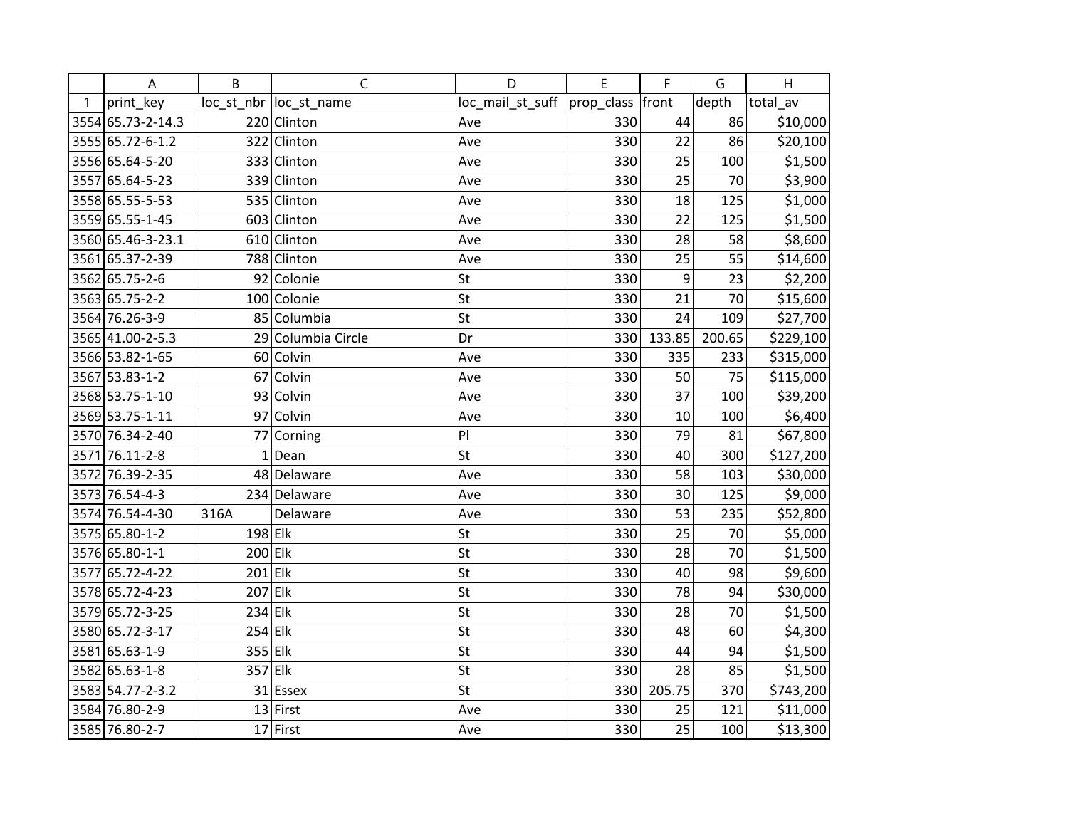| | A | B | C | D | E | F | G | H |
|---|---|---|---|---|---|---|---|---|
| 1 | print_key | loc_st_nbr | loc_st_name | loc_mail_st_suff | prop_class | front | depth | total_av |
| 3554 | 65.73-2-14.3 | 220 | Clinton | Ave | 330 | 44 | 86 | $10,000 |
| 3555 | 65.72-6-1.2 | 322 | Clinton | Ave | 330 | 22 | 86 | $20,100 |
| 3556 | 65.64-5-20 | 333 | Clinton | Ave | 330 | 25 | 100 | $1,500 |
| 3557 | 65.64-5-23 | 339 | Clinton | Ave | 330 | 25 | 70 | $3,900 |
| 3558 | 65.55-5-53 | 535 | Clinton | Ave | 330 | 18 | 125 | $1,000 |
| 3559 | 65.55-1-45 | 603 | Clinton | Ave | 330 | 22 | 125 | $1,500 |
| 3560 | 65.46-3-23.1 | 610 | Clinton | Ave | 330 | 28 | 58 | $8,600 |
| 3561 | 65.37-2-39 | 788 | Clinton | Ave | 330 | 25 | 55 | $14,600 |
| 3562 | 65.75-2-6 | 92 | Colonie | St | 330 | 9 | 23 | $2,200 |
| 3563 | 65.75-2-2 | 100 | Colonie | St | 330 | 21 | 70 | $15,600 |
| 3564 | 76.26-3-9 | 85 | Columbia | St | 330 | 24 | 109 | $27,700 |
| 3565 | 41.00-2-5.3 | 29 | Columbia Circle | Dr | 330 | 133.85 | 200.65 | $229,100 |
| 3566 | 53.82-1-65 | 60 | Colvin | Ave | 330 | 335 | 233 | $315,000 |
| 3567 | 53.83-1-2 | 67 | Colvin | Ave | 330 | 50 | 75 | $115,000 |
| 3568 | 53.75-1-10 | 93 | Colvin | Ave | 330 | 37 | 100 | $39,200 |
| 3569 | 53.75-1-11 | 97 | Colvin | Ave | 330 | 10 | 100 | $6,400 |
| 3570 | 76.34-2-40 | 77 | Corning | Pl | 330 | 79 | 81 | $67,800 |
| 3571 | 76.11-2-8 | 1 | Dean | St | 330 | 40 | 300 | $127,200 |
| 3572 | 76.39-2-35 | 48 | Delaware | Ave | 330 | 58 | 103 | $30,000 |
| 3573 | 76.54-4-3 | 234 | Delaware | Ave | 330 | 30 | 125 | $9,000 |
| 3574 | 76.54-4-30 | 316A | Delaware | Ave | 330 | 53 | 235 | $52,800 |
| 3575 | 65.80-1-2 | 198 | Elk | St | 330 | 25 | 70 | $5,000 |
| 3576 | 65.80-1-1 | 200 | Elk | St | 330 | 28 | 70 | $1,500 |
| 3577 | 65.72-4-22 | 201 | Elk | St | 330 | 40 | 98 | $9,600 |
| 3578 | 65.72-4-23 | 207 | Elk | St | 330 | 78 | 94 | $30,000 |
| 3579 | 65.72-3-25 | 234 | Elk | St | 330 | 28 | 70 | $1,500 |
| 3580 | 65.72-3-17 | 254 | Elk | St | 330 | 48 | 60 | $4,300 |
| 3581 | 65.63-1-9 | 355 | Elk | St | 330 | 44 | 94 | $1,500 |
| 3582 | 65.63-1-8 | 357 | Elk | St | 330 | 28 | 85 | $1,500 |
| 3583 | 54.77-2-3.2 | 31 | Essex | St | 330 | 205.75 | 370 | $743,200 |
| 3584 | 76.80-2-9 | 13 | First | Ave | 330 | 25 | 121 | $11,000 |
| 3585 | 76.80-2-7 | 17 | First | Ave | 330 | 25 | 100 | $13,300 |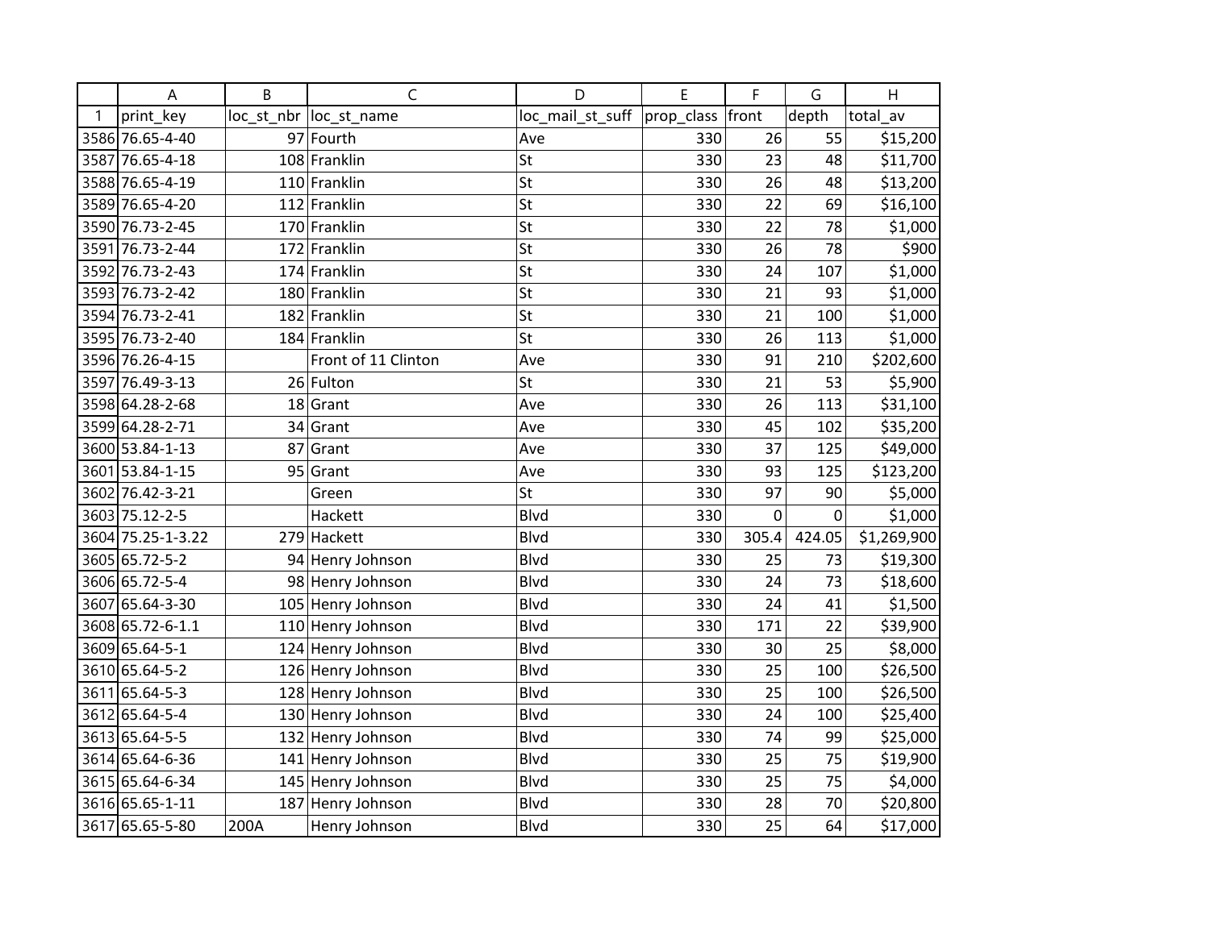| | A | B | C | D | E | F | G | H |
|---|---|---|---|---|---|---|---|---|
| 1 | print_key | loc_st_nbr | loc_st_name | loc_mail_st_suff | prop_class | front | depth | total_av |
| 3586 | 76.65-4-40 | 97 | Fourth | Ave | 330 | 26 | 55 | $15,200 |
| 3587 | 76.65-4-18 | 108 | Franklin | St | 330 | 23 | 48 | $11,700 |
| 3588 | 76.65-4-19 | 110 | Franklin | St | 330 | 26 | 48 | $13,200 |
| 3589 | 76.65-4-20 | 112 | Franklin | St | 330 | 22 | 69 | $16,100 |
| 3590 | 76.73-2-45 | 170 | Franklin | St | 330 | 22 | 78 | $1,000 |
| 3591 | 76.73-2-44 | 172 | Franklin | St | 330 | 26 | 78 | $900 |
| 3592 | 76.73-2-43 | 174 | Franklin | St | 330 | 24 | 107 | $1,000 |
| 3593 | 76.73-2-42 | 180 | Franklin | St | 330 | 21 | 93 | $1,000 |
| 3594 | 76.73-2-41 | 182 | Franklin | St | 330 | 21 | 100 | $1,000 |
| 3595 | 76.73-2-40 | 184 | Franklin | St | 330 | 26 | 113 | $1,000 |
| 3596 | 76.26-4-15 | | Front of 11 Clinton | Ave | 330 | 91 | 210 | $202,600 |
| 3597 | 76.49-3-13 | 26 | Fulton | St | 330 | 21 | 53 | $5,900 |
| 3598 | 64.28-2-68 | 18 | Grant | Ave | 330 | 26 | 113 | $31,100 |
| 3599 | 64.28-2-71 | 34 | Grant | Ave | 330 | 45 | 102 | $35,200 |
| 3600 | 53.84-1-13 | 87 | Grant | Ave | 330 | 37 | 125 | $49,000 |
| 3601 | 53.84-1-15 | 95 | Grant | Ave | 330 | 93 | 125 | $123,200 |
| 3602 | 76.42-3-21 | | Green | St | 330 | 97 | 90 | $5,000 |
| 3603 | 75.12-2-5 | | Hackett | Blvd | 330 | 0 | 0 | $1,000 |
| 3604 | 75.25-1-3.22 | 279 | Hackett | Blvd | 330 | 305.4 | 424.05 | $1,269,900 |
| 3605 | 65.72-5-2 | 94 | Henry Johnson | Blvd | 330 | 25 | 73 | $19,300 |
| 3606 | 65.72-5-4 | 98 | Henry Johnson | Blvd | 330 | 24 | 73 | $18,600 |
| 3607 | 65.64-3-30 | 105 | Henry Johnson | Blvd | 330 | 24 | 41 | $1,500 |
| 3608 | 65.72-6-1.1 | 110 | Henry Johnson | Blvd | 330 | 171 | 22 | $39,900 |
| 3609 | 65.64-5-1 | 124 | Henry Johnson | Blvd | 330 | 30 | 25 | $8,000 |
| 3610 | 65.64-5-2 | 126 | Henry Johnson | Blvd | 330 | 25 | 100 | $26,500 |
| 3611 | 65.64-5-3 | 128 | Henry Johnson | Blvd | 330 | 25 | 100 | $26,500 |
| 3612 | 65.64-5-4 | 130 | Henry Johnson | Blvd | 330 | 24 | 100 | $25,400 |
| 3613 | 65.64-5-5 | 132 | Henry Johnson | Blvd | 330 | 74 | 99 | $25,000 |
| 3614 | 65.64-6-36 | 141 | Henry Johnson | Blvd | 330 | 25 | 75 | $19,900 |
| 3615 | 65.64-6-34 | 145 | Henry Johnson | Blvd | 330 | 25 | 75 | $4,000 |
| 3616 | 65.65-1-11 | 187 | Henry Johnson | Blvd | 330 | 28 | 70 | $20,800 |
| 3617 | 65.65-5-80 | 200A | Henry Johnson | Blvd | 330 | 25 | 64 | $17,000 |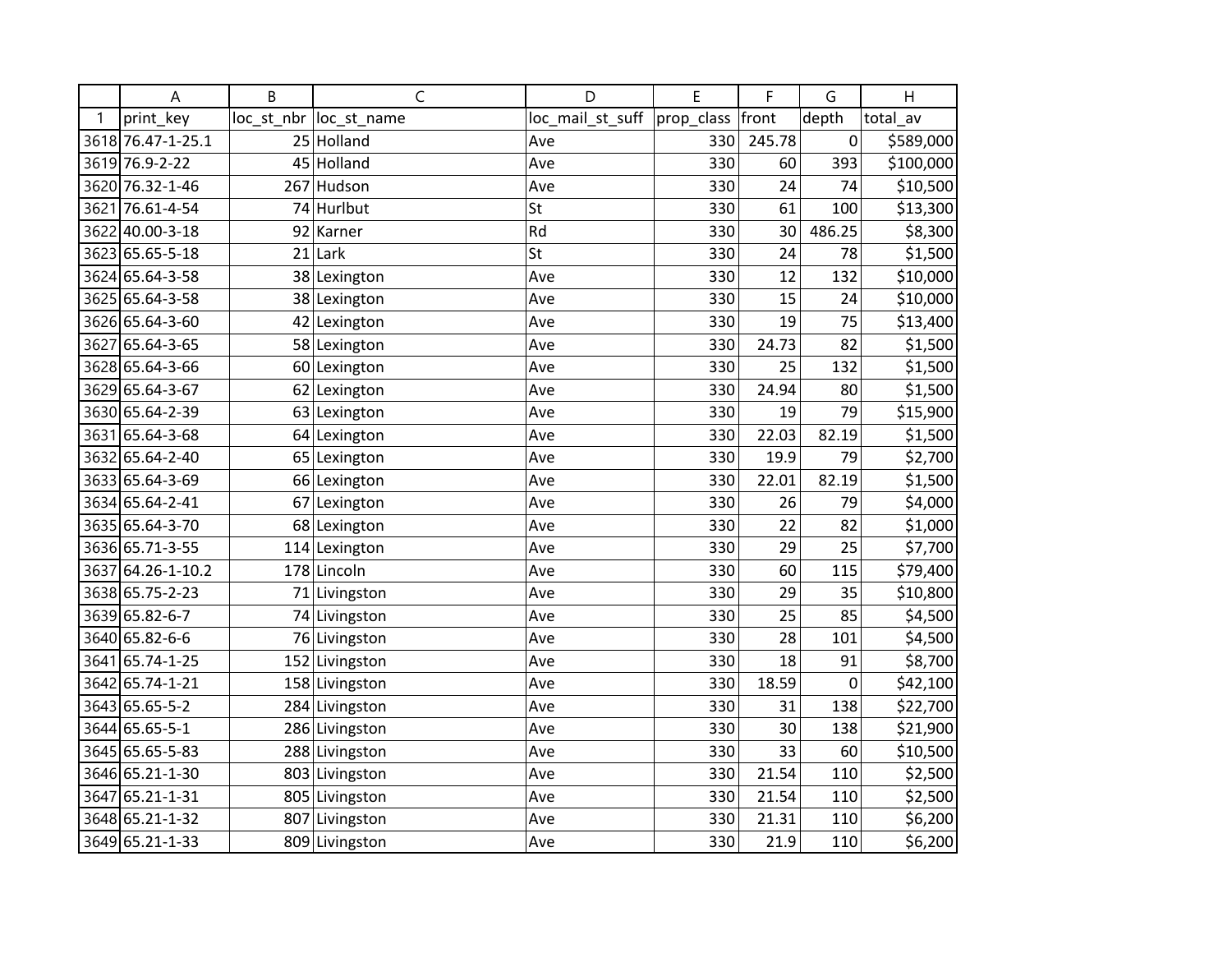| | A | B | C | D | E | F | G | H |
|---|---|---|---|---|---|---|---|---|
| 1 | print_key | loc_st_nbr | loc_st_name | loc_mail_st_suff | prop_class | front | depth | total_av |
| 3618 | 76.47-1-25.1 | 25 | Holland | Ave | 330 | 245.78 | 0 | $589,000 |
| 3619 | 76.9-2-22 | 45 | Holland | Ave | 330 | 60 | 393 | $100,000 |
| 3620 | 76.32-1-46 | 267 | Hudson | Ave | 330 | 24 | 74 | $10,500 |
| 3621 | 76.61-4-54 | 74 | Hurlbut | St | 330 | 61 | 100 | $13,300 |
| 3622 | 40.00-3-18 | 92 | Karner | Rd | 330 | 30 | 486.25 | $8,300 |
| 3623 | 65.65-5-18 | 21 | Lark | St | 330 | 24 | 78 | $1,500 |
| 3624 | 65.64-3-58 | 38 | Lexington | Ave | 330 | 12 | 132 | $10,000 |
| 3625 | 65.64-3-58 | 38 | Lexington | Ave | 330 | 15 | 24 | $10,000 |
| 3626 | 65.64-3-60 | 42 | Lexington | Ave | 330 | 19 | 75 | $13,400 |
| 3627 | 65.64-3-65 | 58 | Lexington | Ave | 330 | 24.73 | 82 | $1,500 |
| 3628 | 65.64-3-66 | 60 | Lexington | Ave | 330 | 25 | 132 | $1,500 |
| 3629 | 65.64-3-67 | 62 | Lexington | Ave | 330 | 24.94 | 80 | $1,500 |
| 3630 | 65.64-2-39 | 63 | Lexington | Ave | 330 | 19 | 79 | $15,900 |
| 3631 | 65.64-3-68 | 64 | Lexington | Ave | 330 | 22.03 | 82.19 | $1,500 |
| 3632 | 65.64-2-40 | 65 | Lexington | Ave | 330 | 19.9 | 79 | $2,700 |
| 3633 | 65.64-3-69 | 66 | Lexington | Ave | 330 | 22.01 | 82.19 | $1,500 |
| 3634 | 65.64-2-41 | 67 | Lexington | Ave | 330 | 26 | 79 | $4,000 |
| 3635 | 65.64-3-70 | 68 | Lexington | Ave | 330 | 22 | 82 | $1,000 |
| 3636 | 65.71-3-55 | 114 | Lexington | Ave | 330 | 29 | 25 | $7,700 |
| 3637 | 64.26-1-10.2 | 178 | Lincoln | Ave | 330 | 60 | 115 | $79,400 |
| 3638 | 65.75-2-23 | 71 | Livingston | Ave | 330 | 29 | 35 | $10,800 |
| 3639 | 65.82-6-7 | 74 | Livingston | Ave | 330 | 25 | 85 | $4,500 |
| 3640 | 65.82-6-6 | 76 | Livingston | Ave | 330 | 28 | 101 | $4,500 |
| 3641 | 65.74-1-25 | 152 | Livingston | Ave | 330 | 18 | 91 | $8,700 |
| 3642 | 65.74-1-21 | 158 | Livingston | Ave | 330 | 18.59 | 0 | $42,100 |
| 3643 | 65.65-5-2 | 284 | Livingston | Ave | 330 | 31 | 138 | $22,700 |
| 3644 | 65.65-5-1 | 286 | Livingston | Ave | 330 | 30 | 138 | $21,900 |
| 3645 | 65.65-5-83 | 288 | Livingston | Ave | 330 | 33 | 60 | $10,500 |
| 3646 | 65.21-1-30 | 803 | Livingston | Ave | 330 | 21.54 | 110 | $2,500 |
| 3647 | 65.21-1-31 | 805 | Livingston | Ave | 330 | 21.54 | 110 | $2,500 |
| 3648 | 65.21-1-32 | 807 | Livingston | Ave | 330 | 21.31 | 110 | $6,200 |
| 3649 | 65.21-1-33 | 809 | Livingston | Ave | 330 | 21.9 | 110 | $6,200 |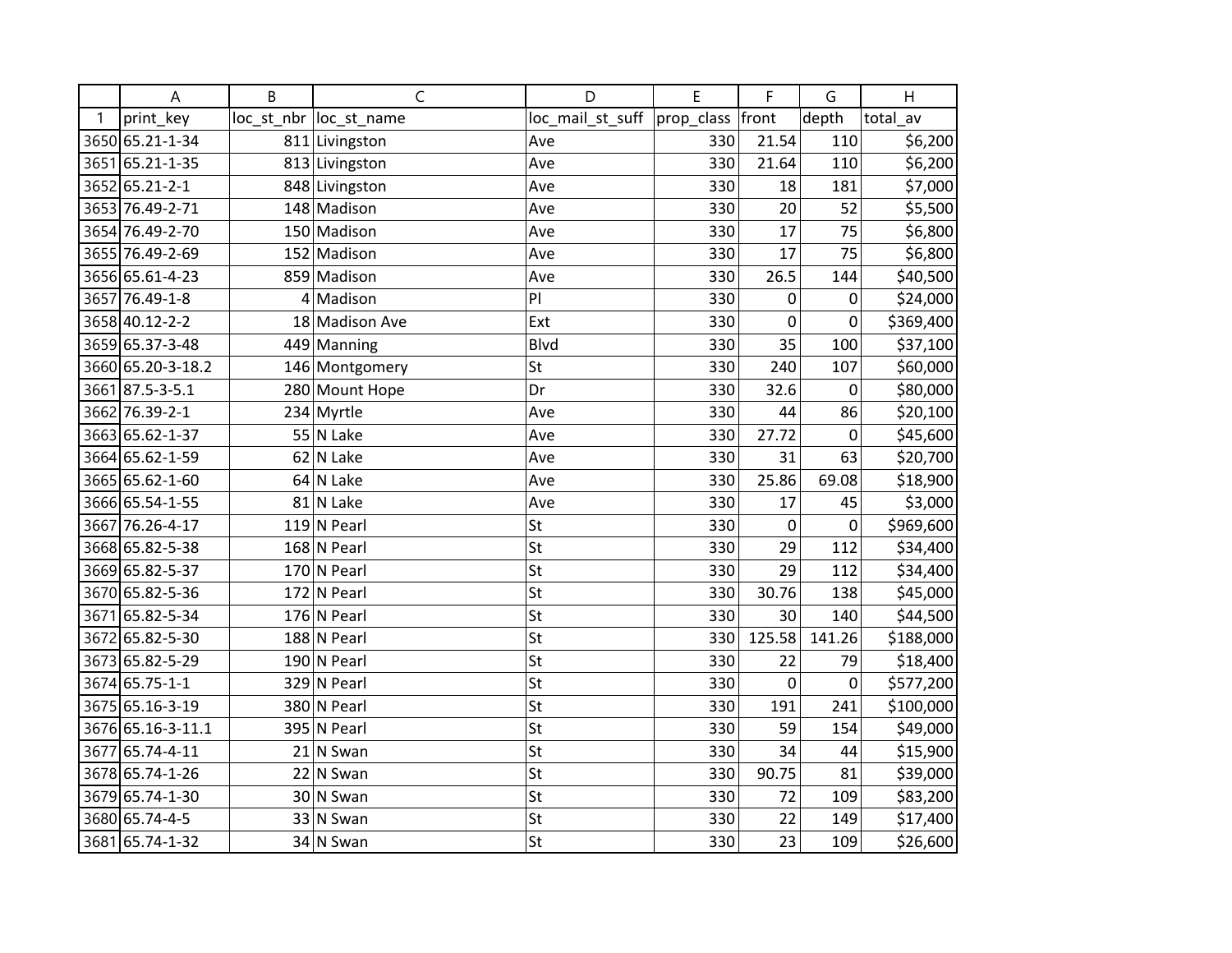| | A | B | C | D | E | F | G | H |
|---|---|---|---|---|---|---|---|---|
| 1 | print_key | loc_st_nbr | loc_st_name | loc_mail_st_suff | prop_class | front | depth | total_av |
| 3650 | 65.21-1-34 | 811 | Livingston | Ave | 330 | 21.54 | 110 | $6,200 |
| 3651 | 65.21-1-35 | 813 | Livingston | Ave | 330 | 21.64 | 110 | $6,200 |
| 3652 | 65.21-2-1 | 848 | Livingston | Ave | 330 | 18 | 181 | $7,000 |
| 3653 | 76.49-2-71 | 148 | Madison | Ave | 330 | 20 | 52 | $5,500 |
| 3654 | 76.49-2-70 | 150 | Madison | Ave | 330 | 17 | 75 | $6,800 |
| 3655 | 76.49-2-69 | 152 | Madison | Ave | 330 | 17 | 75 | $6,800 |
| 3656 | 65.61-4-23 | 859 | Madison | Ave | 330 | 26.5 | 144 | $40,500 |
| 3657 | 76.49-1-8 | 4 | Madison | Pl | 330 | 0 | 0 | $24,000 |
| 3658 | 40.12-2-2 | 18 | Madison Ave | Ext | 330 | 0 | 0 | $369,400 |
| 3659 | 65.37-3-48 | 449 | Manning | Blvd | 330 | 35 | 100 | $37,100 |
| 3660 | 65.20-3-18.2 | 146 | Montgomery | St | 330 | 240 | 107 | $60,000 |
| 3661 | 87.5-3-5.1 | 280 | Mount Hope | Dr | 330 | 32.6 | 0 | $80,000 |
| 3662 | 76.39-2-1 | 234 | Myrtle | Ave | 330 | 44 | 86 | $20,100 |
| 3663 | 65.62-1-37 | 55 | N Lake | Ave | 330 | 27.72 | 0 | $45,600 |
| 3664 | 65.62-1-59 | 62 | N Lake | Ave | 330 | 31 | 63 | $20,700 |
| 3665 | 65.62-1-60 | 64 | N Lake | Ave | 330 | 25.86 | 69.08 | $18,900 |
| 3666 | 65.54-1-55 | 81 | N Lake | Ave | 330 | 17 | 45 | $3,000 |
| 3667 | 76.26-4-17 | 119 | N Pearl | St | 330 | 0 | 0 | $969,600 |
| 3668 | 65.82-5-38 | 168 | N Pearl | St | 330 | 29 | 112 | $34,400 |
| 3669 | 65.82-5-37 | 170 | N Pearl | St | 330 | 29 | 112 | $34,400 |
| 3670 | 65.82-5-36 | 172 | N Pearl | St | 330 | 30.76 | 138 | $45,000 |
| 3671 | 65.82-5-34 | 176 | N Pearl | St | 330 | 30 | 140 | $44,500 |
| 3672 | 65.82-5-30 | 188 | N Pearl | St | 330 | 125.58 | 141.26 | $188,000 |
| 3673 | 65.82-5-29 | 190 | N Pearl | St | 330 | 22 | 79 | $18,400 |
| 3674 | 65.75-1-1 | 329 | N Pearl | St | 330 | 0 | 0 | $577,200 |
| 3675 | 65.16-3-19 | 380 | N Pearl | St | 330 | 191 | 241 | $100,000 |
| 3676 | 65.16-3-11.1 | 395 | N Pearl | St | 330 | 59 | 154 | $49,000 |
| 3677 | 65.74-4-11 | 21 | N Swan | St | 330 | 34 | 44 | $15,900 |
| 3678 | 65.74-1-26 | 22 | N Swan | St | 330 | 90.75 | 81 | $39,000 |
| 3679 | 65.74-1-30 | 30 | N Swan | St | 330 | 72 | 109 | $83,200 |
| 3680 | 65.74-4-5 | 33 | N Swan | St | 330 | 22 | 149 | $17,400 |
| 3681 | 65.74-1-32 | 34 | N Swan | St | 330 | 23 | 109 | $26,600 |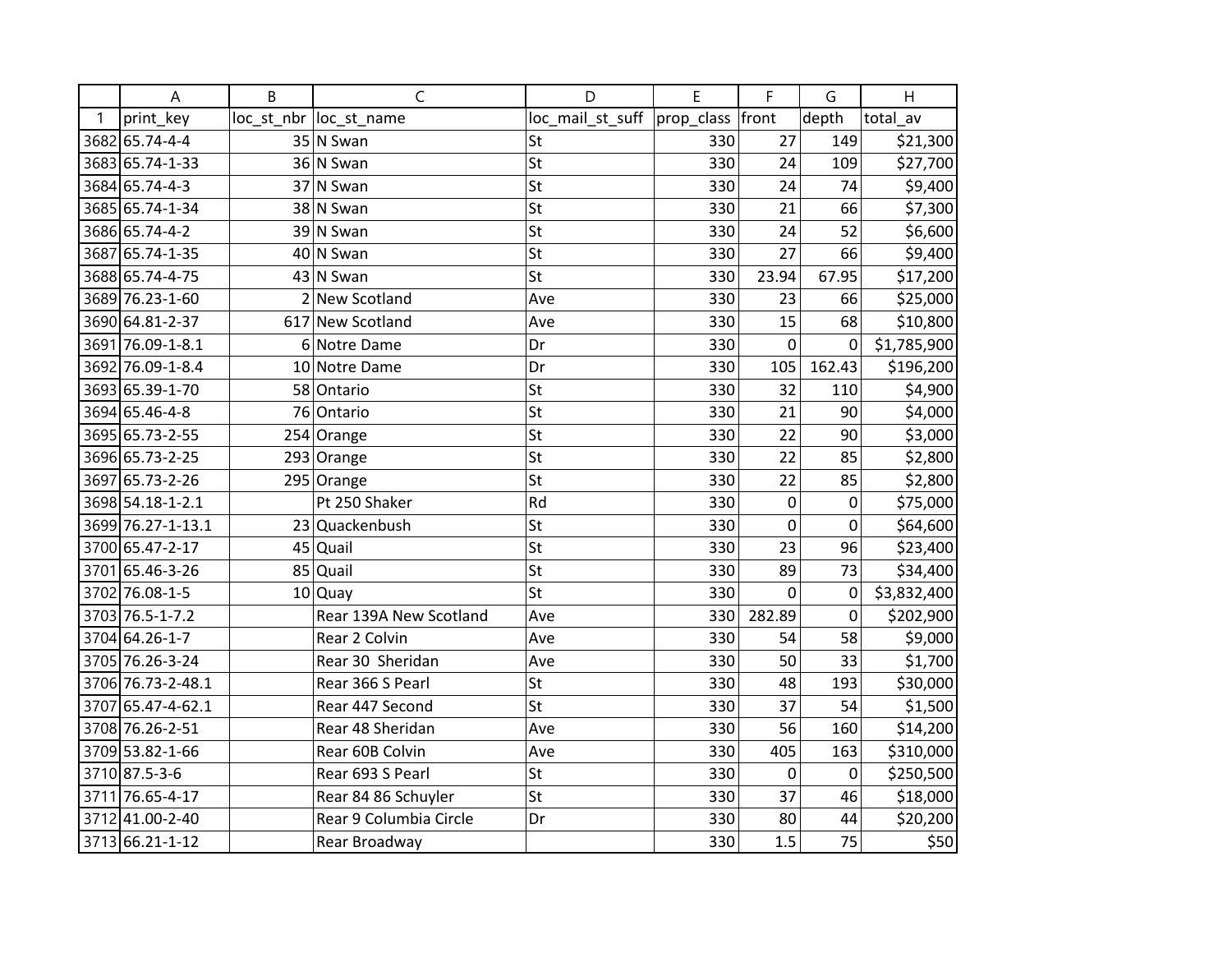| | A | B | C | D | E | F | G | H |
|---|---|---|---|---|---|---|---|---|
| 1 | print_key | loc_st_nbr | loc_st_name | loc_mail_st_suff | prop_class | front | depth | total_av |
| 3682 | 65.74-4-4 | 35 | N Swan | St | 330 | 27 | 149 | $21,300 |
| 3683 | 65.74-1-33 | 36 | N Swan | St | 330 | 24 | 109 | $27,700 |
| 3684 | 65.74-4-3 | 37 | N Swan | St | 330 | 24 | 74 | $9,400 |
| 3685 | 65.74-1-34 | 38 | N Swan | St | 330 | 21 | 66 | $7,300 |
| 3686 | 65.74-4-2 | 39 | N Swan | St | 330 | 24 | 52 | $6,600 |
| 3687 | 65.74-1-35 | 40 | N Swan | St | 330 | 27 | 66 | $9,400 |
| 3688 | 65.74-4-75 | 43 | N Swan | St | 330 | 23.94 | 67.95 | $17,200 |
| 3689 | 76.23-1-60 | 2 | New Scotland | Ave | 330 | 23 | 66 | $25,000 |
| 3690 | 64.81-2-37 | 617 | New Scotland | Ave | 330 | 15 | 68 | $10,800 |
| 3691 | 76.09-1-8.1 | 6 | Notre Dame | Dr | 330 | 0 | 0 | $1,785,900 |
| 3692 | 76.09-1-8.4 | 10 | Notre Dame | Dr | 330 | 105 | 162.43 | $196,200 |
| 3693 | 65.39-1-70 | 58 | Ontario | St | 330 | 32 | 110 | $4,900 |
| 3694 | 65.46-4-8 | 76 | Ontario | St | 330 | 21 | 90 | $4,000 |
| 3695 | 65.73-2-55 | 254 | Orange | St | 330 | 22 | 90 | $3,000 |
| 3696 | 65.73-2-25 | 293 | Orange | St | 330 | 22 | 85 | $2,800 |
| 3697 | 65.73-2-26 | 295 | Orange | St | 330 | 22 | 85 | $2,800 |
| 3698 | 54.18-1-2.1 | | Pt 250 Shaker | Rd | 330 | 0 | 0 | $75,000 |
| 3699 | 76.27-1-13.1 | 23 | Quackenbush | St | 330 | 0 | 0 | $64,600 |
| 3700 | 65.47-2-17 | 45 | Quail | St | 330 | 23 | 96 | $23,400 |
| 3701 | 65.46-3-26 | 85 | Quail | St | 330 | 89 | 73 | $34,400 |
| 3702 | 76.08-1-5 | 10 | Quay | St | 330 | 0 | 0 | $3,832,400 |
| 3703 | 76.5-1-7.2 | | Rear 139A New Scotland | Ave | 330 | 282.89 | 0 | $202,900 |
| 3704 | 64.26-1-7 | | Rear 2 Colvin | Ave | 330 | 54 | 58 | $9,000 |
| 3705 | 76.26-3-24 | | Rear 30  Sheridan | Ave | 330 | 50 | 33 | $1,700 |
| 3706 | 76.73-2-48.1 | | Rear 366 S Pearl | St | 330 | 48 | 193 | $30,000 |
| 3707 | 65.47-4-62.1 | | Rear 447 Second | St | 330 | 37 | 54 | $1,500 |
| 3708 | 76.26-2-51 | | Rear 48 Sheridan | Ave | 330 | 56 | 160 | $14,200 |
| 3709 | 53.82-1-66 | | Rear 60B Colvin | Ave | 330 | 405 | 163 | $310,000 |
| 3710 | 87.5-3-6 | | Rear 693 S Pearl | St | 330 | 0 | 0 | $250,500 |
| 3711 | 76.65-4-17 | | Rear 84 86 Schuyler | St | 330 | 37 | 46 | $18,000 |
| 3712 | 41.00-2-40 | | Rear 9 Columbia Circle | Dr | 330 | 80 | 44 | $20,200 |
| 3713 | 66.21-1-12 | | Rear Broadway | | 330 | 1.5 | 75 | $50 |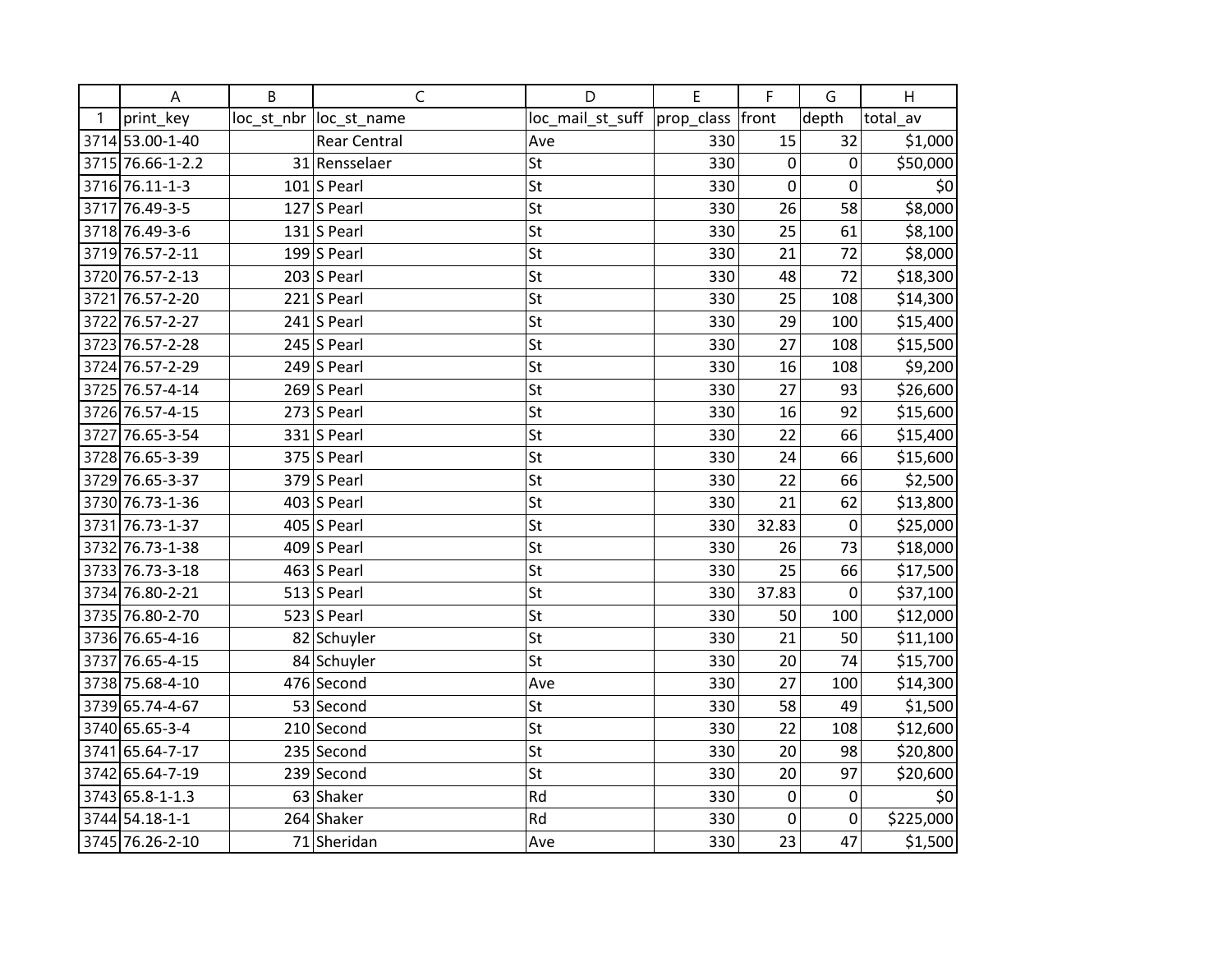| | A | B | C | D | E | F | G | H |
|---|---|---|---|---|---|---|---|---|
| 1 | print_key | loc_st_nbr | loc_st_name | loc_mail_st_suff | prop_class | front | depth | total_av |
| 3714 | 53.00-1-40 | | Rear Central | Ave | 330 | 15 | 32 | $1,000 |
| 3715 | 76.66-1-2.2 | 31 | Rensselaer | St | 330 | 0 | 0 | $50,000 |
| 3716 | 76.11-1-3 | 101 | S Pearl | St | 330 | 0 | 0 | $0 |
| 3717 | 76.49-3-5 | 127 | S Pearl | St | 330 | 26 | 58 | $8,000 |
| 3718 | 76.49-3-6 | 131 | S Pearl | St | 330 | 25 | 61 | $8,100 |
| 3719 | 76.57-2-11 | 199 | S Pearl | St | 330 | 21 | 72 | $8,000 |
| 3720 | 76.57-2-13 | 203 | S Pearl | St | 330 | 48 | 72 | $18,300 |
| 3721 | 76.57-2-20 | 221 | S Pearl | St | 330 | 25 | 108 | $14,300 |
| 3722 | 76.57-2-27 | 241 | S Pearl | St | 330 | 29 | 100 | $15,400 |
| 3723 | 76.57-2-28 | 245 | S Pearl | St | 330 | 27 | 108 | $15,500 |
| 3724 | 76.57-2-29 | 249 | S Pearl | St | 330 | 16 | 108 | $9,200 |
| 3725 | 76.57-4-14 | 269 | S Pearl | St | 330 | 27 | 93 | $26,600 |
| 3726 | 76.57-4-15 | 273 | S Pearl | St | 330 | 16 | 92 | $15,600 |
| 3727 | 76.65-3-54 | 331 | S Pearl | St | 330 | 22 | 66 | $15,400 |
| 3728 | 76.65-3-39 | 375 | S Pearl | St | 330 | 24 | 66 | $15,600 |
| 3729 | 76.65-3-37 | 379 | S Pearl | St | 330 | 22 | 66 | $2,500 |
| 3730 | 76.73-1-36 | 403 | S Pearl | St | 330 | 21 | 62 | $13,800 |
| 3731 | 76.73-1-37 | 405 | S Pearl | St | 330 | 32.83 | 0 | $25,000 |
| 3732 | 76.73-1-38 | 409 | S Pearl | St | 330 | 26 | 73 | $18,000 |
| 3733 | 76.73-3-18 | 463 | S Pearl | St | 330 | 25 | 66 | $17,500 |
| 3734 | 76.80-2-21 | 513 | S Pearl | St | 330 | 37.83 | 0 | $37,100 |
| 3735 | 76.80-2-70 | 523 | S Pearl | St | 330 | 50 | 100 | $12,000 |
| 3736 | 76.65-4-16 | 82 | Schuyler | St | 330 | 21 | 50 | $11,100 |
| 3737 | 76.65-4-15 | 84 | Schuyler | St | 330 | 20 | 74 | $15,700 |
| 3738 | 75.68-4-10 | 476 | Second | Ave | 330 | 27 | 100 | $14,300 |
| 3739 | 65.74-4-67 | 53 | Second | St | 330 | 58 | 49 | $1,500 |
| 3740 | 65.65-3-4 | 210 | Second | St | 330 | 22 | 108 | $12,600 |
| 3741 | 65.64-7-17 | 235 | Second | St | 330 | 20 | 98 | $20,800 |
| 3742 | 65.64-7-19 | 239 | Second | St | 330 | 20 | 97 | $20,600 |
| 3743 | 65.8-1-1.3 | 63 | Shaker | Rd | 330 | 0 | 0 | $0 |
| 3744 | 54.18-1-1 | 264 | Shaker | Rd | 330 | 0 | 0 | $225,000 |
| 3745 | 76.26-2-10 | 71 | Sheridan | Ave | 330 | 23 | 47 | $1,500 |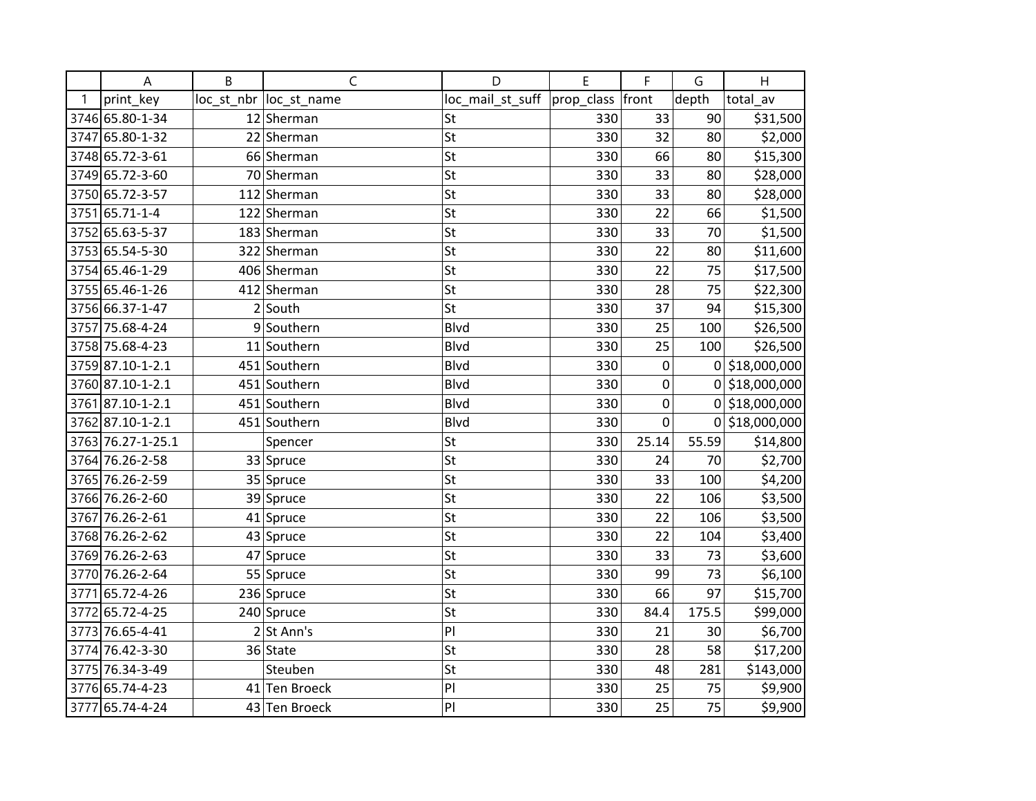| | A | B | C | D | E | F | G | H |
|---|---|---|---|---|---|---|---|---|
| 1 | print_key | loc_st_nbr | loc_st_name | loc_mail_st_suff | prop_class | front | depth | total_av |
| 3746 | 65.80-1-34 | 12 | Sherman | St | 330 | 33 | 90 | $31,500 |
| 3747 | 65.80-1-32 | 22 | Sherman | St | 330 | 32 | 80 | $2,000 |
| 3748 | 65.72-3-61 | 66 | Sherman | St | 330 | 66 | 80 | $15,300 |
| 3749 | 65.72-3-60 | 70 | Sherman | St | 330 | 33 | 80 | $28,000 |
| 3750 | 65.72-3-57 | 112 | Sherman | St | 330 | 33 | 80 | $28,000 |
| 3751 | 65.71-1-4 | 122 | Sherman | St | 330 | 22 | 66 | $1,500 |
| 3752 | 65.63-5-37 | 183 | Sherman | St | 330 | 33 | 70 | $1,500 |
| 3753 | 65.54-5-30 | 322 | Sherman | St | 330 | 22 | 80 | $11,600 |
| 3754 | 65.46-1-29 | 406 | Sherman | St | 330 | 22 | 75 | $17,500 |
| 3755 | 65.46-1-26 | 412 | Sherman | St | 330 | 28 | 75 | $22,300 |
| 3756 | 66.37-1-47 | 2 | South | St | 330 | 37 | 94 | $15,300 |
| 3757 | 75.68-4-24 | 9 | Southern | Blvd | 330 | 25 | 100 | $26,500 |
| 3758 | 75.68-4-23 | 11 | Southern | Blvd | 330 | 25 | 100 | $26,500 |
| 3759 | 87.10-1-2.1 | 451 | Southern | Blvd | 330 | 0 | 0 | $18,000,000 |
| 3760 | 87.10-1-2.1 | 451 | Southern | Blvd | 330 | 0 | 0 | $18,000,000 |
| 3761 | 87.10-1-2.1 | 451 | Southern | Blvd | 330 | 0 | 0 | $18,000,000 |
| 3762 | 87.10-1-2.1 | 451 | Southern | Blvd | 330 | 0 | 0 | $18,000,000 |
| 3763 | 76.27-1-25.1 | | Spencer | St | 330 | 25.14 | 55.59 | $14,800 |
| 3764 | 76.26-2-58 | 33 | Spruce | St | 330 | 24 | 70 | $2,700 |
| 3765 | 76.26-2-59 | 35 | Spruce | St | 330 | 33 | 100 | $4,200 |
| 3766 | 76.26-2-60 | 39 | Spruce | St | 330 | 22 | 106 | $3,500 |
| 3767 | 76.26-2-61 | 41 | Spruce | St | 330 | 22 | 106 | $3,500 |
| 3768 | 76.26-2-62 | 43 | Spruce | St | 330 | 22 | 104 | $3,400 |
| 3769 | 76.26-2-63 | 47 | Spruce | St | 330 | 33 | 73 | $3,600 |
| 3770 | 76.26-2-64 | 55 | Spruce | St | 330 | 99 | 73 | $6,100 |
| 3771 | 65.72-4-26 | 236 | Spruce | St | 330 | 66 | 97 | $15,700 |
| 3772 | 65.72-4-25 | 240 | Spruce | St | 330 | 84.4 | 175.5 | $99,000 |
| 3773 | 76.65-4-41 | 2 | St Ann's | Pl | 330 | 21 | 30 | $6,700 |
| 3774 | 76.42-3-30 | 36 | State | St | 330 | 28 | 58 | $17,200 |
| 3775 | 76.34-3-49 | | Steuben | St | 330 | 48 | 281 | $143,000 |
| 3776 | 65.74-4-23 | 41 | Ten Broeck | Pl | 330 | 25 | 75 | $9,900 |
| 3777 | 65.74-4-24 | 43 | Ten Broeck | Pl | 330 | 25 | 75 | $9,900 |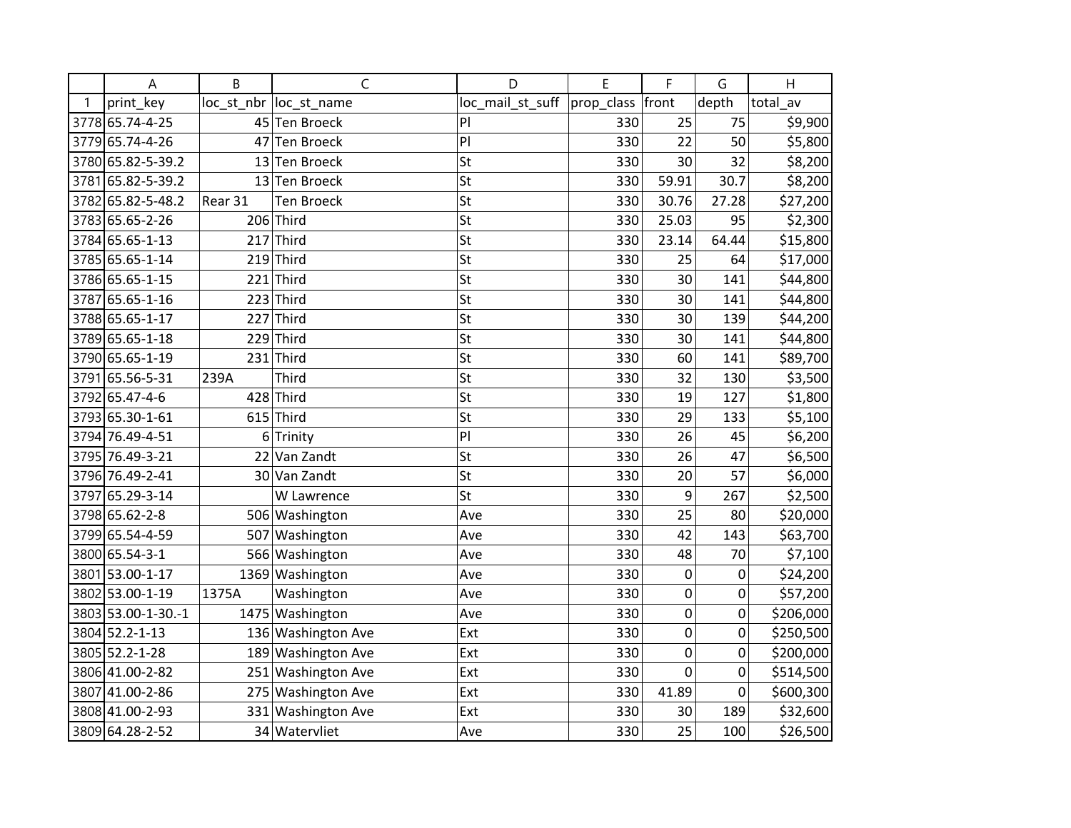|  | A | B | C | D | E | F | G | H |
|---|---|---|---|---|---|---|---|---|
| 1 | print_key | loc_st_nbr | loc_st_name | loc_mail_st_suff | prop_class | front | depth | total_av |
| 3778 | 65.74-4-25 | 45 | Ten Broeck | Pl | 330 | 25 | 75 | $9,900 |
| 3779 | 65.74-4-26 | 47 | Ten Broeck | Pl | 330 | 22 | 50 | $5,800 |
| 3780 | 65.82-5-39.2 | 13 | Ten Broeck | St | 330 | 30 | 32 | $8,200 |
| 3781 | 65.82-5-39.2 | 13 | Ten Broeck | St | 330 | 59.91 | 30.7 | $8,200 |
| 3782 | 65.82-5-48.2 | Rear 31 | Ten Broeck | St | 330 | 30.76 | 27.28 | $27,200 |
| 3783 | 65.65-2-26 | 206 | Third | St | 330 | 25.03 | 95 | $2,300 |
| 3784 | 65.65-1-13 | 217 | Third | St | 330 | 23.14 | 64.44 | $15,800 |
| 3785 | 65.65-1-14 | 219 | Third | St | 330 | 25 | 64 | $17,000 |
| 3786 | 65.65-1-15 | 221 | Third | St | 330 | 30 | 141 | $44,800 |
| 3787 | 65.65-1-16 | 223 | Third | St | 330 | 30 | 141 | $44,800 |
| 3788 | 65.65-1-17 | 227 | Third | St | 330 | 30 | 139 | $44,200 |
| 3789 | 65.65-1-18 | 229 | Third | St | 330 | 30 | 141 | $44,800 |
| 3790 | 65.65-1-19 | 231 | Third | St | 330 | 60 | 141 | $89,700 |
| 3791 | 65.56-5-31 | 239A | Third | St | 330 | 32 | 130 | $3,500 |
| 3792 | 65.47-4-6 | 428 | Third | St | 330 | 19 | 127 | $1,800 |
| 3793 | 65.30-1-61 | 615 | Third | St | 330 | 29 | 133 | $5,100 |
| 3794 | 76.49-4-51 | 6 | Trinity | Pl | 330 | 26 | 45 | $6,200 |
| 3795 | 76.49-3-21 | 22 | Van Zandt | St | 330 | 26 | 47 | $6,500 |
| 3796 | 76.49-2-41 | 30 | Van Zandt | St | 330 | 20 | 57 | $6,000 |
| 3797 | 65.29-3-14 |  | W Lawrence | St | 330 | 9 | 267 | $2,500 |
| 3798 | 65.62-2-8 | 506 | Washington | Ave | 330 | 25 | 80 | $20,000 |
| 3799 | 65.54-4-59 | 507 | Washington | Ave | 330 | 42 | 143 | $63,700 |
| 3800 | 65.54-3-1 | 566 | Washington | Ave | 330 | 48 | 70 | $7,100 |
| 3801 | 53.00-1-17 | 1369 | Washington | Ave | 330 | 0 | 0 | $24,200 |
| 3802 | 53.00-1-19 | 1375A | Washington | Ave | 330 | 0 | 0 | $57,200 |
| 3803 | 53.00-1-30.-1 | 1475 | Washington | Ave | 330 | 0 | 0 | $206,000 |
| 3804 | 52.2-1-13 | 136 | Washington Ave | Ext | 330 | 0 | 0 | $250,500 |
| 3805 | 52.2-1-28 | 189 | Washington Ave | Ext | 330 | 0 | 0 | $200,000 |
| 3806 | 41.00-2-82 | 251 | Washington Ave | Ext | 330 | 0 | 0 | $514,500 |
| 3807 | 41.00-2-86 | 275 | Washington Ave | Ext | 330 | 41.89 | 0 | $600,300 |
| 3808 | 41.00-2-93 | 331 | Washington Ave | Ext | 330 | 30 | 189 | $32,600 |
| 3809 | 64.28-2-52 | 34 | Watervliet | Ave | 330 | 25 | 100 | $26,500 |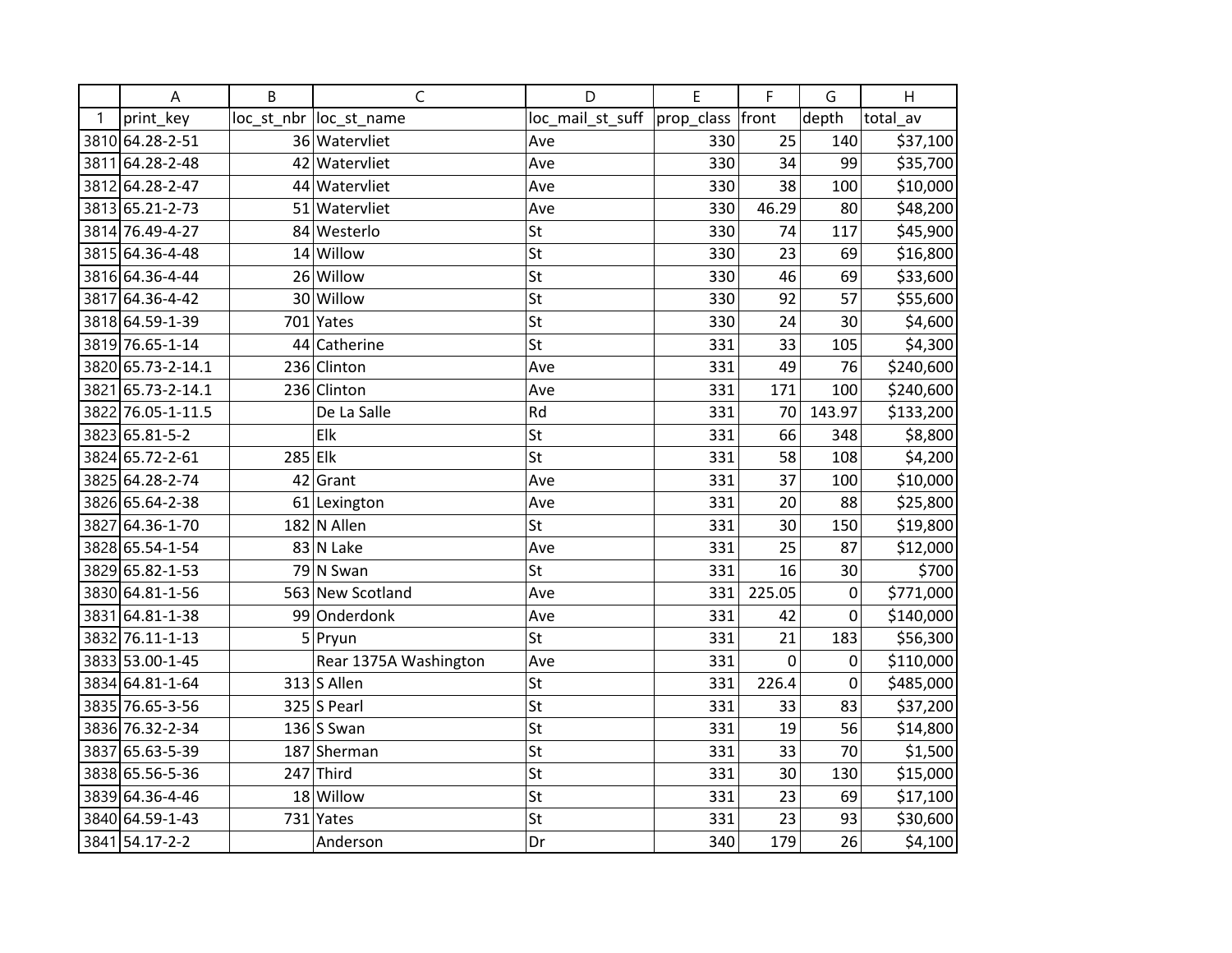| | A | B | C | D | E | F | G | H |
|---|---|---|---|---|---|---|---|---|
| 1 | print_key | loc_st_nbr | loc_st_name | loc_mail_st_suff | prop_class | front | depth | total_av |
| 3810 | 64.28-2-51 | 36 | Watervliet | Ave | 330 | 25 | 140 | $37,100 |
| 3811 | 64.28-2-48 | 42 | Watervliet | Ave | 330 | 34 | 99 | $35,700 |
| 3812 | 64.28-2-47 | 44 | Watervliet | Ave | 330 | 38 | 100 | $10,000 |
| 3813 | 65.21-2-73 | 51 | Watervliet | Ave | 330 | 46.29 | 80 | $48,200 |
| 3814 | 76.49-4-27 | 84 | Westerlo | St | 330 | 74 | 117 | $45,900 |
| 3815 | 64.36-4-48 | 14 | Willow | St | 330 | 23 | 69 | $16,800 |
| 3816 | 64.36-4-44 | 26 | Willow | St | 330 | 46 | 69 | $33,600 |
| 3817 | 64.36-4-42 | 30 | Willow | St | 330 | 92 | 57 | $55,600 |
| 3818 | 64.59-1-39 | 701 | Yates | St | 330 | 24 | 30 | $4,600 |
| 3819 | 76.65-1-14 | 44 | Catherine | St | 331 | 33 | 105 | $4,300 |
| 3820 | 65.73-2-14.1 | 236 | Clinton | Ave | 331 | 49 | 76 | $240,600 |
| 3821 | 65.73-2-14.1 | 236 | Clinton | Ave | 331 | 171 | 100 | $240,600 |
| 3822 | 76.05-1-11.5 | | De La Salle | Rd | 331 | 70 | 143.97 | $133,200 |
| 3823 | 65.81-5-2 | | Elk | St | 331 | 66 | 348 | $8,800 |
| 3824 | 65.72-2-61 | 285 | Elk | St | 331 | 58 | 108 | $4,200 |
| 3825 | 64.28-2-74 | 42 | Grant | Ave | 331 | 37 | 100 | $10,000 |
| 3826 | 65.64-2-38 | 61 | Lexington | Ave | 331 | 20 | 88 | $25,800 |
| 3827 | 64.36-1-70 | 182 | N Allen | St | 331 | 30 | 150 | $19,800 |
| 3828 | 65.54-1-54 | 83 | N Lake | Ave | 331 | 25 | 87 | $12,000 |
| 3829 | 65.82-1-53 | 79 | N Swan | St | 331 | 16 | 30 | $700 |
| 3830 | 64.81-1-56 | 563 | New Scotland | Ave | 331 | 225.05 | 0 | $771,000 |
| 3831 | 64.81-1-38 | 99 | Onderdonk | Ave | 331 | 42 | 0 | $140,000 |
| 3832 | 76.11-1-13 | 5 | Pryun | St | 331 | 21 | 183 | $56,300 |
| 3833 | 53.00-1-45 | | Rear 1375A Washington | Ave | 331 | 0 | 0 | $110,000 |
| 3834 | 64.81-1-64 | 313 | S Allen | St | 331 | 226.4 | 0 | $485,000 |
| 3835 | 76.65-3-56 | 325 | S Pearl | St | 331 | 33 | 83 | $37,200 |
| 3836 | 76.32-2-34 | 136 | S Swan | St | 331 | 19 | 56 | $14,800 |
| 3837 | 65.63-5-39 | 187 | Sherman | St | 331 | 33 | 70 | $1,500 |
| 3838 | 65.56-5-36 | 247 | Third | St | 331 | 30 | 130 | $15,000 |
| 3839 | 64.36-4-46 | 18 | Willow | St | 331 | 23 | 69 | $17,100 |
| 3840 | 64.59-1-43 | 731 | Yates | St | 331 | 23 | 93 | $30,600 |
| 3841 | 54.17-2-2 | | Anderson | Dr | 340 | 179 | 26 | $4,100 |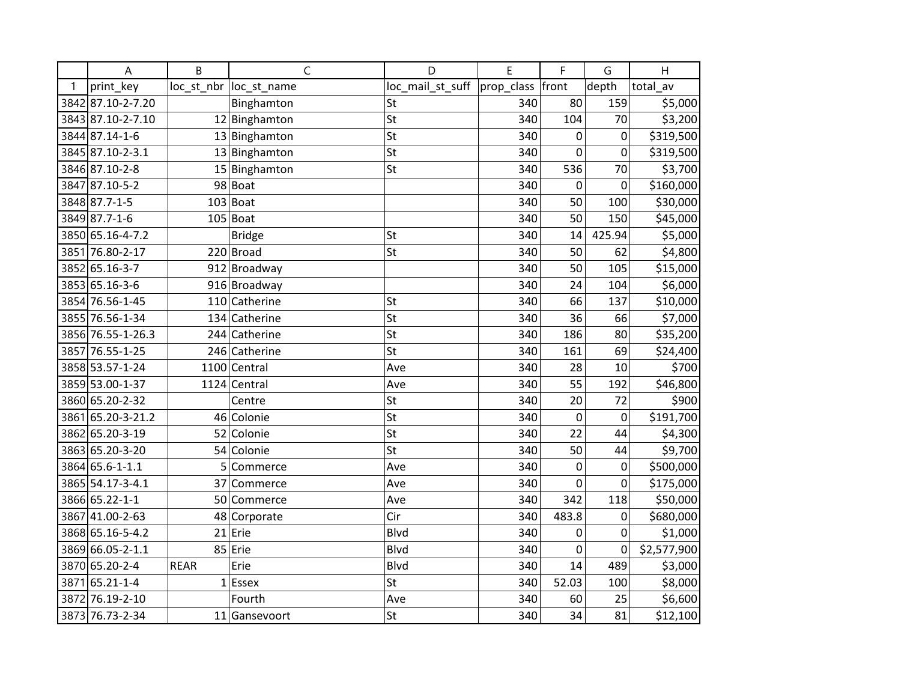| | A | B | C | D | E | F | G | H |
|---|---|---|---|---|---|---|---|---|
| 1 | print_key | loc_st_nbr | loc_st_name | loc_mail_st_suff | prop_class | front | depth | total_av |
| 3842 | 87.10-2-7.20 | | Binghamton | St | 340 | 80 | 159 | $5,000 |
| 3843 | 87.10-2-7.10 | 12 | Binghamton | St | 340 | 104 | 70 | $3,200 |
| 3844 | 87.14-1-6 | 13 | Binghamton | St | 340 | 0 | 0 | $319,500 |
| 3845 | 87.10-2-3.1 | 13 | Binghamton | St | 340 | 0 | 0 | $319,500 |
| 3846 | 87.10-2-8 | 15 | Binghamton | St | 340 | 536 | 70 | $3,700 |
| 3847 | 87.10-5-2 | 98 | Boat | | 340 | 0 | 0 | $160,000 |
| 3848 | 87.7-1-5 | 103 | Boat | | 340 | 50 | 100 | $30,000 |
| 3849 | 87.7-1-6 | 105 | Boat | | 340 | 50 | 150 | $45,000 |
| 3850 | 65.16-4-7.2 | | Bridge | St | 340 | 14 | 425.94 | $5,000 |
| 3851 | 76.80-2-17 | 220 | Broad | St | 340 | 50 | 62 | $4,800 |
| 3852 | 65.16-3-7 | 912 | Broadway | | 340 | 50 | 105 | $15,000 |
| 3853 | 65.16-3-6 | 916 | Broadway | | 340 | 24 | 104 | $6,000 |
| 3854 | 76.56-1-45 | 110 | Catherine | St | 340 | 66 | 137 | $10,000 |
| 3855 | 76.56-1-34 | 134 | Catherine | St | 340 | 36 | 66 | $7,000 |
| 3856 | 76.55-1-26.3 | 244 | Catherine | St | 340 | 186 | 80 | $35,200 |
| 3857 | 76.55-1-25 | 246 | Catherine | St | 340 | 161 | 69 | $24,400 |
| 3858 | 53.57-1-24 | 1100 | Central | Ave | 340 | 28 | 10 | $700 |
| 3859 | 53.00-1-37 | 1124 | Central | Ave | 340 | 55 | 192 | $46,800 |
| 3860 | 65.20-2-32 | | Centre | St | 340 | 20 | 72 | $900 |
| 3861 | 65.20-3-21.2 | 46 | Colonie | St | 340 | 0 | 0 | $191,700 |
| 3862 | 65.20-3-19 | 52 | Colonie | St | 340 | 22 | 44 | $4,300 |
| 3863 | 65.20-3-20 | 54 | Colonie | St | 340 | 50 | 44 | $9,700 |
| 3864 | 65.6-1-1.1 | 5 | Commerce | Ave | 340 | 0 | 0 | $500,000 |
| 3865 | 54.17-3-4.1 | 37 | Commerce | Ave | 340 | 0 | 0 | $175,000 |
| 3866 | 65.22-1-1 | 50 | Commerce | Ave | 340 | 342 | 118 | $50,000 |
| 3867 | 41.00-2-63 | 48 | Corporate | Cir | 340 | 483.8 | 0 | $680,000 |
| 3868 | 65.16-5-4.2 | 21 | Erie | Blvd | 340 | 0 | 0 | $1,000 |
| 3869 | 66.05-2-1.1 | 85 | Erie | Blvd | 340 | 0 | 0 | $2,577,900 |
| 3870 | 65.20-2-4 | REAR | Erie | Blvd | 340 | 14 | 489 | $3,000 |
| 3871 | 65.21-1-4 | 1 | Essex | St | 340 | 52.03 | 100 | $8,000 |
| 3872 | 76.19-2-10 | | Fourth | Ave | 340 | 60 | 25 | $6,600 |
| 3873 | 76.73-2-34 | 11 | Gansevoort | St | 340 | 34 | 81 | $12,100 |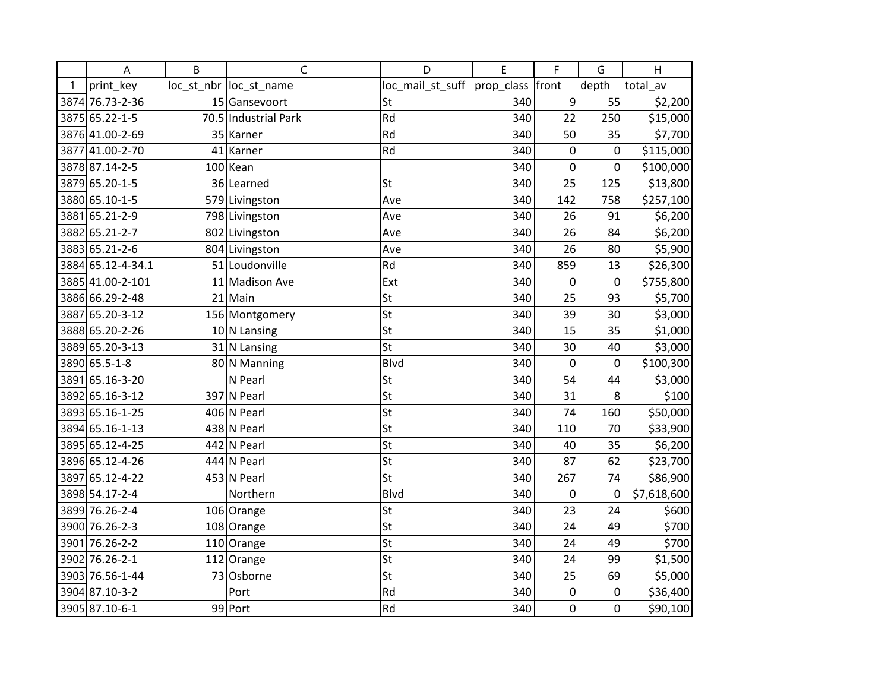| | A | B | C | D | E | F | G | H |
|---|---|---|---|---|---|---|---|---|
| 1 | print_key | loc_st_nbr | loc_st_name | loc_mail_st_suff | prop_class | front | depth | total_av |
| 3874 | 76.73-2-36 | 15 | Gansevoort | St | 340 | 9 | 55 | $2,200 |
| 3875 | 65.22-1-5 | 70.5 | Industrial Park | Rd | 340 | 22 | 250 | $15,000 |
| 3876 | 41.00-2-69 | 35 | Karner | Rd | 340 | 50 | 35 | $7,700 |
| 3877 | 41.00-2-70 | 41 | Karner | Rd | 340 | 0 | 0 | $115,000 |
| 3878 | 87.14-2-5 | 100 | Kean | | 340 | 0 | 0 | $100,000 |
| 3879 | 65.20-1-5 | 36 | Learned | St | 340 | 25 | 125 | $13,800 |
| 3880 | 65.10-1-5 | 579 | Livingston | Ave | 340 | 142 | 758 | $257,100 |
| 3881 | 65.21-2-9 | 798 | Livingston | Ave | 340 | 26 | 91 | $6,200 |
| 3882 | 65.21-2-7 | 802 | Livingston | Ave | 340 | 26 | 84 | $6,200 |
| 3883 | 65.21-2-6 | 804 | Livingston | Ave | 340 | 26 | 80 | $5,900 |
| 3884 | 65.12-4-34.1 | 51 | Loudonville | Rd | 340 | 859 | 13 | $26,300 |
| 3885 | 41.00-2-101 | 11 | Madison Ave | Ext | 340 | 0 | 0 | $755,800 |
| 3886 | 66.29-2-48 | 21 | Main | St | 340 | 25 | 93 | $5,700 |
| 3887 | 65.20-3-12 | 156 | Montgomery | St | 340 | 39 | 30 | $3,000 |
| 3888 | 65.20-2-26 | 10 | N Lansing | St | 340 | 15 | 35 | $1,000 |
| 3889 | 65.20-3-13 | 31 | N Lansing | St | 340 | 30 | 40 | $3,000 |
| 3890 | 65.5-1-8 | 80 | N Manning | Blvd | 340 | 0 | 0 | $100,300 |
| 3891 | 65.16-3-20 | | N Pearl | St | 340 | 54 | 44 | $3,000 |
| 3892 | 65.16-3-12 | 397 | N Pearl | St | 340 | 31 | 8 | $100 |
| 3893 | 65.16-1-25 | 406 | N Pearl | St | 340 | 74 | 160 | $50,000 |
| 3894 | 65.16-1-13 | 438 | N Pearl | St | 340 | 110 | 70 | $33,900 |
| 3895 | 65.12-4-25 | 442 | N Pearl | St | 340 | 40 | 35 | $6,200 |
| 3896 | 65.12-4-26 | 444 | N Pearl | St | 340 | 87 | 62 | $23,700 |
| 3897 | 65.12-4-22 | 453 | N Pearl | St | 340 | 267 | 74 | $86,900 |
| 3898 | 54.17-2-4 | | Northern | Blvd | 340 | 0 | 0 | $7,618,600 |
| 3899 | 76.26-2-4 | 106 | Orange | St | 340 | 23 | 24 | $600 |
| 3900 | 76.26-2-3 | 108 | Orange | St | 340 | 24 | 49 | $700 |
| 3901 | 76.26-2-2 | 110 | Orange | St | 340 | 24 | 49 | $700 |
| 3902 | 76.26-2-1 | 112 | Orange | St | 340 | 24 | 99 | $1,500 |
| 3903 | 76.56-1-44 | 73 | Osborne | St | 340 | 25 | 69 | $5,000 |
| 3904 | 87.10-3-2 | | Port | Rd | 340 | 0 | 0 | $36,400 |
| 3905 | 87.10-6-1 | 99 | Port | Rd | 340 | 0 | 0 | $90,100 |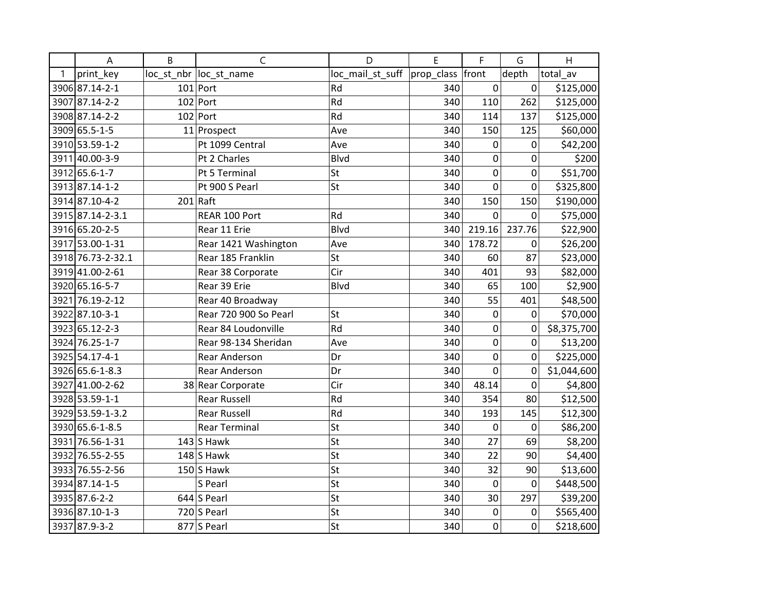| | A | B | C | D | E | F | G | H |
|---|---|---|---|---|---|---|---|---|
| 1 | print_key | loc_st_nbr | loc_st_name | loc_mail_st_suff | prop_class | front | depth | total_av |
| 3906 | 87.14-2-1 | 101 | Port | Rd | 340 | 0 | 0 | $125,000 |
| 3907 | 87.14-2-2 | 102 | Port | Rd | 340 | 110 | 262 | $125,000 |
| 3908 | 87.14-2-2 | 102 | Port | Rd | 340 | 114 | 137 | $125,000 |
| 3909 | 65.5-1-5 | 11 | Prospect | Ave | 340 | 150 | 125 | $60,000 |
| 3910 | 53.59-1-2 | | Pt 1099 Central | Ave | 340 | 0 | 0 | $42,200 |
| 3911 | 40.00-3-9 | | Pt 2 Charles | Blvd | 340 | 0 | 0 | $200 |
| 3912 | 65.6-1-7 | | Pt 5 Terminal | St | 340 | 0 | 0 | $51,700 |
| 3913 | 87.14-1-2 | | Pt 900 S Pearl | St | 340 | 0 | 0 | $325,800 |
| 3914 | 87.10-4-2 | 201 | Raft | | 340 | 150 | 150 | $190,000 |
| 3915 | 87.14-2-3.1 | | REAR 100 Port | Rd | 340 | 0 | 0 | $75,000 |
| 3916 | 65.20-2-5 | | Rear 11 Erie | Blvd | 340 | 219.16 | 237.76 | $22,900 |
| 3917 | 53.00-1-31 | | Rear 1421 Washington | Ave | 340 | 178.72 | 0 | $26,200 |
| 3918 | 76.73-2-32.1 | | Rear 185 Franklin | St | 340 | 60 | 87 | $23,000 |
| 3919 | 41.00-2-61 | | Rear 38 Corporate | Cir | 340 | 401 | 93 | $82,000 |
| 3920 | 65.16-5-7 | | Rear 39 Erie | Blvd | 340 | 65 | 100 | $2,900 |
| 3921 | 76.19-2-12 | | Rear 40 Broadway | | 340 | 55 | 401 | $48,500 |
| 3922 | 87.10-3-1 | | Rear 720 900 So Pearl | St | 340 | 0 | 0 | $70,000 |
| 3923 | 65.12-2-3 | | Rear 84 Loudonville | Rd | 340 | 0 | 0 | $8,375,700 |
| 3924 | 76.25-1-7 | | Rear 98-134 Sheridan | Ave | 340 | 0 | 0 | $13,200 |
| 3925 | 54.17-4-1 | | Rear Anderson | Dr | 340 | 0 | 0 | $225,000 |
| 3926 | 65.6-1-8.3 | | Rear Anderson | Dr | 340 | 0 | 0 | $1,044,600 |
| 3927 | 41.00-2-62 | 38 | Rear Corporate | Cir | 340 | 48.14 | 0 | $4,800 |
| 3928 | 53.59-1-1 | | Rear Russell | Rd | 340 | 354 | 80 | $12,500 |
| 3929 | 53.59-1-3.2 | | Rear Russell | Rd | 340 | 193 | 145 | $12,300 |
| 3930 | 65.6-1-8.5 | | Rear Terminal | St | 340 | 0 | 0 | $86,200 |
| 3931 | 76.56-1-31 | 143 | S Hawk | St | 340 | 27 | 69 | $8,200 |
| 3932 | 76.55-2-55 | 148 | S Hawk | St | 340 | 22 | 90 | $4,400 |
| 3933 | 76.55-2-56 | 150 | S Hawk | St | 340 | 32 | 90 | $13,600 |
| 3934 | 87.14-1-5 | | S Pearl | St | 340 | 0 | 0 | $448,500 |
| 3935 | 87.6-2-2 | 644 | S Pearl | St | 340 | 30 | 297 | $39,200 |
| 3936 | 87.10-1-3 | 720 | S Pearl | St | 340 | 0 | 0 | $565,400 |
| 3937 | 87.9-3-2 | 877 | S Pearl | St | 340 | 0 | 0 | $218,600 |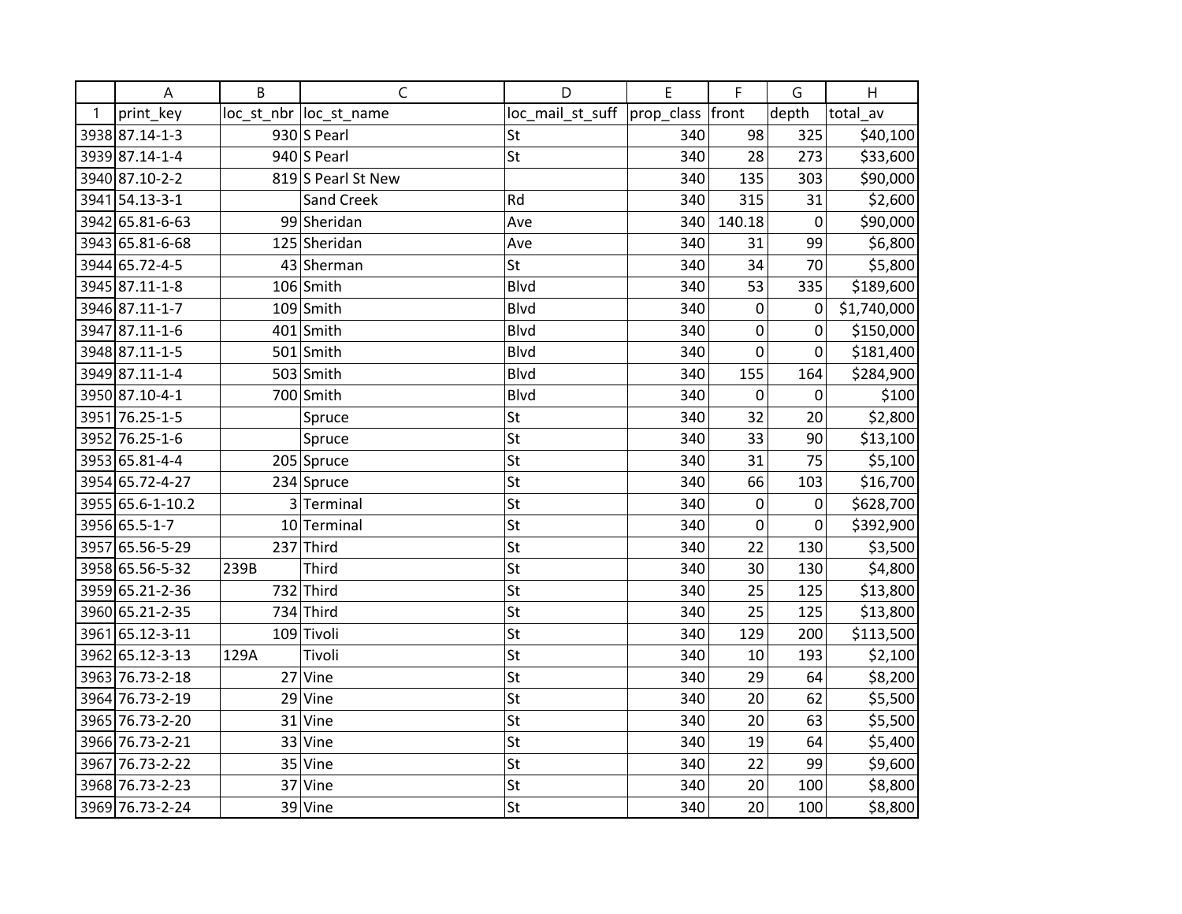| | A | B | C | D | E | F | G | H |
|---|---|---|---|---|---|---|---|---|
| 1 | print_key | loc_st_nbr | loc_st_name | loc_mail_st_suff | prop_class | front | depth | total_av |
| 3938 | 87.14-1-3 | 930 | S Pearl | St | 340 | 98 | 325 | $40,100 |
| 3939 | 87.14-1-4 | 940 | S Pearl | St | 340 | 28 | 273 | $33,600 |
| 3940 | 87.10-2-2 | 819 | S Pearl St New | | 340 | 135 | 303 | $90,000 |
| 3941 | 54.13-3-1 | | Sand Creek | Rd | 340 | 315 | 31 | $2,600 |
| 3942 | 65.81-6-63 | 99 | Sheridan | Ave | 340 | 140.18 | 0 | $90,000 |
| 3943 | 65.81-6-68 | 125 | Sheridan | Ave | 340 | 31 | 99 | $6,800 |
| 3944 | 65.72-4-5 | 43 | Sherman | St | 340 | 34 | 70 | $5,800 |
| 3945 | 87.11-1-8 | 106 | Smith | Blvd | 340 | 53 | 335 | $189,600 |
| 3946 | 87.11-1-7 | 109 | Smith | Blvd | 340 | 0 | 0 | $1,740,000 |
| 3947 | 87.11-1-6 | 401 | Smith | Blvd | 340 | 0 | 0 | $150,000 |
| 3948 | 87.11-1-5 | 501 | Smith | Blvd | 340 | 0 | 0 | $181,400 |
| 3949 | 87.11-1-4 | 503 | Smith | Blvd | 340 | 155 | 164 | $284,900 |
| 3950 | 87.10-4-1 | 700 | Smith | Blvd | 340 | 0 | 0 | $100 |
| 3951 | 76.25-1-5 | | Spruce | St | 340 | 32 | 20 | $2,800 |
| 3952 | 76.25-1-6 | | Spruce | St | 340 | 33 | 90 | $13,100 |
| 3953 | 65.81-4-4 | 205 | Spruce | St | 340 | 31 | 75 | $5,100 |
| 3954 | 65.72-4-27 | 234 | Spruce | St | 340 | 66 | 103 | $16,700 |
| 3955 | 65.6-1-10.2 | 3 | Terminal | St | 340 | 0 | 0 | $628,700 |
| 3956 | 65.5-1-7 | 10 | Terminal | St | 340 | 0 | 0 | $392,900 |
| 3957 | 65.56-5-29 | 237 | Third | St | 340 | 22 | 130 | $3,500 |
| 3958 | 65.56-5-32 | 239B | Third | St | 340 | 30 | 130 | $4,800 |
| 3959 | 65.21-2-36 | 732 | Third | St | 340 | 25 | 125 | $13,800 |
| 3960 | 65.21-2-35 | 734 | Third | St | 340 | 25 | 125 | $13,800 |
| 3961 | 65.12-3-11 | 109 | Tivoli | St | 340 | 129 | 200 | $113,500 |
| 3962 | 65.12-3-13 | 129A | Tivoli | St | 340 | 10 | 193 | $2,100 |
| 3963 | 76.73-2-18 | 27 | Vine | St | 340 | 29 | 64 | $8,200 |
| 3964 | 76.73-2-19 | 29 | Vine | St | 340 | 20 | 62 | $5,500 |
| 3965 | 76.73-2-20 | 31 | Vine | St | 340 | 20 | 63 | $5,500 |
| 3966 | 76.73-2-21 | 33 | Vine | St | 340 | 19 | 64 | $5,400 |
| 3967 | 76.73-2-22 | 35 | Vine | St | 340 | 22 | 99 | $9,600 |
| 3968 | 76.73-2-23 | 37 | Vine | St | 340 | 20 | 100 | $8,800 |
| 3969 | 76.73-2-24 | 39 | Vine | St | 340 | 20 | 100 | $8,800 |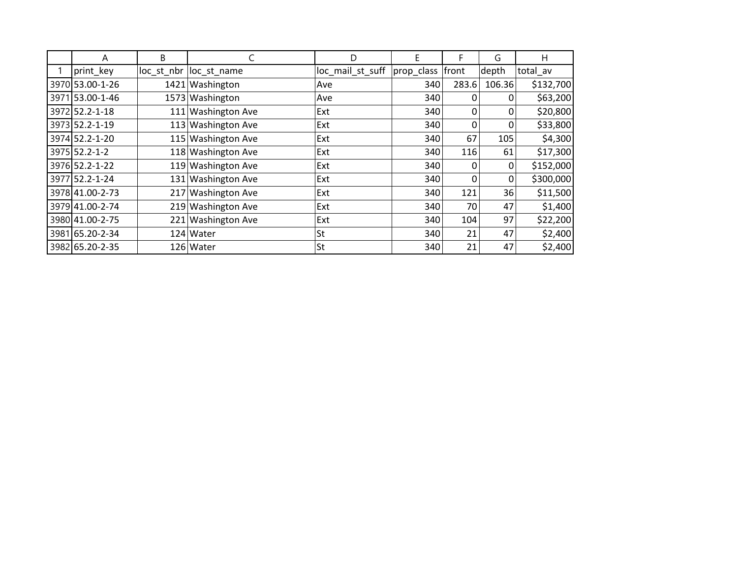| | A | B | C | D | E | F | G | H |
|---|---|---|---|---|---|---|---|---|
| 1 | print_key | loc_st_nbr | loc_st_name | loc_mail_st_suff | prop_class | front | depth | total_av |
| 3970 | 53.00-1-26 | 1421 | Washington | Ave | 340 | 283.6 | 106.36 | $132,700 |
| 3971 | 53.00-1-46 | 1573 | Washington | Ave | 340 | 0 | 0 | $63,200 |
| 3972 | 52.2-1-18 | 111 | Washington Ave | Ext | 340 | 0 | 0 | $20,800 |
| 3973 | 52.2-1-19 | 113 | Washington Ave | Ext | 340 | 0 | 0 | $33,800 |
| 3974 | 52.2-1-20 | 115 | Washington Ave | Ext | 340 | 67 | 105 | $4,300 |
| 3975 | 52.2-1-2 | 118 | Washington Ave | Ext | 340 | 116 | 61 | $17,300 |
| 3976 | 52.2-1-22 | 119 | Washington Ave | Ext | 340 | 0 | 0 | $152,000 |
| 3977 | 52.2-1-24 | 131 | Washington Ave | Ext | 340 | 0 | 0 | $300,000 |
| 3978 | 41.00-2-73 | 217 | Washington Ave | Ext | 340 | 121 | 36 | $11,500 |
| 3979 | 41.00-2-74 | 219 | Washington Ave | Ext | 340 | 70 | 47 | $1,400 |
| 3980 | 41.00-2-75 | 221 | Washington Ave | Ext | 340 | 104 | 97 | $22,200 |
| 3981 | 65.20-2-34 | 124 | Water | St | 340 | 21 | 47 | $2,400 |
| 3982 | 65.20-2-35 | 126 | Water | St | 340 | 21 | 47 | $2,400 |